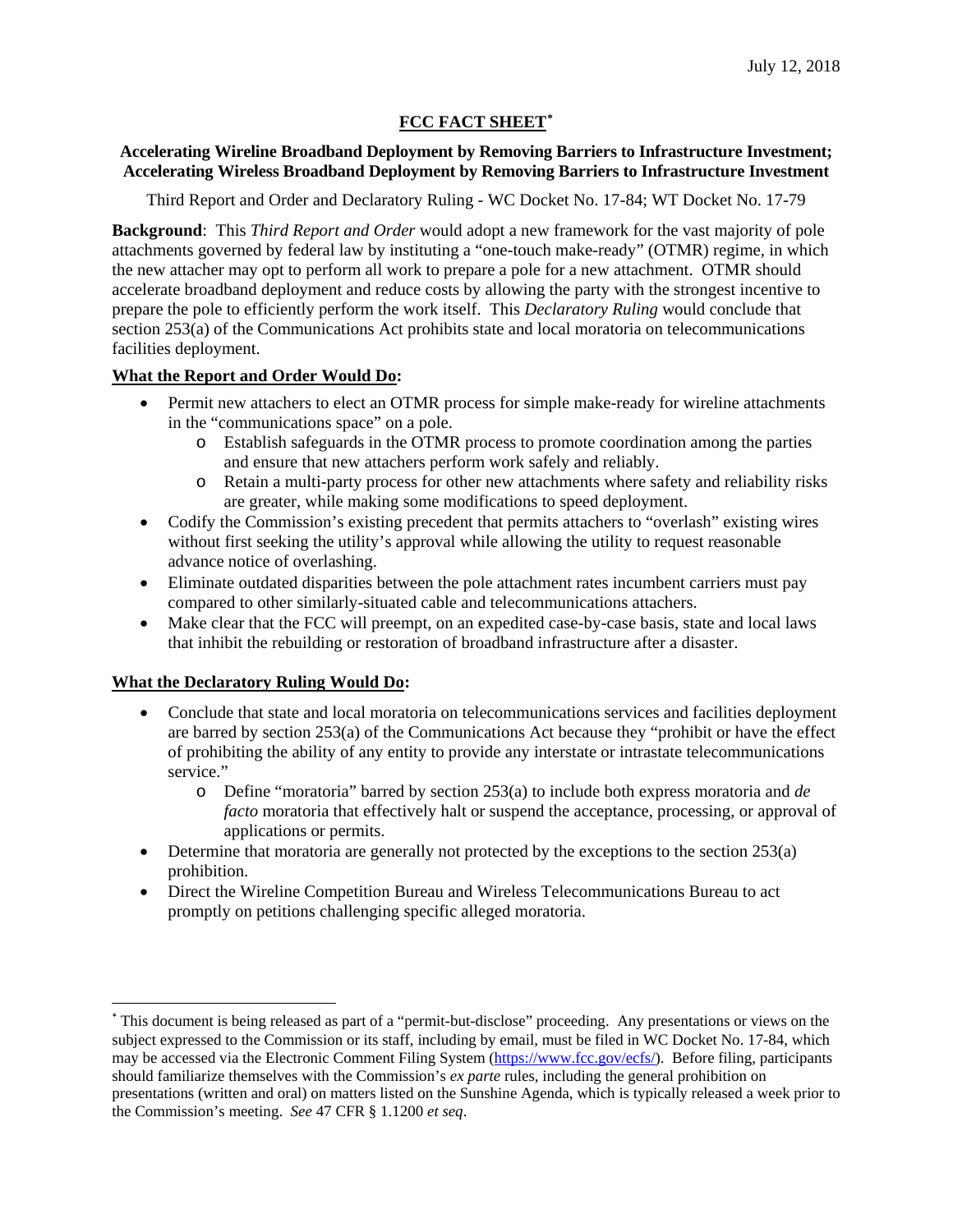July 12, 2018

# FCC FACT SHEET[*]

**Accelerating Wireline Broadband Deployment by Removing Barriers to Infrastructure Investment; Accelerating Wireless Broadband Deployment by Removing Barriers to Infrastructure Investment**

Third Report and Order and Declaratory Ruling - WC Docket No. 17-84; WT Docket No. 17-79

**Background**: This *Third Report and Order* would adopt a new framework for the vast majority of pole attachments governed by federal law by instituting a "one-touch make-ready" (OTMR) regime, in which the new attacher may opt to perform all work to prepare a pole for a new attachment. OTMR should accelerate broadband deployment and reduce costs by allowing the party with the strongest incentive to prepare the pole to efficiently perform the work itself. This *Declaratory Ruling* would conclude that section 253(a) of the Communications Act prohibits state and local moratoria on telecommunications facilities deployment.

**What the Report and Order Would Do:**

- Permit new attachers to elect an OTMR process for simple make-ready for wireline attachments in the "communications space" on a pole.
  - Establish safeguards in the OTMR process to promote coordination among the parties and ensure that new attachers perform work safely and reliably.
  - Retain a multi-party process for other new attachments where safety and reliability risks are greater, while making some modifications to speed deployment.
- Codify the Commission's existing precedent that permits attachers to "overlash" existing wires without first seeking the utility's approval while allowing the utility to request reasonable advance notice of overlashing.
- Eliminate outdated disparities between the pole attachment rates incumbent carriers must pay compared to other similarly-situated cable and telecommunications attachers.
- Make clear that the FCC will preempt, on an expedited case-by-case basis, state and local laws that inhibit the rebuilding or restoration of broadband infrastructure after a disaster.

**What the Declaratory Ruling Would Do:**

- Conclude that state and local moratoria on telecommunications services and facilities deployment are barred by section 253(a) of the Communications Act because they "prohibit or have the effect of prohibiting the ability of any entity to provide any interstate or intrastate telecommunications service."
  - Define "moratoria" barred by section 253(a) to include both express moratoria and *de facto* moratoria that effectively halt or suspend the acceptance, processing, or approval of applications or permits.
- Determine that moratoria are generally not protected by the exceptions to the section 253(a) prohibition.
- Direct the Wireline Competition Bureau and Wireless Telecommunications Bureau to act promptly on petitions challenging specific alleged moratoria.

---

[*] This document is being released as part of a "permit-but-disclose" proceeding. Any presentations or views on the subject expressed to the Commission or its staff, including by email, must be filed in WC Docket No. 17-84, which may be accessed via the Electronic Comment Filing System (https://www.fcc.gov/ecfs/). Before filing, participants should familiarize themselves with the Commission's *ex parte* rules, including the general prohibition on presentations (written and oral) on matters listed on the Sunshine Agenda, which is typically released a week prior to the Commission's meeting. *See* 47 CFR § 1.1200 *et seq*.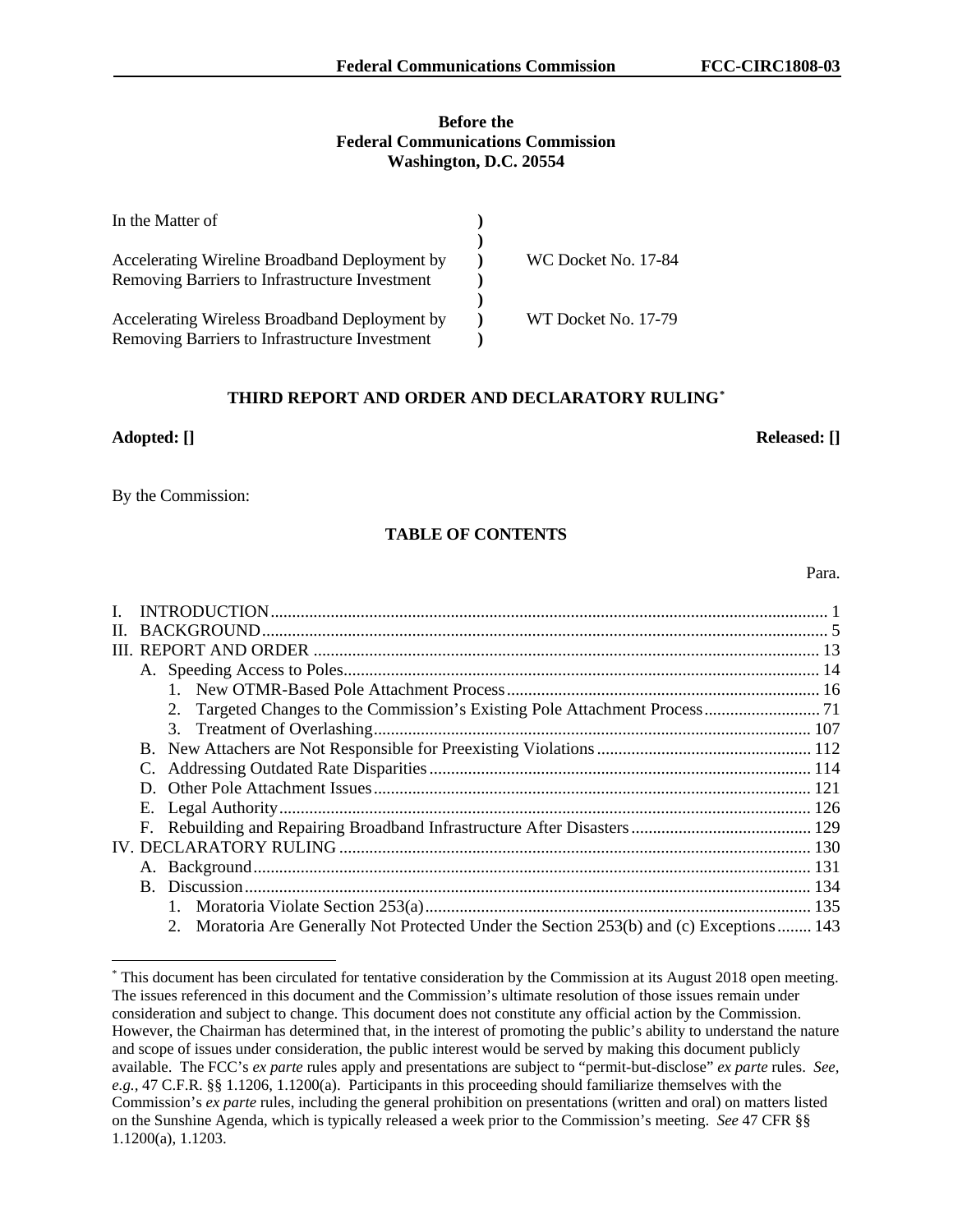**Before the**
**Federal Communications Commission**
**Washington, D.C. 20554**

| | | |
|---|---|---|
| In the Matter of | ) | |
| | ) | |
| Accelerating Wireline Broadband Deployment by Removing Barriers to Infrastructure Investment | ) | WC Docket No. 17-84 |
| | ) | |
| Accelerating Wireless Broadband Deployment by Removing Barriers to Infrastructure Investment | ) | WT Docket No. 17-79 |

## THIRD REPORT AND ORDER AND DECLARATORY RULING*

**Adopted: []** **Released: []**

By the Commission:

### TABLE OF CONTENTS

| | Para. |
|---|---|
| I. INTRODUCTION | 1 |
| II. BACKGROUND | 5 |
| III. REPORT AND ORDER | 13 |
| A. Speeding Access to Poles | 14 |
| 1. New OTMR-Based Pole Attachment Process | 16 |
| 2. Targeted Changes to the Commission's Existing Pole Attachment Process | 71 |
| 3. Treatment of Overlashing | 107 |
| B. New Attachers are Not Responsible for Preexisting Violations | 112 |
| C. Addressing Outdated Rate Disparities | 114 |
| D. Other Pole Attachment Issues | 121 |
| E. Legal Authority | 126 |
| F. Rebuilding and Repairing Broadband Infrastructure After Disasters | 129 |
| IV. DECLARATORY RULING | 130 |
| A. Background | 131 |
| B. Discussion | 134 |
| 1. Moratoria Violate Section 253(a) | 135 |
| 2. Moratoria Are Generally Not Protected Under the Section 253(b) and (c) Exceptions | 143 |

* This document has been circulated for tentative consideration by the Commission at its August 2018 open meeting. The issues referenced in this document and the Commission's ultimate resolution of those issues remain under consideration and subject to change. This document does not constitute any official action by the Commission. However, the Chairman has determined that, in the interest of promoting the public's ability to understand the nature and scope of issues under consideration, the public interest would be served by making this document publicly available. The FCC's *ex parte* rules apply and presentations are subject to "permit-but-disclose" *ex parte* rules. *See*, *e.g.*, 47 C.F.R. §§ 1.1206, 1.1200(a). Participants in this proceeding should familiarize themselves with the Commission's *ex parte* rules, including the general prohibition on presentations (written and oral) on matters listed on the Sunshine Agenda, which is typically released a week prior to the Commission's meeting. *See* 47 CFR §§ 1.1200(a), 1.1203.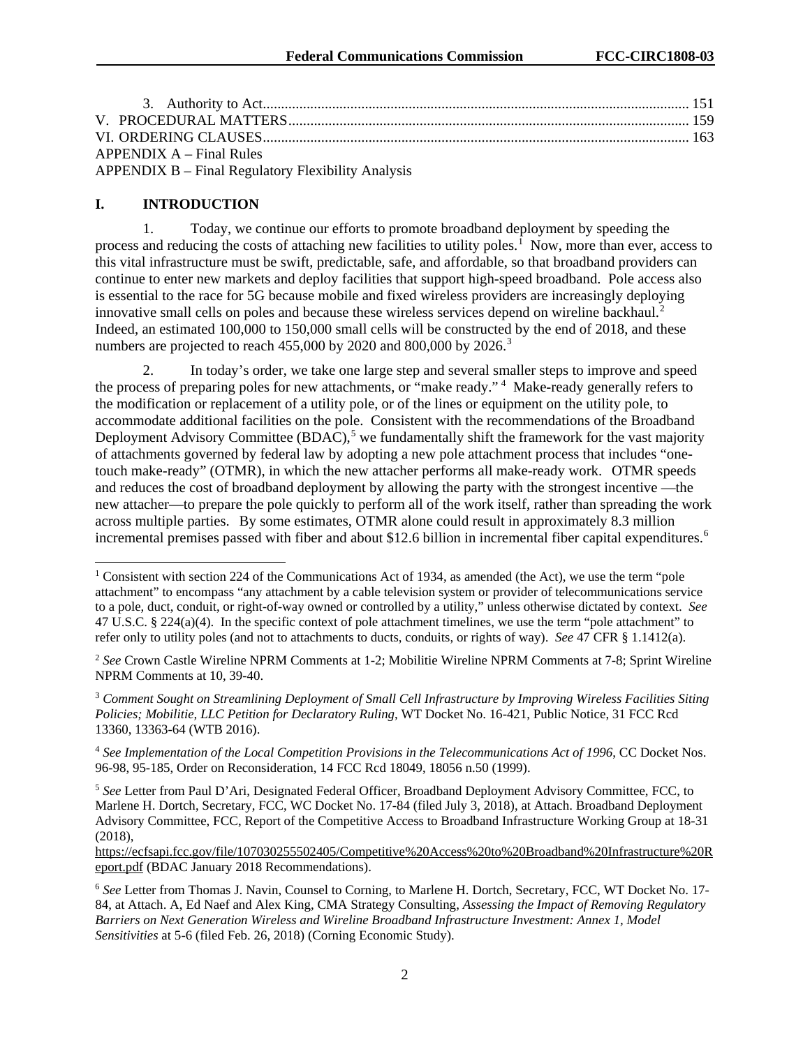3. Authority to Act.................................................................................................................. 151

V. PROCEDURAL MATTERS.............................................................................................................. 159

VI. ORDERING CLAUSES.................................................................................................................. 163

APPENDIX A – Final Rules

APPENDIX B – Final Regulatory Flexibility Analysis

# I. INTRODUCTION

1. Today, we continue our efforts to promote broadband deployment by speeding the process and reducing the costs of attaching new facilities to utility poles.[1] Now, more than ever, access to this vital infrastructure must be swift, predictable, safe, and affordable, so that broadband providers can continue to enter new markets and deploy facilities that support high-speed broadband. Pole access also is essential to the race for 5G because mobile and fixed wireless providers are increasingly deploying innovative small cells on poles and because these wireless services depend on wireline backhaul.[2] Indeed, an estimated 100,000 to 150,000 small cells will be constructed by the end of 2018, and these numbers are projected to reach 455,000 by 2020 and 800,000 by 2026.[3]

2. In today's order, we take one large step and several smaller steps to improve and speed the process of preparing poles for new attachments, or "make ready." [4] Make-ready generally refers to the modification or replacement of a utility pole, or of the lines or equipment on the utility pole, to accommodate additional facilities on the pole. Consistent with the recommendations of the Broadband Deployment Advisory Committee (BDAC),[5] we fundamentally shift the framework for the vast majority of attachments governed by federal law by adopting a new pole attachment process that includes "one-touch make-ready" (OTMR), in which the new attacher performs all make-ready work. OTMR speeds and reduces the cost of broadband deployment by allowing the party with the strongest incentive —the new attacher—to prepare the pole quickly to perform all of the work itself, rather than spreading the work across multiple parties. By some estimates, OTMR alone could result in approximately 8.3 million incremental premises passed with fiber and about $12.6 billion in incremental fiber capital expenditures.[6]

---

[1] Consistent with section 224 of the Communications Act of 1934, as amended (the Act), we use the term "pole attachment" to encompass "any attachment by a cable television system or provider of telecommunications service to a pole, duct, conduit, or right-of-way owned or controlled by a utility," unless otherwise dictated by context. *See* 47 U.S.C. § 224(a)(4). In the specific context of pole attachment timelines, we use the term "pole attachment" to refer only to utility poles (and not to attachments to ducts, conduits, or rights of way). *See* 47 CFR § 1.1412(a).

[2] *See* Crown Castle Wireline NPRM Comments at 1-2; Mobilitie Wireline NPRM Comments at 7-8; Sprint Wireline NPRM Comments at 10, 39-40.

[3] *Comment Sought on Streamlining Deployment of Small Cell Infrastructure by Improving Wireless Facilities Siting Policies; Mobilitie, LLC Petition for Declaratory Ruling*, WT Docket No. 16-421, Public Notice, 31 FCC Rcd 13360, 13363-64 (WTB 2016).

[4] *See Implementation of the Local Competition Provisions in the Telecommunications Act of 1996*, CC Docket Nos. 96-98, 95-185, Order on Reconsideration, 14 FCC Rcd 18049, 18056 n.50 (1999).

[5] *See* Letter from Paul D'Ari, Designated Federal Officer, Broadband Deployment Advisory Committee, FCC, to Marlene H. Dortch, Secretary, FCC, WC Docket No. 17-84 (filed July 3, 2018), at Attach. Broadband Deployment Advisory Committee, FCC, Report of the Competitive Access to Broadband Infrastructure Working Group at 18-31 (2018), https://ecfsapi.fcc.gov/file/107030255502405/Competitive%20Access%20to%20Broadband%20Infrastructure%20Report.pdf (BDAC January 2018 Recommendations).

[6] *See* Letter from Thomas J. Navin, Counsel to Corning, to Marlene H. Dortch, Secretary, FCC, WT Docket No. 17-84, at Attach. A, Ed Naef and Alex King, CMA Strategy Consulting, *Assessing the Impact of Removing Regulatory Barriers on Next Generation Wireless and Wireline Broadband Infrastructure Investment: Annex 1, Model Sensitivities* at 5-6 (filed Feb. 26, 2018) (Corning Economic Study).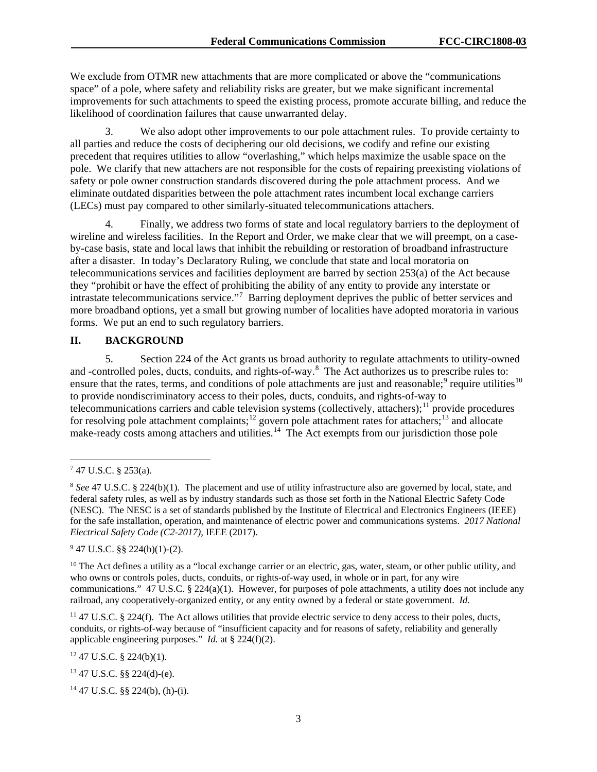We exclude from OTMR new attachments that are more complicated or above the "communications space" of a pole, where safety and reliability risks are greater, but we make significant incremental improvements for such attachments to speed the existing process, promote accurate billing, and reduce the likelihood of coordination failures that cause unwarranted delay.

3. We also adopt other improvements to our pole attachment rules. To provide certainty to all parties and reduce the costs of deciphering our old decisions, we codify and refine our existing precedent that requires utilities to allow "overlashing," which helps maximize the usable space on the pole. We clarify that new attachers are not responsible for the costs of repairing preexisting violations of safety or pole owner construction standards discovered during the pole attachment process. And we eliminate outdated disparities between the pole attachment rates incumbent local exchange carriers (LECs) must pay compared to other similarly-situated telecommunications attachers.

4. Finally, we address two forms of state and local regulatory barriers to the deployment of wireline and wireless facilities. In the Report and Order, we make clear that we will preempt, on a case-by-case basis, state and local laws that inhibit the rebuilding or restoration of broadband infrastructure after a disaster. In today's Declaratory Ruling, we conclude that state and local moratoria on telecommunications services and facilities deployment are barred by section 253(a) of the Act because they "prohibit or have the effect of prohibiting the ability of any entity to provide any interstate or intrastate telecommunications service."[7] Barring deployment deprives the public of better services and more broadband options, yet a small but growing number of localities have adopted moratoria in various forms. We put an end to such regulatory barriers.

## II. BACKGROUND

5. Section 224 of the Act grants us broad authority to regulate attachments to utility-owned and -controlled poles, ducts, conduits, and rights-of-way.[8] The Act authorizes us to prescribe rules to: ensure that the rates, terms, and conditions of pole attachments are just and reasonable;[9] require utilities[10] to provide nondiscriminatory access to their poles, ducts, conduits, and rights-of-way to telecommunications carriers and cable television systems (collectively, attachers);[11] provide procedures for resolving pole attachment complaints;[12] govern pole attachment rates for attachers;[13] and allocate make-ready costs among attachers and utilities.[14] The Act exempts from our jurisdiction those pole

---

[7] 47 U.S.C. § 253(a).

[8] *See* 47 U.S.C. § 224(b)(1). The placement and use of utility infrastructure also are governed by local, state, and federal safety rules, as well as by industry standards such as those set forth in the National Electric Safety Code (NESC). The NESC is a set of standards published by the Institute of Electrical and Electronics Engineers (IEEE) for the safe installation, operation, and maintenance of electric power and communications systems. *2017 National Electrical Safety Code (C2-2017)*, IEEE (2017).

[9] 47 U.S.C. §§ 224(b)(1)-(2).

[10] The Act defines a utility as a "local exchange carrier or an electric, gas, water, steam, or other public utility, and who owns or controls poles, ducts, conduits, or rights-of-way used, in whole or in part, for any wire communications." 47 U.S.C. § 224(a)(1). However, for purposes of pole attachments, a utility does not include any railroad, any cooperatively-organized entity, or any entity owned by a federal or state government. *Id.*

[11] 47 U.S.C. § 224(f). The Act allows utilities that provide electric service to deny access to their poles, ducts, conduits, or rights-of-way because of "insufficient capacity and for reasons of safety, reliability and generally applicable engineering purposes." *Id.* at § 224(f)(2).

[12] 47 U.S.C. § 224(b)(1).

[13] 47 U.S.C. §§ 224(d)-(e).

[14] 47 U.S.C. §§ 224(b), (h)-(i).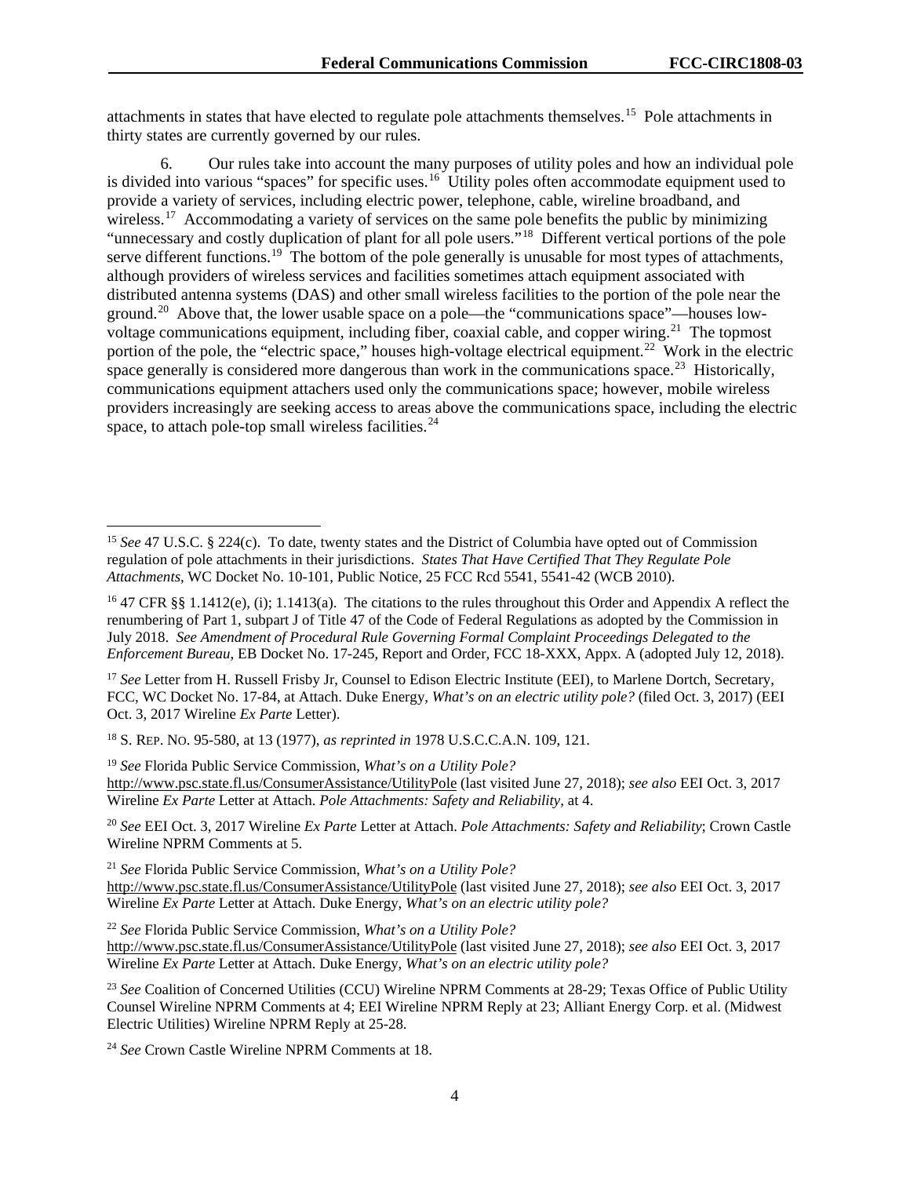attachments in states that have elected to regulate pole attachments themselves.[15] Pole attachments in thirty states are currently governed by our rules.

6. Our rules take into account the many purposes of utility poles and how an individual pole is divided into various "spaces" for specific uses.[16] Utility poles often accommodate equipment used to provide a variety of services, including electric power, telephone, cable, wireline broadband, and wireless.[17] Accommodating a variety of services on the same pole benefits the public by minimizing "unnecessary and costly duplication of plant for all pole users."[18] Different vertical portions of the pole serve different functions.[19] The bottom of the pole generally is unusable for most types of attachments, although providers of wireless services and facilities sometimes attach equipment associated with distributed antenna systems (DAS) and other small wireless facilities to the portion of the pole near the ground.[20] Above that, the lower usable space on a pole—the "communications space"—houses low-voltage communications equipment, including fiber, coaxial cable, and copper wiring.[21] The topmost portion of the pole, the "electric space," houses high-voltage electrical equipment.[22] Work in the electric space generally is considered more dangerous than work in the communications space.[23] Historically, communications equipment attachers used only the communications space; however, mobile wireless providers increasingly are seeking access to areas above the communications space, including the electric space, to attach pole-top small wireless facilities.[24]

---

[15] *See* 47 U.S.C. § 224(c). To date, twenty states and the District of Columbia have opted out of Commission regulation of pole attachments in their jurisdictions. *States That Have Certified That They Regulate Pole Attachments*, WC Docket No. 10-101, Public Notice, 25 FCC Rcd 5541, 5541-42 (WCB 2010).

[16] 47 CFR §§ 1.1412(e), (i); 1.1413(a). The citations to the rules throughout this Order and Appendix A reflect the renumbering of Part 1, subpart J of Title 47 of the Code of Federal Regulations as adopted by the Commission in July 2018. *See Amendment of Procedural Rule Governing Formal Complaint Proceedings Delegated to the Enforcement Bureau*, EB Docket No. 17-245, Report and Order, FCC 18-XXX, Appx. A (adopted July 12, 2018).

[17] *See* Letter from H. Russell Frisby Jr, Counsel to Edison Electric Institute (EEI), to Marlene Dortch, Secretary, FCC, WC Docket No. 17-84, at Attach. Duke Energy, *What's on an electric utility pole?* (filed Oct. 3, 2017) (EEI Oct. 3, 2017 Wireline *Ex Parte* Letter).

[18] S. REP. NO. 95-580, at 13 (1977), *as reprinted in* 1978 U.S.C.C.A.N. 109, 121.

[19] *See* Florida Public Service Commission, *What's on a Utility Pole?* http://www.psc.state.fl.us/ConsumerAssistance/UtilityPole (last visited June 27, 2018); *see also* EEI Oct. 3, 2017 Wireline *Ex Parte* Letter at Attach. *Pole Attachments: Safety and Reliability*, at 4.

[20] *See* EEI Oct. 3, 2017 Wireline *Ex Parte* Letter at Attach. *Pole Attachments: Safety and Reliability*; Crown Castle Wireline NPRM Comments at 5.

[21] *See* Florida Public Service Commission, *What's on a Utility Pole?* http://www.psc.state.fl.us/ConsumerAssistance/UtilityPole (last visited June 27, 2018); *see also* EEI Oct. 3, 2017 Wireline *Ex Parte* Letter at Attach. Duke Energy, *What's on an electric utility pole?*

[22] *See* Florida Public Service Commission, *What's on a Utility Pole?* http://www.psc.state.fl.us/ConsumerAssistance/UtilityPole (last visited June 27, 2018); *see also* EEI Oct. 3, 2017 Wireline *Ex Parte* Letter at Attach. Duke Energy, *What's on an electric utility pole?*

[23] *See* Coalition of Concerned Utilities (CCU) Wireline NPRM Comments at 28-29; Texas Office of Public Utility Counsel Wireline NPRM Comments at 4; EEI Wireline NPRM Reply at 23; Alliant Energy Corp. et al. (Midwest Electric Utilities) Wireline NPRM Reply at 25-28.

[24] *See* Crown Castle Wireline NPRM Comments at 18.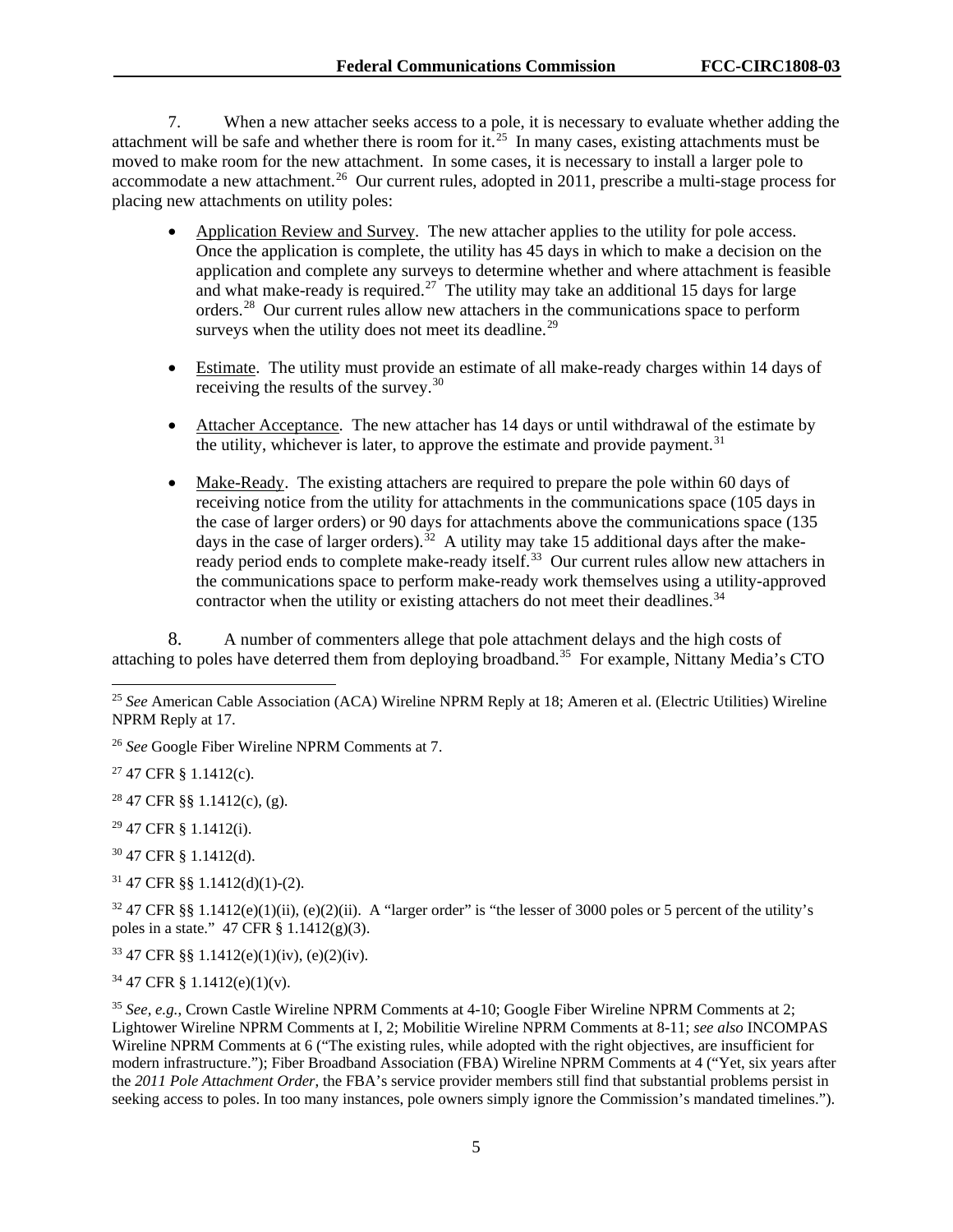7. When a new attacher seeks access to a pole, it is necessary to evaluate whether adding the attachment will be safe and whether there is room for it.[25] In many cases, existing attachments must be moved to make room for the new attachment. In some cases, it is necessary to install a larger pole to accommodate a new attachment.[26] Our current rules, adopted in 2011, prescribe a multi-stage process for placing new attachments on utility poles:

- Application Review and Survey. The new attacher applies to the utility for pole access. Once the application is complete, the utility has 45 days in which to make a decision on the application and complete any surveys to determine whether and where attachment is feasible and what make-ready is required.[27] The utility may take an additional 15 days for large orders.[28] Our current rules allow new attachers in the communications space to perform surveys when the utility does not meet its deadline.[29]

- Estimate. The utility must provide an estimate of all make-ready charges within 14 days of receiving the results of the survey.[30]

- Attacher Acceptance. The new attacher has 14 days or until withdrawal of the estimate by the utility, whichever is later, to approve the estimate and provide payment.[31]

- Make-Ready. The existing attachers are required to prepare the pole within 60 days of receiving notice from the utility for attachments in the communications space (105 days in the case of larger orders) or 90 days for attachments above the communications space (135 days in the case of larger orders).[32] A utility may take 15 additional days after the make-ready period ends to complete make-ready itself.[33] Our current rules allow new attachers in the communications space to perform make-ready work themselves using a utility-approved contractor when the utility or existing attachers do not meet their deadlines.[34]

8. A number of commenters allege that pole attachment delays and the high costs of attaching to poles have deterred them from deploying broadband.[35] For example, Nittany Media's CTO

---

[25] *See* American Cable Association (ACA) Wireline NPRM Reply at 18; Ameren et al. (Electric Utilities) Wireline NPRM Reply at 17.

[26] *See* Google Fiber Wireline NPRM Comments at 7.

[27] 47 CFR § 1.1412(c).

[28] 47 CFR §§ 1.1412(c), (g).

[29] 47 CFR § 1.1412(i).

[30] 47 CFR § 1.1412(d).

[31] 47 CFR §§ 1.1412(d)(1)-(2).

[32] 47 CFR §§ 1.1412(e)(1)(ii), (e)(2)(ii). A "larger order" is "the lesser of 3000 poles or 5 percent of the utility's poles in a state." 47 CFR § 1.1412(g)(3).

[33] 47 CFR §§ 1.1412(e)(1)(iv), (e)(2)(iv).

[34] 47 CFR § 1.1412(e)(1)(v).

[35] *See, e.g.*, Crown Castle Wireline NPRM Comments at 4-10; Google Fiber Wireline NPRM Comments at 2; Lightower Wireline NPRM Comments at I, 2; Mobilitie Wireline NPRM Comments at 8-11; *see also* INCOMPAS Wireline NPRM Comments at 6 ("The existing rules, while adopted with the right objectives, are insufficient for modern infrastructure."); Fiber Broadband Association (FBA) Wireline NPRM Comments at 4 ("Yet, six years after the *2011 Pole Attachment Order*, the FBA's service provider members still find that substantial problems persist in seeking access to poles. In too many instances, pole owners simply ignore the Commission's mandated timelines.").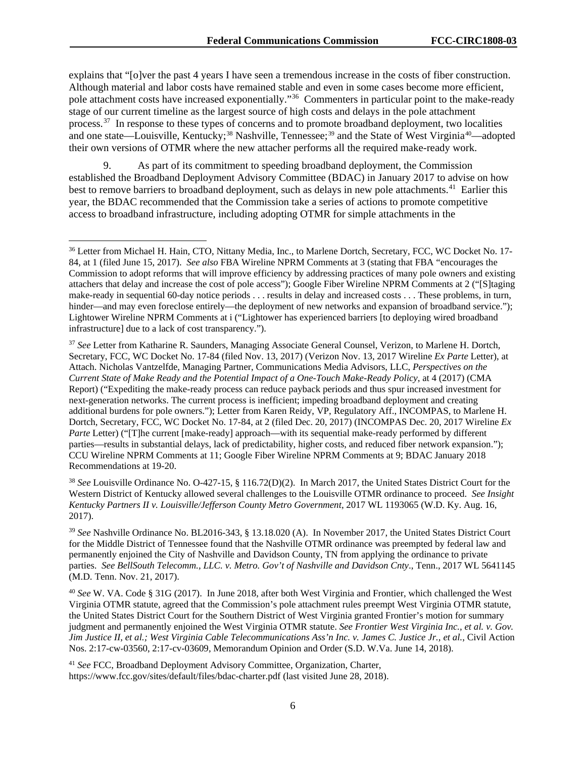explains that "[o]ver the past 4 years I have seen a tremendous increase in the costs of fiber construction. Although material and labor costs have remained stable and even in some cases become more efficient, pole attachment costs have increased exponentially."[36] Commenters in particular point to the make-ready stage of our current timeline as the largest source of high costs and delays in the pole attachment process.[37] In response to these types of concerns and to promote broadband deployment, two localities and one state—Louisville, Kentucky;[38] Nashville, Tennessee;[39] and the State of West Virginia[40]—adopted their own versions of OTMR where the new attacher performs all the required make-ready work.

9. As part of its commitment to speeding broadband deployment, the Commission established the Broadband Deployment Advisory Committee (BDAC) in January 2017 to advise on how best to remove barriers to broadband deployment, such as delays in new pole attachments.[41] Earlier this year, the BDAC recommended that the Commission take a series of actions to promote competitive access to broadband infrastructure, including adopting OTMR for simple attachments in the

---

[36] Letter from Michael H. Hain, CTO, Nittany Media, Inc., to Marlene Dortch, Secretary, FCC, WC Docket No. 17-84, at 1 (filed June 15, 2017). *See also* FBA Wireline NPRM Comments at 3 (stating that FBA "encourages the Commission to adopt reforms that will improve efficiency by addressing practices of many pole owners and existing attachers that delay and increase the cost of pole access"); Google Fiber Wireline NPRM Comments at 2 ("[S]taging make-ready in sequential 60-day notice periods . . . results in delay and increased costs . . . These problems, in turn, hinder—and may even foreclose entirely—the deployment of new networks and expansion of broadband service."); Lightower Wireline NPRM Comments at i ("Lightower has experienced barriers [to deploying wired broadband infrastructure] due to a lack of cost transparency.").

[37] *See* Letter from Katharine R. Saunders, Managing Associate General Counsel, Verizon, to Marlene H. Dortch, Secretary, FCC, WC Docket No. 17-84 (filed Nov. 13, 2017) (Verizon Nov. 13, 2017 Wireline *Ex Parte* Letter), at Attach. Nicholas Vantzelfde, Managing Partner, Communications Media Advisors, LLC, *Perspectives on the Current State of Make Ready and the Potential Impact of a One-Touch Make-Ready Policy*, at 4 (2017) (CMA Report) ("Expediting the make-ready process can reduce payback periods and thus spur increased investment for next-generation networks. The current process is inefficient; impeding broadband deployment and creating additional burdens for pole owners."); Letter from Karen Reidy, VP, Regulatory Aff., INCOMPAS, to Marlene H. Dortch, Secretary, FCC, WC Docket No. 17-84, at 2 (filed Dec. 20, 2017) (INCOMPAS Dec. 20, 2017 Wireline *Ex Parte* Letter) ("[T]he current [make-ready] approach—with its sequential make-ready performed by different parties—results in substantial delays, lack of predictability, higher costs, and reduced fiber network expansion."); CCU Wireline NPRM Comments at 11; Google Fiber Wireline NPRM Comments at 9; BDAC January 2018 Recommendations at 19-20.

[38] *See* Louisville Ordinance No. O-427-15, § 116.72(D)(2). In March 2017, the United States District Court for the Western District of Kentucky allowed several challenges to the Louisville OTMR ordinance to proceed. *See Insight Kentucky Partners II v. Louisville/Jefferson County Metro Government*, 2017 WL 1193065 (W.D. Ky. Aug. 16, 2017).

[39] *See* Nashville Ordinance No. BL2016-343, § 13.18.020 (A). In November 2017, the United States District Court for the Middle District of Tennessee found that the Nashville OTMR ordinance was preempted by federal law and permanently enjoined the City of Nashville and Davidson County, TN from applying the ordinance to private parties. *See BellSouth Telecomm., LLC. v. Metro. Gov't of Nashville and Davidson Cnty*., Tenn., 2017 WL 5641145 (M.D. Tenn. Nov. 21, 2017).

[40] *See* W. VA. Code § 31G (2017). In June 2018, after both West Virginia and Frontier, which challenged the West Virginia OTMR statute, agreed that the Commission's pole attachment rules preempt West Virginia OTMR statute, the United States District Court for the Southern District of West Virginia granted Frontier's motion for summary judgment and permanently enjoined the West Virginia OTMR statute. *See Frontier West Virginia Inc., et al. v. Gov. Jim Justice II, et al.; West Virginia Cable Telecommunications Ass'n Inc. v. James C. Justice Jr., et al.*, Civil Action Nos. 2:17-cw-03560, 2:17-cv-03609, Memorandum Opinion and Order (S.D. W.Va. June 14, 2018).

[41] *See* FCC, Broadband Deployment Advisory Committee, Organization, Charter, https://www.fcc.gov/sites/default/files/bdac-charter.pdf (last visited June 28, 2018).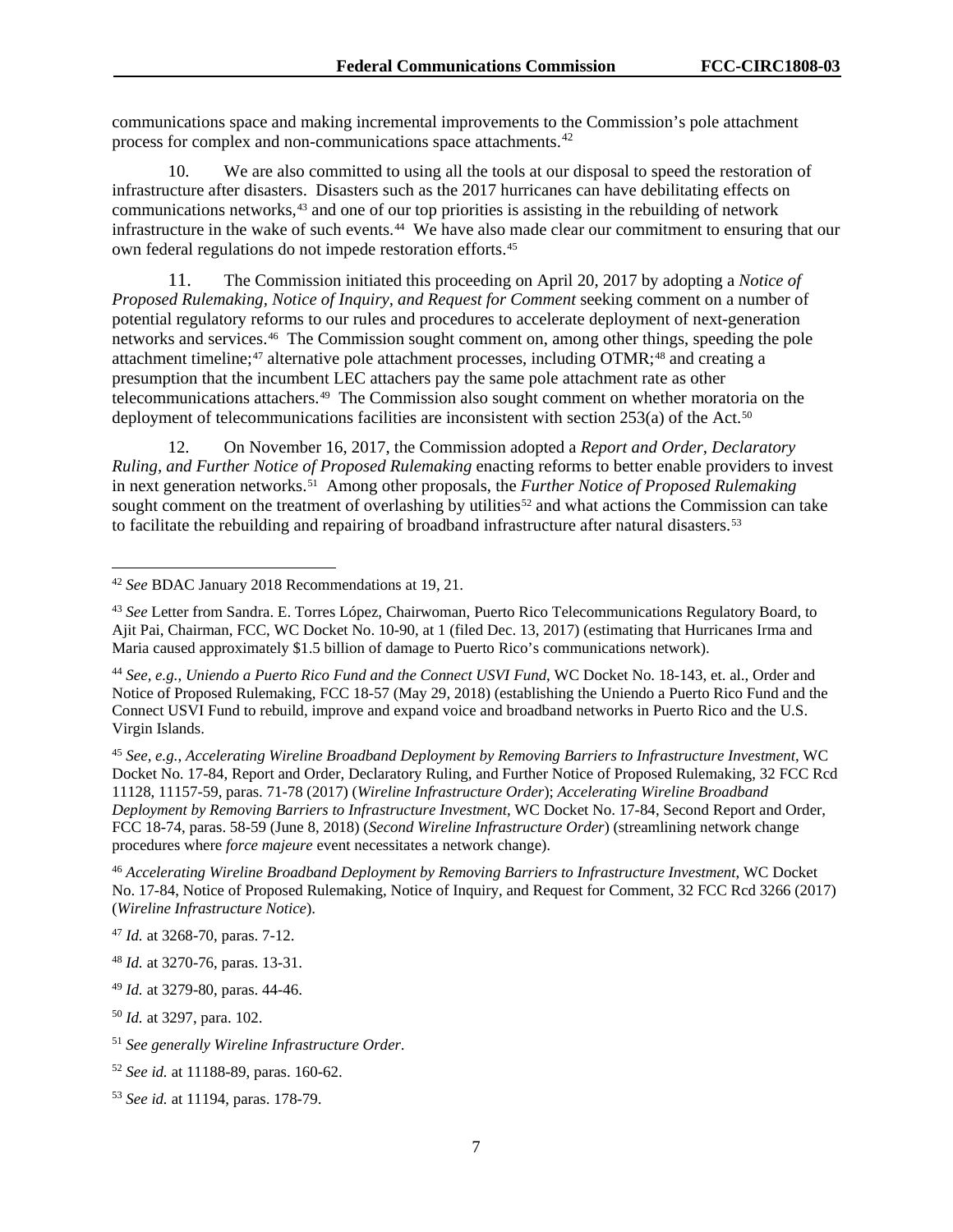communications space and making incremental improvements to the Commission's pole attachment process for complex and non-communications space attachments.[42]

10. We are also committed to using all the tools at our disposal to speed the restoration of infrastructure after disasters. Disasters such as the 2017 hurricanes can have debilitating effects on communications networks,[43] and one of our top priorities is assisting in the rebuilding of network infrastructure in the wake of such events.[44] We have also made clear our commitment to ensuring that our own federal regulations do not impede restoration efforts.[45]

11. The Commission initiated this proceeding on April 20, 2017 by adopting a *Notice of Proposed Rulemaking, Notice of Inquiry, and Request for Comment* seeking comment on a number of potential regulatory reforms to our rules and procedures to accelerate deployment of next-generation networks and services.[46] The Commission sought comment on, among other things, speeding the pole attachment timeline;[47] alternative pole attachment processes, including OTMR;[48] and creating a presumption that the incumbent LEC attachers pay the same pole attachment rate as other telecommunications attachers.[49] The Commission also sought comment on whether moratoria on the deployment of telecommunications facilities are inconsistent with section 253(a) of the Act.[50]

12. On November 16, 2017, the Commission adopted a *Report and Order, Declaratory Ruling, and Further Notice of Proposed Rulemaking* enacting reforms to better enable providers to invest in next generation networks.[51] Among other proposals, the *Further Notice of Proposed Rulemaking* sought comment on the treatment of overlashing by utilities[52] and what actions the Commission can take to facilitate the rebuilding and repairing of broadband infrastructure after natural disasters.[53]

---

[42] *See* BDAC January 2018 Recommendations at 19, 21.

[43] *See* Letter from Sandra. E. Torres López, Chairwoman, Puerto Rico Telecommunications Regulatory Board, to Ajit Pai, Chairman, FCC, WC Docket No. 10-90, at 1 (filed Dec. 13, 2017) (estimating that Hurricanes Irma and Maria caused approximately $1.5 billion of damage to Puerto Rico's communications network).

[44] *See, e.g., Uniendo a Puerto Rico Fund and the Connect USVI Fund*, WC Docket No. 18-143, et. al., Order and Notice of Proposed Rulemaking, FCC 18-57 (May 29, 2018) (establishing the Uniendo a Puerto Rico Fund and the Connect USVI Fund to rebuild, improve and expand voice and broadband networks in Puerto Rico and the U.S. Virgin Islands.

[45] *See, e.g., Accelerating Wireline Broadband Deployment by Removing Barriers to Infrastructure Investment*, WC Docket No. 17-84, Report and Order, Declaratory Ruling, and Further Notice of Proposed Rulemaking, 32 FCC Rcd 11128, 11157-59, paras. 71-78 (2017) (*Wireline Infrastructure Order*); *Accelerating Wireline Broadband Deployment by Removing Barriers to Infrastructure Investment*, WC Docket No. 17-84, Second Report and Order, FCC 18-74, paras. 58-59 (June 8, 2018) (*Second Wireline Infrastructure Order*) (streamlining network change procedures where *force majeure* event necessitates a network change).

[46] *Accelerating Wireline Broadband Deployment by Removing Barriers to Infrastructure Investment*, WC Docket No. 17-84, Notice of Proposed Rulemaking, Notice of Inquiry, and Request for Comment, 32 FCC Rcd 3266 (2017) (*Wireline Infrastructure Notice*).

[47] *Id.* at 3268-70, paras. 7-12.

[48] *Id.* at 3270-76, paras. 13-31.

[49] *Id.* at 3279-80, paras. 44-46.

[50] *Id.* at 3297, para. 102.

[51] *See generally Wireline Infrastructure Order*.

[52] *See id.* at 11188-89, paras. 160-62.

[53] *See id.* at 11194, paras. 178-79.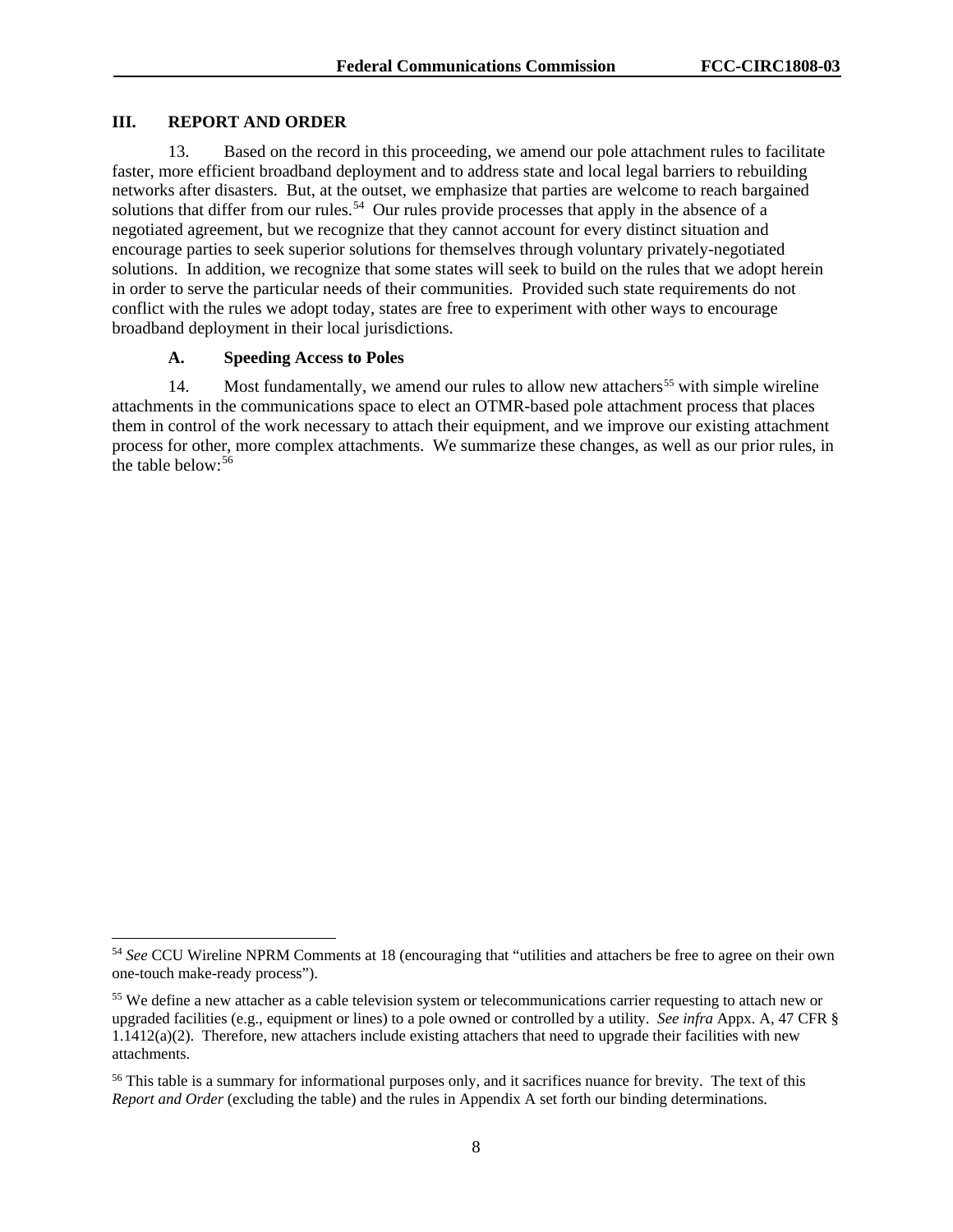## III. REPORT AND ORDER

13. Based on the record in this proceeding, we amend our pole attachment rules to facilitate faster, more efficient broadband deployment and to address state and local legal barriers to rebuilding networks after disasters. But, at the outset, we emphasize that parties are welcome to reach bargained solutions that differ from our rules.[54] Our rules provide processes that apply in the absence of a negotiated agreement, but we recognize that they cannot account for every distinct situation and encourage parties to seek superior solutions for themselves through voluntary privately-negotiated solutions. In addition, we recognize that some states will seek to build on the rules that we adopt herein in order to serve the particular needs of their communities. Provided such state requirements do not conflict with the rules we adopt today, states are free to experiment with other ways to encourage broadband deployment in their local jurisdictions.

### A. Speeding Access to Poles

14. Most fundamentally, we amend our rules to allow new attachers[55] with simple wireline attachments in the communications space to elect an OTMR-based pole attachment process that places them in control of the work necessary to attach their equipment, and we improve our existing attachment process for other, more complex attachments. We summarize these changes, as well as our prior rules, in the table below:[56]

---

[54] *See* CCU Wireline NPRM Comments at 18 (encouraging that "utilities and attachers be free to agree on their own one-touch make-ready process").

[55] We define a new attacher as a cable television system or telecommunications carrier requesting to attach new or upgraded facilities (e.g., equipment or lines) to a pole owned or controlled by a utility. *See infra* Appx. A, 47 CFR § 1.1412(a)(2). Therefore, new attachers include existing attachers that need to upgrade their facilities with new attachments.

[56] This table is a summary for informational purposes only, and it sacrifices nuance for brevity. The text of this *Report and Order* (excluding the table) and the rules in Appendix A set forth our binding determinations.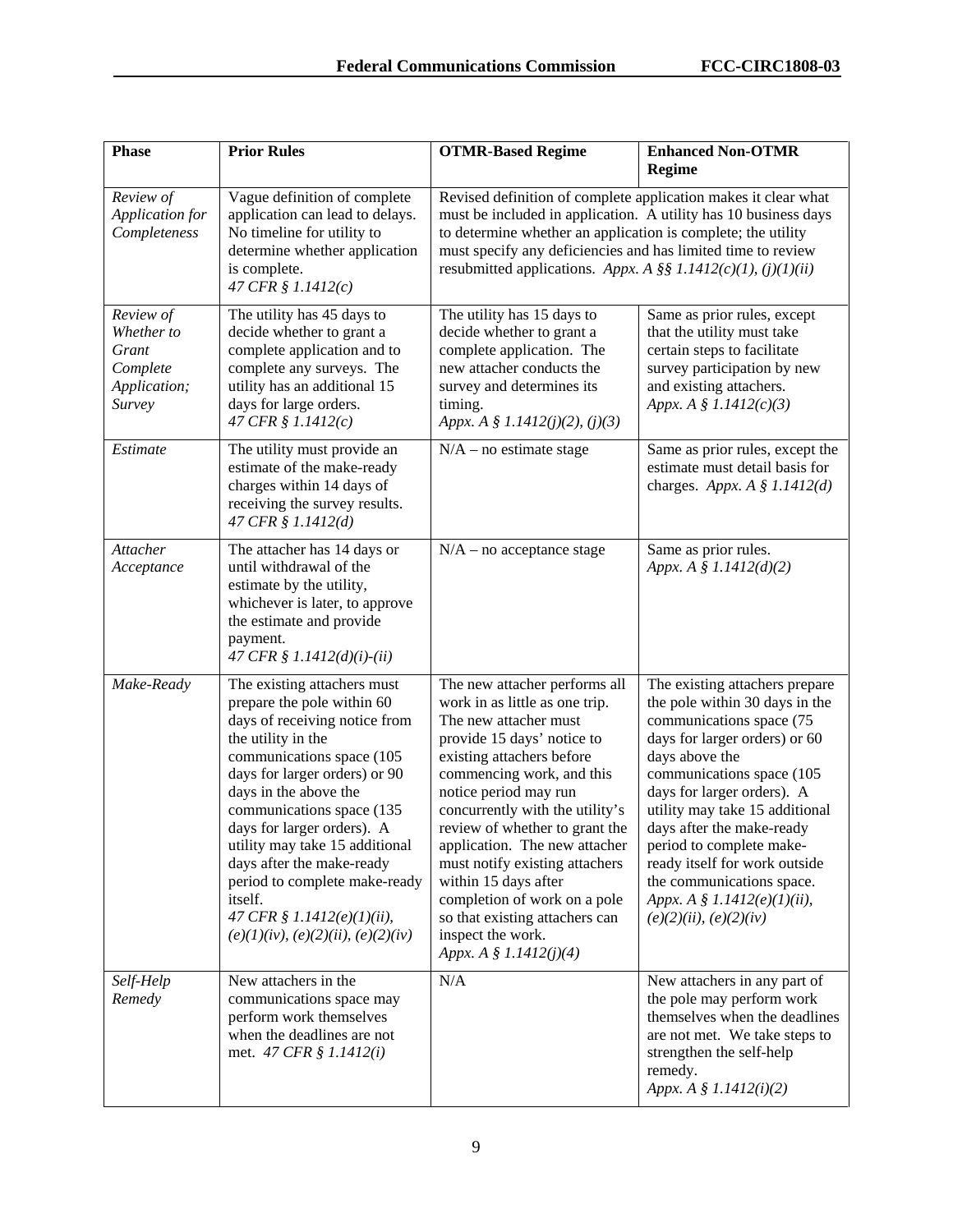| Phase | Prior Rules | OTMR-Based Regime | Enhanced Non-OTMR Regime |
|---|---|---|---|
| *Review of Application for Completeness* | Vague definition of complete application can lead to delays. No timeline for utility to determine whether application is complete. *47 CFR § 1.1412(c)* | Revised definition of complete application makes it clear what must be included in application. A utility has 10 business days to determine whether an application is complete; the utility must specify any deficiencies and has limited time to review resubmitted applications. *Appx. A §§ 1.1412(c)(1), (j)(1)(ii)* | |
| *Review of Whether to Grant Complete Application; Survey* | The utility has 45 days to decide whether to grant a complete application and to complete any surveys. The utility has an additional 15 days for large orders. *47 CFR § 1.1412(c)* | The utility has 15 days to decide whether to grant a complete application. The new attacher conducts the survey and determines its timing. *Appx. A § 1.1412(j)(2), (j)(3)* | Same as prior rules, except that the utility must take certain steps to facilitate survey participation by new and existing attachers. *Appx. A § 1.1412(c)(3)* |
| *Estimate* | The utility must provide an estimate of the make-ready charges within 14 days of receiving the survey results. *47 CFR § 1.1412(d)* | N/A – no estimate stage | Same as prior rules, except the estimate must detail basis for charges. *Appx. A § 1.1412(d)* |
| *Attacher Acceptance* | The attacher has 14 days or until withdrawal of the estimate by the utility, whichever is later, to approve the estimate and provide payment. *47 CFR § 1.1412(d)(i)-(ii)* | N/A – no acceptance stage | Same as prior rules. *Appx. A § 1.1412(d)(2)* |
| *Make-Ready* | The existing attachers must prepare the pole within 60 days of receiving notice from the utility in the communications space (105 days for larger orders) or 90 days in the above the communications space (135 days for larger orders). A utility may take 15 additional days after the make-ready period to complete make-ready itself. *47 CFR § 1.1412(e)(1)(ii), (e)(1)(iv), (e)(2)(ii), (e)(2)(iv)* | The new attacher performs all work in as little as one trip. The new attacher must provide 15 days' notice to existing attachers before commencing work, and this notice period may run concurrently with the utility's review of whether to grant the application. The new attacher must notify existing attachers within 15 days after completion of work on a pole so that existing attachers can inspect the work. *Appx. A § 1.1412(j)(4)* | The existing attachers prepare the pole within 30 days in the communications space (75 days for larger orders) or 60 days above the communications space (105 days for larger orders). A utility may take 15 additional days after the make-ready period to complete make-ready itself for work outside the communications space. *Appx. A § 1.1412(e)(1)(ii), (e)(2)(ii), (e)(2)(iv)* |
| *Self-Help Remedy* | New attachers in the communications space may perform work themselves when the deadlines are not met. *47 CFR § 1.1412(i)* | N/A | New attachers in any part of the pole may perform work themselves when the deadlines are not met. We take steps to strengthen the self-help remedy. *Appx. A § 1.1412(i)(2)* |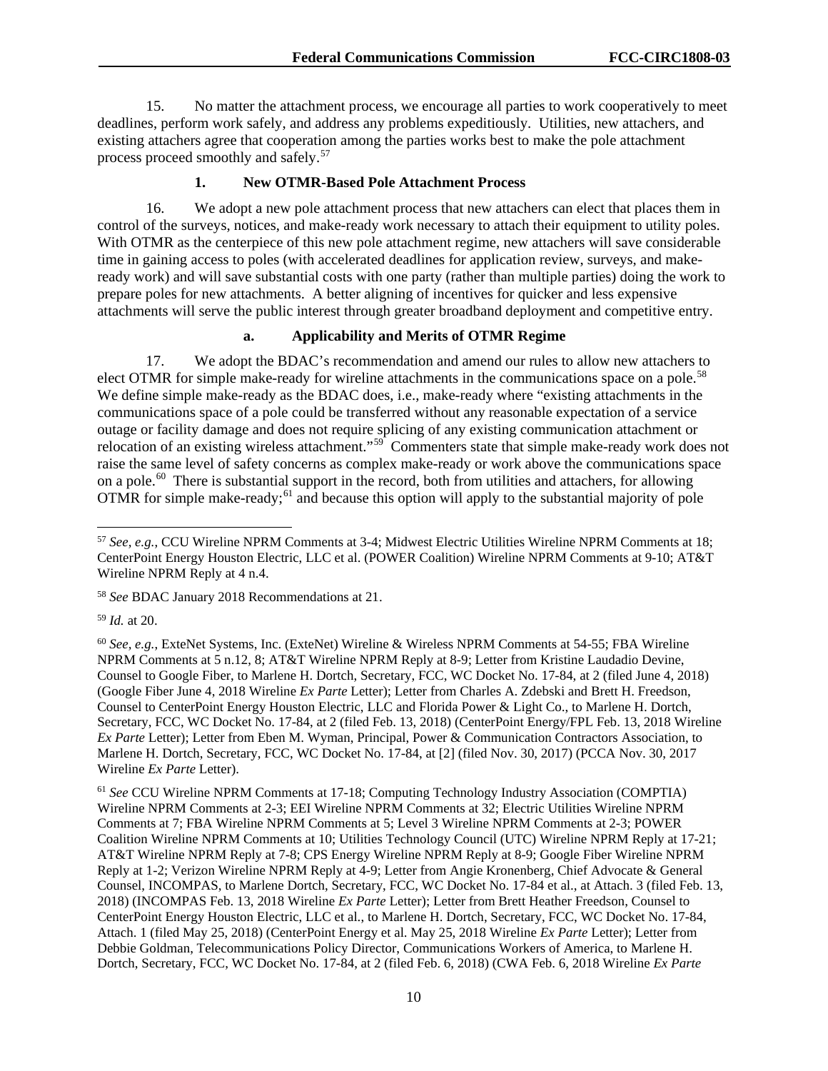15. No matter the attachment process, we encourage all parties to work cooperatively to meet deadlines, perform work safely, and address any problems expeditiously. Utilities, new attachers, and existing attachers agree that cooperation among the parties works best to make the pole attachment process proceed smoothly and safely.[57]

### 1. New OTMR-Based Pole Attachment Process

16. We adopt a new pole attachment process that new attachers can elect that places them in control of the surveys, notices, and make-ready work necessary to attach their equipment to utility poles. With OTMR as the centerpiece of this new pole attachment regime, new attachers will save considerable time in gaining access to poles (with accelerated deadlines for application review, surveys, and make-ready work) and will save substantial costs with one party (rather than multiple parties) doing the work to prepare poles for new attachments. A better aligning of incentives for quicker and less expensive attachments will serve the public interest through greater broadband deployment and competitive entry.

#### a. Applicability and Merits of OTMR Regime

17. We adopt the BDAC's recommendation and amend our rules to allow new attachers to elect OTMR for simple make-ready for wireline attachments in the communications space on a pole.[58] We define simple make-ready as the BDAC does, i.e., make-ready where "existing attachments in the communications space of a pole could be transferred without any reasonable expectation of a service outage or facility damage and does not require splicing of any existing communication attachment or relocation of an existing wireless attachment."[59] Commenters state that simple make-ready work does not raise the same level of safety concerns as complex make-ready or work above the communications space on a pole.[60] There is substantial support in the record, both from utilities and attachers, for allowing OTMR for simple make-ready;[61] and because this option will apply to the substantial majority of pole

---

[57] *See, e.g.*, CCU Wireline NPRM Comments at 3-4; Midwest Electric Utilities Wireline NPRM Comments at 18; CenterPoint Energy Houston Electric, LLC et al. (POWER Coalition) Wireline NPRM Comments at 9-10; AT&T Wireline NPRM Reply at 4 n.4.

[58] *See* BDAC January 2018 Recommendations at 21.

[59] *Id.* at 20.

[60] *See, e.g.*, ExteNet Systems, Inc. (ExteNet) Wireline & Wireless NPRM Comments at 54-55; FBA Wireline NPRM Comments at 5 n.12, 8; AT&T Wireline NPRM Reply at 8-9; Letter from Kristine Laudadio Devine, Counsel to Google Fiber, to Marlene H. Dortch, Secretary, FCC, WC Docket No. 17-84, at 2 (filed June 4, 2018) (Google Fiber June 4, 2018 Wireline *Ex Parte* Letter); Letter from Charles A. Zdebski and Brett H. Freedson, Counsel to CenterPoint Energy Houston Electric, LLC and Florida Power & Light Co., to Marlene H. Dortch, Secretary, FCC, WC Docket No. 17-84, at 2 (filed Feb. 13, 2018) (CenterPoint Energy/FPL Feb. 13, 2018 Wireline *Ex Parte* Letter); Letter from Eben M. Wyman, Principal, Power & Communication Contractors Association, to Marlene H. Dortch, Secretary, FCC, WC Docket No. 17-84, at [2] (filed Nov. 30, 2017) (PCCA Nov. 30, 2017 Wireline *Ex Parte* Letter).

[61] *See* CCU Wireline NPRM Comments at 17-18; Computing Technology Industry Association (COMPTIA) Wireline NPRM Comments at 2-3; EEI Wireline NPRM Comments at 32; Electric Utilities Wireline NPRM Comments at 7; FBA Wireline NPRM Comments at 5; Level 3 Wireline NPRM Comments at 2-3; POWER Coalition Wireline NPRM Comments at 10; Utilities Technology Council (UTC) Wireline NPRM Reply at 17-21; AT&T Wireline NPRM Reply at 7-8; CPS Energy Wireline NPRM Reply at 8-9; Google Fiber Wireline NPRM Reply at 1-2; Verizon Wireline NPRM Reply at 4-9; Letter from Angie Kronenberg, Chief Advocate & General Counsel, INCOMPAS, to Marlene Dortch, Secretary, FCC, WC Docket No. 17-84 et al., at Attach. 3 (filed Feb. 13, 2018) (INCOMPAS Feb. 13, 2018 Wireline *Ex Parte* Letter); Letter from Brett Heather Freedson, Counsel to CenterPoint Energy Houston Electric, LLC et al., to Marlene H. Dortch, Secretary, FCC, WC Docket No. 17-84, Attach. 1 (filed May 25, 2018) (CenterPoint Energy et al. May 25, 2018 Wireline *Ex Parte* Letter); Letter from Debbie Goldman, Telecommunications Policy Director, Communications Workers of America, to Marlene H. Dortch, Secretary, FCC, WC Docket No. 17-84, at 2 (filed Feb. 6, 2018) (CWA Feb. 6, 2018 Wireline *Ex Parte*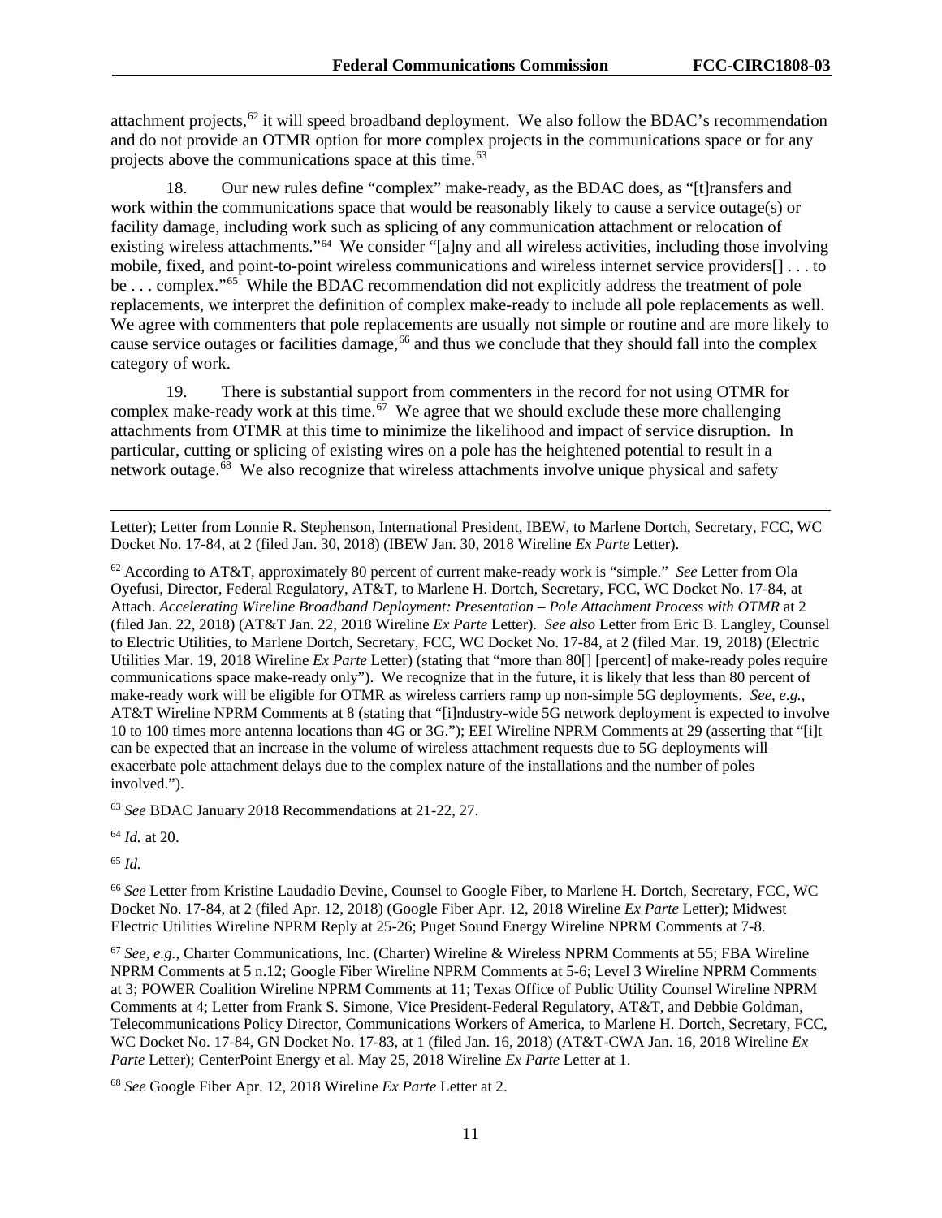attachment projects,[62] it will speed broadband deployment. We also follow the BDAC's recommendation and do not provide an OTMR option for more complex projects in the communications space or for any projects above the communications space at this time.[63]

18. Our new rules define "complex" make-ready, as the BDAC does, as "[t]ransfers and work within the communications space that would be reasonably likely to cause a service outage(s) or facility damage, including work such as splicing of any communication attachment or relocation of existing wireless attachments."[64] We consider "[a]ny and all wireless activities, including those involving mobile, fixed, and point-to-point wireless communications and wireless internet service providers[] . . . to be . . . complex."[65] While the BDAC recommendation did not explicitly address the treatment of pole replacements, we interpret the definition of complex make-ready to include all pole replacements as well. We agree with commenters that pole replacements are usually not simple or routine and are more likely to cause service outages or facilities damage,[66] and thus we conclude that they should fall into the complex category of work.

19. There is substantial support from commenters in the record for not using OTMR for complex make-ready work at this time.[67] We agree that we should exclude these more challenging attachments from OTMR at this time to minimize the likelihood and impact of service disruption. In particular, cutting or splicing of existing wires on a pole has the heightened potential to result in a network outage.[68] We also recognize that wireless attachments involve unique physical and safety

---

Letter); Letter from Lonnie R. Stephenson, International President, IBEW, to Marlene Dortch, Secretary, FCC, WC Docket No. 17-84, at 2 (filed Jan. 30, 2018) (IBEW Jan. 30, 2018 Wireline *Ex Parte* Letter).

[62] According to AT&T, approximately 80 percent of current make-ready work is "simple." *See* Letter from Ola Oyefusi, Director, Federal Regulatory, AT&T, to Marlene H. Dortch, Secretary, FCC, WC Docket No. 17-84, at Attach. *Accelerating Wireline Broadband Deployment: Presentation – Pole Attachment Process with OTMR* at 2 (filed Jan. 22, 2018) (AT&T Jan. 22, 2018 Wireline *Ex Parte* Letter). *See also* Letter from Eric B. Langley, Counsel to Electric Utilities, to Marlene Dortch, Secretary, FCC, WC Docket No. 17-84, at 2 (filed Mar. 19, 2018) (Electric Utilities Mar. 19, 2018 Wireline *Ex Parte* Letter) (stating that "more than 80[] [percent] of make-ready poles require communications space make-ready only"). We recognize that in the future, it is likely that less than 80 percent of make-ready work will be eligible for OTMR as wireless carriers ramp up non-simple 5G deployments. *See, e.g.*, AT&T Wireline NPRM Comments at 8 (stating that "[i]ndustry-wide 5G network deployment is expected to involve 10 to 100 times more antenna locations than 4G or 3G."); EEI Wireline NPRM Comments at 29 (asserting that "[i]t can be expected that an increase in the volume of wireless attachment requests due to 5G deployments will exacerbate pole attachment delays due to the complex nature of the installations and the number of poles involved.").

[63] *See* BDAC January 2018 Recommendations at 21-22, 27.

[64] *Id.* at 20.

[65] *Id.*

[66] *See* Letter from Kristine Laudadio Devine, Counsel to Google Fiber, to Marlene H. Dortch, Secretary, FCC, WC Docket No. 17-84, at 2 (filed Apr. 12, 2018) (Google Fiber Apr. 12, 2018 Wireline *Ex Parte* Letter); Midwest Electric Utilities Wireline NPRM Reply at 25-26; Puget Sound Energy Wireline NPRM Comments at 7-8.

[67] *See, e.g.*, Charter Communications, Inc. (Charter) Wireline & Wireless NPRM Comments at 55; FBA Wireline NPRM Comments at 5 n.12; Google Fiber Wireline NPRM Comments at 5-6; Level 3 Wireline NPRM Comments at 3; POWER Coalition Wireline NPRM Comments at 11; Texas Office of Public Utility Counsel Wireline NPRM Comments at 4; Letter from Frank S. Simone, Vice President-Federal Regulatory, AT&T, and Debbie Goldman, Telecommunications Policy Director, Communications Workers of America, to Marlene H. Dortch, Secretary, FCC, WC Docket No. 17-84, GN Docket No. 17-83, at 1 (filed Jan. 16, 2018) (AT&T-CWA Jan. 16, 2018 Wireline *Ex Parte* Letter); CenterPoint Energy et al. May 25, 2018 Wireline *Ex Parte* Letter at 1.

[68] *See* Google Fiber Apr. 12, 2018 Wireline *Ex Parte* Letter at 2.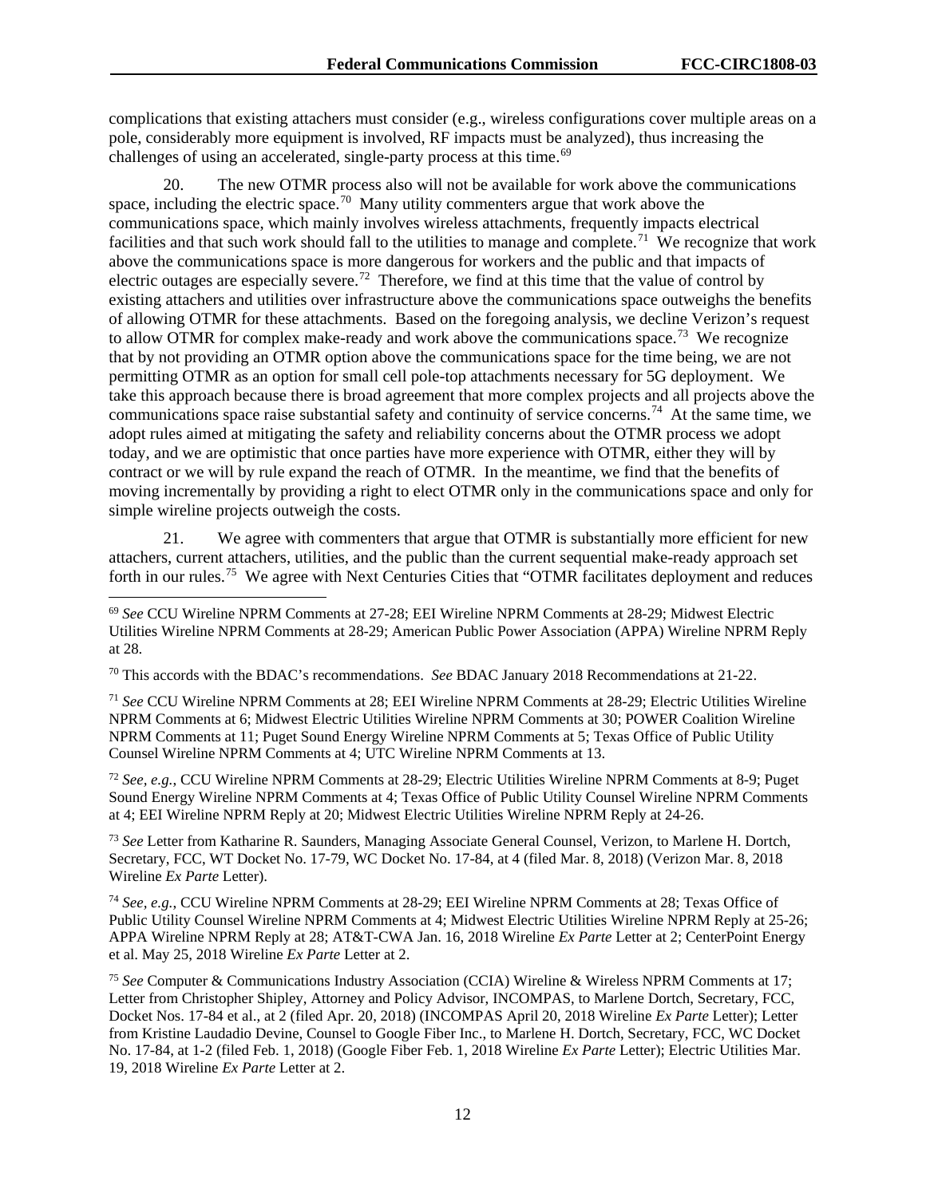complications that existing attachers must consider (e.g., wireless configurations cover multiple areas on a pole, considerably more equipment is involved, RF impacts must be analyzed), thus increasing the challenges of using an accelerated, single-party process at this time.[69]

20. The new OTMR process also will not be available for work above the communications space, including the electric space.[70] Many utility commenters argue that work above the communications space, which mainly involves wireless attachments, frequently impacts electrical facilities and that such work should fall to the utilities to manage and complete.[71] We recognize that work above the communications space is more dangerous for workers and the public and that impacts of electric outages are especially severe.[72] Therefore, we find at this time that the value of control by existing attachers and utilities over infrastructure above the communications space outweighs the benefits of allowing OTMR for these attachments. Based on the foregoing analysis, we decline Verizon's request to allow OTMR for complex make-ready and work above the communications space.[73] We recognize that by not providing an OTMR option above the communications space for the time being, we are not permitting OTMR as an option for small cell pole-top attachments necessary for 5G deployment. We take this approach because there is broad agreement that more complex projects and all projects above the communications space raise substantial safety and continuity of service concerns.[74] At the same time, we adopt rules aimed at mitigating the safety and reliability concerns about the OTMR process we adopt today, and we are optimistic that once parties have more experience with OTMR, either they will by contract or we will by rule expand the reach of OTMR. In the meantime, we find that the benefits of moving incrementally by providing a right to elect OTMR only in the communications space and only for simple wireline projects outweigh the costs.

21. We agree with commenters that argue that OTMR is substantially more efficient for new attachers, current attachers, utilities, and the public than the current sequential make-ready approach set forth in our rules.[75] We agree with Next Centuries Cities that "OTMR facilitates deployment and reduces

---

[69] *See* CCU Wireline NPRM Comments at 27-28; EEI Wireline NPRM Comments at 28-29; Midwest Electric Utilities Wireline NPRM Comments at 28-29; American Public Power Association (APPA) Wireline NPRM Reply at 28.

[70] This accords with the BDAC's recommendations. *See* BDAC January 2018 Recommendations at 21-22.

[71] *See* CCU Wireline NPRM Comments at 28; EEI Wireline NPRM Comments at 28-29; Electric Utilities Wireline NPRM Comments at 6; Midwest Electric Utilities Wireline NPRM Comments at 30; POWER Coalition Wireline NPRM Comments at 11; Puget Sound Energy Wireline NPRM Comments at 5; Texas Office of Public Utility Counsel Wireline NPRM Comments at 4; UTC Wireline NPRM Comments at 13.

[72] *See, e.g.*, CCU Wireline NPRM Comments at 28-29; Electric Utilities Wireline NPRM Comments at 8-9; Puget Sound Energy Wireline NPRM Comments at 4; Texas Office of Public Utility Counsel Wireline NPRM Comments at 4; EEI Wireline NPRM Reply at 20; Midwest Electric Utilities Wireline NPRM Reply at 24-26.

[73] *See* Letter from Katharine R. Saunders, Managing Associate General Counsel, Verizon, to Marlene H. Dortch, Secretary, FCC, WT Docket No. 17-79, WC Docket No. 17-84, at 4 (filed Mar. 8, 2018) (Verizon Mar. 8, 2018 Wireline *Ex Parte* Letter).

[74] *See, e.g.*, CCU Wireline NPRM Comments at 28-29; EEI Wireline NPRM Comments at 28; Texas Office of Public Utility Counsel Wireline NPRM Comments at 4; Midwest Electric Utilities Wireline NPRM Reply at 25-26; APPA Wireline NPRM Reply at 28; AT&T-CWA Jan. 16, 2018 Wireline *Ex Parte* Letter at 2; CenterPoint Energy et al. May 25, 2018 Wireline *Ex Parte* Letter at 2.

[75] *See* Computer & Communications Industry Association (CCIA) Wireline & Wireless NPRM Comments at 17; Letter from Christopher Shipley, Attorney and Policy Advisor, INCOMPAS, to Marlene Dortch, Secretary, FCC, Docket Nos. 17-84 et al., at 2 (filed Apr. 20, 2018) (INCOMPAS April 20, 2018 Wireline *Ex Parte* Letter); Letter from Kristine Laudadio Devine, Counsel to Google Fiber Inc., to Marlene H. Dortch, Secretary, FCC, WC Docket No. 17-84, at 1-2 (filed Feb. 1, 2018) (Google Fiber Feb. 1, 2018 Wireline *Ex Parte* Letter); Electric Utilities Mar. 19, 2018 Wireline *Ex Parte* Letter at 2.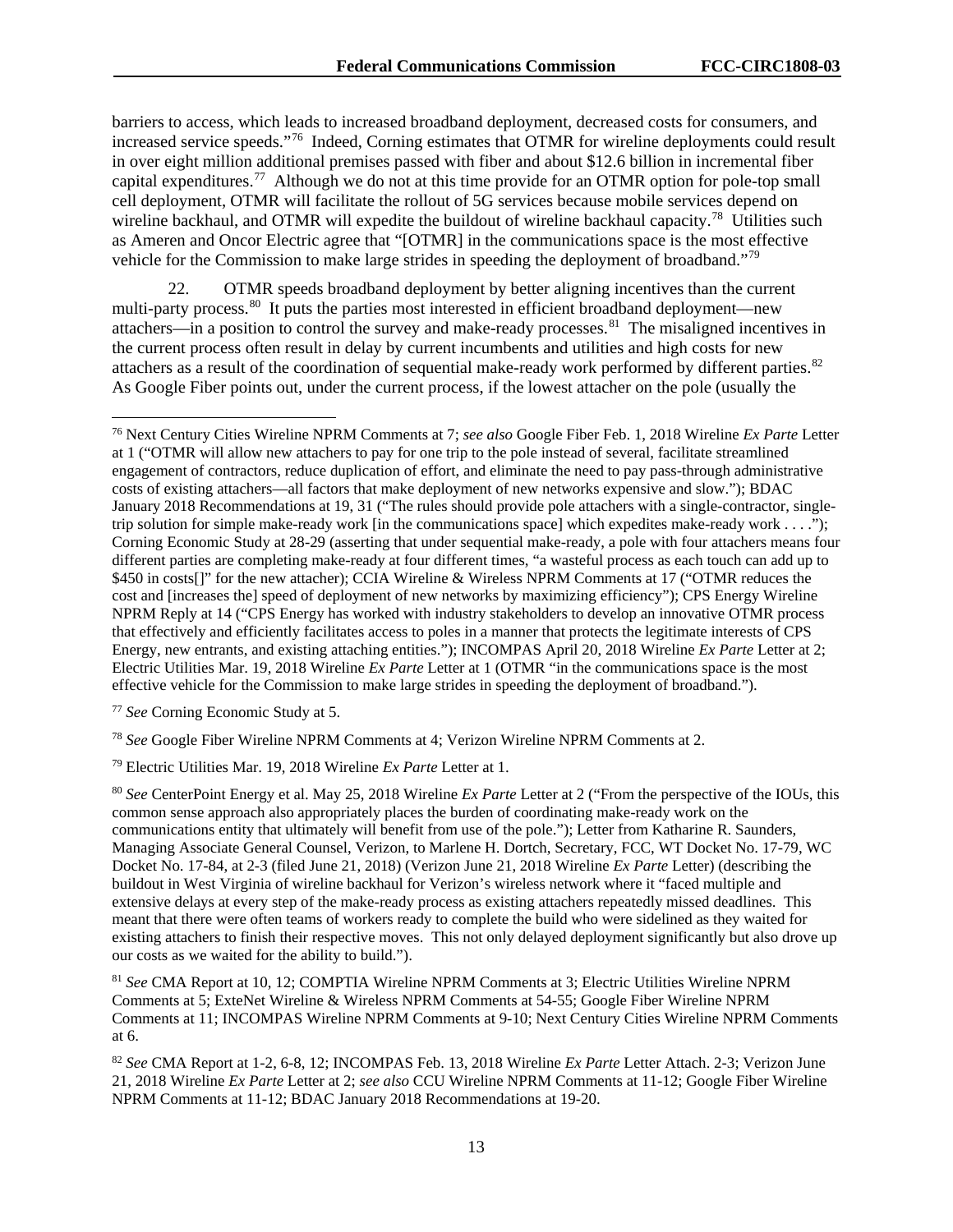barriers to access, which leads to increased broadband deployment, decreased costs for consumers, and increased service speeds."[76] Indeed, Corning estimates that OTMR for wireline deployments could result in over eight million additional premises passed with fiber and about $12.6 billion in incremental fiber capital expenditures.[77] Although we do not at this time provide for an OTMR option for pole-top small cell deployment, OTMR will facilitate the rollout of 5G services because mobile services depend on wireline backhaul, and OTMR will expedite the buildout of wireline backhaul capacity.[78] Utilities such as Ameren and Oncor Electric agree that "[OTMR] in the communications space is the most effective vehicle for the Commission to make large strides in speeding the deployment of broadband."[79]

22. OTMR speeds broadband deployment by better aligning incentives than the current multi-party process.[80] It puts the parties most interested in efficient broadband deployment—new attachers—in a position to control the survey and make-ready processes.[81] The misaligned incentives in the current process often result in delay by current incumbents and utilities and high costs for new attachers as a result of the coordination of sequential make-ready work performed by different parties.[82] As Google Fiber points out, under the current process, if the lowest attacher on the pole (usually the

---

[76] Next Century Cities Wireline NPRM Comments at 7; *see also* Google Fiber Feb. 1, 2018 Wireline *Ex Parte* Letter at 1 ("OTMR will allow new attachers to pay for one trip to the pole instead of several, facilitate streamlined engagement of contractors, reduce duplication of effort, and eliminate the need to pay pass-through administrative costs of existing attachers—all factors that make deployment of new networks expensive and slow."); BDAC January 2018 Recommendations at 19, 31 ("The rules should provide pole attachers with a single-contractor, single-trip solution for simple make-ready work [in the communications space] which expedites make-ready work . . . ."); Corning Economic Study at 28-29 (asserting that under sequential make-ready, a pole with four attachers means four different parties are completing make-ready at four different times, "a wasteful process as each touch can add up to $450 in costs[]" for the new attacher); CCIA Wireline & Wireless NPRM Comments at 17 ("OTMR reduces the cost and [increases the] speed of deployment of new networks by maximizing efficiency"); CPS Energy Wireline NPRM Reply at 14 ("CPS Energy has worked with industry stakeholders to develop an innovative OTMR process that effectively and efficiently facilitates access to poles in a manner that protects the legitimate interests of CPS Energy, new entrants, and existing attaching entities."); INCOMPAS April 20, 2018 Wireline *Ex Parte* Letter at 2; Electric Utilities Mar. 19, 2018 Wireline *Ex Parte* Letter at 1 (OTMR "in the communications space is the most effective vehicle for the Commission to make large strides in speeding the deployment of broadband.").

[77] *See* Corning Economic Study at 5.

[78] *See* Google Fiber Wireline NPRM Comments at 4; Verizon Wireline NPRM Comments at 2.

[79] Electric Utilities Mar. 19, 2018 Wireline *Ex Parte* Letter at 1.

[80] *See* CenterPoint Energy et al. May 25, 2018 Wireline *Ex Parte* Letter at 2 ("From the perspective of the IOUs, this common sense approach also appropriately places the burden of coordinating make-ready work on the communications entity that ultimately will benefit from use of the pole."); Letter from Katharine R. Saunders, Managing Associate General Counsel, Verizon, to Marlene H. Dortch, Secretary, FCC, WT Docket No. 17-79, WC Docket No. 17-84, at 2-3 (filed June 21, 2018) (Verizon June 21, 2018 Wireline *Ex Parte* Letter) (describing the buildout in West Virginia of wireline backhaul for Verizon's wireless network where it "faced multiple and extensive delays at every step of the make-ready process as existing attachers repeatedly missed deadlines. This meant that there were often teams of workers ready to complete the build who were sidelined as they waited for existing attachers to finish their respective moves. This not only delayed deployment significantly but also drove up our costs as we waited for the ability to build.").

[81] *See* CMA Report at 10, 12; COMPTIA Wireline NPRM Comments at 3; Electric Utilities Wireline NPRM Comments at 5; ExteNet Wireline & Wireless NPRM Comments at 54-55; Google Fiber Wireline NPRM Comments at 11; INCOMPAS Wireline NPRM Comments at 9-10; Next Century Cities Wireline NPRM Comments at 6.

[82] *See* CMA Report at 1-2, 6-8, 12; INCOMPAS Feb. 13, 2018 Wireline *Ex Parte* Letter Attach. 2-3; Verizon June 21, 2018 Wireline *Ex Parte* Letter at 2; *see also* CCU Wireline NPRM Comments at 11-12; Google Fiber Wireline NPRM Comments at 11-12; BDAC January 2018 Recommendations at 19-20.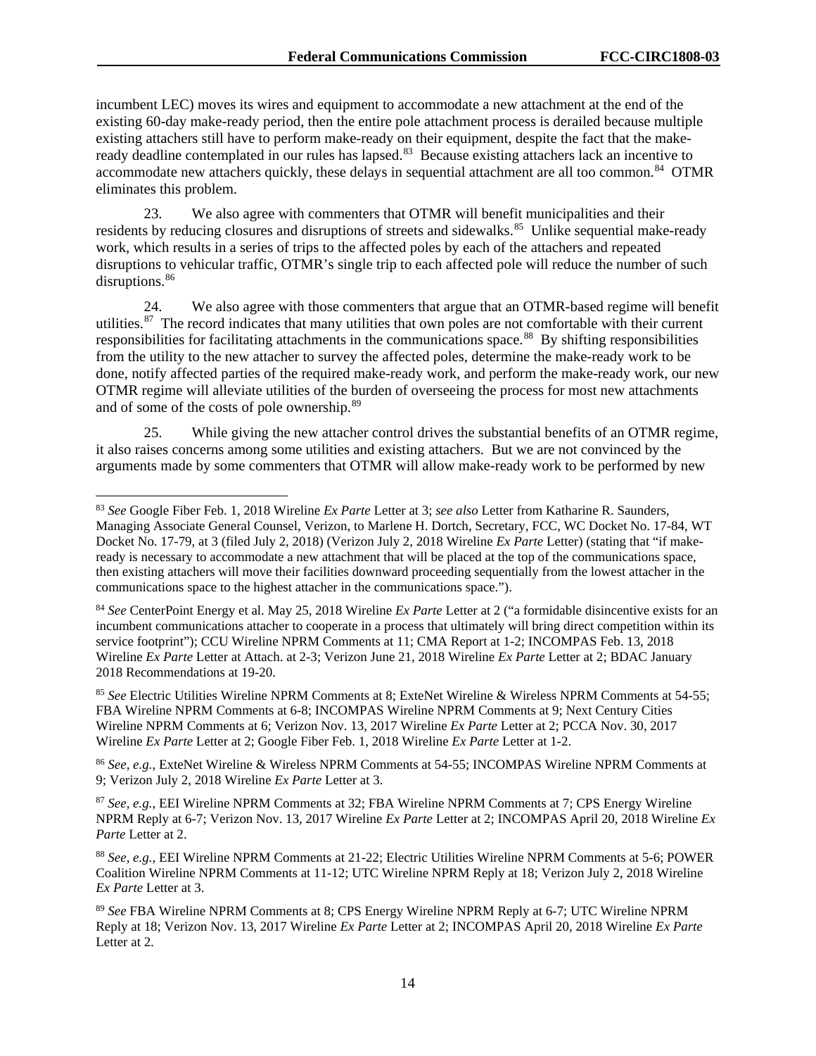incumbent LEC) moves its wires and equipment to accommodate a new attachment at the end of the existing 60-day make-ready period, then the entire pole attachment process is derailed because multiple existing attachers still have to perform make-ready on their equipment, despite the fact that the make-ready deadline contemplated in our rules has lapsed.[83] Because existing attachers lack an incentive to accommodate new attachers quickly, these delays in sequential attachment are all too common.[84] OTMR eliminates this problem.

23. We also agree with commenters that OTMR will benefit municipalities and their residents by reducing closures and disruptions of streets and sidewalks.[85] Unlike sequential make-ready work, which results in a series of trips to the affected poles by each of the attachers and repeated disruptions to vehicular traffic, OTMR's single trip to each affected pole will reduce the number of such disruptions.[86]

24. We also agree with those commenters that argue that an OTMR-based regime will benefit utilities.[87] The record indicates that many utilities that own poles are not comfortable with their current responsibilities for facilitating attachments in the communications space.[88] By shifting responsibilities from the utility to the new attacher to survey the affected poles, determine the make-ready work to be done, notify affected parties of the required make-ready work, and perform the make-ready work, our new OTMR regime will alleviate utilities of the burden of overseeing the process for most new attachments and of some of the costs of pole ownership.[89]

25. While giving the new attacher control drives the substantial benefits of an OTMR regime, it also raises concerns among some utilities and existing attachers. But we are not convinced by the arguments made by some commenters that OTMR will allow make-ready work to be performed by new

---

[83] *See* Google Fiber Feb. 1, 2018 Wireline *Ex Parte* Letter at 3; *see also* Letter from Katharine R. Saunders, Managing Associate General Counsel, Verizon, to Marlene H. Dortch, Secretary, FCC, WC Docket No. 17-84, WT Docket No. 17-79, at 3 (filed July 2, 2018) (Verizon July 2, 2018 Wireline *Ex Parte* Letter) (stating that "if make-ready is necessary to accommodate a new attachment that will be placed at the top of the communications space, then existing attachers will move their facilities downward proceeding sequentially from the lowest attacher in the communications space to the highest attacher in the communications space.").

[84] *See* CenterPoint Energy et al. May 25, 2018 Wireline *Ex Parte* Letter at 2 ("a formidable disincentive exists for an incumbent communications attacher to cooperate in a process that ultimately will bring direct competition within its service footprint"); CCU Wireline NPRM Comments at 11; CMA Report at 1-2; INCOMPAS Feb. 13, 2018 Wireline *Ex Parte* Letter at Attach. at 2-3; Verizon June 21, 2018 Wireline *Ex Parte* Letter at 2; BDAC January 2018 Recommendations at 19-20.

[85] *See* Electric Utilities Wireline NPRM Comments at 8; ExteNet Wireline & Wireless NPRM Comments at 54-55; FBA Wireline NPRM Comments at 6-8; INCOMPAS Wireline NPRM Comments at 9; Next Century Cities Wireline NPRM Comments at 6; Verizon Nov. 13, 2017 Wireline *Ex Parte* Letter at 2; PCCA Nov. 30, 2017 Wireline *Ex Parte* Letter at 2; Google Fiber Feb. 1, 2018 Wireline *Ex Parte* Letter at 1-2.

[86] *See, e.g.*, ExteNet Wireline & Wireless NPRM Comments at 54-55; INCOMPAS Wireline NPRM Comments at 9; Verizon July 2, 2018 Wireline *Ex Parte* Letter at 3.

[87] *See, e.g.*, EEI Wireline NPRM Comments at 32; FBA Wireline NPRM Comments at 7; CPS Energy Wireline NPRM Reply at 6-7; Verizon Nov. 13, 2017 Wireline *Ex Parte* Letter at 2; INCOMPAS April 20, 2018 Wireline *Ex Parte* Letter at 2.

[88] *See, e.g.*, EEI Wireline NPRM Comments at 21-22; Electric Utilities Wireline NPRM Comments at 5-6; POWER Coalition Wireline NPRM Comments at 11-12; UTC Wireline NPRM Reply at 18; Verizon July 2, 2018 Wireline *Ex Parte* Letter at 3.

[89] *See* FBA Wireline NPRM Comments at 8; CPS Energy Wireline NPRM Reply at 6-7; UTC Wireline NPRM Reply at 18; Verizon Nov. 13, 2017 Wireline *Ex Parte* Letter at 2; INCOMPAS April 20, 2018 Wireline *Ex Parte* Letter at 2.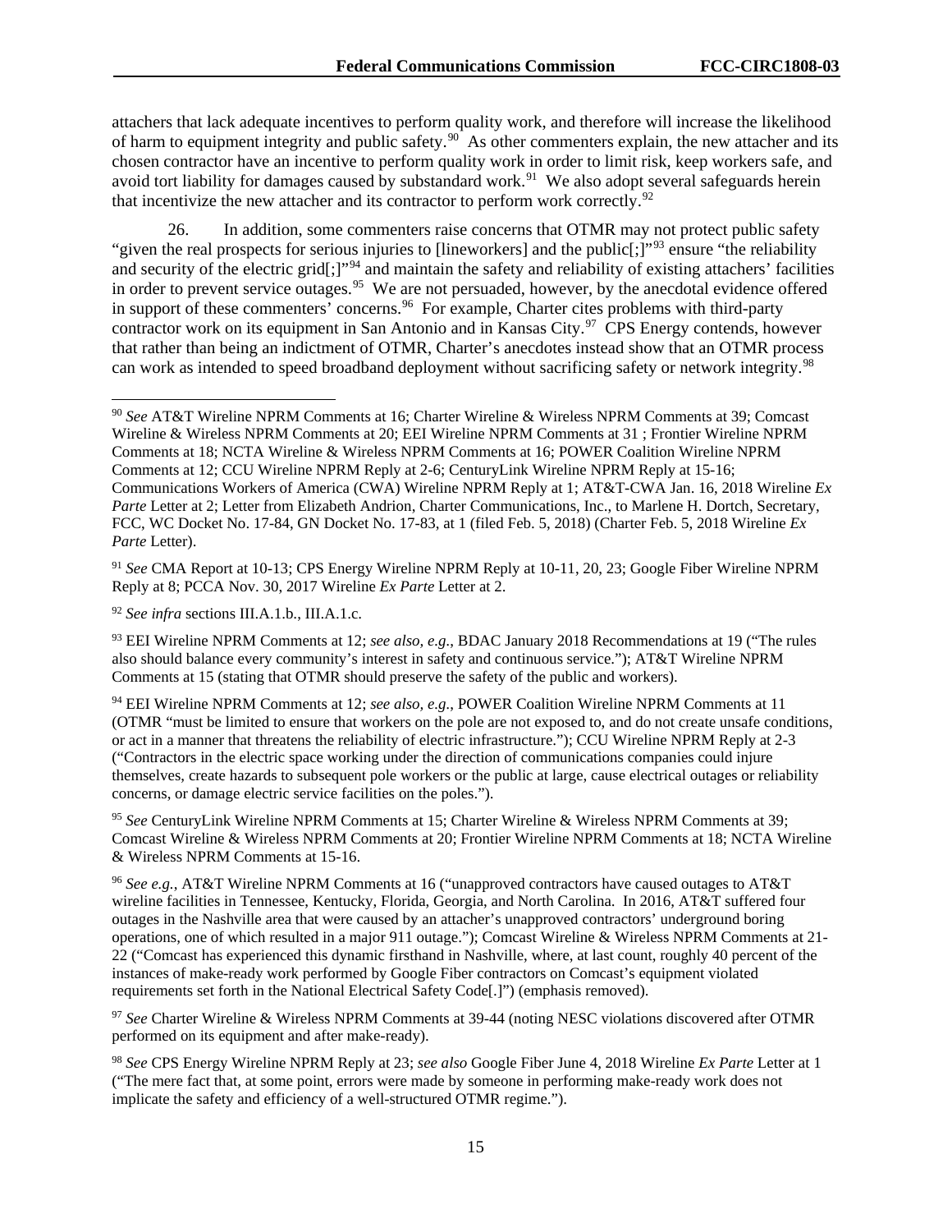attachers that lack adequate incentives to perform quality work, and therefore will increase the likelihood of harm to equipment integrity and public safety.[90] As other commenters explain, the new attacher and its chosen contractor have an incentive to perform quality work in order to limit risk, keep workers safe, and avoid tort liability for damages caused by substandard work.[91] We also adopt several safeguards herein that incentivize the new attacher and its contractor to perform work correctly.[92]

26. In addition, some commenters raise concerns that OTMR may not protect public safety "given the real prospects for serious injuries to [lineworkers] and the public[;]"[93] ensure "the reliability and security of the electric grid[;]"[94] and maintain the safety and reliability of existing attachers' facilities in order to prevent service outages.[95] We are not persuaded, however, by the anecdotal evidence offered in support of these commenters' concerns.[96] For example, Charter cites problems with third-party contractor work on its equipment in San Antonio and in Kansas City.[97] CPS Energy contends, however that rather than being an indictment of OTMR, Charter's anecdotes instead show that an OTMR process can work as intended to speed broadband deployment without sacrificing safety or network integrity.[98]

---

[90] *See* AT&T Wireline NPRM Comments at 16; Charter Wireline & Wireless NPRM Comments at 39; Comcast Wireline & Wireless NPRM Comments at 20; EEI Wireline NPRM Comments at 31 ; Frontier Wireline NPRM Comments at 18; NCTA Wireline & Wireless NPRM Comments at 16; POWER Coalition Wireline NPRM Comments at 12; CCU Wireline NPRM Reply at 2-6; CenturyLink Wireline NPRM Reply at 15-16; Communications Workers of America (CWA) Wireline NPRM Reply at 1; AT&T-CWA Jan. 16, 2018 Wireline *Ex Parte* Letter at 2; Letter from Elizabeth Andrion, Charter Communications, Inc., to Marlene H. Dortch, Secretary, FCC, WC Docket No. 17-84, GN Docket No. 17-83, at 1 (filed Feb. 5, 2018) (Charter Feb. 5, 2018 Wireline *Ex Parte* Letter).

[91] *See* CMA Report at 10-13; CPS Energy Wireline NPRM Reply at 10-11, 20, 23; Google Fiber Wireline NPRM Reply at 8; PCCA Nov. 30, 2017 Wireline *Ex Parte* Letter at 2.

[92] *See infra* sections III.A.1.b., III.A.1.c.

[93] EEI Wireline NPRM Comments at 12; *see also, e.g.*, BDAC January 2018 Recommendations at 19 ("The rules also should balance every community's interest in safety and continuous service."); AT&T Wireline NPRM Comments at 15 (stating that OTMR should preserve the safety of the public and workers).

[94] EEI Wireline NPRM Comments at 12; *see also, e.g.*, POWER Coalition Wireline NPRM Comments at 11 (OTMR "must be limited to ensure that workers on the pole are not exposed to, and do not create unsafe conditions, or act in a manner that threatens the reliability of electric infrastructure."); CCU Wireline NPRM Reply at 2-3 ("Contractors in the electric space working under the direction of communications companies could injure themselves, create hazards to subsequent pole workers or the public at large, cause electrical outages or reliability concerns, or damage electric service facilities on the poles.").

[95] *See* CenturyLink Wireline NPRM Comments at 15; Charter Wireline & Wireless NPRM Comments at 39; Comcast Wireline & Wireless NPRM Comments at 20; Frontier Wireline NPRM Comments at 18; NCTA Wireline & Wireless NPRM Comments at 15-16.

[96] *See e.g.*, AT&T Wireline NPRM Comments at 16 ("unapproved contractors have caused outages to AT&T wireline facilities in Tennessee, Kentucky, Florida, Georgia, and North Carolina. In 2016, AT&T suffered four outages in the Nashville area that were caused by an attacher's unapproved contractors' underground boring operations, one of which resulted in a major 911 outage."); Comcast Wireline & Wireless NPRM Comments at 21-22 ("Comcast has experienced this dynamic firsthand in Nashville, where, at last count, roughly 40 percent of the instances of make-ready work performed by Google Fiber contractors on Comcast's equipment violated requirements set forth in the National Electrical Safety Code[.]") (emphasis removed).

[97] *See* Charter Wireline & Wireless NPRM Comments at 39-44 (noting NESC violations discovered after OTMR performed on its equipment and after make-ready).

[98] *See* CPS Energy Wireline NPRM Reply at 23; *see also* Google Fiber June 4, 2018 Wireline *Ex Parte* Letter at 1 ("The mere fact that, at some point, errors were made by someone in performing make-ready work does not implicate the safety and efficiency of a well-structured OTMR regime.").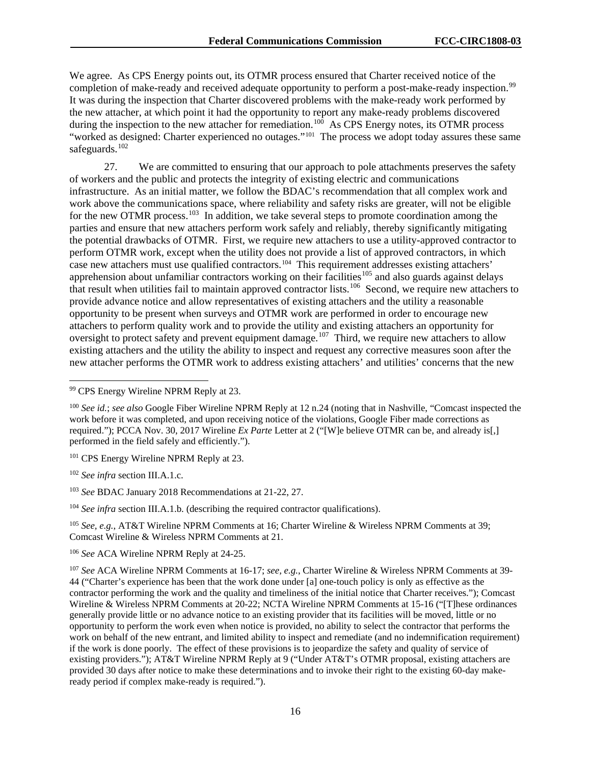We agree. As CPS Energy points out, its OTMR process ensured that Charter received notice of the completion of make-ready and received adequate opportunity to perform a post-make-ready inspection.[99] It was during the inspection that Charter discovered problems with the make-ready work performed by the new attacher, at which point it had the opportunity to report any make-ready problems discovered during the inspection to the new attacher for remediation.[100] As CPS Energy notes, its OTMR process "worked as designed: Charter experienced no outages."[101] The process we adopt today assures these same safeguards.[102]

27. We are committed to ensuring that our approach to pole attachments preserves the safety of workers and the public and protects the integrity of existing electric and communications infrastructure. As an initial matter, we follow the BDAC's recommendation that all complex work and work above the communications space, where reliability and safety risks are greater, will not be eligible for the new OTMR process.[103] In addition, we take several steps to promote coordination among the parties and ensure that new attachers perform work safely and reliably, thereby significantly mitigating the potential drawbacks of OTMR. First, we require new attachers to use a utility-approved contractor to perform OTMR work, except when the utility does not provide a list of approved contractors, in which case new attachers must use qualified contractors.[104] This requirement addresses existing attachers' apprehension about unfamiliar contractors working on their facilities[105] and also guards against delays that result when utilities fail to maintain approved contractor lists.[106] Second, we require new attachers to provide advance notice and allow representatives of existing attachers and the utility a reasonable opportunity to be present when surveys and OTMR work are performed in order to encourage new attachers to perform quality work and to provide the utility and existing attachers an opportunity for oversight to protect safety and prevent equipment damage.[107] Third, we require new attachers to allow existing attachers and the utility the ability to inspect and request any corrective measures soon after the new attacher performs the OTMR work to address existing attachers' and utilities' concerns that the new

---

[99] CPS Energy Wireline NPRM Reply at 23.

[100] *See id.*; *see also* Google Fiber Wireline NPRM Reply at 12 n.24 (noting that in Nashville, "Comcast inspected the work before it was completed, and upon receiving notice of the violations, Google Fiber made corrections as required."); PCCA Nov. 30, 2017 Wireline *Ex Parte* Letter at 2 ("[W]e believe OTMR can be, and already is[,] performed in the field safely and efficiently.").

[101] CPS Energy Wireline NPRM Reply at 23.

[102] *See infra* section III.A.1.c.

[103] *See* BDAC January 2018 Recommendations at 21-22, 27.

[104] *See infra* section III.A.1.b. (describing the required contractor qualifications).

[105] *See, e.g.,* AT&T Wireline NPRM Comments at 16; Charter Wireline & Wireless NPRM Comments at 39; Comcast Wireline & Wireless NPRM Comments at 21.

[106] *See* ACA Wireline NPRM Reply at 24-25.

[107] *See* ACA Wireline NPRM Comments at 16-17; *see, e.g.,* Charter Wireline & Wireless NPRM Comments at 39-44 ("Charter's experience has been that the work done under [a] one-touch policy is only as effective as the contractor performing the work and the quality and timeliness of the initial notice that Charter receives."); Comcast Wireline & Wireless NPRM Comments at 20-22; NCTA Wireline NPRM Comments at 15-16 ("[T]hese ordinances generally provide little or no advance notice to an existing provider that its facilities will be moved, little or no opportunity to perform the work even when notice is provided, no ability to select the contractor that performs the work on behalf of the new entrant, and limited ability to inspect and remediate (and no indemnification requirement) if the work is done poorly. The effect of these provisions is to jeopardize the safety and quality of service of existing providers."); AT&T Wireline NPRM Reply at 9 ("Under AT&T's OTMR proposal, existing attachers are provided 30 days after notice to make these determinations and to invoke their right to the existing 60-day make-ready period if complex make-ready is required.").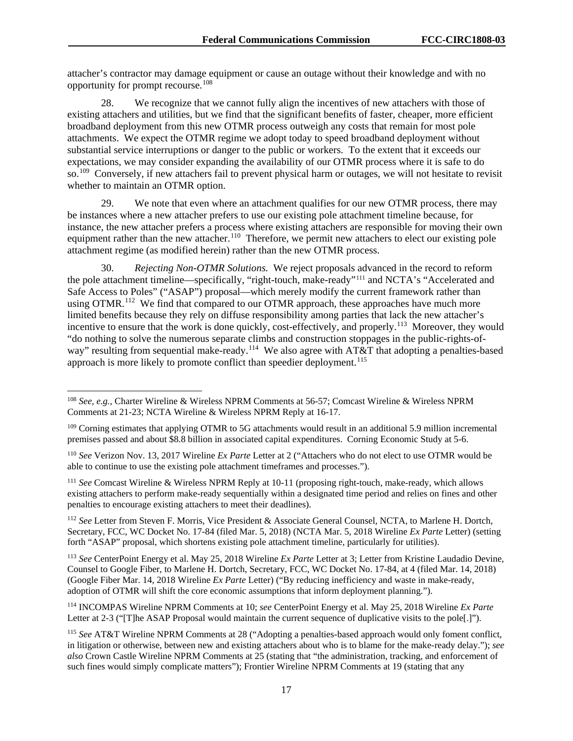attacher's contractor may damage equipment or cause an outage without their knowledge and with no opportunity for prompt recourse.[108]

28. We recognize that we cannot fully align the incentives of new attachers with those of existing attachers and utilities, but we find that the significant benefits of faster, cheaper, more efficient broadband deployment from this new OTMR process outweigh any costs that remain for most pole attachments. We expect the OTMR regime we adopt today to speed broadband deployment without substantial service interruptions or danger to the public or workers. To the extent that it exceeds our expectations, we may consider expanding the availability of our OTMR process where it is safe to do so.[109] Conversely, if new attachers fail to prevent physical harm or outages, we will not hesitate to revisit whether to maintain an OTMR option.

29. We note that even where an attachment qualifies for our new OTMR process, there may be instances where a new attacher prefers to use our existing pole attachment timeline because, for instance, the new attacher prefers a process where existing attachers are responsible for moving their own equipment rather than the new attacher.[110] Therefore, we permit new attachers to elect our existing pole attachment regime (as modified herein) rather than the new OTMR process.

30. *Rejecting Non-OTMR Solutions.* We reject proposals advanced in the record to reform the pole attachment timeline—specifically, "right-touch, make-ready"[111] and NCTA's "Accelerated and Safe Access to Poles" ("ASAP") proposal—which merely modify the current framework rather than using OTMR.[112] We find that compared to our OTMR approach, these approaches have much more limited benefits because they rely on diffuse responsibility among parties that lack the new attacher's incentive to ensure that the work is done quickly, cost-effectively, and properly.[113] Moreover, they would "do nothing to solve the numerous separate climbs and construction stoppages in the public-rights-of-way" resulting from sequential make-ready.[114] We also agree with AT&T that adopting a penalties-based approach is more likely to promote conflict than speedier deployment.[115]

---

[108] *See, e.g.*, Charter Wireline & Wireless NPRM Comments at 56-57; Comcast Wireline & Wireless NPRM Comments at 21-23; NCTA Wireline & Wireless NPRM Reply at 16-17.

[109] Corning estimates that applying OTMR to 5G attachments would result in an additional 5.9 million incremental premises passed and about $8.8 billion in associated capital expenditures. Corning Economic Study at 5-6.

[110] *See* Verizon Nov. 13, 2017 Wireline *Ex Parte* Letter at 2 ("Attachers who do not elect to use OTMR would be able to continue to use the existing pole attachment timeframes and processes.").

[111] *See* Comcast Wireline & Wireless NPRM Reply at 10-11 (proposing right-touch, make-ready, which allows existing attachers to perform make-ready sequentially within a designated time period and relies on fines and other penalties to encourage existing attachers to meet their deadlines).

[112] *See* Letter from Steven F. Morris, Vice President & Associate General Counsel, NCTA, to Marlene H. Dortch, Secretary, FCC, WC Docket No. 17-84 (filed Mar. 5, 2018) (NCTA Mar. 5, 2018 Wireline *Ex Parte* Letter) (setting forth "ASAP" proposal, which shortens existing pole attachment timeline, particularly for utilities).

[113] *See* CenterPoint Energy et al. May 25, 2018 Wireline *Ex Parte* Letter at 3; Letter from Kristine Laudadio Devine, Counsel to Google Fiber, to Marlene H. Dortch, Secretary, FCC, WC Docket No. 17-84, at 4 (filed Mar. 14, 2018) (Google Fiber Mar. 14, 2018 Wireline *Ex Parte* Letter) ("By reducing inefficiency and waste in make-ready, adoption of OTMR will shift the core economic assumptions that inform deployment planning.").

[114] INCOMPAS Wireline NPRM Comments at 10; *see* CenterPoint Energy et al. May 25, 2018 Wireline *Ex Parte* Letter at 2-3 ("[T]he ASAP Proposal would maintain the current sequence of duplicative visits to the pole[.]").

[115] *See* AT&T Wireline NPRM Comments at 28 ("Adopting a penalties-based approach would only foment conflict, in litigation or otherwise, between new and existing attachers about who is to blame for the make-ready delay."); *see also* Crown Castle Wireline NPRM Comments at 25 (stating that "the administration, tracking, and enforcement of such fines would simply complicate matters"); Frontier Wireline NPRM Comments at 19 (stating that any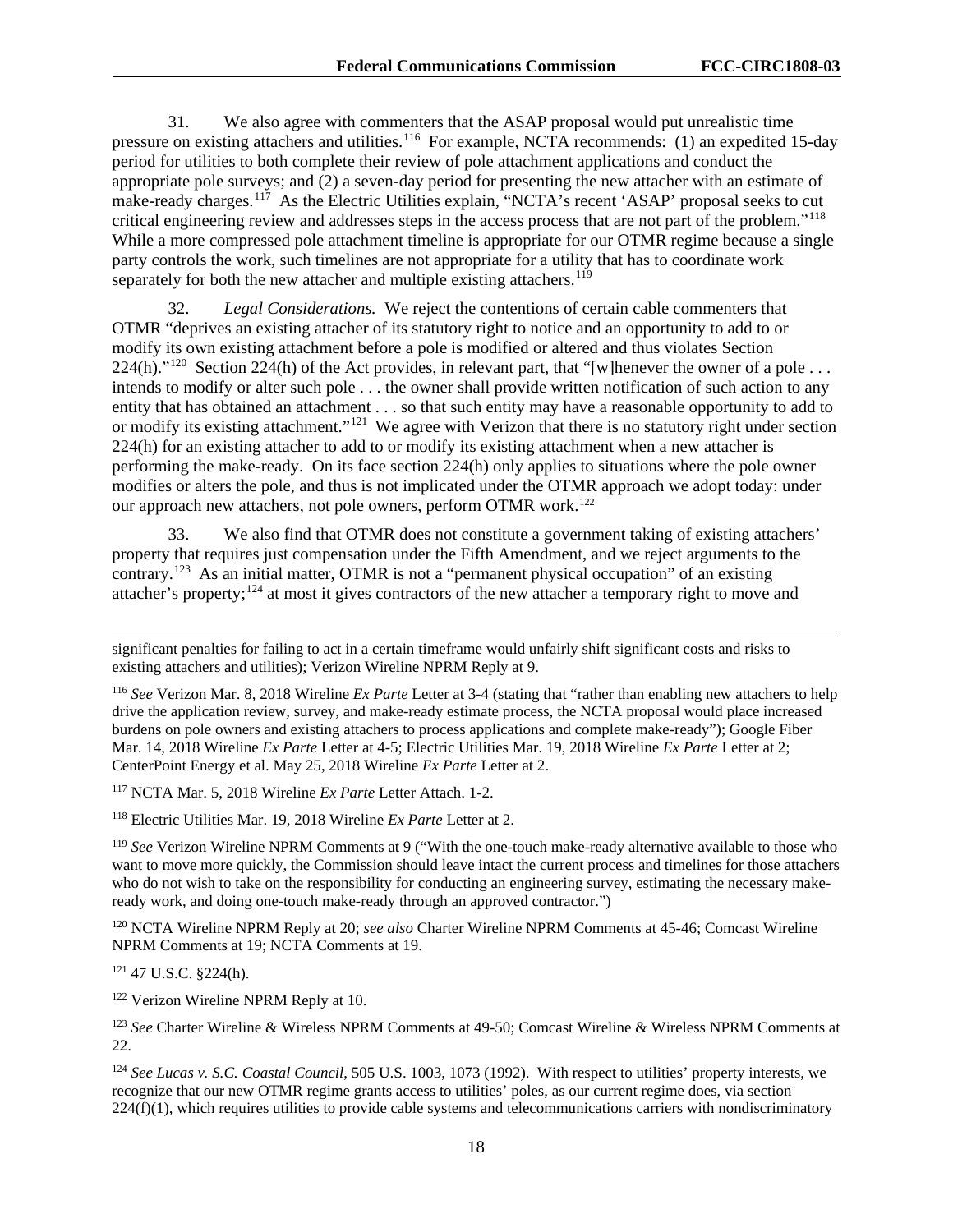31. We also agree with commenters that the ASAP proposal would put unrealistic time pressure on existing attachers and utilities.[116] For example, NCTA recommends: (1) an expedited 15-day period for utilities to both complete their review of pole attachment applications and conduct the appropriate pole surveys; and (2) a seven-day period for presenting the new attacher with an estimate of make-ready charges.[117] As the Electric Utilities explain, "NCTA's recent 'ASAP' proposal seeks to cut critical engineering review and addresses steps in the access process that are not part of the problem."[118] While a more compressed pole attachment timeline is appropriate for our OTMR regime because a single party controls the work, such timelines are not appropriate for a utility that has to coordinate work separately for both the new attacher and multiple existing attachers.[119]

32. *Legal Considerations.* We reject the contentions of certain cable commenters that OTMR "deprives an existing attacher of its statutory right to notice and an opportunity to add to or modify its own existing attachment before a pole is modified or altered and thus violates Section 224(h)."[120] Section 224(h) of the Act provides, in relevant part, that "[w]henever the owner of a pole . . . intends to modify or alter such pole . . . the owner shall provide written notification of such action to any entity that has obtained an attachment . . . so that such entity may have a reasonable opportunity to add to or modify its existing attachment."[121] We agree with Verizon that there is no statutory right under section 224(h) for an existing attacher to add to or modify its existing attachment when a new attacher is performing the make-ready. On its face section 224(h) only applies to situations where the pole owner modifies or alters the pole, and thus is not implicated under the OTMR approach we adopt today: under our approach new attachers, not pole owners, perform OTMR work.[122]

33. We also find that OTMR does not constitute a government taking of existing attachers' property that requires just compensation under the Fifth Amendment, and we reject arguments to the contrary.[123] As an initial matter, OTMR is not a "permanent physical occupation" of an existing attacher's property;[124] at most it gives contractors of the new attacher a temporary right to move and

---

significant penalties for failing to act in a certain timeframe would unfairly shift significant costs and risks to existing attachers and utilities); Verizon Wireline NPRM Reply at 9.

[116] *See* Verizon Mar. 8, 2018 Wireline *Ex Parte* Letter at 3-4 (stating that "rather than enabling new attachers to help drive the application review, survey, and make-ready estimate process, the NCTA proposal would place increased burdens on pole owners and existing attachers to process applications and complete make-ready"); Google Fiber Mar. 14, 2018 Wireline *Ex Parte* Letter at 4-5; Electric Utilities Mar. 19, 2018 Wireline *Ex Parte* Letter at 2; CenterPoint Energy et al. May 25, 2018 Wireline *Ex Parte* Letter at 2.

[117] NCTA Mar. 5, 2018 Wireline *Ex Parte* Letter Attach. 1-2.

[118] Electric Utilities Mar. 19, 2018 Wireline *Ex Parte* Letter at 2.

[119] *See* Verizon Wireline NPRM Comments at 9 ("With the one-touch make-ready alternative available to those who want to move more quickly, the Commission should leave intact the current process and timelines for those attachers who do not wish to take on the responsibility for conducting an engineering survey, estimating the necessary make-ready work, and doing one-touch make-ready through an approved contractor.")

[120] NCTA Wireline NPRM Reply at 20; *see also* Charter Wireline NPRM Comments at 45-46; Comcast Wireline NPRM Comments at 19; NCTA Comments at 19.

[121] 47 U.S.C. §224(h).

[122] Verizon Wireline NPRM Reply at 10.

[123] *See* Charter Wireline & Wireless NPRM Comments at 49-50; Comcast Wireline & Wireless NPRM Comments at 22.

[124] *See Lucas v. S.C. Coastal Council*, 505 U.S. 1003, 1073 (1992). With respect to utilities' property interests, we recognize that our new OTMR regime grants access to utilities' poles, as our current regime does, via section 224(f)(1), which requires utilities to provide cable systems and telecommunications carriers with nondiscriminatory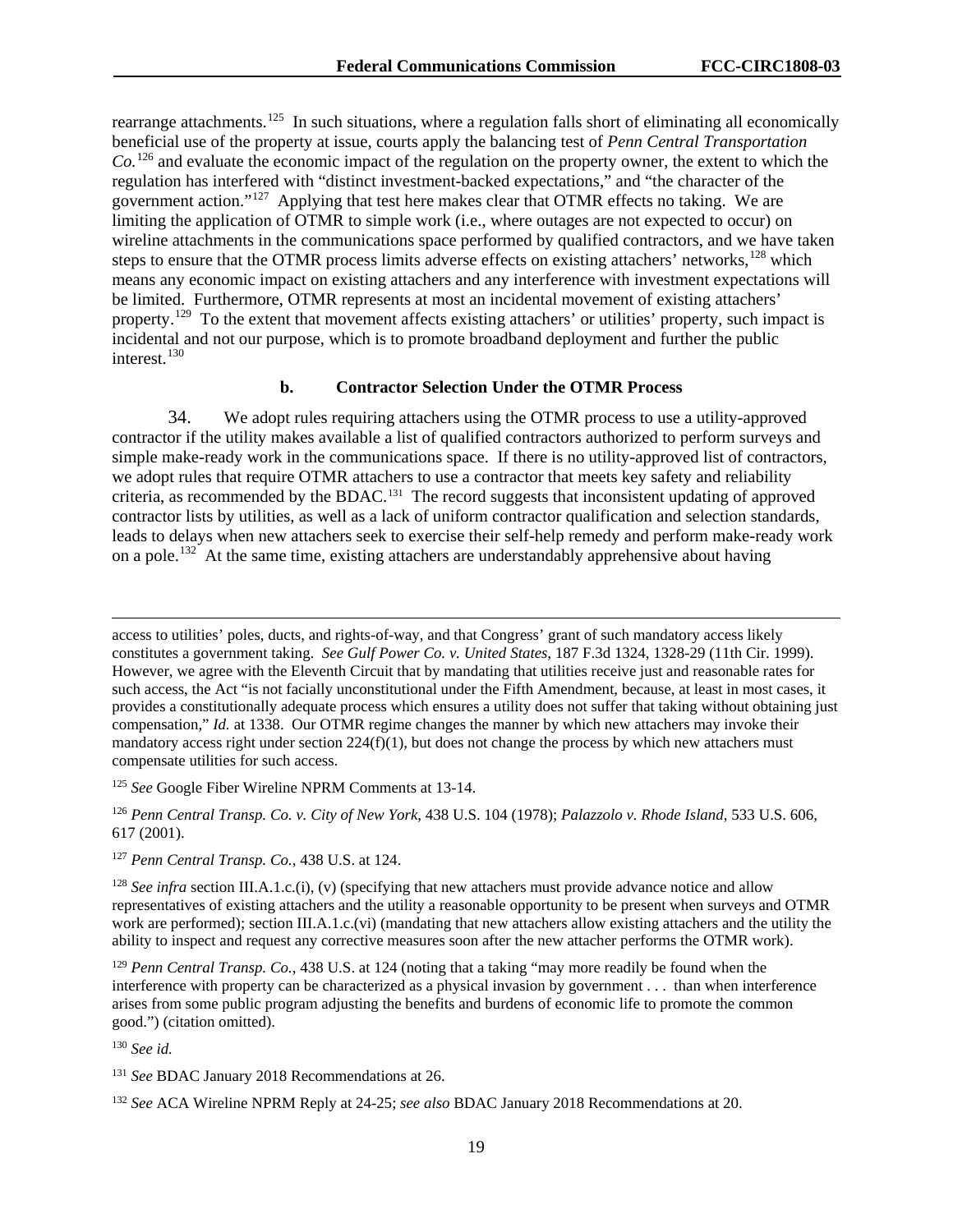rearrange attachments.[125] In such situations, where a regulation falls short of eliminating all economically beneficial use of the property at issue, courts apply the balancing test of *Penn Central Transportation Co.*[126] and evaluate the economic impact of the regulation on the property owner, the extent to which the regulation has interfered with "distinct investment-backed expectations," and "the character of the government action."[127] Applying that test here makes clear that OTMR effects no taking. We are limiting the application of OTMR to simple work (i.e., where outages are not expected to occur) on wireline attachments in the communications space performed by qualified contractors, and we have taken steps to ensure that the OTMR process limits adverse effects on existing attachers' networks,[128] which means any economic impact on existing attachers and any interference with investment expectations will be limited. Furthermore, OTMR represents at most an incidental movement of existing attachers' property.[129] To the extent that movement affects existing attachers' or utilities' property, such impact is incidental and not our purpose, which is to promote broadband deployment and further the public interest.[130]

#### b. Contractor Selection Under the OTMR Process

34. We adopt rules requiring attachers using the OTMR process to use a utility-approved contractor if the utility makes available a list of qualified contractors authorized to perform surveys and simple make-ready work in the communications space. If there is no utility-approved list of contractors, we adopt rules that require OTMR attachers to use a contractor that meets key safety and reliability criteria, as recommended by the BDAC.[131] The record suggests that inconsistent updating of approved contractor lists by utilities, as well as a lack of uniform contractor qualification and selection standards, leads to delays when new attachers seek to exercise their self-help remedy and perform make-ready work on a pole.[132] At the same time, existing attachers are understandably apprehensive about having

---

access to utilities' poles, ducts, and rights-of-way, and that Congress' grant of such mandatory access likely constitutes a government taking. *See Gulf Power Co. v. United States*, 187 F.3d 1324, 1328-29 (11th Cir. 1999). However, we agree with the Eleventh Circuit that by mandating that utilities receive just and reasonable rates for such access, the Act "is not facially unconstitutional under the Fifth Amendment, because, at least in most cases, it provides a constitutionally adequate process which ensures a utility does not suffer that taking without obtaining just compensation," *Id.* at 1338. Our OTMR regime changes the manner by which new attachers may invoke their mandatory access right under section 224(f)(1), but does not change the process by which new attachers must compensate utilities for such access.

[125] *See* Google Fiber Wireline NPRM Comments at 13-14.

[126] *Penn Central Transp. Co. v. City of New York*, 438 U.S. 104 (1978); *Palazzolo v. Rhode Island*, 533 U.S. 606, 617 (2001).

[127] *Penn Central Transp. Co.*, 438 U.S. at 124.

[128] *See infra* section III.A.1.c.(i), (v) (specifying that new attachers must provide advance notice and allow representatives of existing attachers and the utility a reasonable opportunity to be present when surveys and OTMR work are performed); section III.A.1.c.(vi) (mandating that new attachers allow existing attachers and the utility the ability to inspect and request any corrective measures soon after the new attacher performs the OTMR work).

[129] *Penn Central Transp. Co.*, 438 U.S. at 124 (noting that a taking "may more readily be found when the interference with property can be characterized as a physical invasion by government . . . than when interference arises from some public program adjusting the benefits and burdens of economic life to promote the common good.") (citation omitted).

[130] *See id.*

[131] *See* BDAC January 2018 Recommendations at 26.

[132] *See* ACA Wireline NPRM Reply at 24-25; *see also* BDAC January 2018 Recommendations at 20.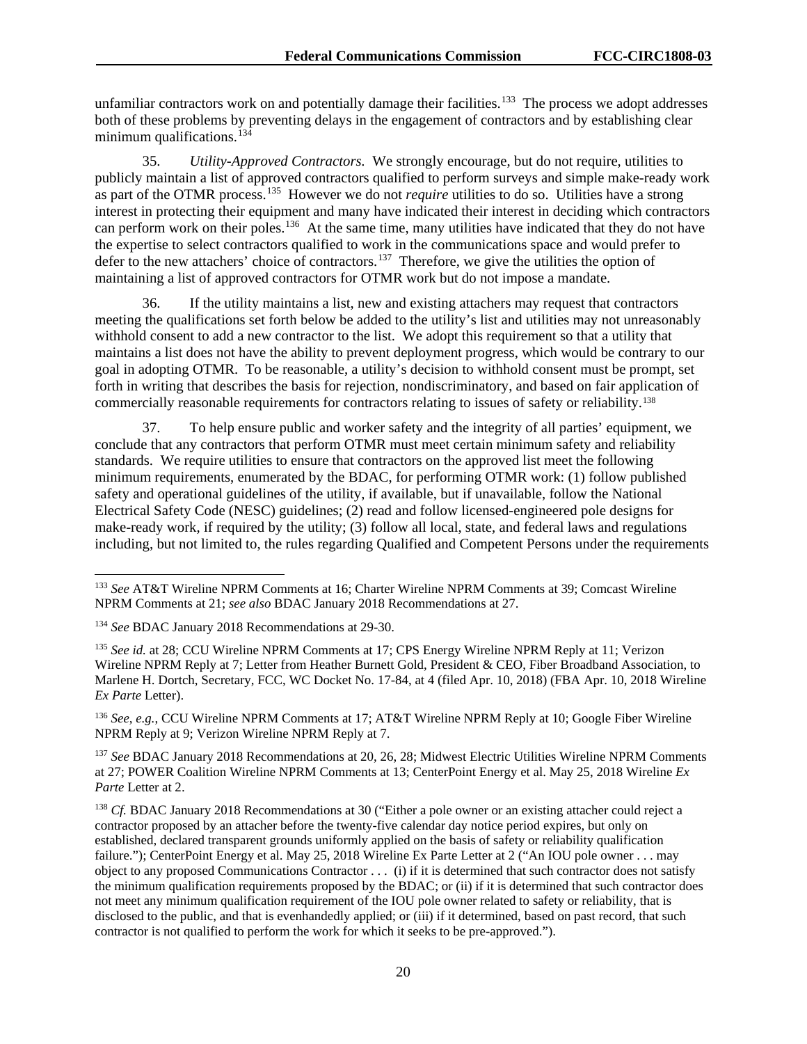unfamiliar contractors work on and potentially damage their facilities.[133] The process we adopt addresses both of these problems by preventing delays in the engagement of contractors and by establishing clear minimum qualifications.[134]

35. *Utility-Approved Contractors.* We strongly encourage, but do not require, utilities to publicly maintain a list of approved contractors qualified to perform surveys and simple make-ready work as part of the OTMR process.[135] However we do not *require* utilities to do so. Utilities have a strong interest in protecting their equipment and many have indicated their interest in deciding which contractors can perform work on their poles.[136] At the same time, many utilities have indicated that they do not have the expertise to select contractors qualified to work in the communications space and would prefer to defer to the new attachers' choice of contractors.[137] Therefore, we give the utilities the option of maintaining a list of approved contractors for OTMR work but do not impose a mandate.

36. If the utility maintains a list, new and existing attachers may request that contractors meeting the qualifications set forth below be added to the utility's list and utilities may not unreasonably withhold consent to add a new contractor to the list. We adopt this requirement so that a utility that maintains a list does not have the ability to prevent deployment progress, which would be contrary to our goal in adopting OTMR. To be reasonable, a utility's decision to withhold consent must be prompt, set forth in writing that describes the basis for rejection, nondiscriminatory, and based on fair application of commercially reasonable requirements for contractors relating to issues of safety or reliability.[138]

37. To help ensure public and worker safety and the integrity of all parties' equipment, we conclude that any contractors that perform OTMR must meet certain minimum safety and reliability standards. We require utilities to ensure that contractors on the approved list meet the following minimum requirements, enumerated by the BDAC, for performing OTMR work: (1) follow published safety and operational guidelines of the utility, if available, but if unavailable, follow the National Electrical Safety Code (NESC) guidelines; (2) read and follow licensed-engineered pole designs for make-ready work, if required by the utility; (3) follow all local, state, and federal laws and regulations including, but not limited to, the rules regarding Qualified and Competent Persons under the requirements

---

[133] *See* AT&T Wireline NPRM Comments at 16; Charter Wireline NPRM Comments at 39; Comcast Wireline NPRM Comments at 21; *see also* BDAC January 2018 Recommendations at 27.

[134] *See* BDAC January 2018 Recommendations at 29-30.

[135] *See id.* at 28; CCU Wireline NPRM Comments at 17; CPS Energy Wireline NPRM Reply at 11; Verizon Wireline NPRM Reply at 7; Letter from Heather Burnett Gold, President & CEO, Fiber Broadband Association, to Marlene H. Dortch, Secretary, FCC, WC Docket No. 17-84, at 4 (filed Apr. 10, 2018) (FBA Apr. 10, 2018 Wireline *Ex Parte* Letter).

[136] *See, e.g.*, CCU Wireline NPRM Comments at 17; AT&T Wireline NPRM Reply at 10; Google Fiber Wireline NPRM Reply at 9; Verizon Wireline NPRM Reply at 7.

[137] *See* BDAC January 2018 Recommendations at 20, 26, 28; Midwest Electric Utilities Wireline NPRM Comments at 27; POWER Coalition Wireline NPRM Comments at 13; CenterPoint Energy et al. May 25, 2018 Wireline *Ex Parte* Letter at 2.

[138] *Cf.* BDAC January 2018 Recommendations at 30 ("Either a pole owner or an existing attacher could reject a contractor proposed by an attacher before the twenty-five calendar day notice period expires, but only on established, declared transparent grounds uniformly applied on the basis of safety or reliability qualification failure."); CenterPoint Energy et al. May 25, 2018 Wireline Ex Parte Letter at 2 ("An IOU pole owner . . . may object to any proposed Communications Contractor . . . (i) if it is determined that such contractor does not satisfy the minimum qualification requirements proposed by the BDAC; or (ii) if it is determined that such contractor does not meet any minimum qualification requirement of the IOU pole owner related to safety or reliability, that is disclosed to the public, and that is evenhandedly applied; or (iii) if it determined, based on past record, that such contractor is not qualified to perform the work for which it seeks to be pre-approved.").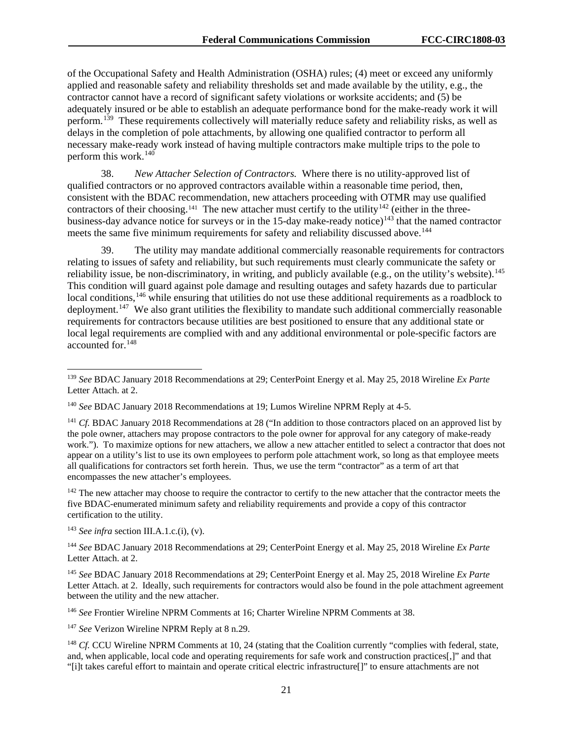of the Occupational Safety and Health Administration (OSHA) rules; (4) meet or exceed any uniformly applied and reasonable safety and reliability thresholds set and made available by the utility, e.g., the contractor cannot have a record of significant safety violations or worksite accidents; and (5) be adequately insured or be able to establish an adequate performance bond for the make-ready work it will perform.[139] These requirements collectively will materially reduce safety and reliability risks, as well as delays in the completion of pole attachments, by allowing one qualified contractor to perform all necessary make-ready work instead of having multiple contractors make multiple trips to the pole to perform this work.[140]

38. *New Attacher Selection of Contractors.* Where there is no utility-approved list of qualified contractors or no approved contractors available within a reasonable time period, then, consistent with the BDAC recommendation, new attachers proceeding with OTMR may use qualified contractors of their choosing.[141] The new attacher must certify to the utility[142] (either in the three-business-day advance notice for surveys or in the 15-day make-ready notice)[143] that the named contractor meets the same five minimum requirements for safety and reliability discussed above.[144]

39. The utility may mandate additional commercially reasonable requirements for contractors relating to issues of safety and reliability, but such requirements must clearly communicate the safety or reliability issue, be non-discriminatory, in writing, and publicly available (e.g., on the utility's website).[145] This condition will guard against pole damage and resulting outages and safety hazards due to particular local conditions,[146] while ensuring that utilities do not use these additional requirements as a roadblock to deployment.[147] We also grant utilities the flexibility to mandate such additional commercially reasonable requirements for contractors because utilities are best positioned to ensure that any additional state or local legal requirements are complied with and any additional environmental or pole-specific factors are accounted for.[148]

---

[139] *See* BDAC January 2018 Recommendations at 29; CenterPoint Energy et al. May 25, 2018 Wireline *Ex Parte* Letter Attach. at 2.

[140] *See* BDAC January 2018 Recommendations at 19; Lumos Wireline NPRM Reply at 4-5.

[141] *Cf.* BDAC January 2018 Recommendations at 28 ("In addition to those contractors placed on an approved list by the pole owner, attachers may propose contractors to the pole owner for approval for any category of make-ready work."). To maximize options for new attachers, we allow a new attacher entitled to select a contractor that does not appear on a utility's list to use its own employees to perform pole attachment work, so long as that employee meets all qualifications for contractors set forth herein. Thus, we use the term "contractor" as a term of art that encompasses the new attacher's employees.

[142] The new attacher may choose to require the contractor to certify to the new attacher that the contractor meets the five BDAC-enumerated minimum safety and reliability requirements and provide a copy of this contractor certification to the utility.

[143] *See infra* section III.A.1.c.(i), (v).

[144] *See* BDAC January 2018 Recommendations at 29; CenterPoint Energy et al. May 25, 2018 Wireline *Ex Parte* Letter Attach. at 2.

[145] *See* BDAC January 2018 Recommendations at 29; CenterPoint Energy et al. May 25, 2018 Wireline *Ex Parte* Letter Attach. at 2. Ideally, such requirements for contractors would also be found in the pole attachment agreement between the utility and the new attacher.

[146] *See* Frontier Wireline NPRM Comments at 16; Charter Wireline NPRM Comments at 38.

[147] *See* Verizon Wireline NPRM Reply at 8 n.29.

[148] *Cf.* CCU Wireline NPRM Comments at 10, 24 (stating that the Coalition currently "complies with federal, state, and, when applicable, local code and operating requirements for safe work and construction practices[,]" and that "[i]t takes careful effort to maintain and operate critical electric infrastructure[]" to ensure attachments are not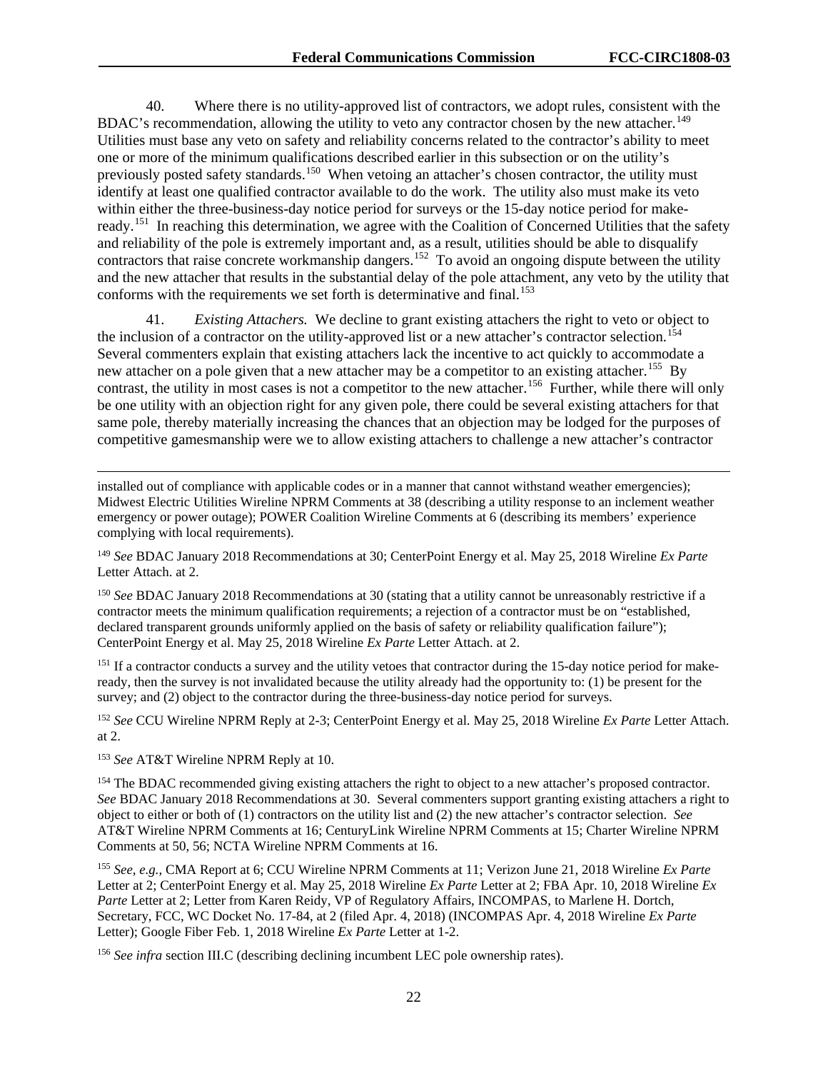40. Where there is no utility-approved list of contractors, we adopt rules, consistent with the BDAC's recommendation, allowing the utility to veto any contractor chosen by the new attacher.[149] Utilities must base any veto on safety and reliability concerns related to the contractor's ability to meet one or more of the minimum qualifications described earlier in this subsection or on the utility's previously posted safety standards.[150] When vetoing an attacher's chosen contractor, the utility must identify at least one qualified contractor available to do the work. The utility also must make its veto within either the three-business-day notice period for surveys or the 15-day notice period for make-ready.[151] In reaching this determination, we agree with the Coalition of Concerned Utilities that the safety and reliability of the pole is extremely important and, as a result, utilities should be able to disqualify contractors that raise concrete workmanship dangers.[152] To avoid an ongoing dispute between the utility and the new attacher that results in the substantial delay of the pole attachment, any veto by the utility that conforms with the requirements we set forth is determinative and final.[153]

41. *Existing Attachers.* We decline to grant existing attachers the right to veto or object to the inclusion of a contractor on the utility-approved list or a new attacher's contractor selection.[154] Several commenters explain that existing attachers lack the incentive to act quickly to accommodate a new attacher on a pole given that a new attacher may be a competitor to an existing attacher.[155] By contrast, the utility in most cases is not a competitor to the new attacher.[156] Further, while there will only be one utility with an objection right for any given pole, there could be several existing attachers for that same pole, thereby materially increasing the chances that an objection may be lodged for the purposes of competitive gamesmanship were we to allow existing attachers to challenge a new attacher's contractor

---

installed out of compliance with applicable codes or in a manner that cannot withstand weather emergencies); Midwest Electric Utilities Wireline NPRM Comments at 38 (describing a utility response to an inclement weather emergency or power outage); POWER Coalition Wireline Comments at 6 (describing its members' experience complying with local requirements).

[149] *See* BDAC January 2018 Recommendations at 30; CenterPoint Energy et al. May 25, 2018 Wireline *Ex Parte* Letter Attach. at 2.

[150] *See* BDAC January 2018 Recommendations at 30 (stating that a utility cannot be unreasonably restrictive if a contractor meets the minimum qualification requirements; a rejection of a contractor must be on "established, declared transparent grounds uniformly applied on the basis of safety or reliability qualification failure"); CenterPoint Energy et al. May 25, 2018 Wireline *Ex Parte* Letter Attach. at 2.

[151] If a contractor conducts a survey and the utility vetoes that contractor during the 15-day notice period for make-ready, then the survey is not invalidated because the utility already had the opportunity to: (1) be present for the survey; and (2) object to the contractor during the three-business-day notice period for surveys.

[152] *See* CCU Wireline NPRM Reply at 2-3; CenterPoint Energy et al. May 25, 2018 Wireline *Ex Parte* Letter Attach. at 2.

[153] *See* AT&T Wireline NPRM Reply at 10.

[154] The BDAC recommended giving existing attachers the right to object to a new attacher's proposed contractor. *See* BDAC January 2018 Recommendations at 30. Several commenters support granting existing attachers a right to object to either or both of (1) contractors on the utility list and (2) the new attacher's contractor selection. *See* AT&T Wireline NPRM Comments at 16; CenturyLink Wireline NPRM Comments at 15; Charter Wireline NPRM Comments at 50, 56; NCTA Wireline NPRM Comments at 16.

[155] *See, e.g.*, CMA Report at 6; CCU Wireline NPRM Comments at 11; Verizon June 21, 2018 Wireline *Ex Parte* Letter at 2; CenterPoint Energy et al. May 25, 2018 Wireline *Ex Parte* Letter at 2; FBA Apr. 10, 2018 Wireline *Ex Parte* Letter at 2; Letter from Karen Reidy, VP of Regulatory Affairs, INCOMPAS, to Marlene H. Dortch, Secretary, FCC, WC Docket No. 17-84, at 2 (filed Apr. 4, 2018) (INCOMPAS Apr. 4, 2018 Wireline *Ex Parte* Letter); Google Fiber Feb. 1, 2018 Wireline *Ex Parte* Letter at 1-2.

[156] *See infra* section III.C (describing declining incumbent LEC pole ownership rates).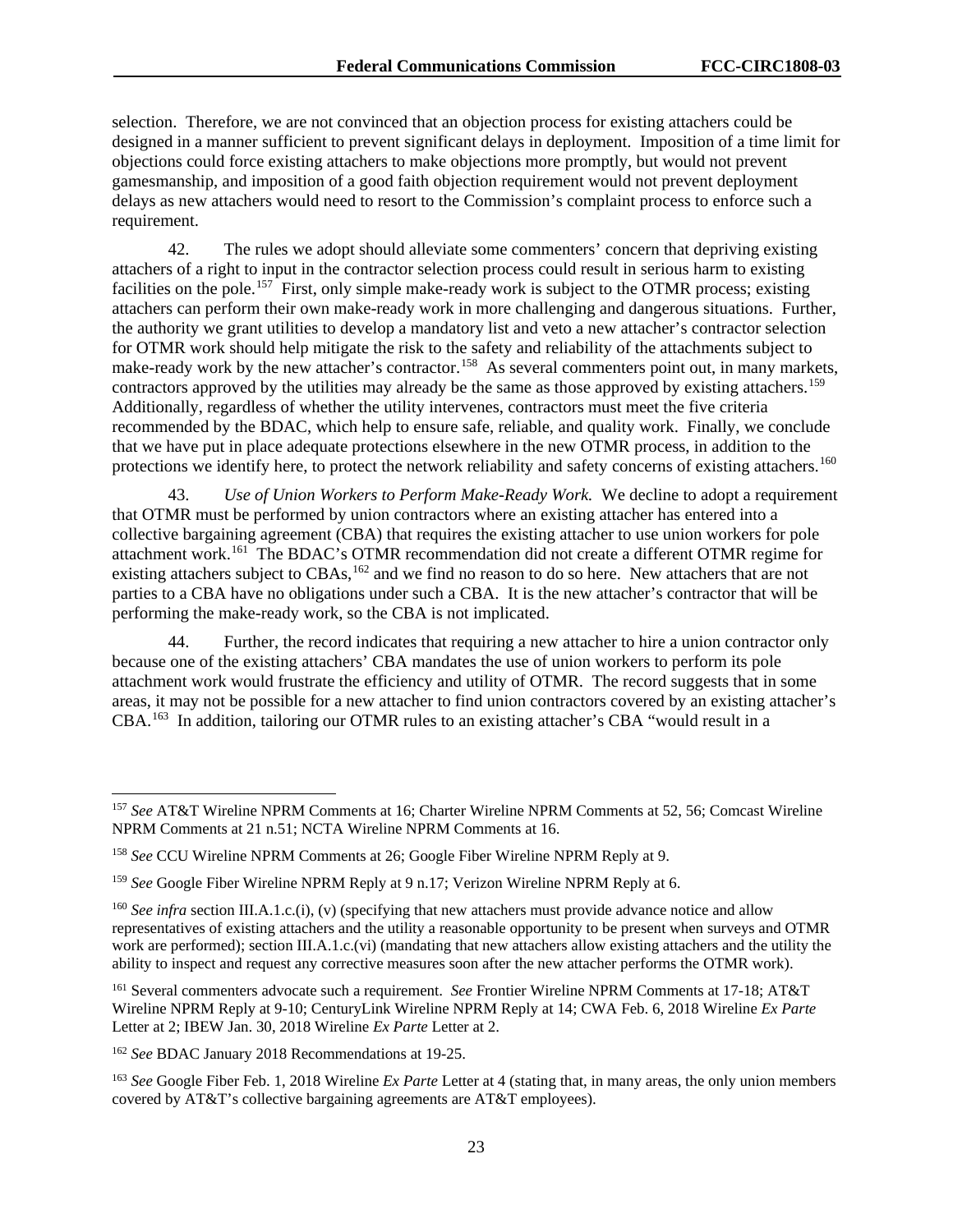selection. Therefore, we are not convinced that an objection process for existing attachers could be designed in a manner sufficient to prevent significant delays in deployment. Imposition of a time limit for objections could force existing attachers to make objections more promptly, but would not prevent gamesmanship, and imposition of a good faith objection requirement would not prevent deployment delays as new attachers would need to resort to the Commission's complaint process to enforce such a requirement.

42. The rules we adopt should alleviate some commenters' concern that depriving existing attachers of a right to input in the contractor selection process could result in serious harm to existing facilities on the pole.[157] First, only simple make-ready work is subject to the OTMR process; existing attachers can perform their own make-ready work in more challenging and dangerous situations. Further, the authority we grant utilities to develop a mandatory list and veto a new attacher's contractor selection for OTMR work should help mitigate the risk to the safety and reliability of the attachments subject to make-ready work by the new attacher's contractor.[158] As several commenters point out, in many markets, contractors approved by the utilities may already be the same as those approved by existing attachers.[159] Additionally, regardless of whether the utility intervenes, contractors must meet the five criteria recommended by the BDAC, which help to ensure safe, reliable, and quality work. Finally, we conclude that we have put in place adequate protections elsewhere in the new OTMR process, in addition to the protections we identify here, to protect the network reliability and safety concerns of existing attachers.[160]

43. *Use of Union Workers to Perform Make-Ready Work.* We decline to adopt a requirement that OTMR must be performed by union contractors where an existing attacher has entered into a collective bargaining agreement (CBA) that requires the existing attacher to use union workers for pole attachment work.[161] The BDAC's OTMR recommendation did not create a different OTMR regime for existing attachers subject to CBAs,[162] and we find no reason to do so here. New attachers that are not parties to a CBA have no obligations under such a CBA. It is the new attacher's contractor that will be performing the make-ready work, so the CBA is not implicated.

44. Further, the record indicates that requiring a new attacher to hire a union contractor only because one of the existing attachers' CBA mandates the use of union workers to perform its pole attachment work would frustrate the efficiency and utility of OTMR. The record suggests that in some areas, it may not be possible for a new attacher to find union contractors covered by an existing attacher's CBA.[163] In addition, tailoring our OTMR rules to an existing attacher's CBA "would result in a

---

[157] *See* AT&T Wireline NPRM Comments at 16; Charter Wireline NPRM Comments at 52, 56; Comcast Wireline NPRM Comments at 21 n.51; NCTA Wireline NPRM Comments at 16.

[158] *See* CCU Wireline NPRM Comments at 26; Google Fiber Wireline NPRM Reply at 9.

[159] *See* Google Fiber Wireline NPRM Reply at 9 n.17; Verizon Wireline NPRM Reply at 6.

[160] *See infra* section III.A.1.c.(i), (v) (specifying that new attachers must provide advance notice and allow representatives of existing attachers and the utility a reasonable opportunity to be present when surveys and OTMR work are performed); section III.A.1.c.(vi) (mandating that new attachers allow existing attachers and the utility the ability to inspect and request any corrective measures soon after the new attacher performs the OTMR work).

[161] Several commenters advocate such a requirement. *See* Frontier Wireline NPRM Comments at 17-18; AT&T Wireline NPRM Reply at 9-10; CenturyLink Wireline NPRM Reply at 14; CWA Feb. 6, 2018 Wireline *Ex Parte* Letter at 2; IBEW Jan. 30, 2018 Wireline *Ex Parte* Letter at 2.

[162] *See* BDAC January 2018 Recommendations at 19-25.

[163] *See* Google Fiber Feb. 1, 2018 Wireline *Ex Parte* Letter at 4 (stating that, in many areas, the only union members covered by AT&T's collective bargaining agreements are AT&T employees).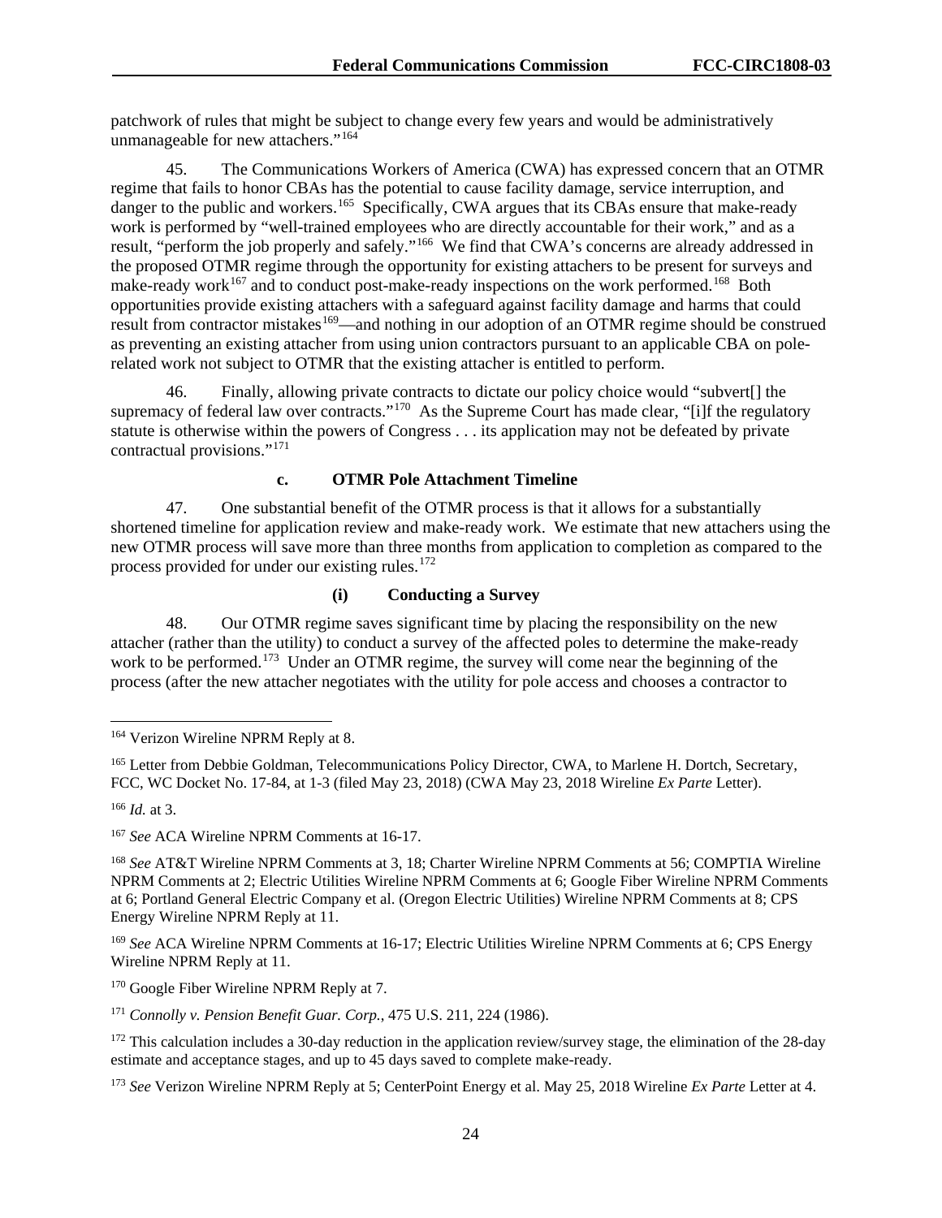patchwork of rules that might be subject to change every few years and would be administratively unmanageable for new attachers."[164]

45. The Communications Workers of America (CWA) has expressed concern that an OTMR regime that fails to honor CBAs has the potential to cause facility damage, service interruption, and danger to the public and workers.[165] Specifically, CWA argues that its CBAs ensure that make-ready work is performed by "well-trained employees who are directly accountable for their work," and as a result, "perform the job properly and safely."[166] We find that CWA's concerns are already addressed in the proposed OTMR regime through the opportunity for existing attachers to be present for surveys and make-ready work[167] and to conduct post-make-ready inspections on the work performed.[168] Both opportunities provide existing attachers with a safeguard against facility damage and harms that could result from contractor mistakes[169]—and nothing in our adoption of an OTMR regime should be construed as preventing an existing attacher from using union contractors pursuant to an applicable CBA on pole-related work not subject to OTMR that the existing attacher is entitled to perform.

46. Finally, allowing private contracts to dictate our policy choice would "subvert[] the supremacy of federal law over contracts."[170] As the Supreme Court has made clear, "[i]f the regulatory statute is otherwise within the powers of Congress . . . its application may not be defeated by private contractual provisions."[171]

#### c. OTMR Pole Attachment Timeline

47. One substantial benefit of the OTMR process is that it allows for a substantially shortened timeline for application review and make-ready work. We estimate that new attachers using the new OTMR process will save more than three months from application to completion as compared to the process provided for under our existing rules.[172]

##### (i) Conducting a Survey

48. Our OTMR regime saves significant time by placing the responsibility on the new attacher (rather than the utility) to conduct a survey of the affected poles to determine the make-ready work to be performed.[173] Under an OTMR regime, the survey will come near the beginning of the process (after the new attacher negotiates with the utility for pole access and chooses a contractor to

---

[164] Verizon Wireline NPRM Reply at 8.

[165] Letter from Debbie Goldman, Telecommunications Policy Director, CWA, to Marlene H. Dortch, Secretary, FCC, WC Docket No. 17-84, at 1-3 (filed May 23, 2018) (CWA May 23, 2018 Wireline *Ex Parte* Letter).

[166] *Id.* at 3.

[167] *See* ACA Wireline NPRM Comments at 16-17.

[168] *See* AT&T Wireline NPRM Comments at 3, 18; Charter Wireline NPRM Comments at 56; COMPTIA Wireline NPRM Comments at 2; Electric Utilities Wireline NPRM Comments at 6; Google Fiber Wireline NPRM Comments at 6; Portland General Electric Company et al. (Oregon Electric Utilities) Wireline NPRM Comments at 8; CPS Energy Wireline NPRM Reply at 11.

[169] *See* ACA Wireline NPRM Comments at 16-17; Electric Utilities Wireline NPRM Comments at 6; CPS Energy Wireline NPRM Reply at 11.

[170] Google Fiber Wireline NPRM Reply at 7.

[171] *Connolly v. Pension Benefit Guar. Corp.*, 475 U.S. 211, 224 (1986).

[172] This calculation includes a 30-day reduction in the application review/survey stage, the elimination of the 28-day estimate and acceptance stages, and up to 45 days saved to complete make-ready.

[173] *See* Verizon Wireline NPRM Reply at 5; CenterPoint Energy et al. May 25, 2018 Wireline *Ex Parte* Letter at 4.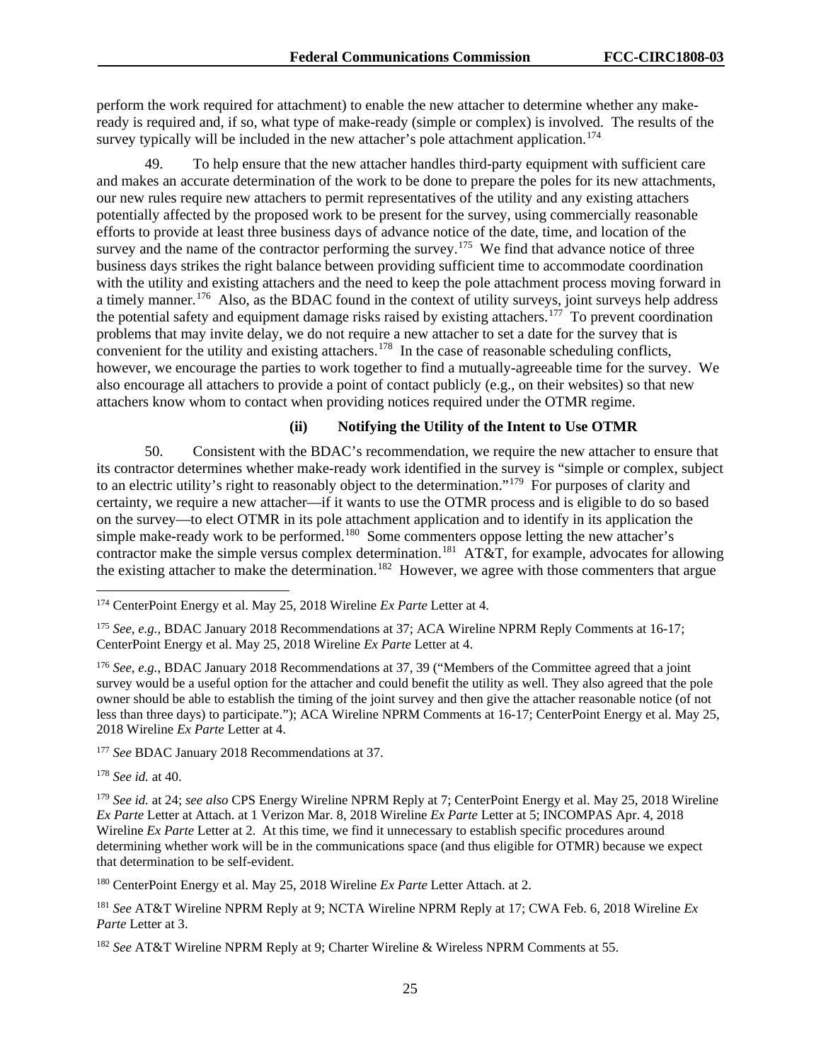perform the work required for attachment) to enable the new attacher to determine whether any make-ready is required and, if so, what type of make-ready (simple or complex) is involved. The results of the survey typically will be included in the new attacher's pole attachment application.[174]

49. To help ensure that the new attacher handles third-party equipment with sufficient care and makes an accurate determination of the work to be done to prepare the poles for its new attachments, our new rules require new attachers to permit representatives of the utility and any existing attachers potentially affected by the proposed work to be present for the survey, using commercially reasonable efforts to provide at least three business days of advance notice of the date, time, and location of the survey and the name of the contractor performing the survey.[175] We find that advance notice of three business days strikes the right balance between providing sufficient time to accommodate coordination with the utility and existing attachers and the need to keep the pole attachment process moving forward in a timely manner.[176] Also, as the BDAC found in the context of utility surveys, joint surveys help address the potential safety and equipment damage risks raised by existing attachers.[177] To prevent coordination problems that may invite delay, we do not require a new attacher to set a date for the survey that is convenient for the utility and existing attachers.[178] In the case of reasonable scheduling conflicts, however, we encourage the parties to work together to find a mutually-agreeable time for the survey. We also encourage all attachers to provide a point of contact publicly (e.g., on their websites) so that new attachers know whom to contact when providing notices required under the OTMR regime.

#### (ii) Notifying the Utility of the Intent to Use OTMR

50. Consistent with the BDAC's recommendation, we require the new attacher to ensure that its contractor determines whether make-ready work identified in the survey is "simple or complex, subject to an electric utility's right to reasonably object to the determination."[179] For purposes of clarity and certainty, we require a new attacher—if it wants to use the OTMR process and is eligible to do so based on the survey—to elect OTMR in its pole attachment application and to identify in its application the simple make-ready work to be performed.[180] Some commenters oppose letting the new attacher's contractor make the simple versus complex determination.[181] AT&T, for example, advocates for allowing the existing attacher to make the determination.[182] However, we agree with those commenters that argue

---

[174] CenterPoint Energy et al. May 25, 2018 Wireline *Ex Parte* Letter at 4.

[175] *See, e.g.*, BDAC January 2018 Recommendations at 37; ACA Wireline NPRM Reply Comments at 16-17; CenterPoint Energy et al. May 25, 2018 Wireline *Ex Parte* Letter at 4.

[176] *See, e.g.*, BDAC January 2018 Recommendations at 37, 39 ("Members of the Committee agreed that a joint survey would be a useful option for the attacher and could benefit the utility as well. They also agreed that the pole owner should be able to establish the timing of the joint survey and then give the attacher reasonable notice (of not less than three days) to participate."); ACA Wireline NPRM Comments at 16-17; CenterPoint Energy et al. May 25, 2018 Wireline *Ex Parte* Letter at 4.

[177] *See* BDAC January 2018 Recommendations at 37.

[178] *See id.* at 40.

[179] *See id.* at 24; *see also* CPS Energy Wireline NPRM Reply at 7; CenterPoint Energy et al. May 25, 2018 Wireline *Ex Parte* Letter at Attach. at 1 Verizon Mar. 8, 2018 Wireline *Ex Parte* Letter at 5; INCOMPAS Apr. 4, 2018 Wireline *Ex Parte* Letter at 2. At this time, we find it unnecessary to establish specific procedures around determining whether work will be in the communications space (and thus eligible for OTMR) because we expect that determination to be self-evident.

[180] CenterPoint Energy et al. May 25, 2018 Wireline *Ex Parte* Letter Attach. at 2.

[181] *See* AT&T Wireline NPRM Reply at 9; NCTA Wireline NPRM Reply at 17; CWA Feb. 6, 2018 Wireline *Ex Parte* Letter at 3.

[182] *See* AT&T Wireline NPRM Reply at 9; Charter Wireline & Wireless NPRM Comments at 55.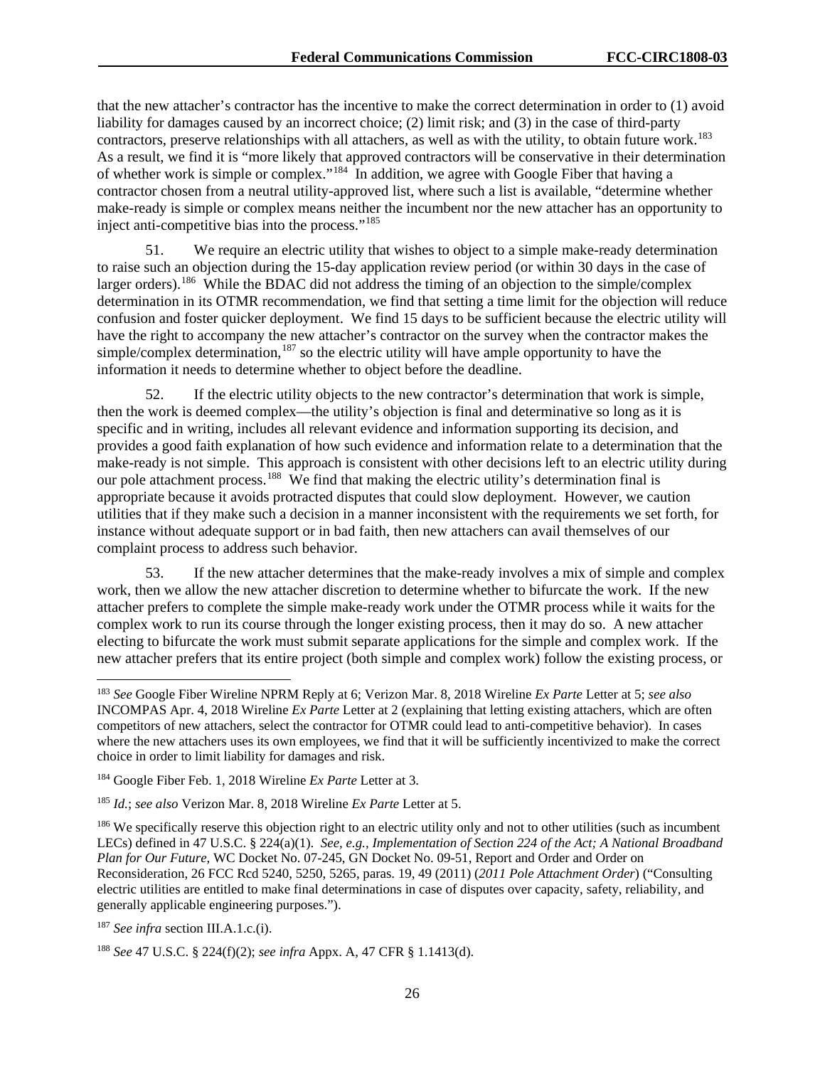that the new attacher's contractor has the incentive to make the correct determination in order to (1) avoid liability for damages caused by an incorrect choice; (2) limit risk; and (3) in the case of third-party contractors, preserve relationships with all attachers, as well as with the utility, to obtain future work.[183] As a result, we find it is "more likely that approved contractors will be conservative in their determination of whether work is simple or complex."[184] In addition, we agree with Google Fiber that having a contractor chosen from a neutral utility-approved list, where such a list is available, "determine whether make-ready is simple or complex means neither the incumbent nor the new attacher has an opportunity to inject anti-competitive bias into the process."[185]

51. We require an electric utility that wishes to object to a simple make-ready determination to raise such an objection during the 15-day application review period (or within 30 days in the case of larger orders).[186] While the BDAC did not address the timing of an objection to the simple/complex determination in its OTMR recommendation, we find that setting a time limit for the objection will reduce confusion and foster quicker deployment. We find 15 days to be sufficient because the electric utility will have the right to accompany the new attacher's contractor on the survey when the contractor makes the simple/complex determination,[187] so the electric utility will have ample opportunity to have the information it needs to determine whether to object before the deadline.

52. If the electric utility objects to the new contractor's determination that work is simple, then the work is deemed complex—the utility's objection is final and determinative so long as it is specific and in writing, includes all relevant evidence and information supporting its decision, and provides a good faith explanation of how such evidence and information relate to a determination that the make-ready is not simple. This approach is consistent with other decisions left to an electric utility during our pole attachment process.[188] We find that making the electric utility's determination final is appropriate because it avoids protracted disputes that could slow deployment. However, we caution utilities that if they make such a decision in a manner inconsistent with the requirements we set forth, for instance without adequate support or in bad faith, then new attachers can avail themselves of our complaint process to address such behavior.

53. If the new attacher determines that the make-ready involves a mix of simple and complex work, then we allow the new attacher discretion to determine whether to bifurcate the work. If the new attacher prefers to complete the simple make-ready work under the OTMR process while it waits for the complex work to run its course through the longer existing process, then it may do so. A new attacher electing to bifurcate the work must submit separate applications for the simple and complex work. If the new attacher prefers that its entire project (both simple and complex work) follow the existing process, or

---

[183] *See* Google Fiber Wireline NPRM Reply at 6; Verizon Mar. 8, 2018 Wireline *Ex Parte* Letter at 5; *see also* INCOMPAS Apr. 4, 2018 Wireline *Ex Parte* Letter at 2 (explaining that letting existing attachers, which are often competitors of new attachers, select the contractor for OTMR could lead to anti-competitive behavior). In cases where the new attachers uses its own employees, we find that it will be sufficiently incentivized to make the correct choice in order to limit liability for damages and risk.

[184] Google Fiber Feb. 1, 2018 Wireline *Ex Parte* Letter at 3.

[185] *Id.*; *see also* Verizon Mar. 8, 2018 Wireline *Ex Parte* Letter at 5.

[186] We specifically reserve this objection right to an electric utility only and not to other utilities (such as incumbent LECs) defined in 47 U.S.C. § 224(a)(1). *See, e.g.*, *Implementation of Section 224 of the Act; A National Broadband Plan for Our Future*, WC Docket No. 07-245, GN Docket No. 09-51, Report and Order and Order on Reconsideration, 26 FCC Rcd 5240, 5250, 5265, paras. 19, 49 (2011) (*2011 Pole Attachment Order*) ("Consulting electric utilities are entitled to make final determinations in case of disputes over capacity, safety, reliability, and generally applicable engineering purposes.").

[187] *See infra* section III.A.1.c.(i).

[188] *See* 47 U.S.C. § 224(f)(2); *see infra* Appx. A, 47 CFR § 1.1413(d).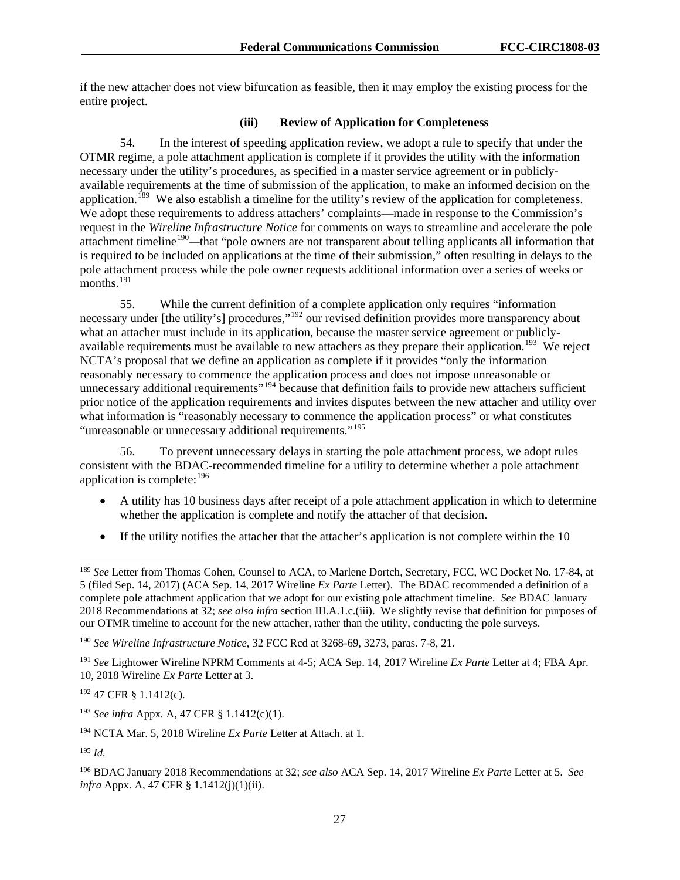if the new attacher does not view bifurcation as feasible, then it may employ the existing process for the entire project.

#### (iii) Review of Application for Completeness

54. In the interest of speeding application review, we adopt a rule to specify that under the OTMR regime, a pole attachment application is complete if it provides the utility with the information necessary under the utility's procedures, as specified in a master service agreement or in publicly-available requirements at the time of submission of the application, to make an informed decision on the application.[189] We also establish a timeline for the utility's review of the application for completeness. We adopt these requirements to address attachers' complaints—made in response to the Commission's request in the *Wireline Infrastructure Notice* for comments on ways to streamline and accelerate the pole attachment timeline[190]—that "pole owners are not transparent about telling applicants all information that is required to be included on applications at the time of their submission," often resulting in delays to the pole attachment process while the pole owner requests additional information over a series of weeks or months.[191]

55. While the current definition of a complete application only requires "information necessary under [the utility's] procedures,"[192] our revised definition provides more transparency about what an attacher must include in its application, because the master service agreement or publicly-available requirements must be available to new attachers as they prepare their application.[193] We reject NCTA's proposal that we define an application as complete if it provides "only the information reasonably necessary to commence the application process and does not impose unreasonable or unnecessary additional requirements"[194] because that definition fails to provide new attachers sufficient prior notice of the application requirements and invites disputes between the new attacher and utility over what information is "reasonably necessary to commence the application process" or what constitutes "unreasonable or unnecessary additional requirements."[195]

56. To prevent unnecessary delays in starting the pole attachment process, we adopt rules consistent with the BDAC-recommended timeline for a utility to determine whether a pole attachment application is complete:[196]

- A utility has 10 business days after receipt of a pole attachment application in which to determine whether the application is complete and notify the attacher of that decision.
- If the utility notifies the attacher that the attacher's application is not complete within the 10

---

[189] *See* Letter from Thomas Cohen, Counsel to ACA, to Marlene Dortch, Secretary, FCC, WC Docket No. 17-84, at 5 (filed Sep. 14, 2017) (ACA Sep. 14, 2017 Wireline *Ex Parte* Letter). The BDAC recommended a definition of a complete pole attachment application that we adopt for our existing pole attachment timeline. *See* BDAC January 2018 Recommendations at 32; *see also infra* section III.A.1.c.(iii). We slightly revise that definition for purposes of our OTMR timeline to account for the new attacher, rather than the utility, conducting the pole surveys.

[190] *See Wireline Infrastructure Notice*, 32 FCC Rcd at 3268-69, 3273, paras. 7-8, 21.

[191] *See* Lightower Wireline NPRM Comments at 4-5; ACA Sep. 14, 2017 Wireline *Ex Parte* Letter at 4; FBA Apr. 10, 2018 Wireline *Ex Parte* Letter at 3.

[192] 47 CFR § 1.1412(c).

[193] *See infra* Appx. A, 47 CFR § 1.1412(c)(1).

[194] NCTA Mar. 5, 2018 Wireline *Ex Parte* Letter at Attach. at 1.

[195] *Id.*

[196] BDAC January 2018 Recommendations at 32; *see also* ACA Sep. 14, 2017 Wireline *Ex Parte* Letter at 5. *See infra* Appx. A, 47 CFR § 1.1412(j)(1)(ii).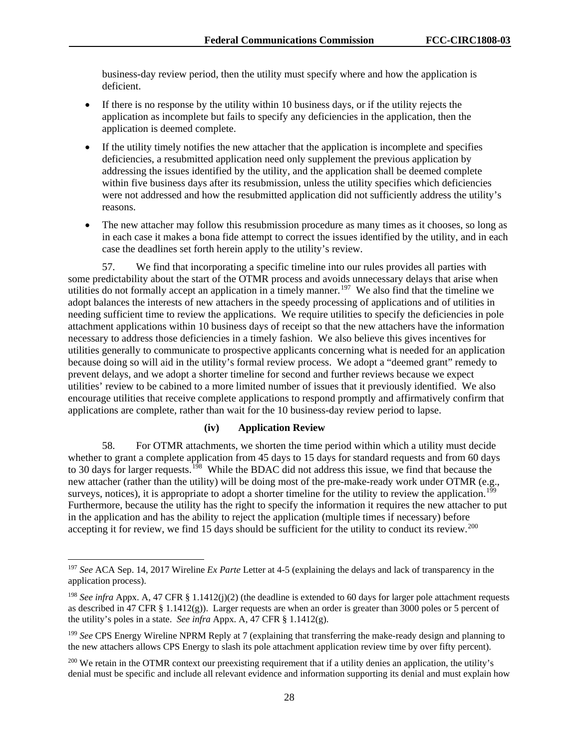business-day review period, then the utility must specify where and how the application is deficient.

- If there is no response by the utility within 10 business days, or if the utility rejects the application as incomplete but fails to specify any deficiencies in the application, then the application is deemed complete.
- If the utility timely notifies the new attacher that the application is incomplete and specifies deficiencies, a resubmitted application need only supplement the previous application by addressing the issues identified by the utility, and the application shall be deemed complete within five business days after its resubmission, unless the utility specifies which deficiencies were not addressed and how the resubmitted application did not sufficiently address the utility's reasons.
- The new attacher may follow this resubmission procedure as many times as it chooses, so long as in each case it makes a bona fide attempt to correct the issues identified by the utility, and in each case the deadlines set forth herein apply to the utility's review.

57. We find that incorporating a specific timeline into our rules provides all parties with some predictability about the start of the OTMR process and avoids unnecessary delays that arise when utilities do not formally accept an application in a timely manner.[197] We also find that the timeline we adopt balances the interests of new attachers in the speedy processing of applications and of utilities in needing sufficient time to review the applications. We require utilities to specify the deficiencies in pole attachment applications within 10 business days of receipt so that the new attachers have the information necessary to address those deficiencies in a timely fashion. We also believe this gives incentives for utilities generally to communicate to prospective applicants concerning what is needed for an application because doing so will aid in the utility's formal review process. We adopt a "deemed grant" remedy to prevent delays, and we adopt a shorter timeline for second and further reviews because we expect utilities' review to be cabined to a more limited number of issues that it previously identified. We also encourage utilities that receive complete applications to respond promptly and affirmatively confirm that applications are complete, rather than wait for the 10 business-day review period to lapse.

**(iv) Application Review**

58. For OTMR attachments, we shorten the time period within which a utility must decide whether to grant a complete application from 45 days to 15 days for standard requests and from 60 days to 30 days for larger requests.[198] While the BDAC did not address this issue, we find that because the new attacher (rather than the utility) will be doing most of the pre-make-ready work under OTMR (e.g., surveys, notices), it is appropriate to adopt a shorter timeline for the utility to review the application.[199] Furthermore, because the utility has the right to specify the information it requires the new attacher to put in the application and has the ability to reject the application (multiple times if necessary) before accepting it for review, we find 15 days should be sufficient for the utility to conduct its review.[200]

---

[197] *See* ACA Sep. 14, 2017 Wireline *Ex Parte* Letter at 4-5 (explaining the delays and lack of transparency in the application process).

[198] *See infra* Appx. A, 47 CFR § 1.1412(j)(2) (the deadline is extended to 60 days for larger pole attachment requests as described in 47 CFR § 1.1412(g)). Larger requests are when an order is greater than 3000 poles or 5 percent of the utility's poles in a state. *See infra* Appx. A, 47 CFR § 1.1412(g).

[199] *See* CPS Energy Wireline NPRM Reply at 7 (explaining that transferring the make-ready design and planning to the new attachers allows CPS Energy to slash its pole attachment application review time by over fifty percent).

[200] We retain in the OTMR context our preexisting requirement that if a utility denies an application, the utility's denial must be specific and include all relevant evidence and information supporting its denial and must explain how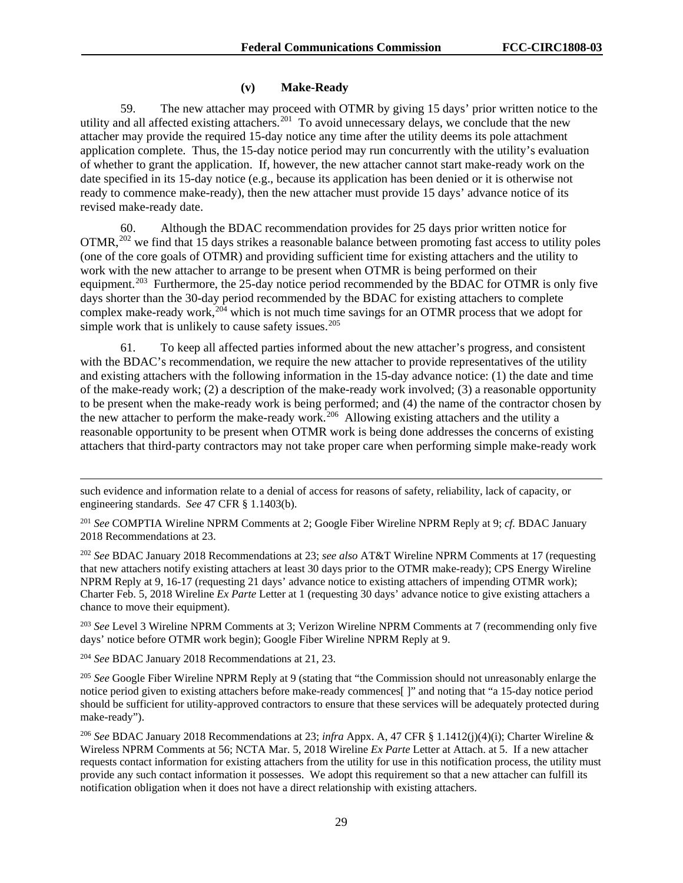#### (v) Make-Ready

59. The new attacher may proceed with OTMR by giving 15 days' prior written notice to the utility and all affected existing attachers.[201] To avoid unnecessary delays, we conclude that the new attacher may provide the required 15-day notice any time after the utility deems its pole attachment application complete. Thus, the 15-day notice period may run concurrently with the utility's evaluation of whether to grant the application. If, however, the new attacher cannot start make-ready work on the date specified in its 15-day notice (e.g., because its application has been denied or it is otherwise not ready to commence make-ready), then the new attacher must provide 15 days' advance notice of its revised make-ready date.

60. Although the BDAC recommendation provides for 25 days prior written notice for OTMR,[202] we find that 15 days strikes a reasonable balance between promoting fast access to utility poles (one of the core goals of OTMR) and providing sufficient time for existing attachers and the utility to work with the new attacher to arrange to be present when OTMR is being performed on their equipment.[203] Furthermore, the 25-day notice period recommended by the BDAC for OTMR is only five days shorter than the 30-day period recommended by the BDAC for existing attachers to complete complex make-ready work,[204] which is not much time savings for an OTMR process that we adopt for simple work that is unlikely to cause safety issues.[205]

61. To keep all affected parties informed about the new attacher's progress, and consistent with the BDAC's recommendation, we require the new attacher to provide representatives of the utility and existing attachers with the following information in the 15-day advance notice: (1) the date and time of the make-ready work; (2) a description of the make-ready work involved; (3) a reasonable opportunity to be present when the make-ready work is being performed; and (4) the name of the contractor chosen by the new attacher to perform the make-ready work.[206] Allowing existing attachers and the utility a reasonable opportunity to be present when OTMR work is being done addresses the concerns of existing attachers that third-party contractors may not take proper care when performing simple make-ready work

---

such evidence and information relate to a denial of access for reasons of safety, reliability, lack of capacity, or engineering standards. *See* 47 CFR § 1.1403(b).

[201] *See* COMPTIA Wireline NPRM Comments at 2; Google Fiber Wireline NPRM Reply at 9; *cf.* BDAC January 2018 Recommendations at 23.

[202] *See* BDAC January 2018 Recommendations at 23; *see also* AT&T Wireline NPRM Comments at 17 (requesting that new attachers notify existing attachers at least 30 days prior to the OTMR make-ready); CPS Energy Wireline NPRM Reply at 9, 16-17 (requesting 21 days' advance notice to existing attachers of impending OTMR work); Charter Feb. 5, 2018 Wireline *Ex Parte* Letter at 1 (requesting 30 days' advance notice to give existing attachers a chance to move their equipment).

[203] *See* Level 3 Wireline NPRM Comments at 3; Verizon Wireline NPRM Comments at 7 (recommending only five days' notice before OTMR work begin); Google Fiber Wireline NPRM Reply at 9.

[204] *See* BDAC January 2018 Recommendations at 21, 23.

[205] *See* Google Fiber Wireline NPRM Reply at 9 (stating that "the Commission should not unreasonably enlarge the notice period given to existing attachers before make-ready commences[ ]" and noting that "a 15-day notice period should be sufficient for utility-approved contractors to ensure that these services will be adequately protected during make-ready").

[206] *See* BDAC January 2018 Recommendations at 23; *infra* Appx. A, 47 CFR § 1.1412(j)(4)(i); Charter Wireline & Wireless NPRM Comments at 56; NCTA Mar. 5, 2018 Wireline *Ex Parte* Letter at Attach. at 5. If a new attacher requests contact information for existing attachers from the utility for use in this notification process, the utility must provide any such contact information it possesses. We adopt this requirement so that a new attacher can fulfill its notification obligation when it does not have a direct relationship with existing attachers.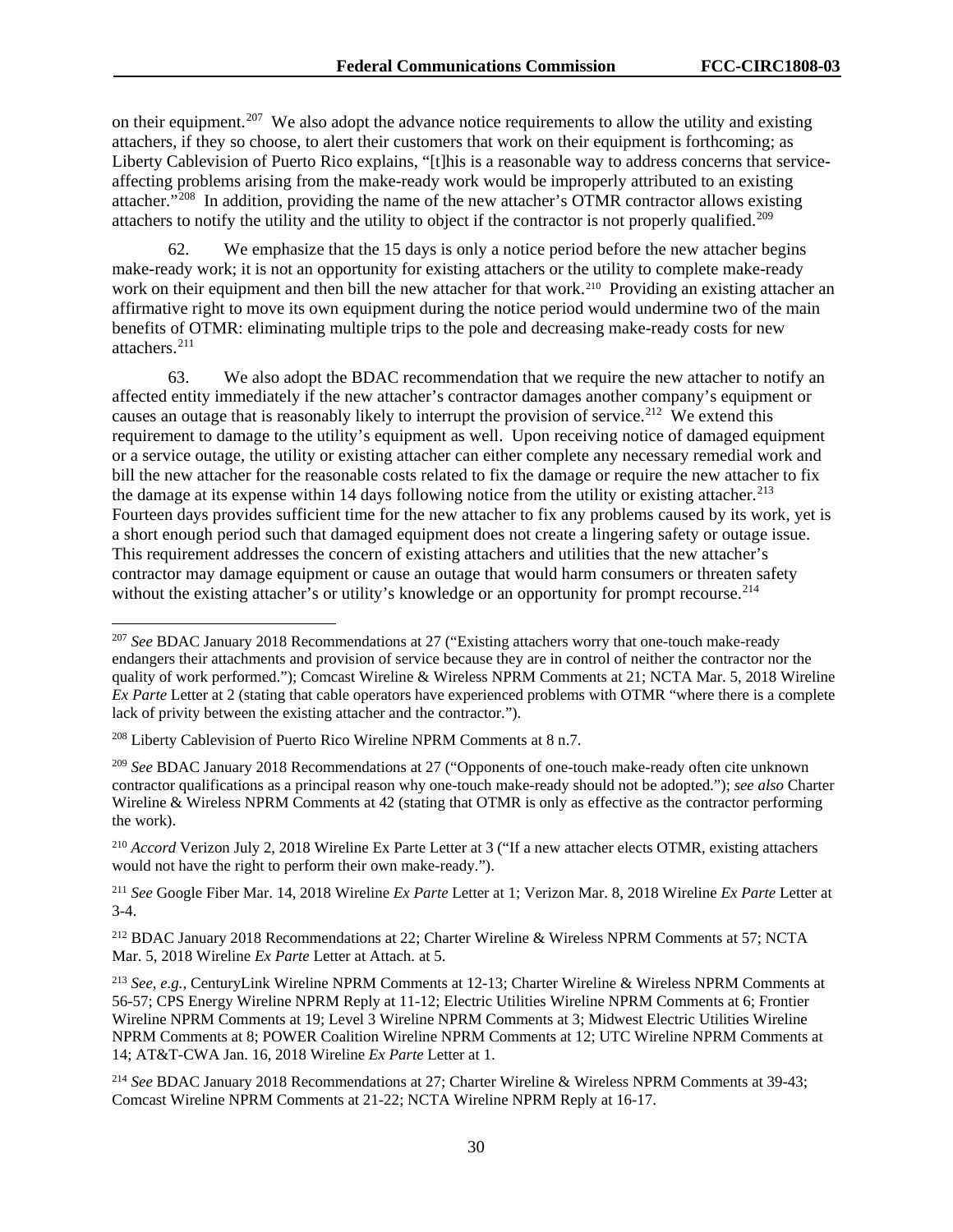on their equipment.[207] We also adopt the advance notice requirements to allow the utility and existing attachers, if they so choose, to alert their customers that work on their equipment is forthcoming; as Liberty Cablevision of Puerto Rico explains, "[t]his is a reasonable way to address concerns that service-affecting problems arising from the make-ready work would be improperly attributed to an existing attacher."[208] In addition, providing the name of the new attacher's OTMR contractor allows existing attachers to notify the utility and the utility to object if the contractor is not properly qualified.[209]

62. We emphasize that the 15 days is only a notice period before the new attacher begins make-ready work; it is not an opportunity for existing attachers or the utility to complete make-ready work on their equipment and then bill the new attacher for that work.[210] Providing an existing attacher an affirmative right to move its own equipment during the notice period would undermine two of the main benefits of OTMR: eliminating multiple trips to the pole and decreasing make-ready costs for new attachers.[211]

63. We also adopt the BDAC recommendation that we require the new attacher to notify an affected entity immediately if the new attacher's contractor damages another company's equipment or causes an outage that is reasonably likely to interrupt the provision of service.[212] We extend this requirement to damage to the utility's equipment as well. Upon receiving notice of damaged equipment or a service outage, the utility or existing attacher can either complete any necessary remedial work and bill the new attacher for the reasonable costs related to fix the damage or require the new attacher to fix the damage at its expense within 14 days following notice from the utility or existing attacher.[213] Fourteen days provides sufficient time for the new attacher to fix any problems caused by its work, yet is a short enough period such that damaged equipment does not create a lingering safety or outage issue. This requirement addresses the concern of existing attachers and utilities that the new attacher's contractor may damage equipment or cause an outage that would harm consumers or threaten safety without the existing attacher's or utility's knowledge or an opportunity for prompt recourse.[214]

---

[207] *See* BDAC January 2018 Recommendations at 27 ("Existing attachers worry that one-touch make-ready endangers their attachments and provision of service because they are in control of neither the contractor nor the quality of work performed."); Comcast Wireline & Wireless NPRM Comments at 21; NCTA Mar. 5, 2018 Wireline *Ex Parte* Letter at 2 (stating that cable operators have experienced problems with OTMR "where there is a complete lack of privity between the existing attacher and the contractor.").

[208] Liberty Cablevision of Puerto Rico Wireline NPRM Comments at 8 n.7.

[209] *See* BDAC January 2018 Recommendations at 27 ("Opponents of one-touch make-ready often cite unknown contractor qualifications as a principal reason why one-touch make-ready should not be adopted."); *see also* Charter Wireline & Wireless NPRM Comments at 42 (stating that OTMR is only as effective as the contractor performing the work).

[210] *Accord* Verizon July 2, 2018 Wireline Ex Parte Letter at 3 ("If a new attacher elects OTMR, existing attachers would not have the right to perform their own make-ready.").

[211] *See* Google Fiber Mar. 14, 2018 Wireline *Ex Parte* Letter at 1; Verizon Mar. 8, 2018 Wireline *Ex Parte* Letter at 3-4.

[212] BDAC January 2018 Recommendations at 22; Charter Wireline & Wireless NPRM Comments at 57; NCTA Mar. 5, 2018 Wireline *Ex Parte* Letter at Attach. at 5.

[213] *See, e.g.*, CenturyLink Wireline NPRM Comments at 12-13; Charter Wireline & Wireless NPRM Comments at 56-57; CPS Energy Wireline NPRM Reply at 11-12; Electric Utilities Wireline NPRM Comments at 6; Frontier Wireline NPRM Comments at 19; Level 3 Wireline NPRM Comments at 3; Midwest Electric Utilities Wireline NPRM Comments at 8; POWER Coalition Wireline NPRM Comments at 12; UTC Wireline NPRM Comments at 14; AT&T-CWA Jan. 16, 2018 Wireline *Ex Parte* Letter at 1.

[214] *See* BDAC January 2018 Recommendations at 27; Charter Wireline & Wireless NPRM Comments at 39-43; Comcast Wireline NPRM Comments at 21-22; NCTA Wireline NPRM Reply at 16-17.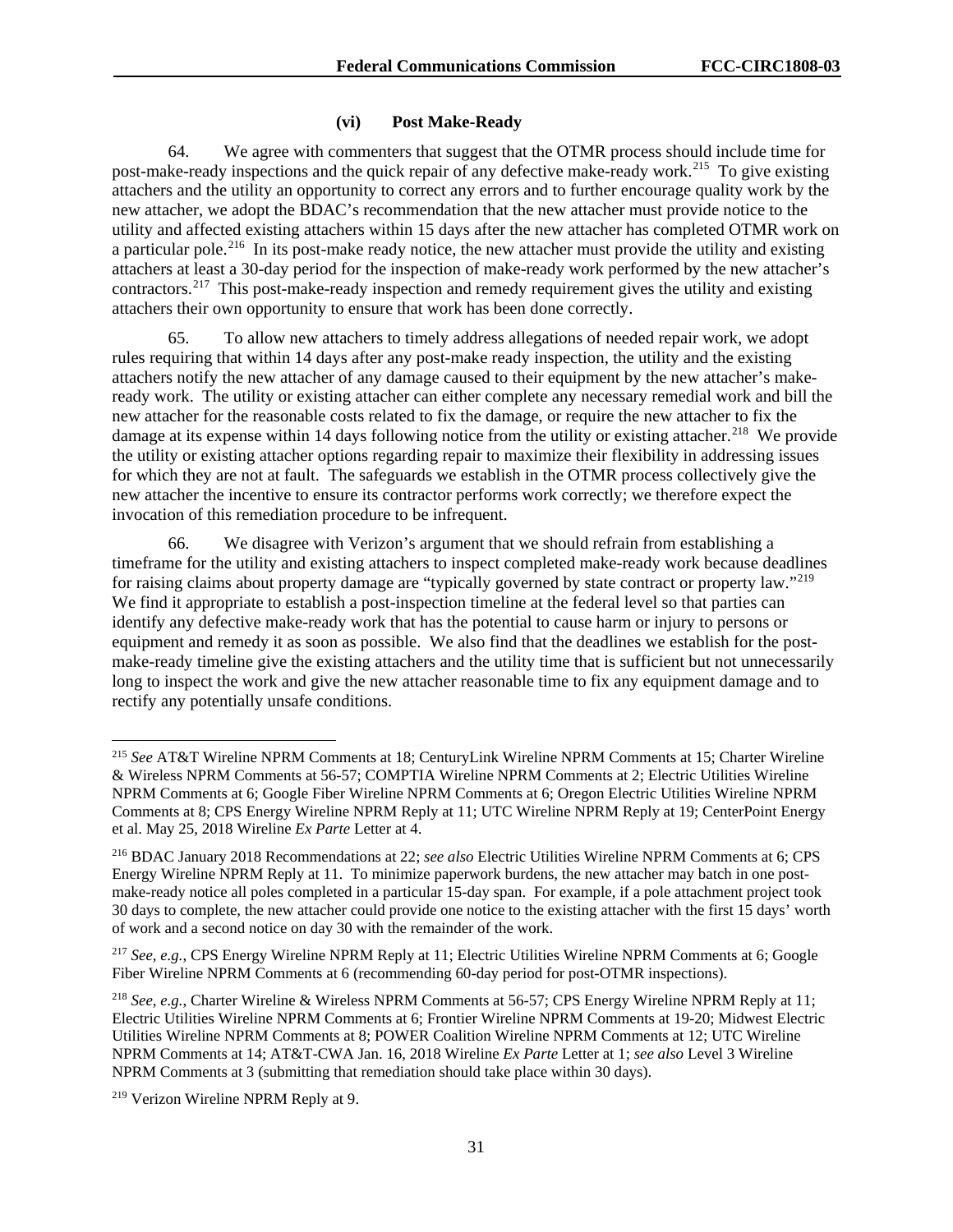#### (vi) Post Make-Ready

64. We agree with commenters that suggest that the OTMR process should include time for post-make-ready inspections and the quick repair of any defective make-ready work.[215] To give existing attachers and the utility an opportunity to correct any errors and to further encourage quality work by the new attacher, we adopt the BDAC's recommendation that the new attacher must provide notice to the utility and affected existing attachers within 15 days after the new attacher has completed OTMR work on a particular pole.[216] In its post-make ready notice, the new attacher must provide the utility and existing attachers at least a 30-day period for the inspection of make-ready work performed by the new attacher's contractors.[217] This post-make-ready inspection and remedy requirement gives the utility and existing attachers their own opportunity to ensure that work has been done correctly.

65. To allow new attachers to timely address allegations of needed repair work, we adopt rules requiring that within 14 days after any post-make ready inspection, the utility and the existing attachers notify the new attacher of any damage caused to their equipment by the new attacher's make-ready work. The utility or existing attacher can either complete any necessary remedial work and bill the new attacher for the reasonable costs related to fix the damage, or require the new attacher to fix the damage at its expense within 14 days following notice from the utility or existing attacher.[218] We provide the utility or existing attacher options regarding repair to maximize their flexibility in addressing issues for which they are not at fault. The safeguards we establish in the OTMR process collectively give the new attacher the incentive to ensure its contractor performs work correctly; we therefore expect the invocation of this remediation procedure to be infrequent.

66. We disagree with Verizon's argument that we should refrain from establishing a timeframe for the utility and existing attachers to inspect completed make-ready work because deadlines for raising claims about property damage are "typically governed by state contract or property law."[219] We find it appropriate to establish a post-inspection timeline at the federal level so that parties can identify any defective make-ready work that has the potential to cause harm or injury to persons or equipment and remedy it as soon as possible. We also find that the deadlines we establish for the post-make-ready timeline give the existing attachers and the utility time that is sufficient but not unnecessarily long to inspect the work and give the new attacher reasonable time to fix any equipment damage and to rectify any potentially unsafe conditions.

---

[215] *See* AT&T Wireline NPRM Comments at 18; CenturyLink Wireline NPRM Comments at 15; Charter Wireline & Wireless NPRM Comments at 56-57; COMPTIA Wireline NPRM Comments at 2; Electric Utilities Wireline NPRM Comments at 6; Google Fiber Wireline NPRM Comments at 6; Oregon Electric Utilities Wireline NPRM Comments at 8; CPS Energy Wireline NPRM Reply at 11; UTC Wireline NPRM Reply at 19; CenterPoint Energy et al. May 25, 2018 Wireline *Ex Parte* Letter at 4.

[216] BDAC January 2018 Recommendations at 22; *see also* Electric Utilities Wireline NPRM Comments at 6; CPS Energy Wireline NPRM Reply at 11. To minimize paperwork burdens, the new attacher may batch in one post-make-ready notice all poles completed in a particular 15-day span. For example, if a pole attachment project took 30 days to complete, the new attacher could provide one notice to the existing attacher with the first 15 days' worth of work and a second notice on day 30 with the remainder of the work.

[217] *See, e.g.*, CPS Energy Wireline NPRM Reply at 11; Electric Utilities Wireline NPRM Comments at 6; Google Fiber Wireline NPRM Comments at 6 (recommending 60-day period for post-OTMR inspections).

[218] *See, e.g.*, Charter Wireline & Wireless NPRM Comments at 56-57; CPS Energy Wireline NPRM Reply at 11; Electric Utilities Wireline NPRM Comments at 6; Frontier Wireline NPRM Comments at 19-20; Midwest Electric Utilities Wireline NPRM Comments at 8; POWER Coalition Wireline NPRM Comments at 12; UTC Wireline NPRM Comments at 14; AT&T-CWA Jan. 16, 2018 Wireline *Ex Parte* Letter at 1; *see also* Level 3 Wireline NPRM Comments at 3 (submitting that remediation should take place within 30 days).

[219] Verizon Wireline NPRM Reply at 9.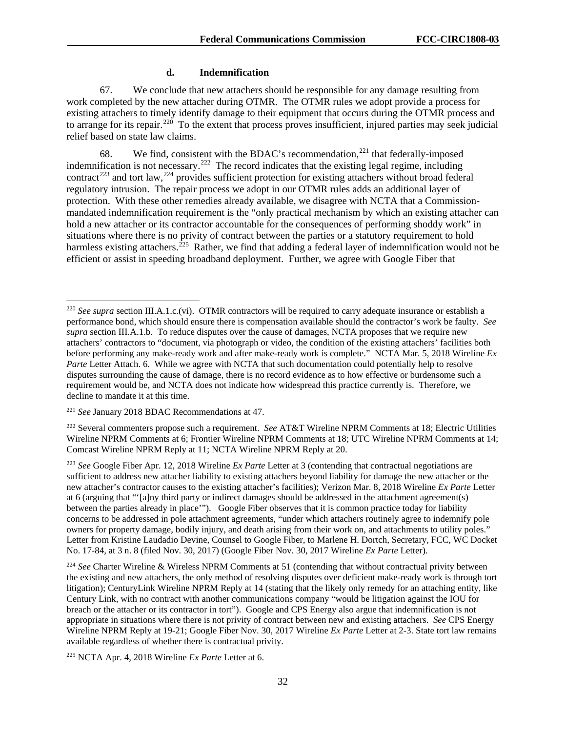#### d. Indemnification

67. We conclude that new attachers should be responsible for any damage resulting from work completed by the new attacher during OTMR. The OTMR rules we adopt provide a process for existing attachers to timely identify damage to their equipment that occurs during the OTMR process and to arrange for its repair.[220] To the extent that process proves insufficient, injured parties may seek judicial relief based on state law claims.

68. We find, consistent with the BDAC's recommendation,[221] that federally-imposed indemnification is not necessary.[222] The record indicates that the existing legal regime, including contract[223] and tort law,[224] provides sufficient protection for existing attachers without broad federal regulatory intrusion. The repair process we adopt in our OTMR rules adds an additional layer of protection. With these other remedies already available, we disagree with NCTA that a Commission-mandated indemnification requirement is the "only practical mechanism by which an existing attacher can hold a new attacher or its contractor accountable for the consequences of performing shoddy work" in situations where there is no privity of contract between the parties or a statutory requirement to hold harmless existing attachers.[225] Rather, we find that adding a federal layer of indemnification would not be efficient or assist in speeding broadband deployment. Further, we agree with Google Fiber that

---

[220] *See supra* section III.A.1.c.(vi). OTMR contractors will be required to carry adequate insurance or establish a performance bond, which should ensure there is compensation available should the contractor's work be faulty. *See supra* section III.A.1.b. To reduce disputes over the cause of damages, NCTA proposes that we require new attachers' contractors to "document, via photograph or video, the condition of the existing attachers' facilities both before performing any make-ready work and after make-ready work is complete." NCTA Mar. 5, 2018 Wireline *Ex Parte* Letter Attach. 6. While we agree with NCTA that such documentation could potentially help to resolve disputes surrounding the cause of damage, there is no record evidence as to how effective or burdensome such a requirement would be, and NCTA does not indicate how widespread this practice currently is. Therefore, we decline to mandate it at this time.

[221] *See* January 2018 BDAC Recommendations at 47.

[222] Several commenters propose such a requirement. *See* AT&T Wireline NPRM Comments at 18; Electric Utilities Wireline NPRM Comments at 6; Frontier Wireline NPRM Comments at 18; UTC Wireline NPRM Comments at 14; Comcast Wireline NPRM Reply at 11; NCTA Wireline NPRM Reply at 20.

[223] *See* Google Fiber Apr. 12, 2018 Wireline *Ex Parte* Letter at 3 (contending that contractual negotiations are sufficient to address new attacher liability to existing attachers beyond liability for damage the new attacher or the new attacher's contractor causes to the existing attacher's facilities); Verizon Mar. 8, 2018 Wireline *Ex Parte* Letter at 6 (arguing that "'[a]ny third party or indirect damages should be addressed in the attachment agreement(s) between the parties already in place'"). Google Fiber observes that it is common practice today for liability concerns to be addressed in pole attachment agreements, "under which attachers routinely agree to indemnify pole owners for property damage, bodily injury, and death arising from their work on, and attachments to utility poles." Letter from Kristine Laudadio Devine, Counsel to Google Fiber, to Marlene H. Dortch, Secretary, FCC, WC Docket No. 17-84, at 3 n. 8 (filed Nov. 30, 2017) (Google Fiber Nov. 30, 2017 Wireline *Ex Parte* Letter).

[224] *See* Charter Wireline & Wireless NPRM Comments at 51 (contending that without contractual privity between the existing and new attachers, the only method of resolving disputes over deficient make-ready work is through tort litigation); CenturyLink Wireline NPRM Reply at 14 (stating that the likely only remedy for an attaching entity, like Century Link, with no contract with another communications company "would be litigation against the IOU for breach or the attacher or its contractor in tort"). Google and CPS Energy also argue that indemnification is not appropriate in situations where there is not privity of contract between new and existing attachers. *See* CPS Energy Wireline NPRM Reply at 19-21; Google Fiber Nov. 30, 2017 Wireline *Ex Parte* Letter at 2-3. State tort law remains available regardless of whether there is contractual privity.

[225] NCTA Apr. 4, 2018 Wireline *Ex Parte* Letter at 6.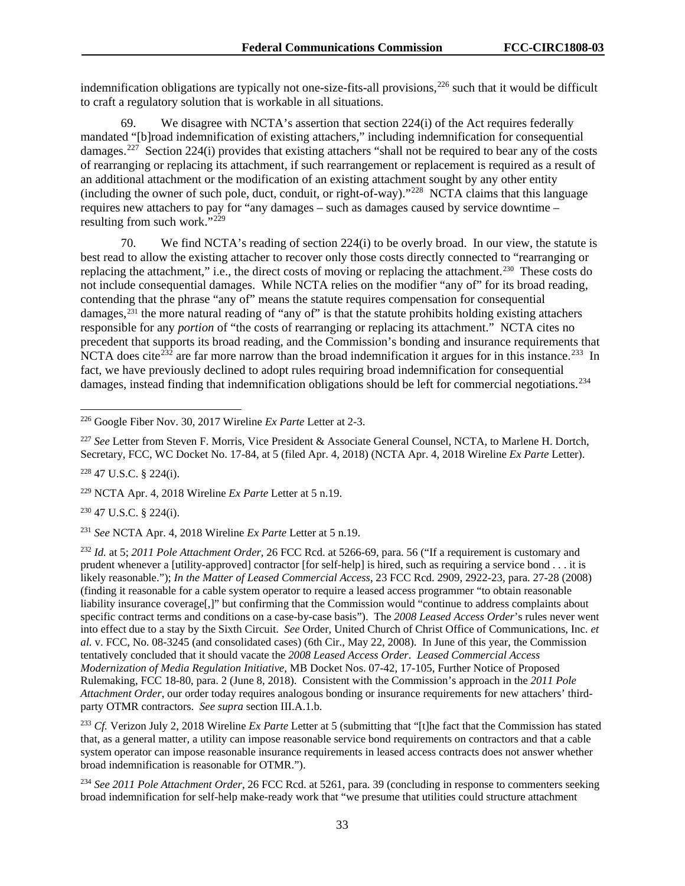indemnification obligations are typically not one-size-fits-all provisions,[226] such that it would be difficult to craft a regulatory solution that is workable in all situations.

69. We disagree with NCTA's assertion that section 224(i) of the Act requires federally mandated "[b]road indemnification of existing attachers," including indemnification for consequential damages.[227] Section 224(i) provides that existing attachers "shall not be required to bear any of the costs of rearranging or replacing its attachment, if such rearrangement or replacement is required as a result of an additional attachment or the modification of an existing attachment sought by any other entity (including the owner of such pole, duct, conduit, or right-of-way)."[228] NCTA claims that this language requires new attachers to pay for "any damages – such as damages caused by service downtime – resulting from such work."[229]

70. We find NCTA's reading of section 224(i) to be overly broad. In our view, the statute is best read to allow the existing attacher to recover only those costs directly connected to "rearranging or replacing the attachment," i.e., the direct costs of moving or replacing the attachment.[230] These costs do not include consequential damages. While NCTA relies on the modifier "any of" for its broad reading, contending that the phrase "any of" means the statute requires compensation for consequential damages,[231] the more natural reading of "any of" is that the statute prohibits holding existing attachers responsible for any *portion* of "the costs of rearranging or replacing its attachment." NCTA cites no precedent that supports its broad reading, and the Commission's bonding and insurance requirements that NCTA does cite[232] are far more narrow than the broad indemnification it argues for in this instance.[233] In fact, we have previously declined to adopt rules requiring broad indemnification for consequential damages, instead finding that indemnification obligations should be left for commercial negotiations.[234]

---

[226] Google Fiber Nov. 30, 2017 Wireline *Ex Parte* Letter at 2-3.

[227] *See* Letter from Steven F. Morris, Vice President & Associate General Counsel, NCTA, to Marlene H. Dortch, Secretary, FCC, WC Docket No. 17-84, at 5 (filed Apr. 4, 2018) (NCTA Apr. 4, 2018 Wireline *Ex Parte* Letter).

[228] 47 U.S.C. § 224(i).

[229] NCTA Apr. 4, 2018 Wireline *Ex Parte* Letter at 5 n.19.

[230] 47 U.S.C. § 224(i).

[231] *See* NCTA Apr. 4, 2018 Wireline *Ex Parte* Letter at 5 n.19.

[232] *Id.* at 5; *2011 Pole Attachment Order*, 26 FCC Rcd. at 5266-69, para. 56 ("If a requirement is customary and prudent whenever a [utility-approved] contractor [for self-help] is hired, such as requiring a service bond . . . it is likely reasonable."); *In the Matter of Leased Commercial Access*, 23 FCC Rcd. 2909, 2922-23, para. 27-28 (2008) (finding it reasonable for a cable system operator to require a leased access programmer "to obtain reasonable liability insurance coverage[,]" but confirming that the Commission would "continue to address complaints about specific contract terms and conditions on a case-by-case basis"). The *2008 Leased Access Order*'s rules never went into effect due to a stay by the Sixth Circuit. *See* Order, United Church of Christ Office of Communications, Inc. *et al.* v. FCC, No. 08-3245 (and consolidated cases) (6th Cir., May 22, 2008). In June of this year, the Commission tentatively concluded that it should vacate the *2008 Leased Access Order*. *Leased Commercial Access Modernization of Media Regulation Initiative*, MB Docket Nos. 07-42, 17-105, Further Notice of Proposed Rulemaking, FCC 18-80, para. 2 (June 8, 2018). Consistent with the Commission's approach in the *2011 Pole Attachment Order*, our order today requires analogous bonding or insurance requirements for new attachers' third-party OTMR contractors. *See supra* section III.A.1.b.

[233] *Cf.* Verizon July 2, 2018 Wireline *Ex Parte* Letter at 5 (submitting that "[t]he fact that the Commission has stated that, as a general matter, a utility can impose reasonable service bond requirements on contractors and that a cable system operator can impose reasonable insurance requirements in leased access contracts does not answer whether broad indemnification is reasonable for OTMR.").

[234] *See 2011 Pole Attachment Order*, 26 FCC Rcd. at 5261, para. 39 (concluding in response to commenters seeking broad indemnification for self-help make-ready work that "we presume that utilities could structure attachment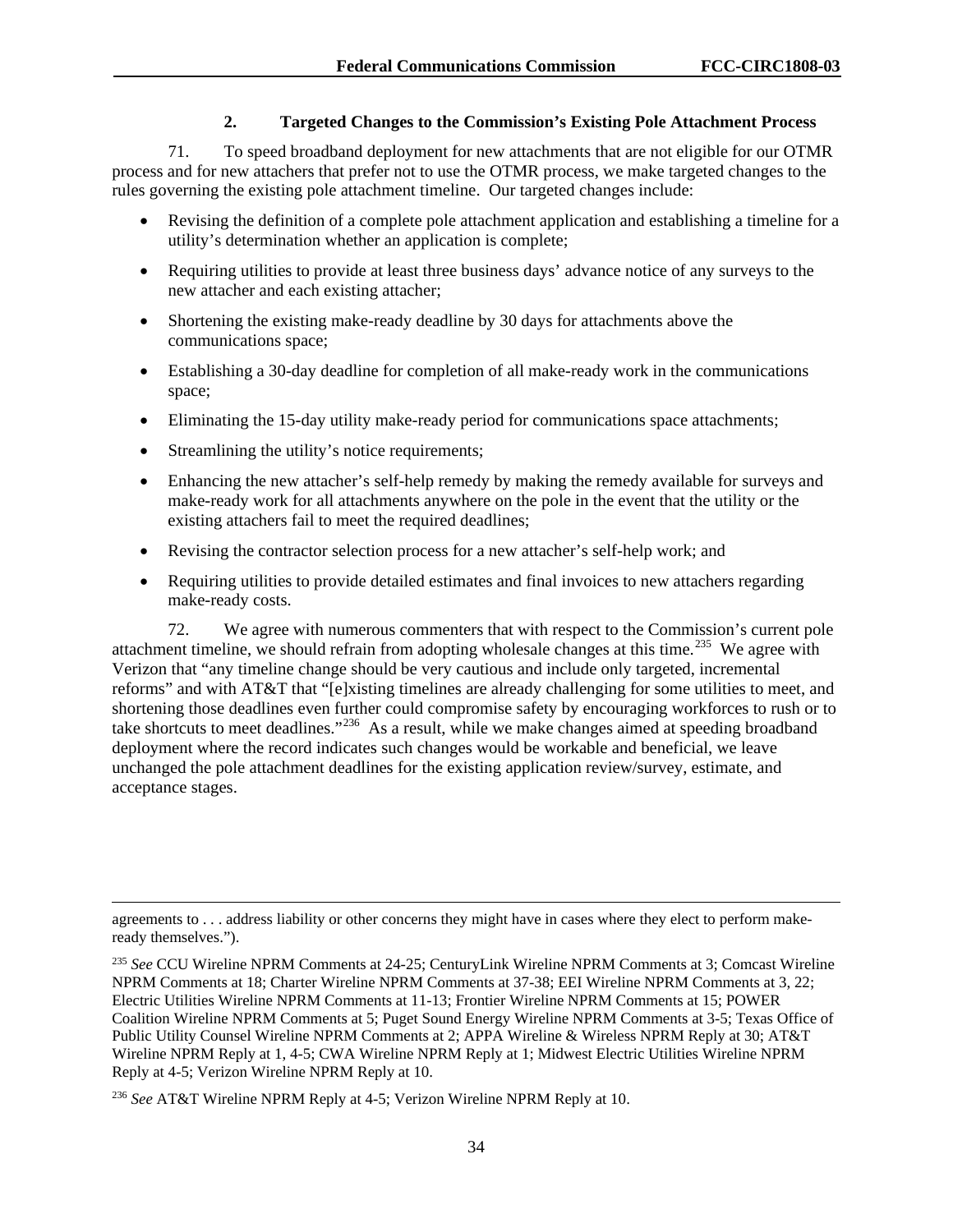### 2. Targeted Changes to the Commission's Existing Pole Attachment Process

71. To speed broadband deployment for new attachments that are not eligible for our OTMR process and for new attachers that prefer not to use the OTMR process, we make targeted changes to the rules governing the existing pole attachment timeline. Our targeted changes include:

- Revising the definition of a complete pole attachment application and establishing a timeline for a utility's determination whether an application is complete;
- Requiring utilities to provide at least three business days' advance notice of any surveys to the new attacher and each existing attacher;
- Shortening the existing make-ready deadline by 30 days for attachments above the communications space;
- Establishing a 30-day deadline for completion of all make-ready work in the communications space;
- Eliminating the 15-day utility make-ready period for communications space attachments;
- Streamlining the utility's notice requirements;
- Enhancing the new attacher's self-help remedy by making the remedy available for surveys and make-ready work for all attachments anywhere on the pole in the event that the utility or the existing attachers fail to meet the required deadlines;
- Revising the contractor selection process for a new attacher's self-help work; and
- Requiring utilities to provide detailed estimates and final invoices to new attachers regarding make-ready costs.

72. We agree with numerous commenters that with respect to the Commission's current pole attachment timeline, we should refrain from adopting wholesale changes at this time.[235] We agree with Verizon that "any timeline change should be very cautious and include only targeted, incremental reforms" and with AT&T that "[e]xisting timelines are already challenging for some utilities to meet, and shortening those deadlines even further could compromise safety by encouraging workforces to rush or to take shortcuts to meet deadlines."[236] As a result, while we make changes aimed at speeding broadband deployment where the record indicates such changes would be workable and beneficial, we leave unchanged the pole attachment deadlines for the existing application review/survey, estimate, and acceptance stages.

---

agreements to . . . address liability or other concerns they might have in cases where they elect to perform make-ready themselves.").

[235] *See* CCU Wireline NPRM Comments at 24-25; CenturyLink Wireline NPRM Comments at 3; Comcast Wireline NPRM Comments at 18; Charter Wireline NPRM Comments at 37-38; EEI Wireline NPRM Comments at 3, 22; Electric Utilities Wireline NPRM Comments at 11-13; Frontier Wireline NPRM Comments at 15; POWER Coalition Wireline NPRM Comments at 5; Puget Sound Energy Wireline NPRM Comments at 3-5; Texas Office of Public Utility Counsel Wireline NPRM Comments at 2; APPA Wireline & Wireless NPRM Reply at 30; AT&T Wireline NPRM Reply at 1, 4-5; CWA Wireline NPRM Reply at 1; Midwest Electric Utilities Wireline NPRM Reply at 4-5; Verizon Wireline NPRM Reply at 10.

[236] *See* AT&T Wireline NPRM Reply at 4-5; Verizon Wireline NPRM Reply at 10.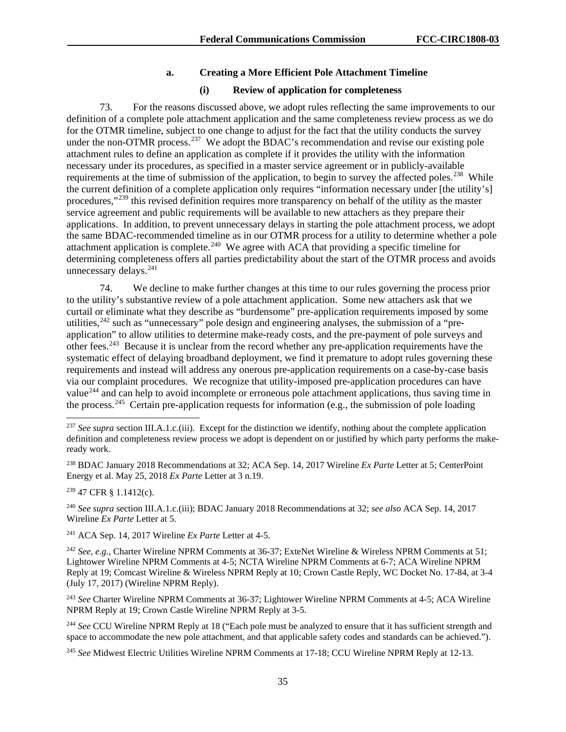#### a. Creating a More Efficient Pole Attachment Timeline

##### (i) Review of application for completeness

73. For the reasons discussed above, we adopt rules reflecting the same improvements to our definition of a complete pole attachment application and the same completeness review process as we do for the OTMR timeline, subject to one change to adjust for the fact that the utility conducts the survey under the non-OTMR process.[237] We adopt the BDAC's recommendation and revise our existing pole attachment rules to define an application as complete if it provides the utility with the information necessary under its procedures, as specified in a master service agreement or in publicly-available requirements at the time of submission of the application, to begin to survey the affected poles.[238] While the current definition of a complete application only requires "information necessary under [the utility's] procedures,"[239] this revised definition requires more transparency on behalf of the utility as the master service agreement and public requirements will be available to new attachers as they prepare their applications. In addition, to prevent unnecessary delays in starting the pole attachment process, we adopt the same BDAC-recommended timeline as in our OTMR process for a utility to determine whether a pole attachment application is complete.[240] We agree with ACA that providing a specific timeline for determining completeness offers all parties predictability about the start of the OTMR process and avoids unnecessary delays.[241]

74. We decline to make further changes at this time to our rules governing the process prior to the utility's substantive review of a pole attachment application. Some new attachers ask that we curtail or eliminate what they describe as "burdensome" pre-application requirements imposed by some utilities,[242] such as "unnecessary" pole design and engineering analyses, the submission of a "pre-application" to allow utilities to determine make-ready costs, and the pre-payment of pole surveys and other fees.[243] Because it is unclear from the record whether any pre-application requirements have the systematic effect of delaying broadband deployment, we find it premature to adopt rules governing these requirements and instead will address any onerous pre-application requirements on a case-by-case basis via our complaint procedures. We recognize that utility-imposed pre-application procedures can have value[244] and can help to avoid incomplete or erroneous pole attachment applications, thus saving time in the process.[245] Certain pre-application requests for information (e.g., the submission of pole loading

---

[237] *See supra* section III.A.1.c.(iii). Except for the distinction we identify, nothing about the complete application definition and completeness review process we adopt is dependent on or justified by which party performs the make-ready work.

[238] BDAC January 2018 Recommendations at 32; ACA Sep. 14, 2017 Wireline *Ex Parte* Letter at 5; CenterPoint Energy et al. May 25, 2018 *Ex Parte* Letter at 3 n.19.

[239] 47 CFR § 1.1412(c).

[240] *See supra* section III.A.1.c.(iii); BDAC January 2018 Recommendations at 32; *see also* ACA Sep. 14, 2017 Wireline *Ex Parte* Letter at 5.

[241] ACA Sep. 14, 2017 Wireline *Ex Parte* Letter at 4-5.

[242] *See, e.g.,* Charter Wireline NPRM Comments at 36-37; ExteNet Wireline & Wireless NPRM Comments at 51; Lightower Wireline NPRM Comments at 4-5; NCTA Wireline NPRM Comments at 6-7; ACA Wireline NPRM Reply at 19; Comcast Wireline & Wireless NPRM Reply at 10; Crown Castle Reply, WC Docket No. 17-84, at 3-4 (July 17, 2017) (Wireline NPRM Reply).

[243] *See* Charter Wireline NPRM Comments at 36-37; Lightower Wireline NPRM Comments at 4-5; ACA Wireline NPRM Reply at 19; Crown Castle Wireline NPRM Reply at 3-5.

[244] *See* CCU Wireline NPRM Reply at 18 ("Each pole must be analyzed to ensure that it has sufficient strength and space to accommodate the new pole attachment, and that applicable safety codes and standards can be achieved.").

[245] *See* Midwest Electric Utilities Wireline NPRM Comments at 17-18; CCU Wireline NPRM Reply at 12-13.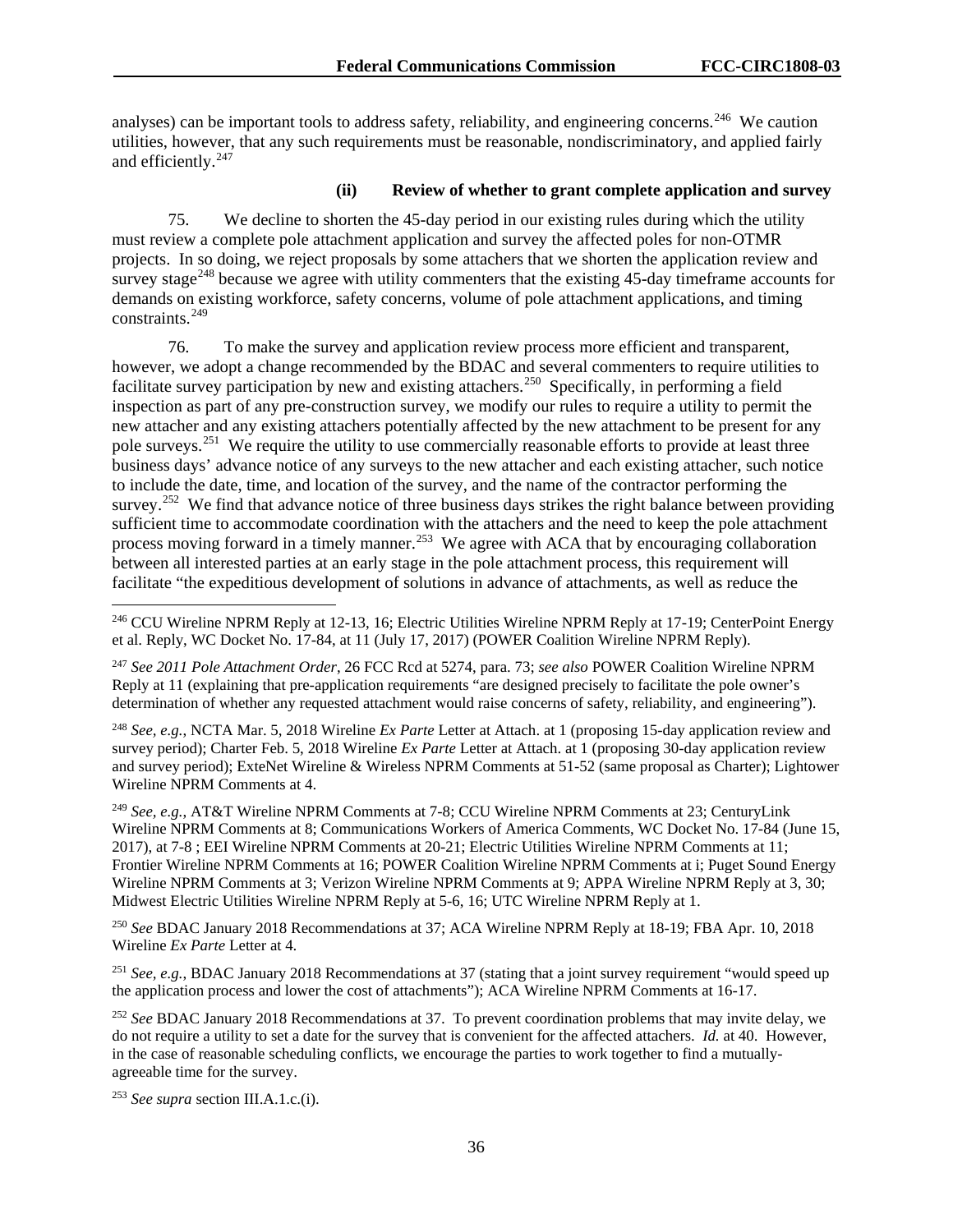analyses) can be important tools to address safety, reliability, and engineering concerns.[246] We caution utilities, however, that any such requirements must be reasonable, nondiscriminatory, and applied fairly and efficiently.[247]

#### (ii) Review of whether to grant complete application and survey

75. We decline to shorten the 45-day period in our existing rules during which the utility must review a complete pole attachment application and survey the affected poles for non-OTMR projects. In so doing, we reject proposals by some attachers that we shorten the application review and survey stage[248] because we agree with utility commenters that the existing 45-day timeframe accounts for demands on existing workforce, safety concerns, volume of pole attachment applications, and timing constraints.[249]

76. To make the survey and application review process more efficient and transparent, however, we adopt a change recommended by the BDAC and several commenters to require utilities to facilitate survey participation by new and existing attachers.[250] Specifically, in performing a field inspection as part of any pre-construction survey, we modify our rules to require a utility to permit the new attacher and any existing attachers potentially affected by the new attachment to be present for any pole surveys.[251] We require the utility to use commercially reasonable efforts to provide at least three business days' advance notice of any surveys to the new attacher and each existing attacher, such notice to include the date, time, and location of the survey, and the name of the contractor performing the survey.[252] We find that advance notice of three business days strikes the right balance between providing sufficient time to accommodate coordination with the attachers and the need to keep the pole attachment process moving forward in a timely manner.[253] We agree with ACA that by encouraging collaboration between all interested parties at an early stage in the pole attachment process, this requirement will facilitate "the expeditious development of solutions in advance of attachments, as well as reduce the

---

[246] CCU Wireline NPRM Reply at 12-13, 16; Electric Utilities Wireline NPRM Reply at 17-19; CenterPoint Energy et al. Reply, WC Docket No. 17-84, at 11 (July 17, 2017) (POWER Coalition Wireline NPRM Reply).

[247] *See 2011 Pole Attachment Order*, 26 FCC Rcd at 5274, para. 73; *see also* POWER Coalition Wireline NPRM Reply at 11 (explaining that pre-application requirements "are designed precisely to facilitate the pole owner's determination of whether any requested attachment would raise concerns of safety, reliability, and engineering").

[248] *See, e.g.*, NCTA Mar. 5, 2018 Wireline *Ex Parte* Letter at Attach. at 1 (proposing 15-day application review and survey period); Charter Feb. 5, 2018 Wireline *Ex Parte* Letter at Attach. at 1 (proposing 30-day application review and survey period); ExteNet Wireline & Wireless NPRM Comments at 51-52 (same proposal as Charter); Lightower Wireline NPRM Comments at 4.

[249] *See, e.g.*, AT&T Wireline NPRM Comments at 7-8; CCU Wireline NPRM Comments at 23; CenturyLink Wireline NPRM Comments at 8; Communications Workers of America Comments, WC Docket No. 17-84 (June 15, 2017), at 7-8 ; EEI Wireline NPRM Comments at 20-21; Electric Utilities Wireline NPRM Comments at 11; Frontier Wireline NPRM Comments at 16; POWER Coalition Wireline NPRM Comments at i; Puget Sound Energy Wireline NPRM Comments at 3; Verizon Wireline NPRM Comments at 9; APPA Wireline NPRM Reply at 3, 30; Midwest Electric Utilities Wireline NPRM Reply at 5-6, 16; UTC Wireline NPRM Reply at 1.

[250] *See* BDAC January 2018 Recommendations at 37; ACA Wireline NPRM Reply at 18-19; FBA Apr. 10, 2018 Wireline *Ex Parte* Letter at 4.

[251] *See, e.g.*, BDAC January 2018 Recommendations at 37 (stating that a joint survey requirement "would speed up the application process and lower the cost of attachments"); ACA Wireline NPRM Comments at 16-17.

[252] *See* BDAC January 2018 Recommendations at 37. To prevent coordination problems that may invite delay, we do not require a utility to set a date for the survey that is convenient for the affected attachers. *Id.* at 40. However, in the case of reasonable scheduling conflicts, we encourage the parties to work together to find a mutually-agreeable time for the survey.

[253] *See supra* section III.A.1.c.(i).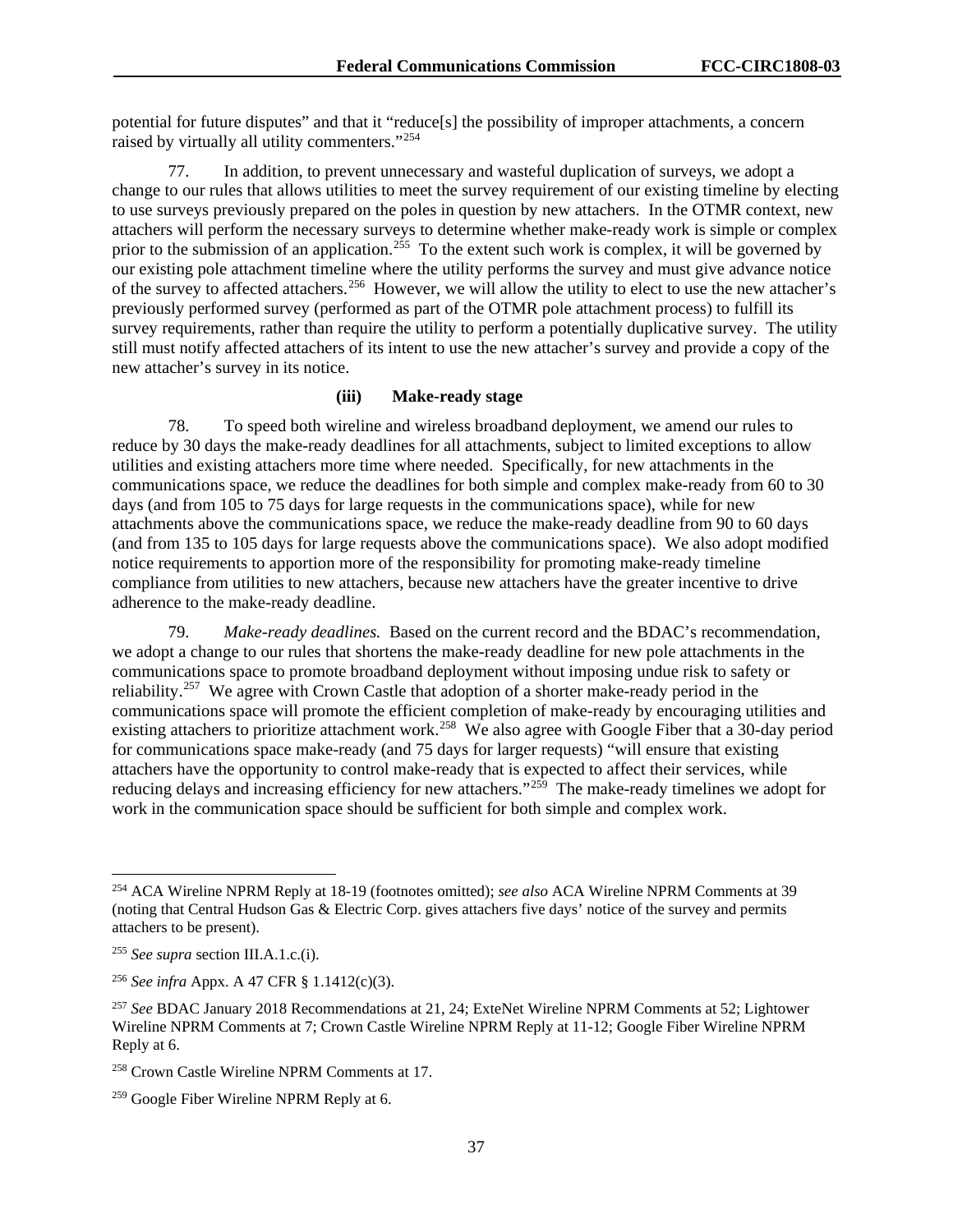potential for future disputes" and that it "reduce[s] the possibility of improper attachments, a concern raised by virtually all utility commenters."[254]

77. In addition, to prevent unnecessary and wasteful duplication of surveys, we adopt a change to our rules that allows utilities to meet the survey requirement of our existing timeline by electing to use surveys previously prepared on the poles in question by new attachers. In the OTMR context, new attachers will perform the necessary surveys to determine whether make-ready work is simple or complex prior to the submission of an application.[255] To the extent such work is complex, it will be governed by our existing pole attachment timeline where the utility performs the survey and must give advance notice of the survey to affected attachers.[256] However, we will allow the utility to elect to use the new attacher's previously performed survey (performed as part of the OTMR pole attachment process) to fulfill its survey requirements, rather than require the utility to perform a potentially duplicative survey. The utility still must notify affected attachers of its intent to use the new attacher's survey and provide a copy of the new attacher's survey in its notice.

#### (iii) Make-ready stage

78. To speed both wireline and wireless broadband deployment, we amend our rules to reduce by 30 days the make-ready deadlines for all attachments, subject to limited exceptions to allow utilities and existing attachers more time where needed. Specifically, for new attachments in the communications space, we reduce the deadlines for both simple and complex make-ready from 60 to 30 days (and from 105 to 75 days for large requests in the communications space), while for new attachments above the communications space, we reduce the make-ready deadline from 90 to 60 days (and from 135 to 105 days for large requests above the communications space). We also adopt modified notice requirements to apportion more of the responsibility for promoting make-ready timeline compliance from utilities to new attachers, because new attachers have the greater incentive to drive adherence to the make-ready deadline.

79. *Make-ready deadlines.* Based on the current record and the BDAC's recommendation, we adopt a change to our rules that shortens the make-ready deadline for new pole attachments in the communications space to promote broadband deployment without imposing undue risk to safety or reliability.[257] We agree with Crown Castle that adoption of a shorter make-ready period in the communications space will promote the efficient completion of make-ready by encouraging utilities and existing attachers to prioritize attachment work.[258] We also agree with Google Fiber that a 30-day period for communications space make-ready (and 75 days for larger requests) "will ensure that existing attachers have the opportunity to control make-ready that is expected to affect their services, while reducing delays and increasing efficiency for new attachers."[259] The make-ready timelines we adopt for work in the communication space should be sufficient for both simple and complex work.

---

[254] ACA Wireline NPRM Reply at 18-19 (footnotes omitted); *see also* ACA Wireline NPRM Comments at 39 (noting that Central Hudson Gas & Electric Corp. gives attachers five days' notice of the survey and permits attachers to be present).

[255] *See supra* section III.A.1.c.(i).

[256] *See infra* Appx. A 47 CFR § 1.1412(c)(3).

[257] *See* BDAC January 2018 Recommendations at 21, 24; ExteNet Wireline NPRM Comments at 52; Lightower Wireline NPRM Comments at 7; Crown Castle Wireline NPRM Reply at 11-12; Google Fiber Wireline NPRM Reply at 6.

[258] Crown Castle Wireline NPRM Comments at 17.

[259] Google Fiber Wireline NPRM Reply at 6.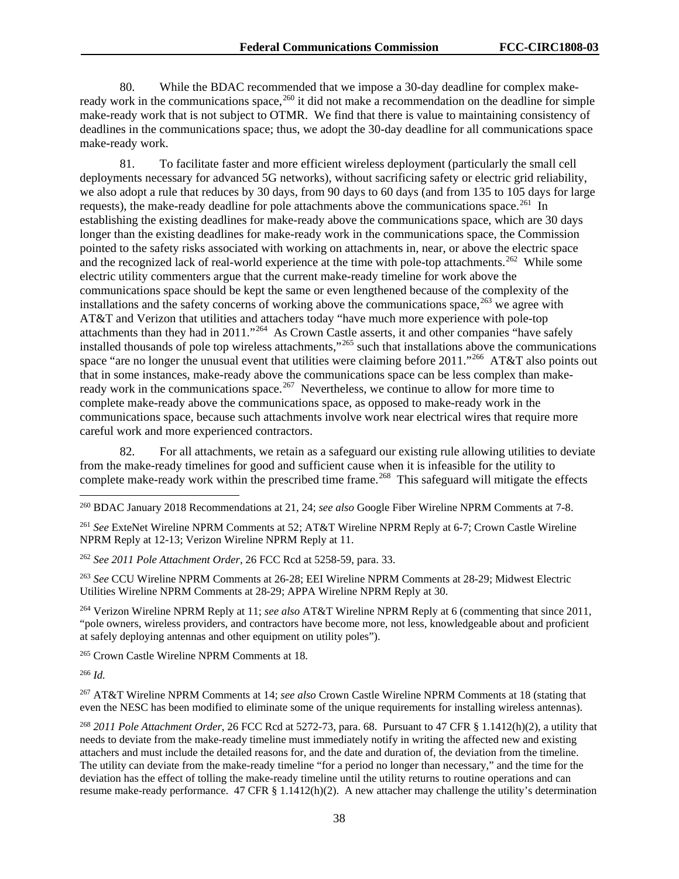80. While the BDAC recommended that we impose a 30-day deadline for complex make-ready work in the communications space,[260] it did not make a recommendation on the deadline for simple make-ready work that is not subject to OTMR. We find that there is value to maintaining consistency of deadlines in the communications space; thus, we adopt the 30-day deadline for all communications space make-ready work.

81. To facilitate faster and more efficient wireless deployment (particularly the small cell deployments necessary for advanced 5G networks), without sacrificing safety or electric grid reliability, we also adopt a rule that reduces by 30 days, from 90 days to 60 days (and from 135 to 105 days for large requests), the make-ready deadline for pole attachments above the communications space.[261] In establishing the existing deadlines for make-ready above the communications space, which are 30 days longer than the existing deadlines for make-ready work in the communications space, the Commission pointed to the safety risks associated with working on attachments in, near, or above the electric space and the recognized lack of real-world experience at the time with pole-top attachments.[262] While some electric utility commenters argue that the current make-ready timeline for work above the communications space should be kept the same or even lengthened because of the complexity of the installations and the safety concerns of working above the communications space,[263] we agree with AT&T and Verizon that utilities and attachers today "have much more experience with pole-top attachments than they had in 2011."[264] As Crown Castle asserts, it and other companies "have safely installed thousands of pole top wireless attachments,"[265] such that installations above the communications space "are no longer the unusual event that utilities were claiming before 2011."[266] AT&T also points out that in some instances, make-ready above the communications space can be less complex than make-ready work in the communications space.[267] Nevertheless, we continue to allow for more time to complete make-ready above the communications space, as opposed to make-ready work in the communications space, because such attachments involve work near electrical wires that require more careful work and more experienced contractors.

82. For all attachments, we retain as a safeguard our existing rule allowing utilities to deviate from the make-ready timelines for good and sufficient cause when it is infeasible for the utility to complete make-ready work within the prescribed time frame.[268] This safeguard will mitigate the effects

---

[260] BDAC January 2018 Recommendations at 21, 24; *see also* Google Fiber Wireline NPRM Comments at 7-8.

[261] *See* ExteNet Wireline NPRM Comments at 52; AT&T Wireline NPRM Reply at 6-7; Crown Castle Wireline NPRM Reply at 12-13; Verizon Wireline NPRM Reply at 11.

[262] *See 2011 Pole Attachment Order*, 26 FCC Rcd at 5258-59, para. 33.

[263] *See* CCU Wireline NPRM Comments at 26-28; EEI Wireline NPRM Comments at 28-29; Midwest Electric Utilities Wireline NPRM Comments at 28-29; APPA Wireline NPRM Reply at 30.

[264] Verizon Wireline NPRM Reply at 11; *see also* AT&T Wireline NPRM Reply at 6 (commenting that since 2011, "pole owners, wireless providers, and contractors have become more, not less, knowledgeable about and proficient at safely deploying antennas and other equipment on utility poles").

[265] Crown Castle Wireline NPRM Comments at 18.

[266] *Id.*

[267] AT&T Wireline NPRM Comments at 14; *see also* Crown Castle Wireline NPRM Comments at 18 (stating that even the NESC has been modified to eliminate some of the unique requirements for installing wireless antennas).

[268] *2011 Pole Attachment Order*, 26 FCC Rcd at 5272-73, para. 68. Pursuant to 47 CFR § 1.1412(h)(2), a utility that needs to deviate from the make-ready timeline must immediately notify in writing the affected new and existing attachers and must include the detailed reasons for, and the date and duration of, the deviation from the timeline. The utility can deviate from the make-ready timeline "for a period no longer than necessary," and the time for the deviation has the effect of tolling the make-ready timeline until the utility returns to routine operations and can resume make-ready performance. 47 CFR § 1.1412(h)(2). A new attacher may challenge the utility's determination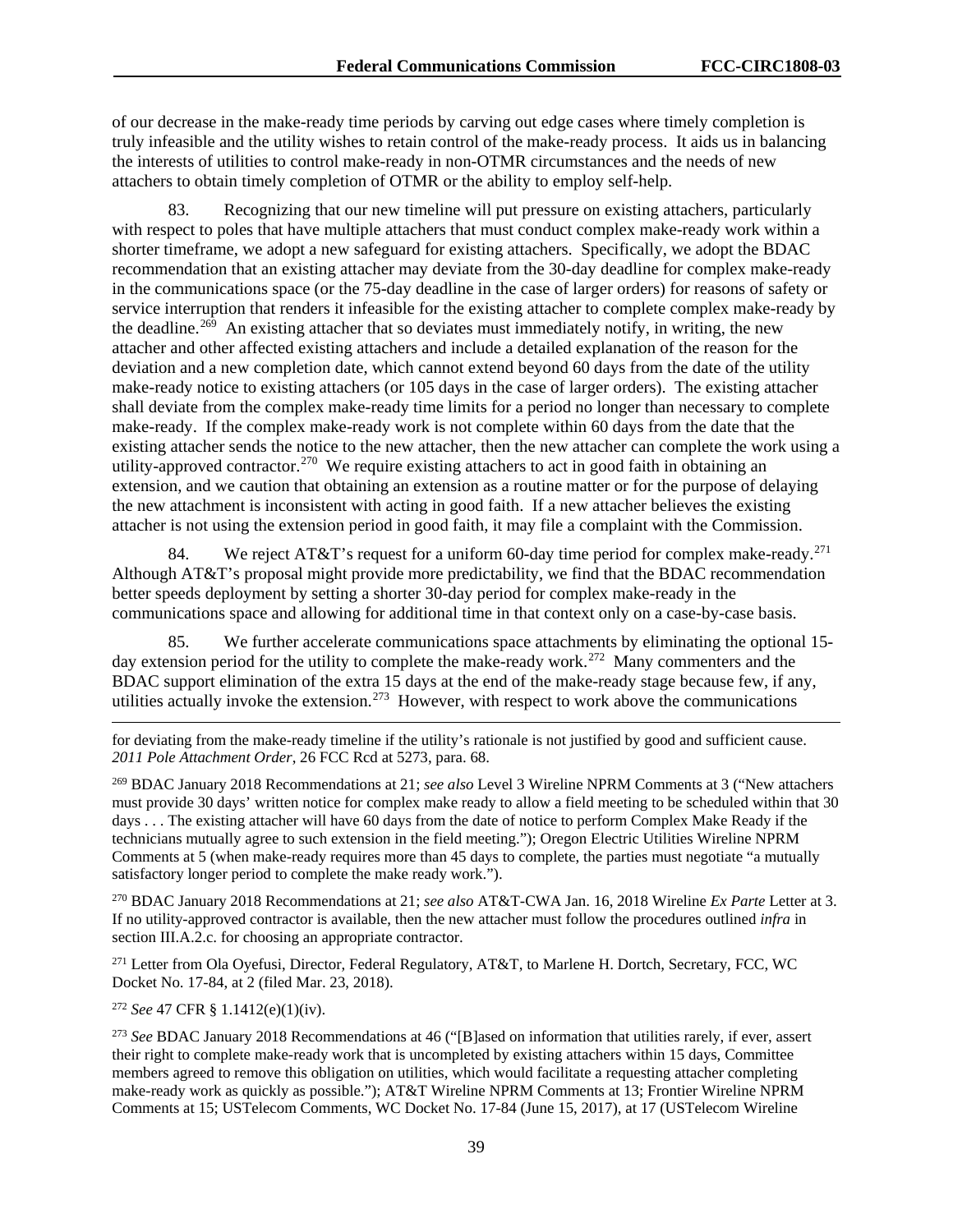of our decrease in the make-ready time periods by carving out edge cases where timely completion is truly infeasible and the utility wishes to retain control of the make-ready process. It aids us in balancing the interests of utilities to control make-ready in non-OTMR circumstances and the needs of new attachers to obtain timely completion of OTMR or the ability to employ self-help.

83. Recognizing that our new timeline will put pressure on existing attachers, particularly with respect to poles that have multiple attachers that must conduct complex make-ready work within a shorter timeframe, we adopt a new safeguard for existing attachers. Specifically, we adopt the BDAC recommendation that an existing attacher may deviate from the 30-day deadline for complex make-ready in the communications space (or the 75-day deadline in the case of larger orders) for reasons of safety or service interruption that renders it infeasible for the existing attacher to complete complex make-ready by the deadline.[269] An existing attacher that so deviates must immediately notify, in writing, the new attacher and other affected existing attachers and include a detailed explanation of the reason for the deviation and a new completion date, which cannot extend beyond 60 days from the date of the utility make-ready notice to existing attachers (or 105 days in the case of larger orders). The existing attacher shall deviate from the complex make-ready time limits for a period no longer than necessary to complete make-ready. If the complex make-ready work is not complete within 60 days from the date that the existing attacher sends the notice to the new attacher, then the new attacher can complete the work using a utility-approved contractor.[270] We require existing attachers to act in good faith in obtaining an extension, and we caution that obtaining an extension as a routine matter or for the purpose of delaying the new attachment is inconsistent with acting in good faith. If a new attacher believes the existing attacher is not using the extension period in good faith, it may file a complaint with the Commission.

84. We reject AT&T's request for a uniform 60-day time period for complex make-ready.[271] Although AT&T's proposal might provide more predictability, we find that the BDAC recommendation better speeds deployment by setting a shorter 30-day period for complex make-ready in the communications space and allowing for additional time in that context only on a case-by-case basis.

85. We further accelerate communications space attachments by eliminating the optional 15-day extension period for the utility to complete the make-ready work.[272] Many commenters and the BDAC support elimination of the extra 15 days at the end of the make-ready stage because few, if any, utilities actually invoke the extension.[273] However, with respect to work above the communications

---

for deviating from the make-ready timeline if the utility's rationale is not justified by good and sufficient cause. *2011 Pole Attachment Order*, 26 FCC Rcd at 5273, para. 68.

[269] BDAC January 2018 Recommendations at 21; *see also* Level 3 Wireline NPRM Comments at 3 ("New attachers must provide 30 days' written notice for complex make ready to allow a field meeting to be scheduled within that 30 days . . . The existing attacher will have 60 days from the date of notice to perform Complex Make Ready if the technicians mutually agree to such extension in the field meeting."); Oregon Electric Utilities Wireline NPRM Comments at 5 (when make-ready requires more than 45 days to complete, the parties must negotiate "a mutually satisfactory longer period to complete the make ready work.").

[270] BDAC January 2018 Recommendations at 21; *see also* AT&T-CWA Jan. 16, 2018 Wireline *Ex Parte* Letter at 3. If no utility-approved contractor is available, then the new attacher must follow the procedures outlined *infra* in section III.A.2.c. for choosing an appropriate contractor.

[271] Letter from Ola Oyefusi, Director, Federal Regulatory, AT&T, to Marlene H. Dortch, Secretary, FCC, WC Docket No. 17-84, at 2 (filed Mar. 23, 2018).

[272] *See* 47 CFR § 1.1412(e)(1)(iv).

[273] *See* BDAC January 2018 Recommendations at 46 ("[B]ased on information that utilities rarely, if ever, assert their right to complete make-ready work that is uncompleted by existing attachers within 15 days, Committee members agreed to remove this obligation on utilities, which would facilitate a requesting attacher completing make-ready work as quickly as possible."); AT&T Wireline NPRM Comments at 13; Frontier Wireline NPRM Comments at 15; USTelecom Comments, WC Docket No. 17-84 (June 15, 2017), at 17 (USTelecom Wireline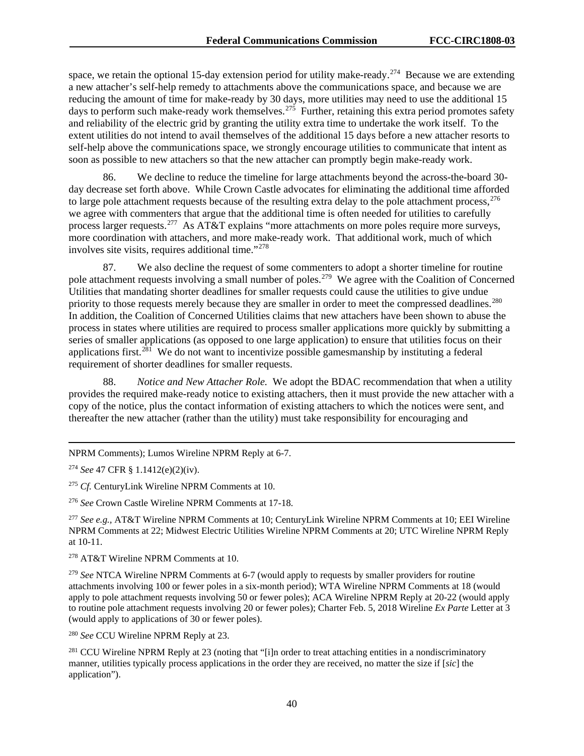space, we retain the optional 15-day extension period for utility make-ready.[274] Because we are extending a new attacher's self-help remedy to attachments above the communications space, and because we are reducing the amount of time for make-ready by 30 days, more utilities may need to use the additional 15 days to perform such make-ready work themselves.[275] Further, retaining this extra period promotes safety and reliability of the electric grid by granting the utility extra time to undertake the work itself. To the extent utilities do not intend to avail themselves of the additional 15 days before a new attacher resorts to self-help above the communications space, we strongly encourage utilities to communicate that intent as soon as possible to new attachers so that the new attacher can promptly begin make-ready work.

86. We decline to reduce the timeline for large attachments beyond the across-the-board 30-day decrease set forth above. While Crown Castle advocates for eliminating the additional time afforded to large pole attachment requests because of the resulting extra delay to the pole attachment process,[276] we agree with commenters that argue that the additional time is often needed for utilities to carefully process larger requests.[277] As AT&T explains "more attachments on more poles require more surveys, more coordination with attachers, and more make-ready work. That additional work, much of which involves site visits, requires additional time."[278]

87. We also decline the request of some commenters to adopt a shorter timeline for routine pole attachment requests involving a small number of poles.[279] We agree with the Coalition of Concerned Utilities that mandating shorter deadlines for smaller requests could cause the utilities to give undue priority to those requests merely because they are smaller in order to meet the compressed deadlines.[280] In addition, the Coalition of Concerned Utilities claims that new attachers have been shown to abuse the process in states where utilities are required to process smaller applications more quickly by submitting a series of smaller applications (as opposed to one large application) to ensure that utilities focus on their applications first.[281] We do not want to incentivize possible gamesmanship by instituting a federal requirement of shorter deadlines for smaller requests.

88. *Notice and New Attacher Role.* We adopt the BDAC recommendation that when a utility provides the required make-ready notice to existing attachers, then it must provide the new attacher with a copy of the notice, plus the contact information of existing attachers to which the notices were sent, and thereafter the new attacher (rather than the utility) must take responsibility for encouraging and

---

NPRM Comments); Lumos Wireline NPRM Reply at 6-7.

[274] *See* 47 CFR § 1.1412(e)(2)(iv).

[275] *Cf.* CenturyLink Wireline NPRM Comments at 10.

[276] *See* Crown Castle Wireline NPRM Comments at 17-18.

[277] *See e.g.,* AT&T Wireline NPRM Comments at 10; CenturyLink Wireline NPRM Comments at 10; EEI Wireline NPRM Comments at 22; Midwest Electric Utilities Wireline NPRM Comments at 20; UTC Wireline NPRM Reply at 10-11.

[278] AT&T Wireline NPRM Comments at 10.

[279] *See* NTCA Wireline NPRM Comments at 6-7 (would apply to requests by smaller providers for routine attachments involving 100 or fewer poles in a six-month period); WTA Wireline NPRM Comments at 18 (would apply to pole attachment requests involving 50 or fewer poles); ACA Wireline NPRM Reply at 20-22 (would apply to routine pole attachment requests involving 20 or fewer poles); Charter Feb. 5, 2018 Wireline *Ex Parte* Letter at 3 (would apply to applications of 30 or fewer poles).

[280] *See* CCU Wireline NPRM Reply at 23.

[281] CCU Wireline NPRM Reply at 23 (noting that "[i]n order to treat attaching entities in a nondiscriminatory manner, utilities typically process applications in the order they are received, no matter the size if [*sic*] the application").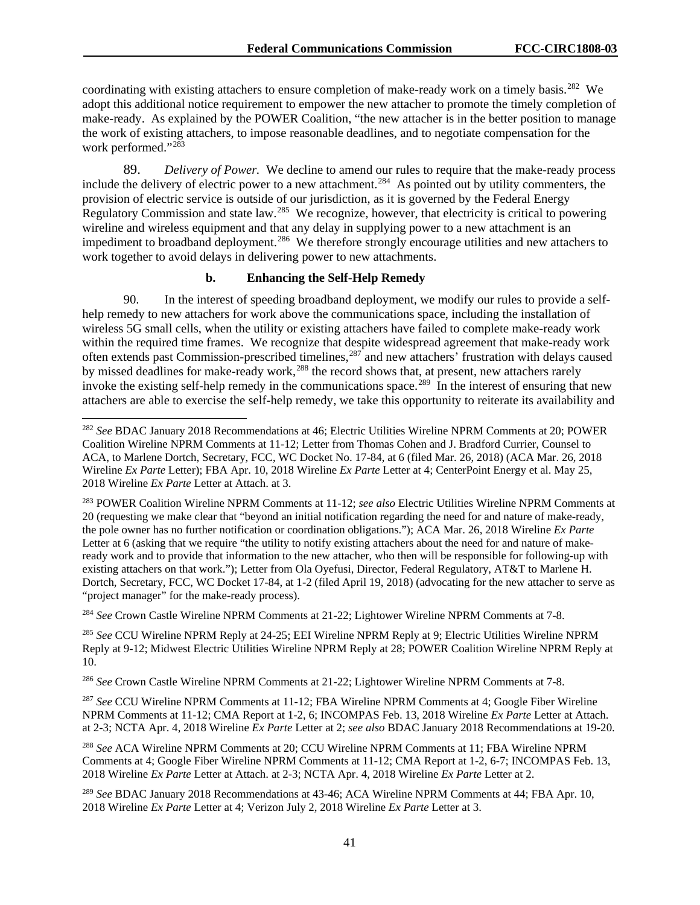coordinating with existing attachers to ensure completion of make-ready work on a timely basis.[282] We adopt this additional notice requirement to empower the new attacher to promote the timely completion of make-ready. As explained by the POWER Coalition, "the new attacher is in the better position to manage the work of existing attachers, to impose reasonable deadlines, and to negotiate compensation for the work performed."[283]

89. *Delivery of Power.* We decline to amend our rules to require that the make-ready process include the delivery of electric power to a new attachment.[284] As pointed out by utility commenters, the provision of electric service is outside of our jurisdiction, as it is governed by the Federal Energy Regulatory Commission and state law.[285] We recognize, however, that electricity is critical to powering wireline and wireless equipment and that any delay in supplying power to a new attachment is an impediment to broadband deployment.[286] We therefore strongly encourage utilities and new attachers to work together to avoid delays in delivering power to new attachments.

**b. Enhancing the Self-Help Remedy**

90. In the interest of speeding broadband deployment, we modify our rules to provide a self-help remedy to new attachers for work above the communications space, including the installation of wireless 5G small cells, when the utility or existing attachers have failed to complete make-ready work within the required time frames. We recognize that despite widespread agreement that make-ready work often extends past Commission-prescribed timelines,[287] and new attachers' frustration with delays caused by missed deadlines for make-ready work,[288] the record shows that, at present, new attachers rarely invoke the existing self-help remedy in the communications space.[289] In the interest of ensuring that new attachers are able to exercise the self-help remedy, we take this opportunity to reiterate its availability and

---

[282] *See* BDAC January 2018 Recommendations at 46; Electric Utilities Wireline NPRM Comments at 20; POWER Coalition Wireline NPRM Comments at 11-12; Letter from Thomas Cohen and J. Bradford Currier, Counsel to ACA, to Marlene Dortch, Secretary, FCC, WC Docket No. 17-84, at 6 (filed Mar. 26, 2018) (ACA Mar. 26, 2018 Wireline *Ex Parte* Letter); FBA Apr. 10, 2018 Wireline *Ex Parte* Letter at 4; CenterPoint Energy et al. May 25, 2018 Wireline *Ex Parte* Letter at Attach. at 3.

[283] POWER Coalition Wireline NPRM Comments at 11-12; *see also* Electric Utilities Wireline NPRM Comments at 20 (requesting we make clear that "beyond an initial notification regarding the need for and nature of make-ready, the pole owner has no further notification or coordination obligations."); ACA Mar. 26, 2018 Wireline *Ex Parte* Letter at 6 (asking that we require "the utility to notify existing attachers about the need for and nature of make-ready work and to provide that information to the new attacher, who then will be responsible for following-up with existing attachers on that work."); Letter from Ola Oyefusi, Director, Federal Regulatory, AT&T to Marlene H. Dortch, Secretary, FCC, WC Docket 17-84, at 1-2 (filed April 19, 2018) (advocating for the new attacher to serve as "project manager" for the make-ready process).

[284] *See* Crown Castle Wireline NPRM Comments at 21-22; Lightower Wireline NPRM Comments at 7-8.

[285] *See* CCU Wireline NPRM Reply at 24-25; EEI Wireline NPRM Reply at 9; Electric Utilities Wireline NPRM Reply at 9-12; Midwest Electric Utilities Wireline NPRM Reply at 28; POWER Coalition Wireline NPRM Reply at 10.

[286] *See* Crown Castle Wireline NPRM Comments at 21-22; Lightower Wireline NPRM Comments at 7-8.

[287] *See* CCU Wireline NPRM Comments at 11-12; FBA Wireline NPRM Comments at 4; Google Fiber Wireline NPRM Comments at 11-12; CMA Report at 1-2, 6; INCOMPAS Feb. 13, 2018 Wireline *Ex Parte* Letter at Attach. at 2-3; NCTA Apr. 4, 2018 Wireline *Ex Parte* Letter at 2; *see also* BDAC January 2018 Recommendations at 19-20.

[288] *See* ACA Wireline NPRM Comments at 20; CCU Wireline NPRM Comments at 11; FBA Wireline NPRM Comments at 4; Google Fiber Wireline NPRM Comments at 11-12; CMA Report at 1-2, 6-7; INCOMPAS Feb. 13, 2018 Wireline *Ex Parte* Letter at Attach. at 2-3; NCTA Apr. 4, 2018 Wireline *Ex Parte* Letter at 2.

[289] *See* BDAC January 2018 Recommendations at 43-46; ACA Wireline NPRM Comments at 44; FBA Apr. 10, 2018 Wireline *Ex Parte* Letter at 4; Verizon July 2, 2018 Wireline *Ex Parte* Letter at 3.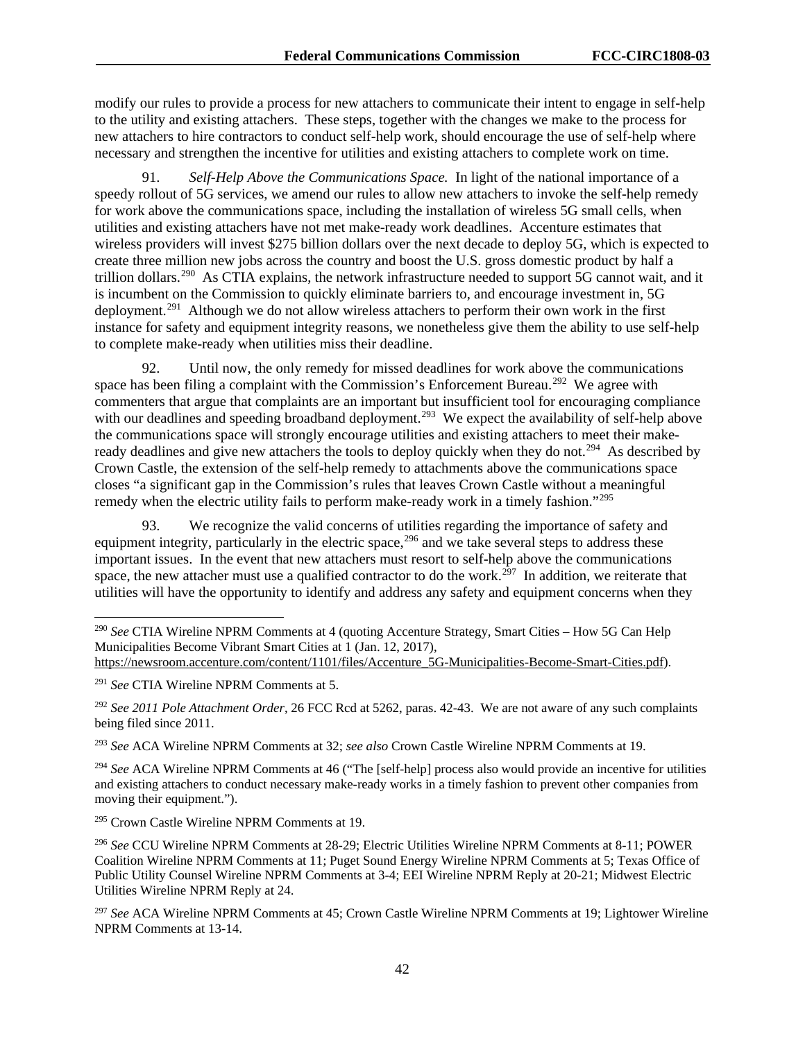modify our rules to provide a process for new attachers to communicate their intent to engage in self-help to the utility and existing attachers. These steps, together with the changes we make to the process for new attachers to hire contractors to conduct self-help work, should encourage the use of self-help where necessary and strengthen the incentive for utilities and existing attachers to complete work on time.

91. *Self-Help Above the Communications Space.* In light of the national importance of a speedy rollout of 5G services, we amend our rules to allow new attachers to invoke the self-help remedy for work above the communications space, including the installation of wireless 5G small cells, when utilities and existing attachers have not met make-ready work deadlines. Accenture estimates that wireless providers will invest $275 billion dollars over the next decade to deploy 5G, which is expected to create three million new jobs across the country and boost the U.S. gross domestic product by half a trillion dollars.[290] As CTIA explains, the network infrastructure needed to support 5G cannot wait, and it is incumbent on the Commission to quickly eliminate barriers to, and encourage investment in, 5G deployment.[291] Although we do not allow wireless attachers to perform their own work in the first instance for safety and equipment integrity reasons, we nonetheless give them the ability to use self-help to complete make-ready when utilities miss their deadline.

92. Until now, the only remedy for missed deadlines for work above the communications space has been filing a complaint with the Commission's Enforcement Bureau.[292] We agree with commenters that argue that complaints are an important but insufficient tool for encouraging compliance with our deadlines and speeding broadband deployment.[293] We expect the availability of self-help above the communications space will strongly encourage utilities and existing attachers to meet their make-ready deadlines and give new attachers the tools to deploy quickly when they do not.[294] As described by Crown Castle, the extension of the self-help remedy to attachments above the communications space closes "a significant gap in the Commission's rules that leaves Crown Castle without a meaningful remedy when the electric utility fails to perform make-ready work in a timely fashion."[295]

93. We recognize the valid concerns of utilities regarding the importance of safety and equipment integrity, particularly in the electric space,[296] and we take several steps to address these important issues. In the event that new attachers must resort to self-help above the communications space, the new attacher must use a qualified contractor to do the work.[297] In addition, we reiterate that utilities will have the opportunity to identify and address any safety and equipment concerns when they

---

[290] *See* CTIA Wireline NPRM Comments at 4 (quoting Accenture Strategy, Smart Cities – How 5G Can Help Municipalities Become Vibrant Smart Cities at 1 (Jan. 12, 2017), https://newsroom.accenture.com/content/1101/files/Accenture_5G-Municipalities-Become-Smart-Cities.pdf).

[291] *See* CTIA Wireline NPRM Comments at 5.

[292] *See 2011 Pole Attachment Order*, 26 FCC Rcd at 5262, paras. 42-43. We are not aware of any such complaints being filed since 2011.

[293] *See* ACA Wireline NPRM Comments at 32; *see also* Crown Castle Wireline NPRM Comments at 19.

[294] *See* ACA Wireline NPRM Comments at 46 ("The [self-help] process also would provide an incentive for utilities and existing attachers to conduct necessary make-ready works in a timely fashion to prevent other companies from moving their equipment.").

[295] Crown Castle Wireline NPRM Comments at 19.

[296] *See* CCU Wireline NPRM Comments at 28-29; Electric Utilities Wireline NPRM Comments at 8-11; POWER Coalition Wireline NPRM Comments at 11; Puget Sound Energy Wireline NPRM Comments at 5; Texas Office of Public Utility Counsel Wireline NPRM Comments at 3-4; EEI Wireline NPRM Reply at 20-21; Midwest Electric Utilities Wireline NPRM Reply at 24.

[297] *See* ACA Wireline NPRM Comments at 45; Crown Castle Wireline NPRM Comments at 19; Lightower Wireline NPRM Comments at 13-14.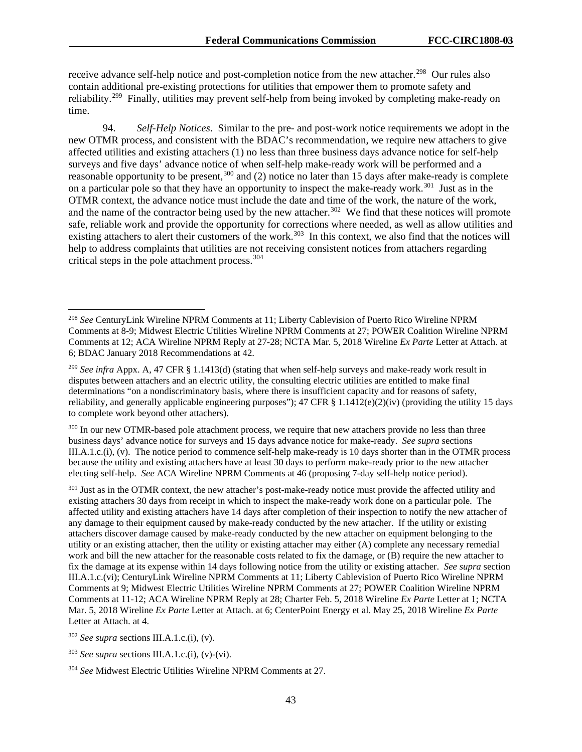receive advance self-help notice and post-completion notice from the new attacher.[298] Our rules also contain additional pre-existing protections for utilities that empower them to promote safety and reliability.[299] Finally, utilities may prevent self-help from being invoked by completing make-ready on time.

94. *Self-Help Notices*. Similar to the pre- and post-work notice requirements we adopt in the new OTMR process, and consistent with the BDAC's recommendation, we require new attachers to give affected utilities and existing attachers (1) no less than three business days advance notice for self-help surveys and five days' advance notice of when self-help make-ready work will be performed and a reasonable opportunity to be present,[300] and (2) notice no later than 15 days after make-ready is complete on a particular pole so that they have an opportunity to inspect the make-ready work.[301] Just as in the OTMR context, the advance notice must include the date and time of the work, the nature of the work, and the name of the contractor being used by the new attacher.[302] We find that these notices will promote safe, reliable work and provide the opportunity for corrections where needed, as well as allow utilities and existing attachers to alert their customers of the work.[303] In this context, we also find that the notices will help to address complaints that utilities are not receiving consistent notices from attachers regarding critical steps in the pole attachment process.[304]

---

[298] *See* CenturyLink Wireline NPRM Comments at 11; Liberty Cablevision of Puerto Rico Wireline NPRM Comments at 8-9; Midwest Electric Utilities Wireline NPRM Comments at 27; POWER Coalition Wireline NPRM Comments at 12; ACA Wireline NPRM Reply at 27-28; NCTA Mar. 5, 2018 Wireline *Ex Parte* Letter at Attach. at 6; BDAC January 2018 Recommendations at 42.

[299] *See infra* Appx. A, 47 CFR § 1.1413(d) (stating that when self-help surveys and make-ready work result in disputes between attachers and an electric utility, the consulting electric utilities are entitled to make final determinations "on a nondiscriminatory basis, where there is insufficient capacity and for reasons of safety, reliability, and generally applicable engineering purposes"); 47 CFR § 1.1412(e)(2)(iv) (providing the utility 15 days to complete work beyond other attachers).

[300] In our new OTMR-based pole attachment process, we require that new attachers provide no less than three business days' advance notice for surveys and 15 days advance notice for make-ready. *See supra* sections III.A.1.c.(i), (v). The notice period to commence self-help make-ready is 10 days shorter than in the OTMR process because the utility and existing attachers have at least 30 days to perform make-ready prior to the new attacher electing self-help. *See* ACA Wireline NPRM Comments at 46 (proposing 7-day self-help notice period).

[301] Just as in the OTMR context, the new attacher's post-make-ready notice must provide the affected utility and existing attachers 30 days from receipt in which to inspect the make-ready work done on a particular pole. The affected utility and existing attachers have 14 days after completion of their inspection to notify the new attacher of any damage to their equipment caused by make-ready conducted by the new attacher. If the utility or existing attachers discover damage caused by make-ready conducted by the new attacher on equipment belonging to the utility or an existing attacher, then the utility or existing attacher may either (A) complete any necessary remedial work and bill the new attacher for the reasonable costs related to fix the damage, or (B) require the new attacher to fix the damage at its expense within 14 days following notice from the utility or existing attacher. *See supra* section III.A.1.c.(vi); CenturyLink Wireline NPRM Comments at 11; Liberty Cablevision of Puerto Rico Wireline NPRM Comments at 9; Midwest Electric Utilities Wireline NPRM Comments at 27; POWER Coalition Wireline NPRM Comments at 11-12; ACA Wireline NPRM Reply at 28; Charter Feb. 5, 2018 Wireline *Ex Parte* Letter at 1; NCTA Mar. 5, 2018 Wireline *Ex Parte* Letter at Attach. at 6; CenterPoint Energy et al. May 25, 2018 Wireline *Ex Parte* Letter at Attach. at 4.

[302] *See supra* sections III.A.1.c.(i), (v).

[303] *See supra* sections III.A.1.c.(i), (v)-(vi).

[304] *See* Midwest Electric Utilities Wireline NPRM Comments at 27.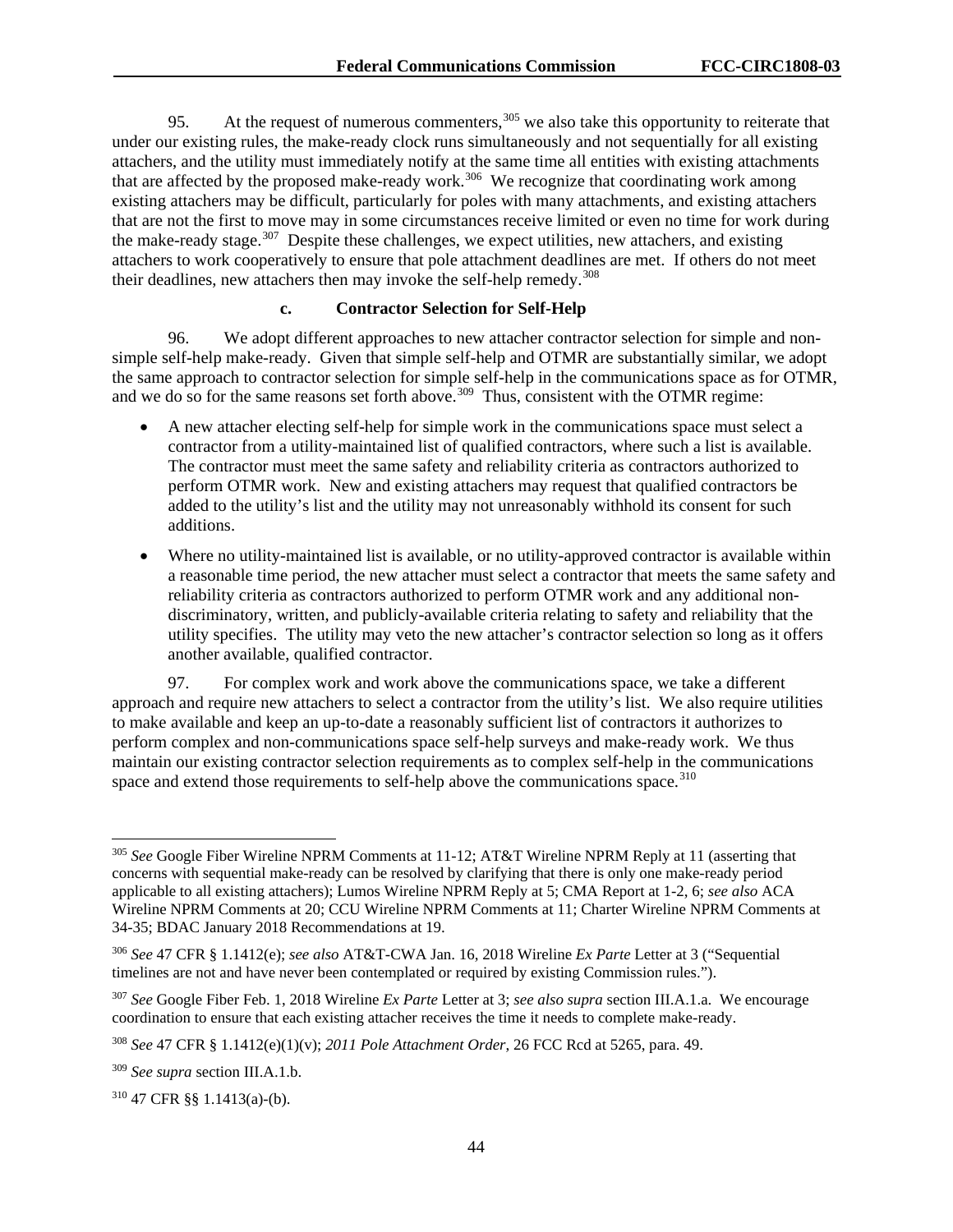95. At the request of numerous commenters,[305] we also take this opportunity to reiterate that under our existing rules, the make-ready clock runs simultaneously and not sequentially for all existing attachers, and the utility must immediately notify at the same time all entities with existing attachments that are affected by the proposed make-ready work.[306] We recognize that coordinating work among existing attachers may be difficult, particularly for poles with many attachments, and existing attachers that are not the first to move may in some circumstances receive limited or even no time for work during the make-ready stage.[307] Despite these challenges, we expect utilities, new attachers, and existing attachers to work cooperatively to ensure that pole attachment deadlines are met. If others do not meet their deadlines, new attachers then may invoke the self-help remedy.[308]

#### c. Contractor Selection for Self-Help

96. We adopt different approaches to new attacher contractor selection for simple and non-simple self-help make-ready. Given that simple self-help and OTMR are substantially similar, we adopt the same approach to contractor selection for simple self-help in the communications space as for OTMR, and we do so for the same reasons set forth above.[309] Thus, consistent with the OTMR regime:

- A new attacher electing self-help for simple work in the communications space must select a contractor from a utility-maintained list of qualified contractors, where such a list is available. The contractor must meet the same safety and reliability criteria as contractors authorized to perform OTMR work. New and existing attachers may request that qualified contractors be added to the utility's list and the utility may not unreasonably withhold its consent for such additions.
- Where no utility-maintained list is available, or no utility-approved contractor is available within a reasonable time period, the new attacher must select a contractor that meets the same safety and reliability criteria as contractors authorized to perform OTMR work and any additional non-discriminatory, written, and publicly-available criteria relating to safety and reliability that the utility specifies. The utility may veto the new attacher's contractor selection so long as it offers another available, qualified contractor.

97. For complex work and work above the communications space, we take a different approach and require new attachers to select a contractor from the utility's list. We also require utilities to make available and keep an up-to-date a reasonably sufficient list of contractors it authorizes to perform complex and non-communications space self-help surveys and make-ready work. We thus maintain our existing contractor selection requirements as to complex self-help in the communications space and extend those requirements to self-help above the communications space.[310]

---

[305] *See* Google Fiber Wireline NPRM Comments at 11-12; AT&T Wireline NPRM Reply at 11 (asserting that concerns with sequential make-ready can be resolved by clarifying that there is only one make-ready period applicable to all existing attachers); Lumos Wireline NPRM Reply at 5; CMA Report at 1-2, 6; *see also* ACA Wireline NPRM Comments at 20; CCU Wireline NPRM Comments at 11; Charter Wireline NPRM Comments at 34-35; BDAC January 2018 Recommendations at 19.

[306] *See* 47 CFR § 1.1412(e); *see also* AT&T-CWA Jan. 16, 2018 Wireline *Ex Parte* Letter at 3 ("Sequential timelines are not and have never been contemplated or required by existing Commission rules.").

[307] *See* Google Fiber Feb. 1, 2018 Wireline *Ex Parte* Letter at 3; *see also supra* section III.A.1.a. We encourage coordination to ensure that each existing attacher receives the time it needs to complete make-ready.

[308] *See* 47 CFR § 1.1412(e)(1)(v); *2011 Pole Attachment Order*, 26 FCC Rcd at 5265, para. 49.

[309] *See supra* section III.A.1.b.

[310] 47 CFR §§ 1.1413(a)-(b).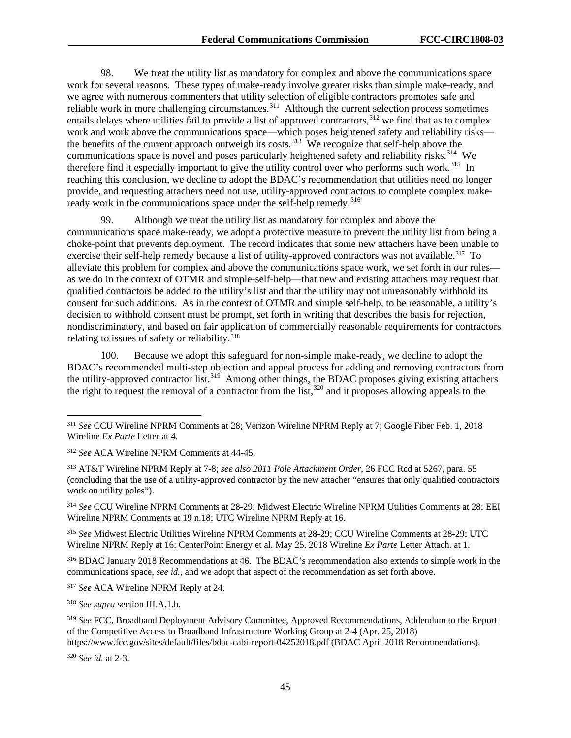98. We treat the utility list as mandatory for complex and above the communications space work for several reasons. These types of make-ready involve greater risks than simple make-ready, and we agree with numerous commenters that utility selection of eligible contractors promotes safe and reliable work in more challenging circumstances.[311] Although the current selection process sometimes entails delays where utilities fail to provide a list of approved contractors,[312] we find that as to complex work and work above the communications space—which poses heightened safety and reliability risks—the benefits of the current approach outweigh its costs.[313] We recognize that self-help above the communications space is novel and poses particularly heightened safety and reliability risks.[314] We therefore find it especially important to give the utility control over who performs such work.[315] In reaching this conclusion, we decline to adopt the BDAC's recommendation that utilities need no longer provide, and requesting attachers need not use, utility-approved contractors to complete complex make-ready work in the communications space under the self-help remedy.[316]

99. Although we treat the utility list as mandatory for complex and above the communications space make-ready, we adopt a protective measure to prevent the utility list from being a choke-point that prevents deployment. The record indicates that some new attachers have been unable to exercise their self-help remedy because a list of utility-approved contractors was not available.[317] To alleviate this problem for complex and above the communications space work, we set forth in our rules—as we do in the context of OTMR and simple-self-help—that new and existing attachers may request that qualified contractors be added to the utility's list and that the utility may not unreasonably withhold its consent for such additions. As in the context of OTMR and simple self-help, to be reasonable, a utility's decision to withhold consent must be prompt, set forth in writing that describes the basis for rejection, nondiscriminatory, and based on fair application of commercially reasonable requirements for contractors relating to issues of safety or reliability.[318]

100. Because we adopt this safeguard for non-simple make-ready, we decline to adopt the BDAC's recommended multi-step objection and appeal process for adding and removing contractors from the utility-approved contractor list.[319] Among other things, the BDAC proposes giving existing attachers the right to request the removal of a contractor from the list,[320] and it proposes allowing appeals to the

---

[311] *See* CCU Wireline NPRM Comments at 28; Verizon Wireline NPRM Reply at 7; Google Fiber Feb. 1, 2018 Wireline *Ex Parte* Letter at 4.

[312] *See* ACA Wireline NPRM Comments at 44-45.

[313] AT&T Wireline NPRM Reply at 7-8; *see also 2011 Pole Attachment Order*, 26 FCC Rcd at 5267, para. 55 (concluding that the use of a utility-approved contractor by the new attacher "ensures that only qualified contractors work on utility poles").

[314] *See* CCU Wireline NPRM Comments at 28-29; Midwest Electric Wireline NPRM Utilities Comments at 28; EEI Wireline NPRM Comments at 19 n.18; UTC Wireline NPRM Reply at 16.

[315] *See* Midwest Electric Utilities Wireline NPRM Comments at 28-29; CCU Wireline Comments at 28-29; UTC Wireline NPRM Reply at 16; CenterPoint Energy et al. May 25, 2018 Wireline *Ex Parte* Letter Attach. at 1.

[316] BDAC January 2018 Recommendations at 46. The BDAC's recommendation also extends to simple work in the communications space, *see id.*, and we adopt that aspect of the recommendation as set forth above.

[317] *See* ACA Wireline NPRM Reply at 24.

[318] *See supra* section III.A.1.b.

[319] *See* FCC, Broadband Deployment Advisory Committee, Approved Recommendations, Addendum to the Report of the Competitive Access to Broadband Infrastructure Working Group at 2-4 (Apr. 25, 2018) https://www.fcc.gov/sites/default/files/bdac-cabi-report-04252018.pdf (BDAC April 2018 Recommendations).

[320] *See id.* at 2-3.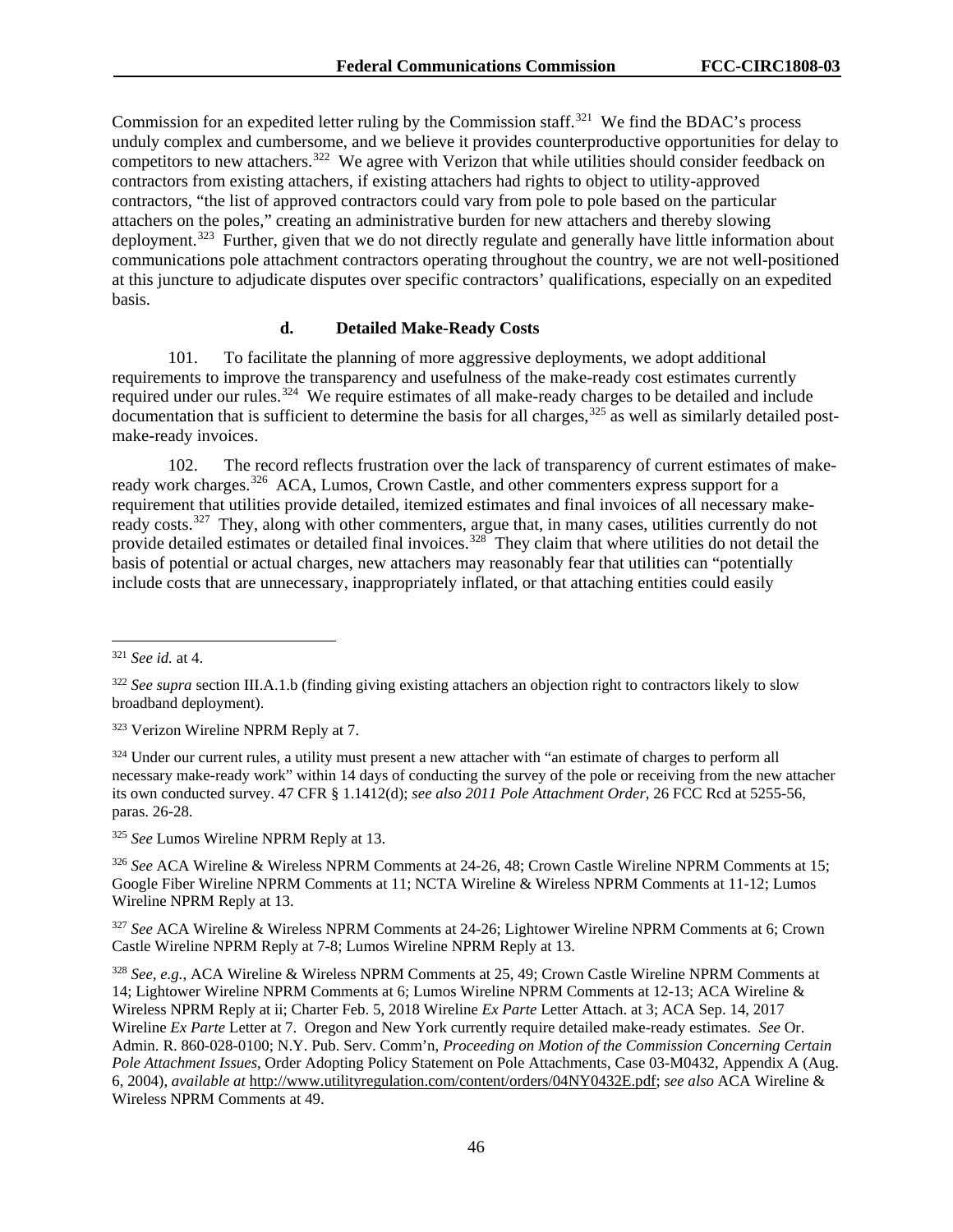Commission for an expedited letter ruling by the Commission staff.[321] We find the BDAC's process unduly complex and cumbersome, and we believe it provides counterproductive opportunities for delay to competitors to new attachers.[322] We agree with Verizon that while utilities should consider feedback on contractors from existing attachers, if existing attachers had rights to object to utility-approved contractors, "the list of approved contractors could vary from pole to pole based on the particular attachers on the poles," creating an administrative burden for new attachers and thereby slowing deployment.[323] Further, given that we do not directly regulate and generally have little information about communications pole attachment contractors operating throughout the country, we are not well-positioned at this juncture to adjudicate disputes over specific contractors' qualifications, especially on an expedited basis.

#### d. Detailed Make-Ready Costs

101. To facilitate the planning of more aggressive deployments, we adopt additional requirements to improve the transparency and usefulness of the make-ready cost estimates currently required under our rules.[324] We require estimates of all make-ready charges to be detailed and include documentation that is sufficient to determine the basis for all charges,[325] as well as similarly detailed post-make-ready invoices.

102. The record reflects frustration over the lack of transparency of current estimates of make-ready work charges.[326] ACA, Lumos, Crown Castle, and other commenters express support for a requirement that utilities provide detailed, itemized estimates and final invoices of all necessary make-ready costs.[327] They, along with other commenters, argue that, in many cases, utilities currently do not provide detailed estimates or detailed final invoices.[328] They claim that where utilities do not detail the basis of potential or actual charges, new attachers may reasonably fear that utilities can "potentially include costs that are unnecessary, inappropriately inflated, or that attaching entities could easily

---

[321] *See id.* at 4.

[322] *See supra* section III.A.1.b (finding giving existing attachers an objection right to contractors likely to slow broadband deployment).

[323] Verizon Wireline NPRM Reply at 7.

[324] Under our current rules, a utility must present a new attacher with "an estimate of charges to perform all necessary make-ready work" within 14 days of conducting the survey of the pole or receiving from the new attacher its own conducted survey. 47 CFR § 1.1412(d); *see also 2011 Pole Attachment Order*, 26 FCC Rcd at 5255-56, paras. 26-28.

[325] *See* Lumos Wireline NPRM Reply at 13.

[326] *See* ACA Wireline & Wireless NPRM Comments at 24-26, 48; Crown Castle Wireline NPRM Comments at 15; Google Fiber Wireline NPRM Comments at 11; NCTA Wireline & Wireless NPRM Comments at 11-12; Lumos Wireline NPRM Reply at 13.

[327] *See* ACA Wireline & Wireless NPRM Comments at 24-26; Lightower Wireline NPRM Comments at 6; Crown Castle Wireline NPRM Reply at 7-8; Lumos Wireline NPRM Reply at 13.

[328] *See, e.g.,* ACA Wireline & Wireless NPRM Comments at 25, 49; Crown Castle Wireline NPRM Comments at 14; Lightower Wireline NPRM Comments at 6; Lumos Wireline NPRM Comments at 12-13; ACA Wireline & Wireless NPRM Reply at ii; Charter Feb. 5, 2018 Wireline *Ex Parte* Letter Attach. at 3; ACA Sep. 14, 2017 Wireline *Ex Parte* Letter at 7. Oregon and New York currently require detailed make-ready estimates. *See* Or. Admin. R. 860-028-0100; N.Y. Pub. Serv. Comm'n, *Proceeding on Motion of the Commission Concerning Certain Pole Attachment Issues*, Order Adopting Policy Statement on Pole Attachments, Case 03-M0432, Appendix A (Aug. 6, 2004), *available at* http://www.utilityregulation.com/content/orders/04NY0432E.pdf; *see also* ACA Wireline & Wireless NPRM Comments at 49.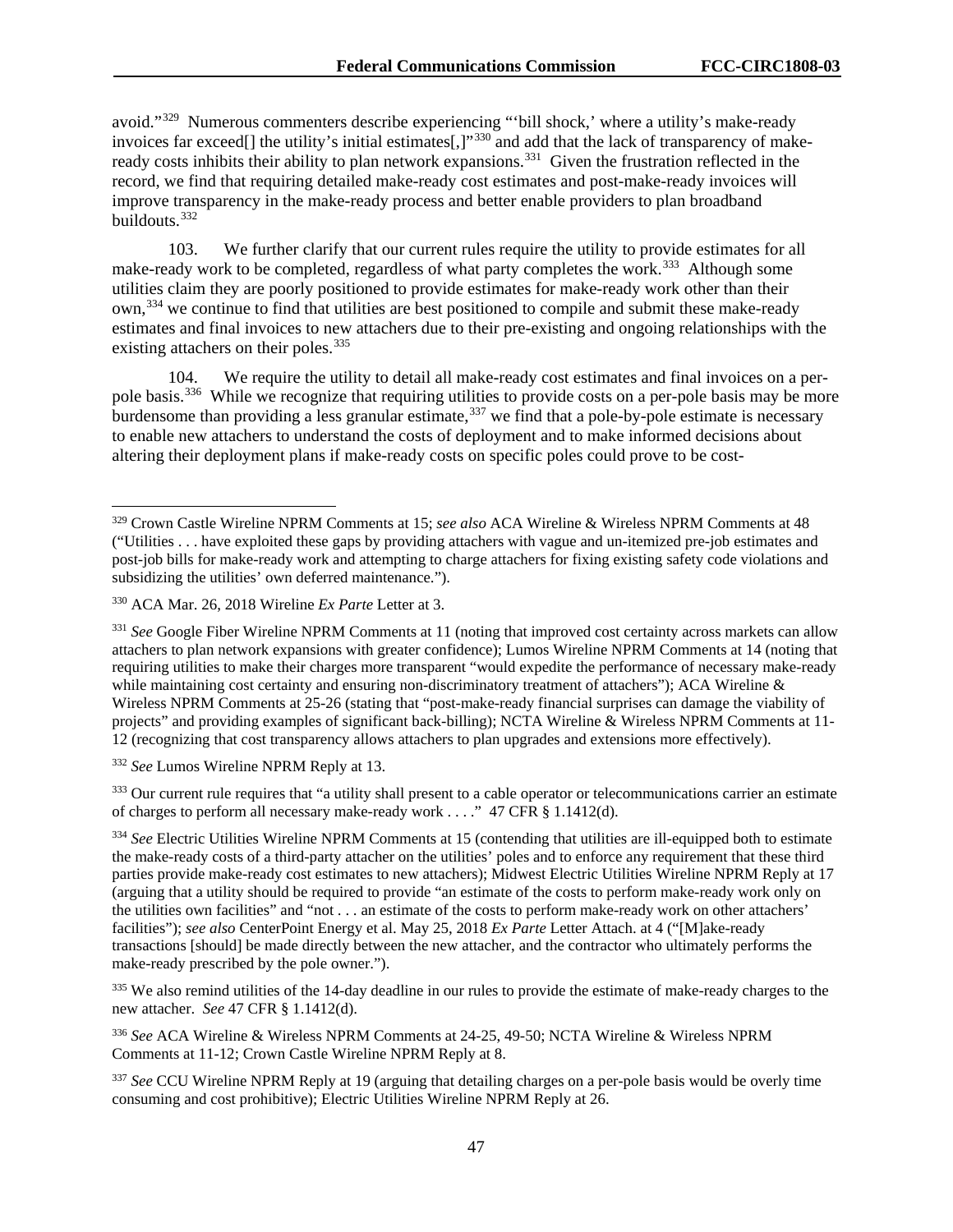avoid."[329] Numerous commenters describe experiencing "'bill shock,' where a utility's make-ready invoices far exceed[] the utility's initial estimates[,]"[330] and add that the lack of transparency of make-ready costs inhibits their ability to plan network expansions.[331] Given the frustration reflected in the record, we find that requiring detailed make-ready cost estimates and post-make-ready invoices will improve transparency in the make-ready process and better enable providers to plan broadband buildouts.[332]

103. We further clarify that our current rules require the utility to provide estimates for all make-ready work to be completed, regardless of what party completes the work.[333] Although some utilities claim they are poorly positioned to provide estimates for make-ready work other than their own,[334] we continue to find that utilities are best positioned to compile and submit these make-ready estimates and final invoices to new attachers due to their pre-existing and ongoing relationships with the existing attachers on their poles.[335]

104. We require the utility to detail all make-ready cost estimates and final invoices on a per-pole basis.[336] While we recognize that requiring utilities to provide costs on a per-pole basis may be more burdensome than providing a less granular estimate,[337] we find that a pole-by-pole estimate is necessary to enable new attachers to understand the costs of deployment and to make informed decisions about altering their deployment plans if make-ready costs on specific poles could prove to be cost-

---

[329] Crown Castle Wireline NPRM Comments at 15; *see also* ACA Wireline & Wireless NPRM Comments at 48 ("Utilities . . . have exploited these gaps by providing attachers with vague and un-itemized pre-job estimates and post-job bills for make-ready work and attempting to charge attachers for fixing existing safety code violations and subsidizing the utilities' own deferred maintenance.").

[330] ACA Mar. 26, 2018 Wireline *Ex Parte* Letter at 3.

[331] *See* Google Fiber Wireline NPRM Comments at 11 (noting that improved cost certainty across markets can allow attachers to plan network expansions with greater confidence); Lumos Wireline NPRM Comments at 14 (noting that requiring utilities to make their charges more transparent "would expedite the performance of necessary make-ready while maintaining cost certainty and ensuring non-discriminatory treatment of attachers"); ACA Wireline & Wireless NPRM Comments at 25-26 (stating that "post-make-ready financial surprises can damage the viability of projects" and providing examples of significant back-billing); NCTA Wireline & Wireless NPRM Comments at 11-12 (recognizing that cost transparency allows attachers to plan upgrades and extensions more effectively).

[332] *See* Lumos Wireline NPRM Reply at 13.

[333] Our current rule requires that "a utility shall present to a cable operator or telecommunications carrier an estimate of charges to perform all necessary make-ready work . . . ." 47 CFR § 1.1412(d).

[334] *See* Electric Utilities Wireline NPRM Comments at 15 (contending that utilities are ill-equipped both to estimate the make-ready costs of a third-party attacher on the utilities' poles and to enforce any requirement that these third parties provide make-ready cost estimates to new attachers); Midwest Electric Utilities Wireline NPRM Reply at 17 (arguing that a utility should be required to provide "an estimate of the costs to perform make-ready work only on the utilities own facilities" and "not . . . an estimate of the costs to perform make-ready work on other attachers' facilities"); *see also* CenterPoint Energy et al. May 25, 2018 *Ex Parte* Letter Attach. at 4 ("[M]ake-ready transactions [should] be made directly between the new attacher, and the contractor who ultimately performs the make-ready prescribed by the pole owner.").

[335] We also remind utilities of the 14-day deadline in our rules to provide the estimate of make-ready charges to the new attacher. *See* 47 CFR § 1.1412(d).

[336] *See* ACA Wireline & Wireless NPRM Comments at 24-25, 49-50; NCTA Wireline & Wireless NPRM Comments at 11-12; Crown Castle Wireline NPRM Reply at 8.

[337] *See* CCU Wireline NPRM Reply at 19 (arguing that detailing charges on a per-pole basis would be overly time consuming and cost prohibitive); Electric Utilities Wireline NPRM Reply at 26.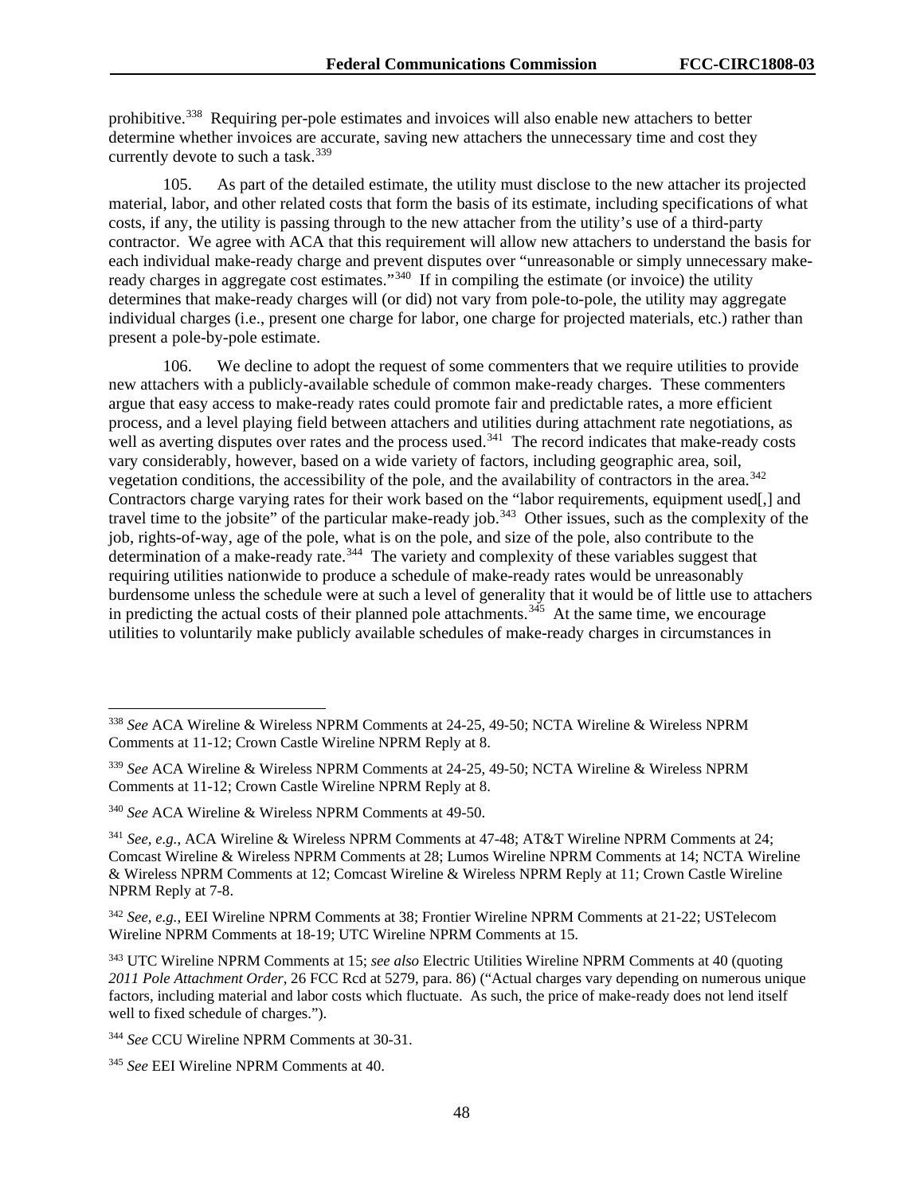prohibitive.[338] Requiring per-pole estimates and invoices will also enable new attachers to better determine whether invoices are accurate, saving new attachers the unnecessary time and cost they currently devote to such a task.[339]

105. As part of the detailed estimate, the utility must disclose to the new attacher its projected material, labor, and other related costs that form the basis of its estimate, including specifications of what costs, if any, the utility is passing through to the new attacher from the utility's use of a third-party contractor. We agree with ACA that this requirement will allow new attachers to understand the basis for each individual make-ready charge and prevent disputes over "unreasonable or simply unnecessary make-ready charges in aggregate cost estimates."[340] If in compiling the estimate (or invoice) the utility determines that make-ready charges will (or did) not vary from pole-to-pole, the utility may aggregate individual charges (i.e., present one charge for labor, one charge for projected materials, etc.) rather than present a pole-by-pole estimate.

106. We decline to adopt the request of some commenters that we require utilities to provide new attachers with a publicly-available schedule of common make-ready charges. These commenters argue that easy access to make-ready rates could promote fair and predictable rates, a more efficient process, and a level playing field between attachers and utilities during attachment rate negotiations, as well as averting disputes over rates and the process used.[341] The record indicates that make-ready costs vary considerably, however, based on a wide variety of factors, including geographic area, soil, vegetation conditions, the accessibility of the pole, and the availability of contractors in the area.[342] Contractors charge varying rates for their work based on the "labor requirements, equipment used[,] and travel time to the jobsite" of the particular make-ready job.[343] Other issues, such as the complexity of the job, rights-of-way, age of the pole, what is on the pole, and size of the pole, also contribute to the determination of a make-ready rate.[344] The variety and complexity of these variables suggest that requiring utilities nationwide to produce a schedule of make-ready rates would be unreasonably burdensome unless the schedule were at such a level of generality that it would be of little use to attachers in predicting the actual costs of their planned pole attachments.[345] At the same time, we encourage utilities to voluntarily make publicly available schedules of make-ready charges in circumstances in

---

[338] *See* ACA Wireline & Wireless NPRM Comments at 24-25, 49-50; NCTA Wireline & Wireless NPRM Comments at 11-12; Crown Castle Wireline NPRM Reply at 8.

[339] *See* ACA Wireline & Wireless NPRM Comments at 24-25, 49-50; NCTA Wireline & Wireless NPRM Comments at 11-12; Crown Castle Wireline NPRM Reply at 8.

[340] *See* ACA Wireline & Wireless NPRM Comments at 49-50.

[341] *See, e.g.*, ACA Wireline & Wireless NPRM Comments at 47-48; AT&T Wireline NPRM Comments at 24; Comcast Wireline & Wireless NPRM Comments at 28; Lumos Wireline NPRM Comments at 14; NCTA Wireline & Wireless NPRM Comments at 12; Comcast Wireline & Wireless NPRM Reply at 11; Crown Castle Wireline NPRM Reply at 7-8.

[342] *See, e.g.*, EEI Wireline NPRM Comments at 38; Frontier Wireline NPRM Comments at 21-22; USTelecom Wireline NPRM Comments at 18-19; UTC Wireline NPRM Comments at 15.

[343] UTC Wireline NPRM Comments at 15; *see also* Electric Utilities Wireline NPRM Comments at 40 (quoting *2011 Pole Attachment Order*, 26 FCC Rcd at 5279, para. 86) ("Actual charges vary depending on numerous unique factors, including material and labor costs which fluctuate. As such, the price of make-ready does not lend itself well to fixed schedule of charges.").

[344] *See* CCU Wireline NPRM Comments at 30-31.

[345] *See* EEI Wireline NPRM Comments at 40.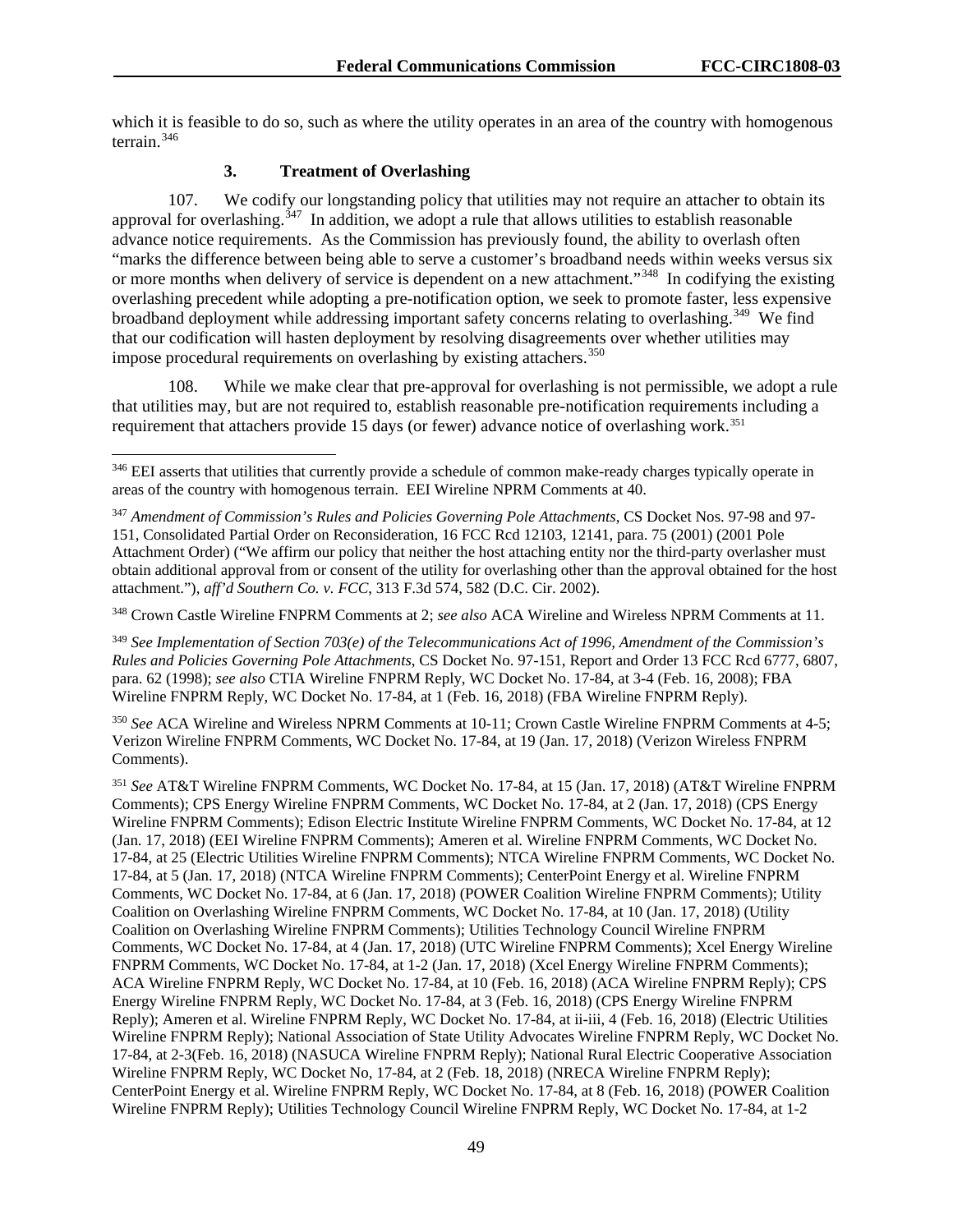which it is feasible to do so, such as where the utility operates in an area of the country with homogenous terrain.[346]

### 3. Treatment of Overlashing

107. We codify our longstanding policy that utilities may not require an attacher to obtain its approval for overlashing.[347] In addition, we adopt a rule that allows utilities to establish reasonable advance notice requirements. As the Commission has previously found, the ability to overlash often "marks the difference between being able to serve a customer's broadband needs within weeks versus six or more months when delivery of service is dependent on a new attachment."[348] In codifying the existing overlashing precedent while adopting a pre-notification option, we seek to promote faster, less expensive broadband deployment while addressing important safety concerns relating to overlashing.[349] We find that our codification will hasten deployment by resolving disagreements over whether utilities may impose procedural requirements on overlashing by existing attachers.[350]

108. While we make clear that pre-approval for overlashing is not permissible, we adopt a rule that utilities may, but are not required to, establish reasonable pre-notification requirements including a requirement that attachers provide 15 days (or fewer) advance notice of overlashing work.[351]

---

[346] EEI asserts that utilities that currently provide a schedule of common make-ready charges typically operate in areas of the country with homogenous terrain. EEI Wireline NPRM Comments at 40.

[347] *Amendment of Commission's Rules and Policies Governing Pole Attachments*, CS Docket Nos. 97-98 and 97-151, Consolidated Partial Order on Reconsideration, 16 FCC Rcd 12103, 12141, para. 75 (2001) (2001 Pole Attachment Order) ("We affirm our policy that neither the host attaching entity nor the third-party overlasher must obtain additional approval from or consent of the utility for overlashing other than the approval obtained for the host attachment."), *aff'd Southern Co. v. FCC*, 313 F.3d 574, 582 (D.C. Cir. 2002).

[348] Crown Castle Wireline FNPRM Comments at 2; *see also* ACA Wireline and Wireless NPRM Comments at 11.

[349] *See Implementation of Section 703(e) of the Telecommunications Act of 1996, Amendment of the Commission's Rules and Policies Governing Pole Attachments*, CS Docket No. 97-151, Report and Order 13 FCC Rcd 6777, 6807, para. 62 (1998); *see also* CTIA Wireline FNPRM Reply, WC Docket No. 17-84, at 3-4 (Feb. 16, 2008); FBA Wireline FNPRM Reply, WC Docket No. 17-84, at 1 (Feb. 16, 2018) (FBA Wireline FNPRM Reply).

[350] *See* ACA Wireline and Wireless NPRM Comments at 10-11; Crown Castle Wireline FNPRM Comments at 4-5; Verizon Wireline FNPRM Comments, WC Docket No. 17-84, at 19 (Jan. 17, 2018) (Verizon Wireless FNPRM Comments).

[351] *See* AT&T Wireline FNPRM Comments, WC Docket No. 17-84, at 15 (Jan. 17, 2018) (AT&T Wireline FNPRM Comments); CPS Energy Wireline FNPRM Comments, WC Docket No. 17-84, at 2 (Jan. 17, 2018) (CPS Energy Wireline FNPRM Comments); Edison Electric Institute Wireline FNPRM Comments, WC Docket No. 17-84, at 12 (Jan. 17, 2018) (EEI Wireline FNPRM Comments); Ameren et al. Wireline FNPRM Comments, WC Docket No. 17-84, at 25 (Electric Utilities Wireline FNPRM Comments); NTCA Wireline FNPRM Comments, WC Docket No. 17-84, at 5 (Jan. 17, 2018) (NTCA Wireline FNPRM Comments); CenterPoint Energy et al. Wireline FNPRM Comments, WC Docket No. 17-84, at 6 (Jan. 17, 2018) (POWER Coalition Wireline FNPRM Comments); Utility Coalition on Overlashing Wireline FNPRM Comments, WC Docket No. 17-84, at 10 (Jan. 17, 2018) (Utility Coalition on Overlashing Wireline FNPRM Comments); Utilities Technology Council Wireline FNPRM Comments, WC Docket No. 17-84, at 4 (Jan. 17, 2018) (UTC Wireline FNPRM Comments); Xcel Energy Wireline FNPRM Comments, WC Docket No. 17-84, at 1-2 (Jan. 17, 2018) (Xcel Energy Wireline FNPRM Comments); ACA Wireline FNPRM Reply, WC Docket No. 17-84, at 10 (Feb. 16, 2018) (ACA Wireline FNPRM Reply); CPS Energy Wireline FNPRM Reply, WC Docket No. 17-84, at 3 (Feb. 16, 2018) (CPS Energy Wireline FNPRM Reply); Ameren et al. Wireline FNPRM Reply, WC Docket No. 17-84, at ii-iii, 4 (Feb. 16, 2018) (Electric Utilities Wireline FNPRM Reply); National Association of State Utility Advocates Wireline FNPRM Reply, WC Docket No. 17-84, at 2-3(Feb. 16, 2018) (NASUCA Wireline FNPRM Reply); National Rural Electric Cooperative Association Wireline FNPRM Reply, WC Docket No, 17-84, at 2 (Feb. 18, 2018) (NRECA Wireline FNPRM Reply); CenterPoint Energy et al. Wireline FNPRM Reply, WC Docket No. 17-84, at 8 (Feb. 16, 2018) (POWER Coalition Wireline FNPRM Reply); Utilities Technology Council Wireline FNPRM Reply, WC Docket No. 17-84, at 1-2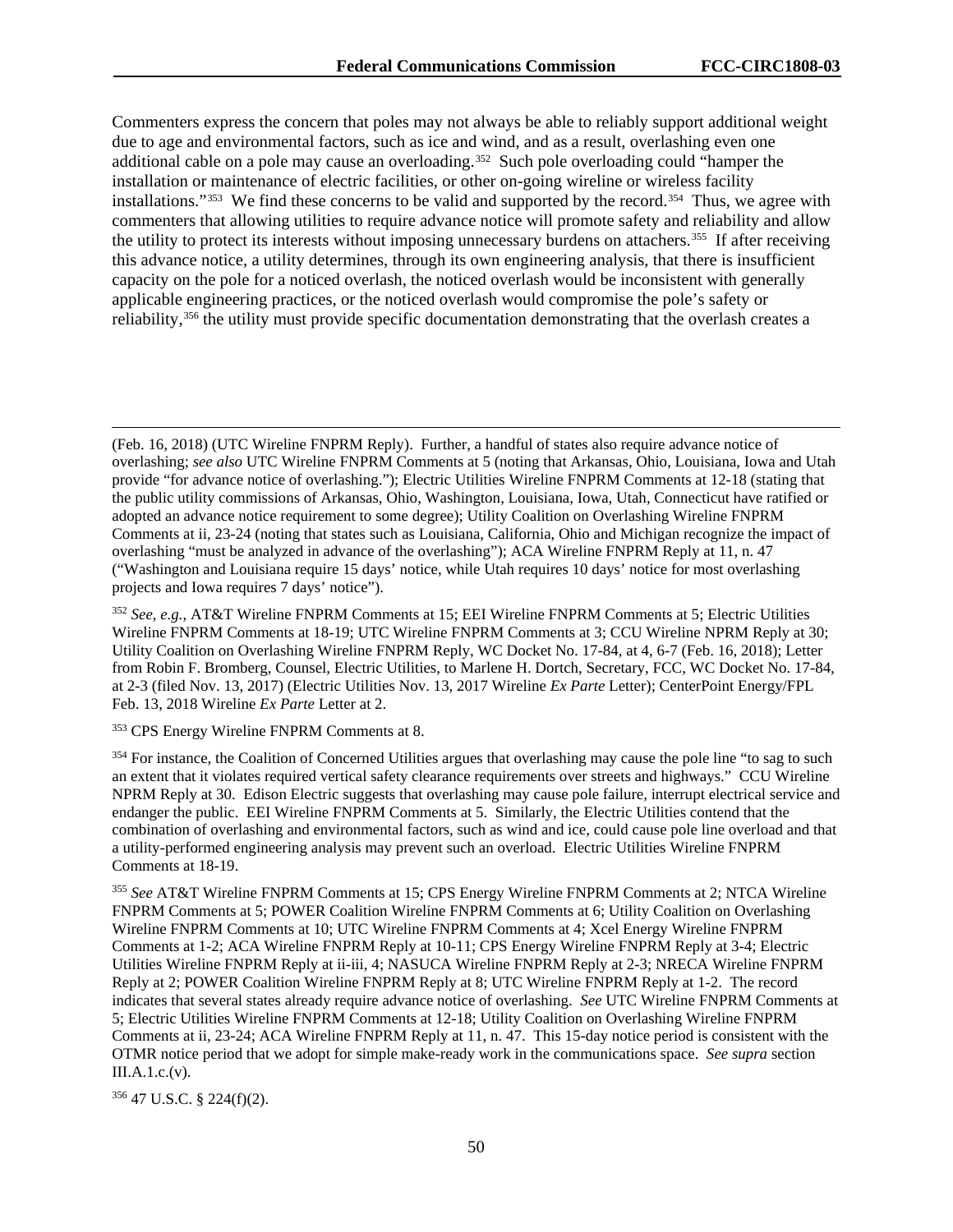Commenters express the concern that poles may not always be able to reliably support additional weight due to age and environmental factors, such as ice and wind, and as a result, overlashing even one additional cable on a pole may cause an overloading.[352] Such pole overloading could "hamper the installation or maintenance of electric facilities, or other on-going wireline or wireless facility installations."[353] We find these concerns to be valid and supported by the record.[354] Thus, we agree with commenters that allowing utilities to require advance notice will promote safety and reliability and allow the utility to protect its interests without imposing unnecessary burdens on attachers.[355] If after receiving this advance notice, a utility determines, through its own engineering analysis, that there is insufficient capacity on the pole for a noticed overlash, the noticed overlash would be inconsistent with generally applicable engineering practices, or the noticed overlash would compromise the pole's safety or reliability,[356] the utility must provide specific documentation demonstrating that the overlash creates a

---

(Feb. 16, 2018) (UTC Wireline FNPRM Reply). Further, a handful of states also require advance notice of overlashing; *see also* UTC Wireline FNPRM Comments at 5 (noting that Arkansas, Ohio, Louisiana, Iowa and Utah provide "for advance notice of overlashing."); Electric Utilities Wireline FNPRM Comments at 12-18 (stating that the public utility commissions of Arkansas, Ohio, Washington, Louisiana, Iowa, Utah, Connecticut have ratified or adopted an advance notice requirement to some degree); Utility Coalition on Overlashing Wireline FNPRM Comments at ii, 23-24 (noting that states such as Louisiana, California, Ohio and Michigan recognize the impact of overlashing "must be analyzed in advance of the overlashing"); ACA Wireline FNPRM Reply at 11, n. 47 ("Washington and Louisiana require 15 days' notice, while Utah requires 10 days' notice for most overlashing projects and Iowa requires 7 days' notice").

[352] *See, e.g.*, AT&T Wireline FNPRM Comments at 15; EEI Wireline FNPRM Comments at 5; Electric Utilities Wireline FNPRM Comments at 18-19; UTC Wireline FNPRM Comments at 3; CCU Wireline NPRM Reply at 30; Utility Coalition on Overlashing Wireline FNPRM Reply, WC Docket No. 17-84, at 4, 6-7 (Feb. 16, 2018); Letter from Robin F. Bromberg, Counsel, Electric Utilities, to Marlene H. Dortch, Secretary, FCC, WC Docket No. 17-84, at 2-3 (filed Nov. 13, 2017) (Electric Utilities Nov. 13, 2017 Wireline *Ex Parte* Letter); CenterPoint Energy/FPL Feb. 13, 2018 Wireline *Ex Parte* Letter at 2.

[353] CPS Energy Wireline FNPRM Comments at 8.

[354] For instance, the Coalition of Concerned Utilities argues that overlashing may cause the pole line "to sag to such an extent that it violates required vertical safety clearance requirements over streets and highways." CCU Wireline NPRM Reply at 30. Edison Electric suggests that overlashing may cause pole failure, interrupt electrical service and endanger the public. EEI Wireline FNPRM Comments at 5. Similarly, the Electric Utilities contend that the combination of overlashing and environmental factors, such as wind and ice, could cause pole line overload and that a utility-performed engineering analysis may prevent such an overload. Electric Utilities Wireline FNPRM Comments at 18-19.

[355] *See* AT&T Wireline FNPRM Comments at 15; CPS Energy Wireline FNPRM Comments at 2; NTCA Wireline FNPRM Comments at 5; POWER Coalition Wireline FNPRM Comments at 6; Utility Coalition on Overlashing Wireline FNPRM Comments at 10; UTC Wireline FNPRM Comments at 4; Xcel Energy Wireline FNPRM Comments at 1-2; ACA Wireline FNPRM Reply at 10-11; CPS Energy Wireline FNPRM Reply at 3-4; Electric Utilities Wireline FNPRM Reply at ii-iii, 4; NASUCA Wireline FNPRM Reply at 2-3; NRECA Wireline FNPRM Reply at 2; POWER Coalition Wireline FNPRM Reply at 8; UTC Wireline FNPRM Reply at 1-2. The record indicates that several states already require advance notice of overlashing. *See* UTC Wireline FNPRM Comments at 5; Electric Utilities Wireline FNPRM Comments at 12-18; Utility Coalition on Overlashing Wireline FNPRM Comments at ii, 23-24; ACA Wireline FNPRM Reply at 11, n. 47. This 15-day notice period is consistent with the OTMR notice period that we adopt for simple make-ready work in the communications space. *See supra* section III.A.1.c.(v).

[356] 47 U.S.C. § 224(f)(2).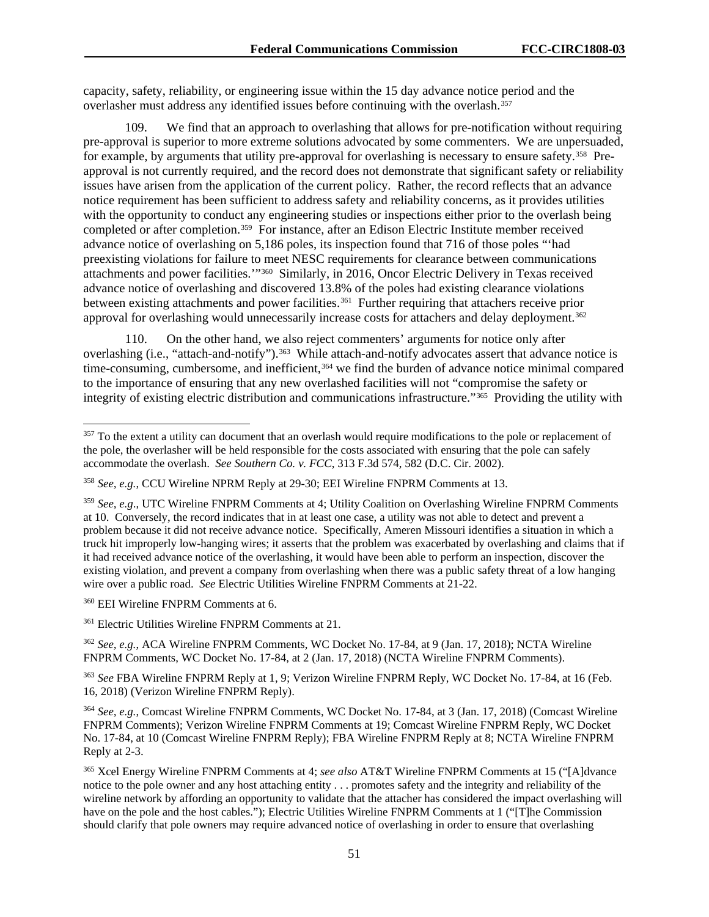capacity, safety, reliability, or engineering issue within the 15 day advance notice period and the overlasher must address any identified issues before continuing with the overlash.[357]

109. We find that an approach to overlashing that allows for pre-notification without requiring pre-approval is superior to more extreme solutions advocated by some commenters. We are unpersuaded, for example, by arguments that utility pre-approval for overlashing is necessary to ensure safety.[358] Pre-approval is not currently required, and the record does not demonstrate that significant safety or reliability issues have arisen from the application of the current policy. Rather, the record reflects that an advance notice requirement has been sufficient to address safety and reliability concerns, as it provides utilities with the opportunity to conduct any engineering studies or inspections either prior to the overlash being completed or after completion.[359] For instance, after an Edison Electric Institute member received advance notice of overlashing on 5,186 poles, its inspection found that 716 of those poles "'had preexisting violations for failure to meet NESC requirements for clearance between communications attachments and power facilities.'"[360] Similarly, in 2016, Oncor Electric Delivery in Texas received advance notice of overlashing and discovered 13.8% of the poles had existing clearance violations between existing attachments and power facilities.[361] Further requiring that attachers receive prior approval for overlashing would unnecessarily increase costs for attachers and delay deployment.[362]

110. On the other hand, we also reject commenters' arguments for notice only after overlashing (i.e., "attach-and-notify").[363] While attach-and-notify advocates assert that advance notice is time-consuming, cumbersome, and inefficient,[364] we find the burden of advance notice minimal compared to the importance of ensuring that any new overlashed facilities will not "compromise the safety or integrity of existing electric distribution and communications infrastructure."[365] Providing the utility with

---

[357] To the extent a utility can document that an overlash would require modifications to the pole or replacement of the pole, the overlasher will be held responsible for the costs associated with ensuring that the pole can safely accommodate the overlash. *See Southern Co. v. FCC*, 313 F.3d 574, 582 (D.C. Cir. 2002).

[358] *See, e.g.*, CCU Wireline NPRM Reply at 29-30; EEI Wireline FNPRM Comments at 13.

[359] *See, e.g*., UTC Wireline FNPRM Comments at 4; Utility Coalition on Overlashing Wireline FNPRM Comments at 10. Conversely, the record indicates that in at least one case, a utility was not able to detect and prevent a problem because it did not receive advance notice. Specifically, Ameren Missouri identifies a situation in which a truck hit improperly low-hanging wires; it asserts that the problem was exacerbated by overlashing and claims that if it had received advance notice of the overlashing, it would have been able to perform an inspection, discover the existing violation, and prevent a company from overlashing when there was a public safety threat of a low hanging wire over a public road. *See* Electric Utilities Wireline FNPRM Comments at 21-22.

[360] EEI Wireline FNPRM Comments at 6.

[361] Electric Utilities Wireline FNPRM Comments at 21.

[362] *See, e.g.*, ACA Wireline FNPRM Comments, WC Docket No. 17-84, at 9 (Jan. 17, 2018); NCTA Wireline FNPRM Comments, WC Docket No. 17-84, at 2 (Jan. 17, 2018) (NCTA Wireline FNPRM Comments).

[363] *See* FBA Wireline FNPRM Reply at 1, 9; Verizon Wireline FNPRM Reply, WC Docket No. 17-84, at 16 (Feb. 16, 2018) (Verizon Wireline FNPRM Reply).

[364] *See, e.g.*, Comcast Wireline FNPRM Comments, WC Docket No. 17-84, at 3 (Jan. 17, 2018) (Comcast Wireline FNPRM Comments); Verizon Wireline FNPRM Comments at 19; Comcast Wireline FNPRM Reply, WC Docket No. 17-84, at 10 (Comcast Wireline FNPRM Reply); FBA Wireline FNPRM Reply at 8; NCTA Wireline FNPRM Reply at 2-3.

[365] Xcel Energy Wireline FNPRM Comments at 4; *see also* AT&T Wireline FNPRM Comments at 15 ("[A]dvance notice to the pole owner and any host attaching entity . . . promotes safety and the integrity and reliability of the wireline network by affording an opportunity to validate that the attacher has considered the impact overlashing will have on the pole and the host cables."); Electric Utilities Wireline FNPRM Comments at 1 ("[T]he Commission should clarify that pole owners may require advanced notice of overlashing in order to ensure that overlashing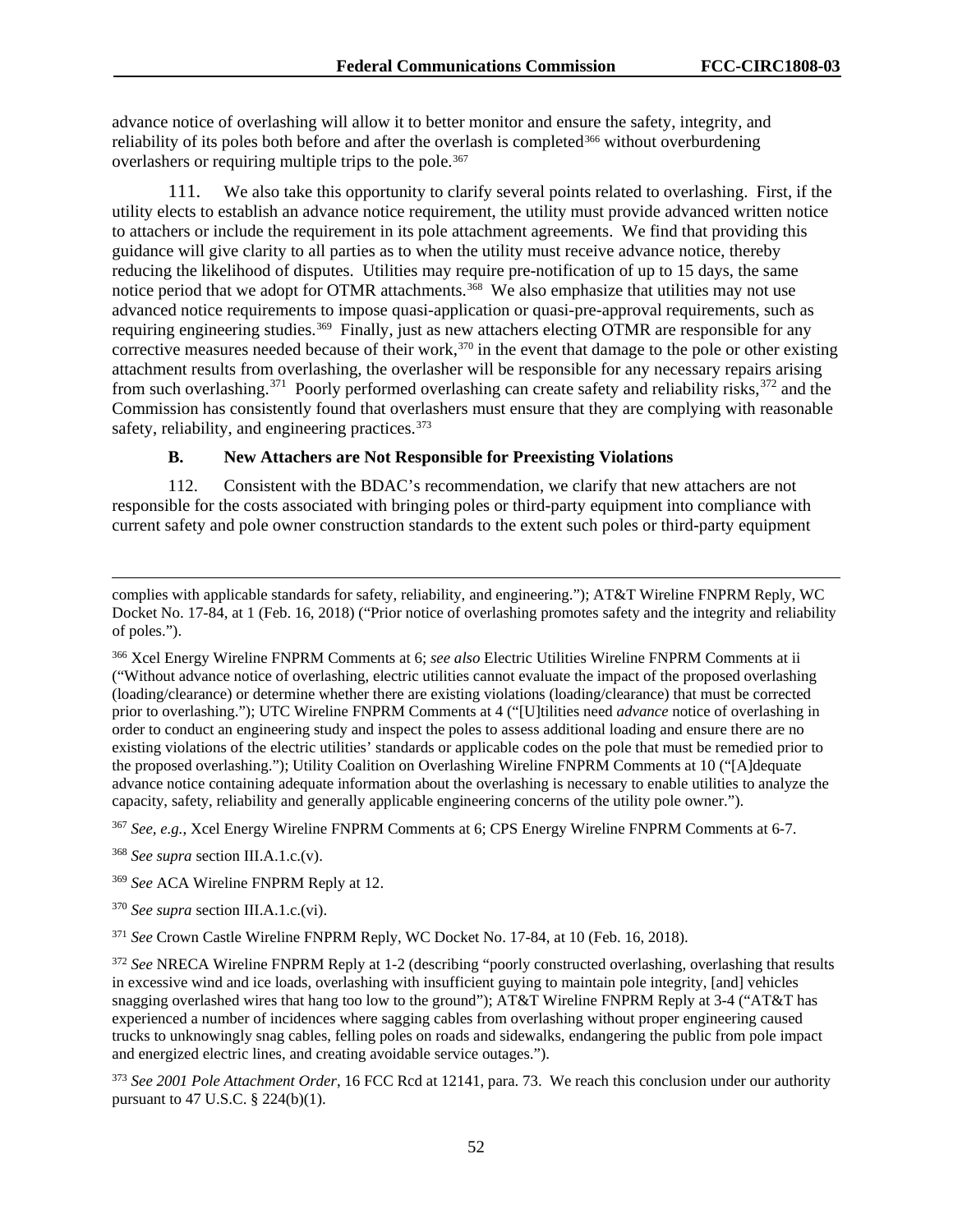advance notice of overlashing will allow it to better monitor and ensure the safety, integrity, and reliability of its poles both before and after the overlash is completed[366] without overburdening overlashers or requiring multiple trips to the pole.[367]

111. We also take this opportunity to clarify several points related to overlashing. First, if the utility elects to establish an advance notice requirement, the utility must provide advanced written notice to attachers or include the requirement in its pole attachment agreements. We find that providing this guidance will give clarity to all parties as to when the utility must receive advance notice, thereby reducing the likelihood of disputes. Utilities may require pre-notification of up to 15 days, the same notice period that we adopt for OTMR attachments.[368] We also emphasize that utilities may not use advanced notice requirements to impose quasi-application or quasi-pre-approval requirements, such as requiring engineering studies.[369] Finally, just as new attachers electing OTMR are responsible for any corrective measures needed because of their work,[370] in the event that damage to the pole or other existing attachment results from overlashing, the overlasher will be responsible for any necessary repairs arising from such overlashing.[371] Poorly performed overlashing can create safety and reliability risks,[372] and the Commission has consistently found that overlashers must ensure that they are complying with reasonable safety, reliability, and engineering practices.[373]

### B. New Attachers are Not Responsible for Preexisting Violations

112. Consistent with the BDAC's recommendation, we clarify that new attachers are not responsible for the costs associated with bringing poles or third-party equipment into compliance with current safety and pole owner construction standards to the extent such poles or third-party equipment

---

complies with applicable standards for safety, reliability, and engineering."); AT&T Wireline FNPRM Reply, WC Docket No. 17-84, at 1 (Feb. 16, 2018) ("Prior notice of overlashing promotes safety and the integrity and reliability of poles.").

[366] Xcel Energy Wireline FNPRM Comments at 6; *see also* Electric Utilities Wireline FNPRM Comments at ii ("Without advance notice of overlashing, electric utilities cannot evaluate the impact of the proposed overlashing (loading/clearance) or determine whether there are existing violations (loading/clearance) that must be corrected prior to overlashing."); UTC Wireline FNPRM Comments at 4 ("[U]tilities need *advance* notice of overlashing in order to conduct an engineering study and inspect the poles to assess additional loading and ensure there are no existing violations of the electric utilities' standards or applicable codes on the pole that must be remedied prior to the proposed overlashing."); Utility Coalition on Overlashing Wireline FNPRM Comments at 10 ("[A]dequate advance notice containing adequate information about the overlashing is necessary to enable utilities to analyze the capacity, safety, reliability and generally applicable engineering concerns of the utility pole owner.").

[367] *See, e.g.*, Xcel Energy Wireline FNPRM Comments at 6; CPS Energy Wireline FNPRM Comments at 6-7.

[368] *See supra* section III.A.1.c.(v).

[369] *See* ACA Wireline FNPRM Reply at 12.

[370] *See supra* section III.A.1.c.(vi).

[371] *See* Crown Castle Wireline FNPRM Reply, WC Docket No. 17-84, at 10 (Feb. 16, 2018).

[372] *See* NRECA Wireline FNPRM Reply at 1-2 (describing "poorly constructed overlashing, overlashing that results in excessive wind and ice loads, overlashing with insufficient guying to maintain pole integrity, [and] vehicles snagging overlashed wires that hang too low to the ground"); AT&T Wireline FNPRM Reply at 3-4 ("AT&T has experienced a number of incidences where sagging cables from overlashing without proper engineering caused trucks to unknowingly snag cables, felling poles on roads and sidewalks, endangering the public from pole impact and energized electric lines, and creating avoidable service outages.").

[373] *See 2001 Pole Attachment Order*, 16 FCC Rcd at 12141, para. 73. We reach this conclusion under our authority pursuant to 47 U.S.C. § 224(b)(1).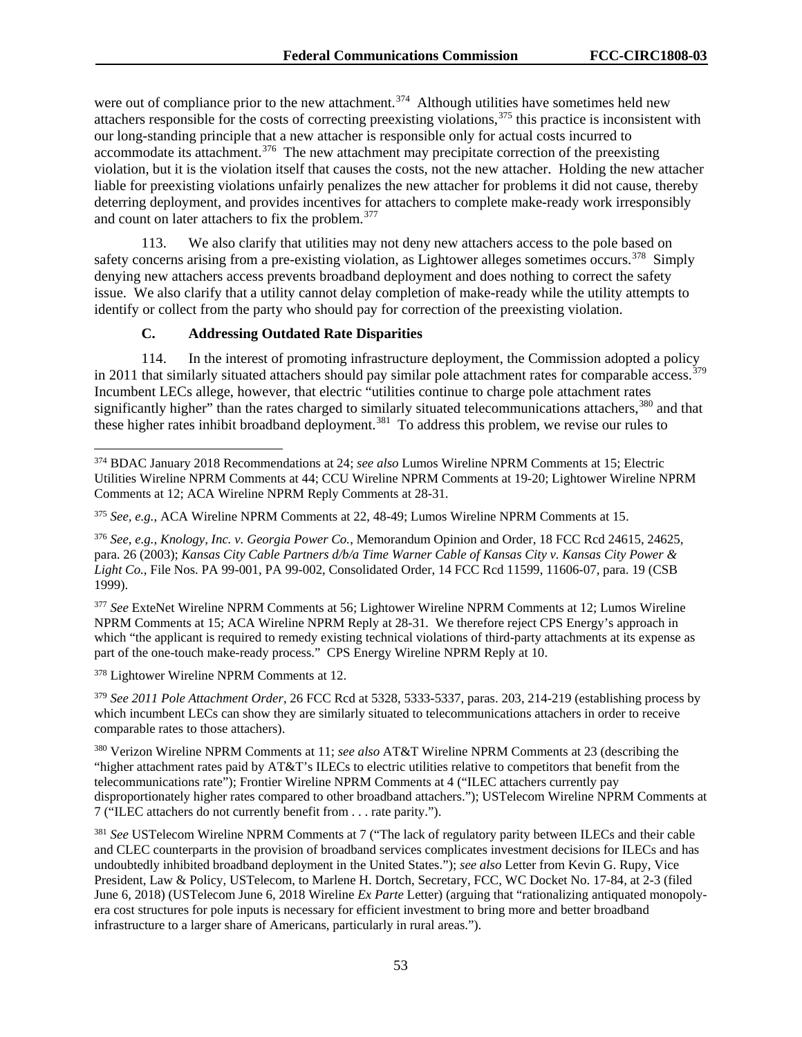were out of compliance prior to the new attachment.[374] Although utilities have sometimes held new attachers responsible for the costs of correcting preexisting violations,[375] this practice is inconsistent with our long-standing principle that a new attacher is responsible only for actual costs incurred to accommodate its attachment.[376] The new attachment may precipitate correction of the preexisting violation, but it is the violation itself that causes the costs, not the new attacher. Holding the new attacher liable for preexisting violations unfairly penalizes the new attacher for problems it did not cause, thereby deterring deployment, and provides incentives for attachers to complete make-ready work irresponsibly and count on later attachers to fix the problem.[377]

113. We also clarify that utilities may not deny new attachers access to the pole based on safety concerns arising from a pre-existing violation, as Lightower alleges sometimes occurs.[378] Simply denying new attachers access prevents broadband deployment and does nothing to correct the safety issue. We also clarify that a utility cannot delay completion of make-ready while the utility attempts to identify or collect from the party who should pay for correction of the preexisting violation.

### C. Addressing Outdated Rate Disparities

114. In the interest of promoting infrastructure deployment, the Commission adopted a policy in 2011 that similarly situated attachers should pay similar pole attachment rates for comparable access.[379] Incumbent LECs allege, however, that electric "utilities continue to charge pole attachment rates significantly higher" than the rates charged to similarly situated telecommunications attachers,[380] and that these higher rates inhibit broadband deployment.[381] To address this problem, we revise our rules to

---

[374] BDAC January 2018 Recommendations at 24; *see also* Lumos Wireline NPRM Comments at 15; Electric Utilities Wireline NPRM Comments at 44; CCU Wireline NPRM Comments at 19-20; Lightower Wireline NPRM Comments at 12; ACA Wireline NPRM Reply Comments at 28-31.

[375] *See, e.g.*, ACA Wireline NPRM Comments at 22, 48-49; Lumos Wireline NPRM Comments at 15.

[376] *See, e.g.*, *Knology, Inc. v. Georgia Power Co.*, Memorandum Opinion and Order, 18 FCC Rcd 24615, 24625, para. 26 (2003); *Kansas City Cable Partners d/b/a Time Warner Cable of Kansas City v. Kansas City Power & Light Co.*, File Nos. PA 99-001, PA 99-002, Consolidated Order, 14 FCC Rcd 11599, 11606-07, para. 19 (CSB 1999).

[377] *See* ExteNet Wireline NPRM Comments at 56; Lightower Wireline NPRM Comments at 12; Lumos Wireline NPRM Comments at 15; ACA Wireline NPRM Reply at 28-31. We therefore reject CPS Energy's approach in which "the applicant is required to remedy existing technical violations of third-party attachments at its expense as part of the one-touch make-ready process." CPS Energy Wireline NPRM Reply at 10.

[378] Lightower Wireline NPRM Comments at 12.

[379] *See 2011 Pole Attachment Order*, 26 FCC Rcd at 5328, 5333-5337, paras. 203, 214-219 (establishing process by which incumbent LECs can show they are similarly situated to telecommunications attachers in order to receive comparable rates to those attachers).

[380] Verizon Wireline NPRM Comments at 11; *see also* AT&T Wireline NPRM Comments at 23 (describing the "higher attachment rates paid by AT&T's ILECs to electric utilities relative to competitors that benefit from the telecommunications rate"); Frontier Wireline NPRM Comments at 4 ("ILEC attachers currently pay disproportionately higher rates compared to other broadband attachers."); USTelecom Wireline NPRM Comments at 7 ("ILEC attachers do not currently benefit from . . . rate parity.").

[381] *See* USTelecom Wireline NPRM Comments at 7 ("The lack of regulatory parity between ILECs and their cable and CLEC counterparts in the provision of broadband services complicates investment decisions for ILECs and has undoubtedly inhibited broadband deployment in the United States."); *see also* Letter from Kevin G. Rupy, Vice President, Law & Policy, USTelecom, to Marlene H. Dortch, Secretary, FCC, WC Docket No. 17-84, at 2-3 (filed June 6, 2018) (USTelecom June 6, 2018 Wireline *Ex Parte* Letter) (arguing that "rationalizing antiquated monopoly-era cost structures for pole inputs is necessary for efficient investment to bring more and better broadband infrastructure to a larger share of Americans, particularly in rural areas.").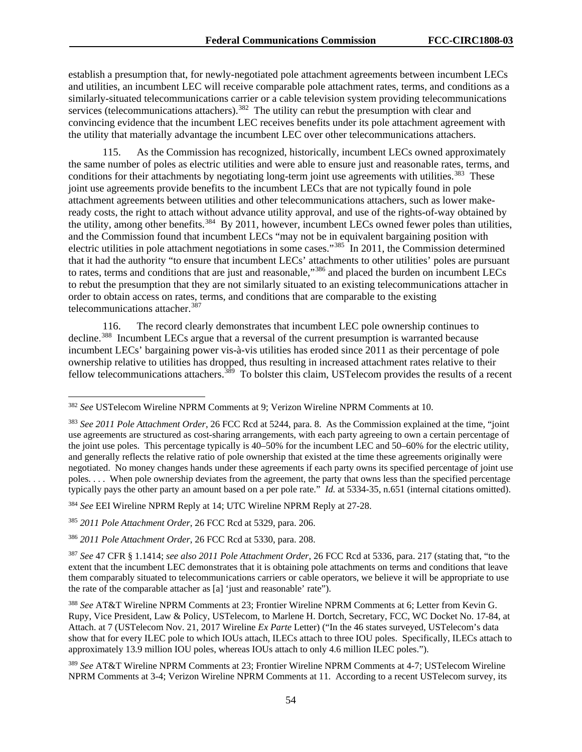establish a presumption that, for newly-negotiated pole attachment agreements between incumbent LECs and utilities, an incumbent LEC will receive comparable pole attachment rates, terms, and conditions as a similarly-situated telecommunications carrier or a cable television system providing telecommunications services (telecommunications attachers).[382] The utility can rebut the presumption with clear and convincing evidence that the incumbent LEC receives benefits under its pole attachment agreement with the utility that materially advantage the incumbent LEC over other telecommunications attachers.

115. As the Commission has recognized, historically, incumbent LECs owned approximately the same number of poles as electric utilities and were able to ensure just and reasonable rates, terms, and conditions for their attachments by negotiating long-term joint use agreements with utilities.[383] These joint use agreements provide benefits to the incumbent LECs that are not typically found in pole attachment agreements between utilities and other telecommunications attachers, such as lower make-ready costs, the right to attach without advance utility approval, and use of the rights-of-way obtained by the utility, among other benefits.[384] By 2011, however, incumbent LECs owned fewer poles than utilities, and the Commission found that incumbent LECs "may not be in equivalent bargaining position with electric utilities in pole attachment negotiations in some cases."[385] In 2011, the Commission determined that it had the authority "to ensure that incumbent LECs' attachments to other utilities' poles are pursuant to rates, terms and conditions that are just and reasonable,"[386] and placed the burden on incumbent LECs to rebut the presumption that they are not similarly situated to an existing telecommunications attacher in order to obtain access on rates, terms, and conditions that are comparable to the existing telecommunications attacher.[387]

116. The record clearly demonstrates that incumbent LEC pole ownership continues to decline.[388] Incumbent LECs argue that a reversal of the current presumption is warranted because incumbent LECs' bargaining power vis-à-vis utilities has eroded since 2011 as their percentage of pole ownership relative to utilities has dropped, thus resulting in increased attachment rates relative to their fellow telecommunications attachers.[389] To bolster this claim, USTelecom provides the results of a recent

---

[382] *See* USTelecom Wireline NPRM Comments at 9; Verizon Wireline NPRM Comments at 10.

[383] *See 2011 Pole Attachment Order*, 26 FCC Rcd at 5244, para. 8. As the Commission explained at the time, "joint use agreements are structured as cost-sharing arrangements, with each party agreeing to own a certain percentage of the joint use poles. This percentage typically is 40–50% for the incumbent LEC and 50–60% for the electric utility, and generally reflects the relative ratio of pole ownership that existed at the time these agreements originally were negotiated. No money changes hands under these agreements if each party owns its specified percentage of joint use poles. . . . When pole ownership deviates from the agreement, the party that owns less than the specified percentage typically pays the other party an amount based on a per pole rate." *Id.* at 5334-35, n.651 (internal citations omitted).

[384] *See* EEI Wireline NPRM Reply at 14; UTC Wireline NPRM Reply at 27-28.

[385] *2011 Pole Attachment Order*, 26 FCC Rcd at 5329, para. 206.

[386] *2011 Pole Attachment Order*, 26 FCC Rcd at 5330, para. 208.

[387] *See* 47 CFR § 1.1414; *see also 2011 Pole Attachment Order*, 26 FCC Rcd at 5336, para. 217 (stating that, "to the extent that the incumbent LEC demonstrates that it is obtaining pole attachments on terms and conditions that leave them comparably situated to telecommunications carriers or cable operators, we believe it will be appropriate to use the rate of the comparable attacher as [a] 'just and reasonable' rate").

[388] *See* AT&T Wireline NPRM Comments at 23; Frontier Wireline NPRM Comments at 6; Letter from Kevin G. Rupy, Vice President, Law & Policy, USTelecom, to Marlene H. Dortch, Secretary, FCC, WC Docket No. 17-84, at Attach. at 7 (USTelecom Nov. 21, 2017 Wireline *Ex Parte* Letter) ("In the 46 states surveyed, USTelecom's data show that for every ILEC pole to which IOUs attach, ILECs attach to three IOU poles. Specifically, ILECs attach to approximately 13.9 million IOU poles, whereas IOUs attach to only 4.6 million ILEC poles.").

[389] *See* AT&T Wireline NPRM Comments at 23; Frontier Wireline NPRM Comments at 4-7; USTelecom Wireline NPRM Comments at 3-4; Verizon Wireline NPRM Comments at 11. According to a recent USTelecom survey, its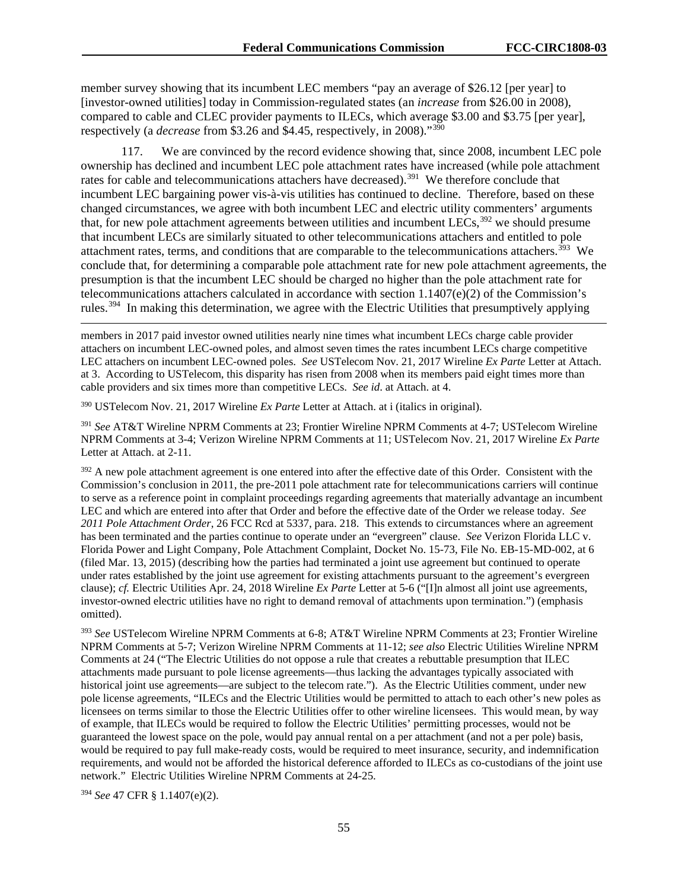member survey showing that its incumbent LEC members "pay an average of $26.12 [per year] to [investor-owned utilities] today in Commission-regulated states (an *increase* from $26.00 in 2008), compared to cable and CLEC provider payments to ILECs, which average $3.00 and $3.75 [per year], respectively (a *decrease* from $3.26 and $4.45, respectively, in 2008)."[390]

117. We are convinced by the record evidence showing that, since 2008, incumbent LEC pole ownership has declined and incumbent LEC pole attachment rates have increased (while pole attachment rates for cable and telecommunications attachers have decreased).[391] We therefore conclude that incumbent LEC bargaining power vis-à-vis utilities has continued to decline. Therefore, based on these changed circumstances, we agree with both incumbent LEC and electric utility commenters' arguments that, for new pole attachment agreements between utilities and incumbent LECs,[392] we should presume that incumbent LECs are similarly situated to other telecommunications attachers and entitled to pole attachment rates, terms, and conditions that are comparable to the telecommunications attachers.[393] We conclude that, for determining a comparable pole attachment rate for new pole attachment agreements, the presumption is that the incumbent LEC should be charged no higher than the pole attachment rate for telecommunications attachers calculated in accordance with section 1.1407(e)(2) of the Commission's rules.[394] In making this determination, we agree with the Electric Utilities that presumptively applying

---

members in 2017 paid investor owned utilities nearly nine times what incumbent LECs charge cable provider attachers on incumbent LEC-owned poles, and almost seven times the rates incumbent LECs charge competitive LEC attachers on incumbent LEC-owned poles. *See* USTelecom Nov. 21, 2017 Wireline *Ex Parte* Letter at Attach. at 3. According to USTelecom, this disparity has risen from 2008 when its members paid eight times more than cable providers and six times more than competitive LECs. *See id*. at Attach. at 4.

[390] USTelecom Nov. 21, 2017 Wireline *Ex Parte* Letter at Attach. at i (italics in original).

[391] *See* AT&T Wireline NPRM Comments at 23; Frontier Wireline NPRM Comments at 4-7; USTelecom Wireline NPRM Comments at 3-4; Verizon Wireline NPRM Comments at 11; USTelecom Nov. 21, 2017 Wireline *Ex Parte* Letter at Attach. at 2-11.

[392] A new pole attachment agreement is one entered into after the effective date of this Order. Consistent with the Commission's conclusion in 2011, the pre-2011 pole attachment rate for telecommunications carriers will continue to serve as a reference point in complaint proceedings regarding agreements that materially advantage an incumbent LEC and which are entered into after that Order and before the effective date of the Order we release today. *See 2011 Pole Attachment Order*, 26 FCC Rcd at 5337, para. 218. This extends to circumstances where an agreement has been terminated and the parties continue to operate under an "evergreen" clause. *See* Verizon Florida LLC v. Florida Power and Light Company, Pole Attachment Complaint, Docket No. 15-73, File No. EB-15-MD-002, at 6 (filed Mar. 13, 2015) (describing how the parties had terminated a joint use agreement but continued to operate under rates established by the joint use agreement for existing attachments pursuant to the agreement's evergreen clause); *cf.* Electric Utilities Apr. 24, 2018 Wireline *Ex Parte* Letter at 5-6 ("[I]n almost all joint use agreements, investor-owned electric utilities have no right to demand removal of attachments upon termination.") (emphasis omitted).

[393] *See* USTelecom Wireline NPRM Comments at 6-8; AT&T Wireline NPRM Comments at 23; Frontier Wireline NPRM Comments at 5-7; Verizon Wireline NPRM Comments at 11-12; *see also* Electric Utilities Wireline NPRM Comments at 24 ("The Electric Utilities do not oppose a rule that creates a rebuttable presumption that ILEC attachments made pursuant to pole license agreements—thus lacking the advantages typically associated with historical joint use agreements—are subject to the telecom rate."). As the Electric Utilities comment, under new pole license agreements, "ILECs and the Electric Utilities would be permitted to attach to each other's new poles as licensees on terms similar to those the Electric Utilities offer to other wireline licensees. This would mean, by way of example, that ILECs would be required to follow the Electric Utilities' permitting processes, would not be guaranteed the lowest space on the pole, would pay annual rental on a per attachment (and not a per pole) basis, would be required to pay full make-ready costs, would be required to meet insurance, security, and indemnification requirements, and would not be afforded the historical deference afforded to ILECs as co-custodians of the joint use network." Electric Utilities Wireline NPRM Comments at 24-25.

[394] *See* 47 CFR § 1.1407(e)(2).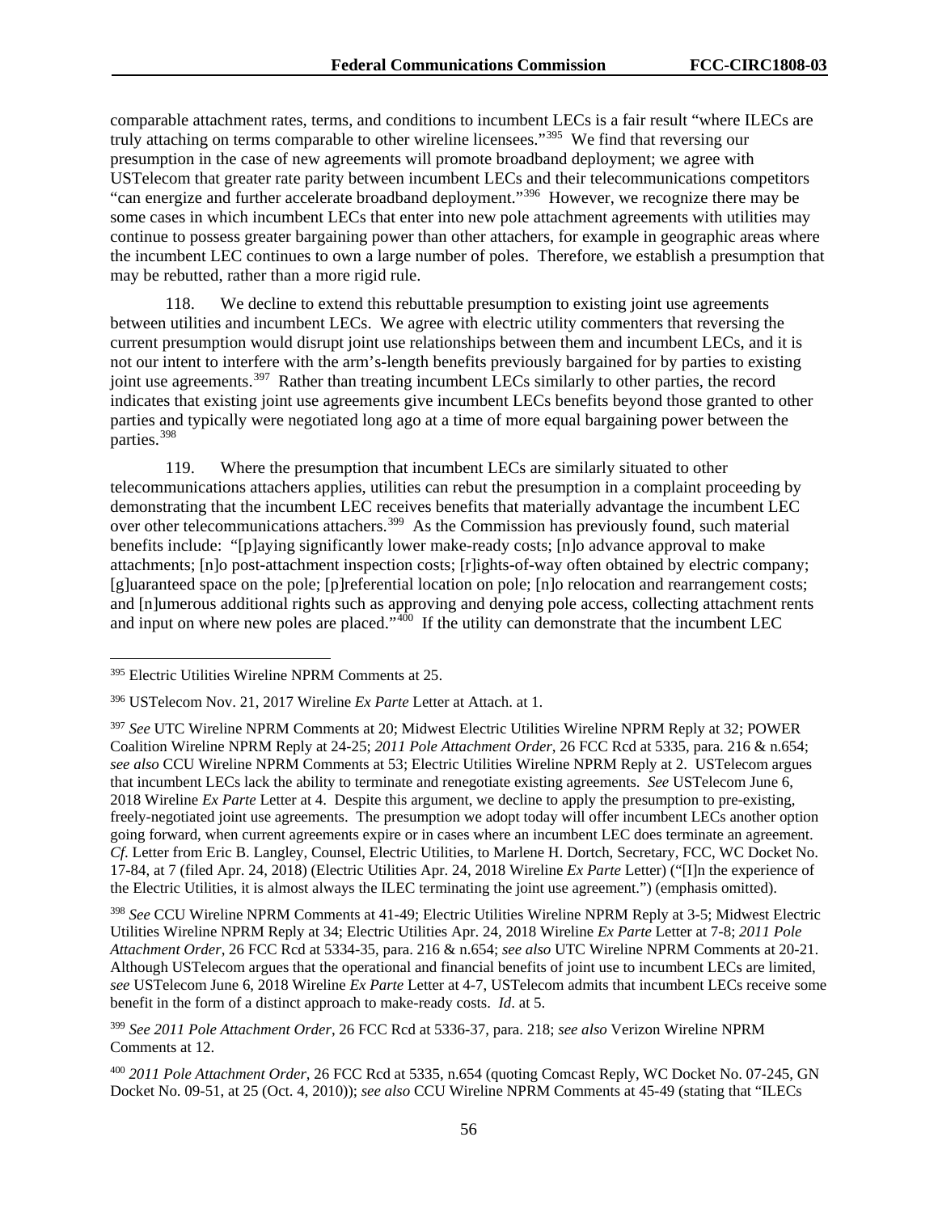comparable attachment rates, terms, and conditions to incumbent LECs is a fair result "where ILECs are truly attaching on terms comparable to other wireline licensees."[395] We find that reversing our presumption in the case of new agreements will promote broadband deployment; we agree with USTelecom that greater rate parity between incumbent LECs and their telecommunications competitors "can energize and further accelerate broadband deployment."[396] However, we recognize there may be some cases in which incumbent LECs that enter into new pole attachment agreements with utilities may continue to possess greater bargaining power than other attachers, for example in geographic areas where the incumbent LEC continues to own a large number of poles. Therefore, we establish a presumption that may be rebutted, rather than a more rigid rule.

118. We decline to extend this rebuttable presumption to existing joint use agreements between utilities and incumbent LECs. We agree with electric utility commenters that reversing the current presumption would disrupt joint use relationships between them and incumbent LECs, and it is not our intent to interfere with the arm's-length benefits previously bargained for by parties to existing joint use agreements.[397] Rather than treating incumbent LECs similarly to other parties, the record indicates that existing joint use agreements give incumbent LECs benefits beyond those granted to other parties and typically were negotiated long ago at a time of more equal bargaining power between the parties.[398]

119. Where the presumption that incumbent LECs are similarly situated to other telecommunications attachers applies, utilities can rebut the presumption in a complaint proceeding by demonstrating that the incumbent LEC receives benefits that materially advantage the incumbent LEC over other telecommunications attachers.[399] As the Commission has previously found, such material benefits include: "[p]aying significantly lower make-ready costs; [n]o advance approval to make attachments; [n]o post-attachment inspection costs; [r]ights-of-way often obtained by electric company; [g]uaranteed space on the pole; [p]referential location on pole; [n]o relocation and rearrangement costs; and [n]umerous additional rights such as approving and denying pole access, collecting attachment rents and input on where new poles are placed."[400] If the utility can demonstrate that the incumbent LEC

---

[395] Electric Utilities Wireline NPRM Comments at 25.

[396] USTelecom Nov. 21, 2017 Wireline *Ex Parte* Letter at Attach. at 1.

[397] *See* UTC Wireline NPRM Comments at 20; Midwest Electric Utilities Wireline NPRM Reply at 32; POWER Coalition Wireline NPRM Reply at 24-25; *2011 Pole Attachment Order*, 26 FCC Rcd at 5335, para. 216 & n.654; *see also* CCU Wireline NPRM Comments at 53; Electric Utilities Wireline NPRM Reply at 2. USTelecom argues that incumbent LECs lack the ability to terminate and renegotiate existing agreements. *See* USTelecom June 6, 2018 Wireline *Ex Parte* Letter at 4. Despite this argument, we decline to apply the presumption to pre-existing, freely-negotiated joint use agreements. The presumption we adopt today will offer incumbent LECs another option going forward, when current agreements expire or in cases where an incumbent LEC does terminate an agreement. *Cf*. Letter from Eric B. Langley, Counsel, Electric Utilities, to Marlene H. Dortch, Secretary, FCC, WC Docket No. 17-84, at 7 (filed Apr. 24, 2018) (Electric Utilities Apr. 24, 2018 Wireline *Ex Parte* Letter) ("[I]n the experience of the Electric Utilities, it is almost always the ILEC terminating the joint use agreement.") (emphasis omitted).

[398] *See* CCU Wireline NPRM Comments at 41-49; Electric Utilities Wireline NPRM Reply at 3-5; Midwest Electric Utilities Wireline NPRM Reply at 34; Electric Utilities Apr. 24, 2018 Wireline *Ex Parte* Letter at 7-8; *2011 Pole Attachment Order*, 26 FCC Rcd at 5334-35, para. 216 & n.654; *see also* UTC Wireline NPRM Comments at 20-21. Although USTelecom argues that the operational and financial benefits of joint use to incumbent LECs are limited, *see* USTelecom June 6, 2018 Wireline *Ex Parte* Letter at 4-7, USTelecom admits that incumbent LECs receive some benefit in the form of a distinct approach to make-ready costs. *Id*. at 5.

[399] *See 2011 Pole Attachment Order*, 26 FCC Rcd at 5336-37, para. 218; *see also* Verizon Wireline NPRM Comments at 12.

[400] *2011 Pole Attachment Order*, 26 FCC Rcd at 5335, n.654 (quoting Comcast Reply, WC Docket No. 07-245, GN Docket No. 09-51, at 25 (Oct. 4, 2010)); *see also* CCU Wireline NPRM Comments at 45-49 (stating that "ILECs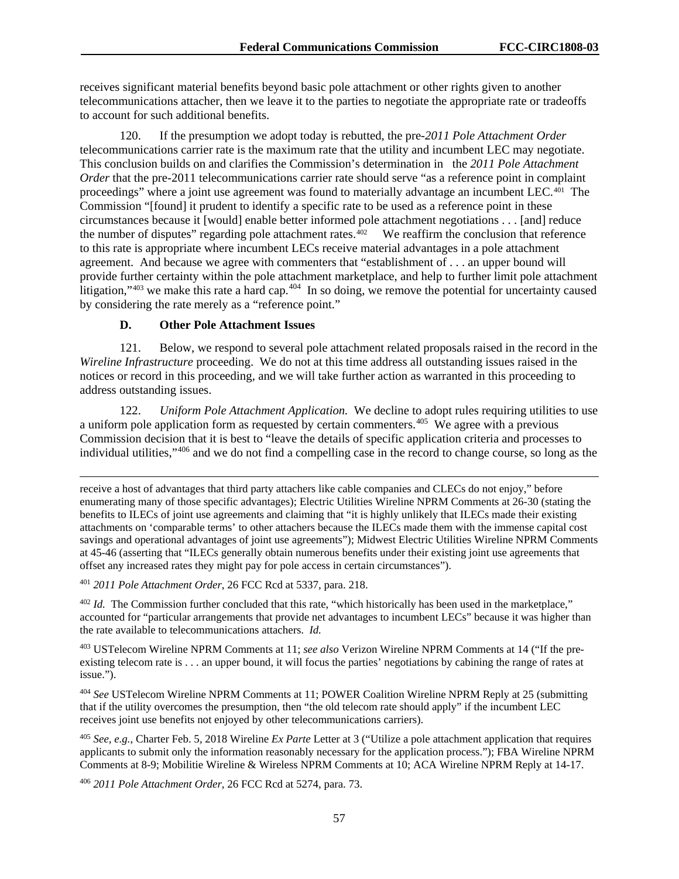receives significant material benefits beyond basic pole attachment or other rights given to another telecommunications attacher, then we leave it to the parties to negotiate the appropriate rate or tradeoffs to account for such additional benefits.

120. If the presumption we adopt today is rebutted, the pre-*2011 Pole Attachment Order* telecommunications carrier rate is the maximum rate that the utility and incumbent LEC may negotiate. This conclusion builds on and clarifies the Commission's determination in the *2011 Pole Attachment Order* that the pre-2011 telecommunications carrier rate should serve "as a reference point in complaint proceedings" where a joint use agreement was found to materially advantage an incumbent LEC.[401] The Commission "[found] it prudent to identify a specific rate to be used as a reference point in these circumstances because it [would] enable better informed pole attachment negotiations . . . [and] reduce the number of disputes" regarding pole attachment rates.[402] We reaffirm the conclusion that reference to this rate is appropriate where incumbent LECs receive material advantages in a pole attachment agreement. And because we agree with commenters that "establishment of . . . an upper bound will provide further certainty within the pole attachment marketplace, and help to further limit pole attachment litigation,"[403] we make this rate a hard cap.[404] In so doing, we remove the potential for uncertainty caused by considering the rate merely as a "reference point."

### D. Other Pole Attachment Issues

121. Below, we respond to several pole attachment related proposals raised in the record in the *Wireline Infrastructure* proceeding. We do not at this time address all outstanding issues raised in the notices or record in this proceeding, and we will take further action as warranted in this proceeding to address outstanding issues.

122. *Uniform Pole Attachment Application.* We decline to adopt rules requiring utilities to use a uniform pole application form as requested by certain commenters.[405] We agree with a previous Commission decision that it is best to "leave the details of specific application criteria and processes to individual utilities,"[406] and we do not find a compelling case in the record to change course, so long as the

---

receive a host of advantages that third party attachers like cable companies and CLECs do not enjoy," before enumerating many of those specific advantages); Electric Utilities Wireline NPRM Comments at 26-30 (stating the benefits to ILECs of joint use agreements and claiming that "it is highly unlikely that ILECs made their existing attachments on 'comparable terms' to other attachers because the ILECs made them with the immense capital cost savings and operational advantages of joint use agreements"); Midwest Electric Utilities Wireline NPRM Comments at 45-46 (asserting that "ILECs generally obtain numerous benefits under their existing joint use agreements that offset any increased rates they might pay for pole access in certain circumstances").

[401] *2011 Pole Attachment Order*, 26 FCC Rcd at 5337, para. 218.

[402] *Id.* The Commission further concluded that this rate, "which historically has been used in the marketplace," accounted for "particular arrangements that provide net advantages to incumbent LECs" because it was higher than the rate available to telecommunications attachers. *Id.*

[403] USTelecom Wireline NPRM Comments at 11; *see also* Verizon Wireline NPRM Comments at 14 ("If the pre-existing telecom rate is . . . an upper bound, it will focus the parties' negotiations by cabining the range of rates at issue.").

[404] *See* USTelecom Wireline NPRM Comments at 11; POWER Coalition Wireline NPRM Reply at 25 (submitting that if the utility overcomes the presumption, then "the old telecom rate should apply" if the incumbent LEC receives joint use benefits not enjoyed by other telecommunications carriers).

[405] *See, e.g.*, Charter Feb. 5, 2018 Wireline *Ex Parte* Letter at 3 ("Utilize a pole attachment application that requires applicants to submit only the information reasonably necessary for the application process."); FBA Wireline NPRM Comments at 8-9; Mobilitie Wireline & Wireless NPRM Comments at 10; ACA Wireline NPRM Reply at 14-17.

[406] *2011 Pole Attachment Order*, 26 FCC Rcd at 5274, para. 73.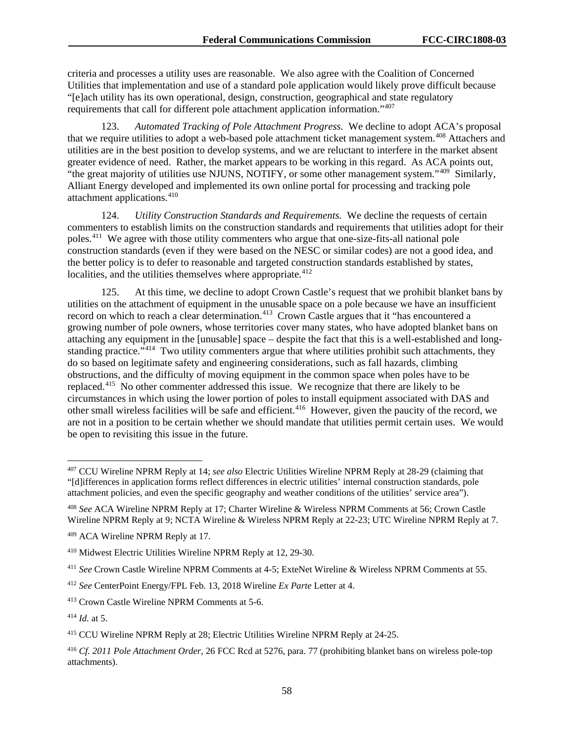criteria and processes a utility uses are reasonable. We also agree with the Coalition of Concerned Utilities that implementation and use of a standard pole application would likely prove difficult because "[e]ach utility has its own operational, design, construction, geographical and state regulatory requirements that call for different pole attachment application information."[407]

123. *Automated Tracking of Pole Attachment Progress.* We decline to adopt ACA's proposal that we require utilities to adopt a web-based pole attachment ticket management system.[408] Attachers and utilities are in the best position to develop systems, and we are reluctant to interfere in the market absent greater evidence of need. Rather, the market appears to be working in this regard. As ACA points out, "the great majority of utilities use NJUNS, NOTIFY, or some other management system."[409] Similarly, Alliant Energy developed and implemented its own online portal for processing and tracking pole attachment applications.[410]

124. *Utility Construction Standards and Requirements.* We decline the requests of certain commenters to establish limits on the construction standards and requirements that utilities adopt for their poles.[411] We agree with those utility commenters who argue that one-size-fits-all national pole construction standards (even if they were based on the NESC or similar codes) are not a good idea, and the better policy is to defer to reasonable and targeted construction standards established by states, localities, and the utilities themselves where appropriate.[412]

125. At this time, we decline to adopt Crown Castle's request that we prohibit blanket bans by utilities on the attachment of equipment in the unusable space on a pole because we have an insufficient record on which to reach a clear determination.[413] Crown Castle argues that it "has encountered a growing number of pole owners, whose territories cover many states, who have adopted blanket bans on attaching any equipment in the [unusable] space – despite the fact that this is a well-established and long-standing practice."[414] Two utility commenters argue that where utilities prohibit such attachments, they do so based on legitimate safety and engineering considerations, such as fall hazards, climbing obstructions, and the difficulty of moving equipment in the common space when poles have to be replaced.[415] No other commenter addressed this issue. We recognize that there are likely to be circumstances in which using the lower portion of poles to install equipment associated with DAS and other small wireless facilities will be safe and efficient.[416] However, given the paucity of the record, we are not in a position to be certain whether we should mandate that utilities permit certain uses. We would be open to revisiting this issue in the future.

---

[407] CCU Wireline NPRM Reply at 14; *see also* Electric Utilities Wireline NPRM Reply at 28-29 (claiming that "[d]ifferences in application forms reflect differences in electric utilities' internal construction standards, pole attachment policies, and even the specific geography and weather conditions of the utilities' service area").

[408] *See* ACA Wireline NPRM Reply at 17; Charter Wireline & Wireless NPRM Comments at 56; Crown Castle Wireline NPRM Reply at 9; NCTA Wireline & Wireless NPRM Reply at 22-23; UTC Wireline NPRM Reply at 7.

[409] ACA Wireline NPRM Reply at 17.

[410] Midwest Electric Utilities Wireline NPRM Reply at 12, 29-30.

[411] *See* Crown Castle Wireline NPRM Comments at 4-5; ExteNet Wireline & Wireless NPRM Comments at 55.

[412] *See* CenterPoint Energy/FPL Feb. 13, 2018 Wireline *Ex Parte* Letter at 4.

[413] Crown Castle Wireline NPRM Comments at 5-6.

[414] *Id.* at 5.

[415] CCU Wireline NPRM Reply at 28; Electric Utilities Wireline NPRM Reply at 24-25.

[416] *Cf. 2011 Pole Attachment Order*, 26 FCC Rcd at 5276, para. 77 (prohibiting blanket bans on wireless pole-top attachments).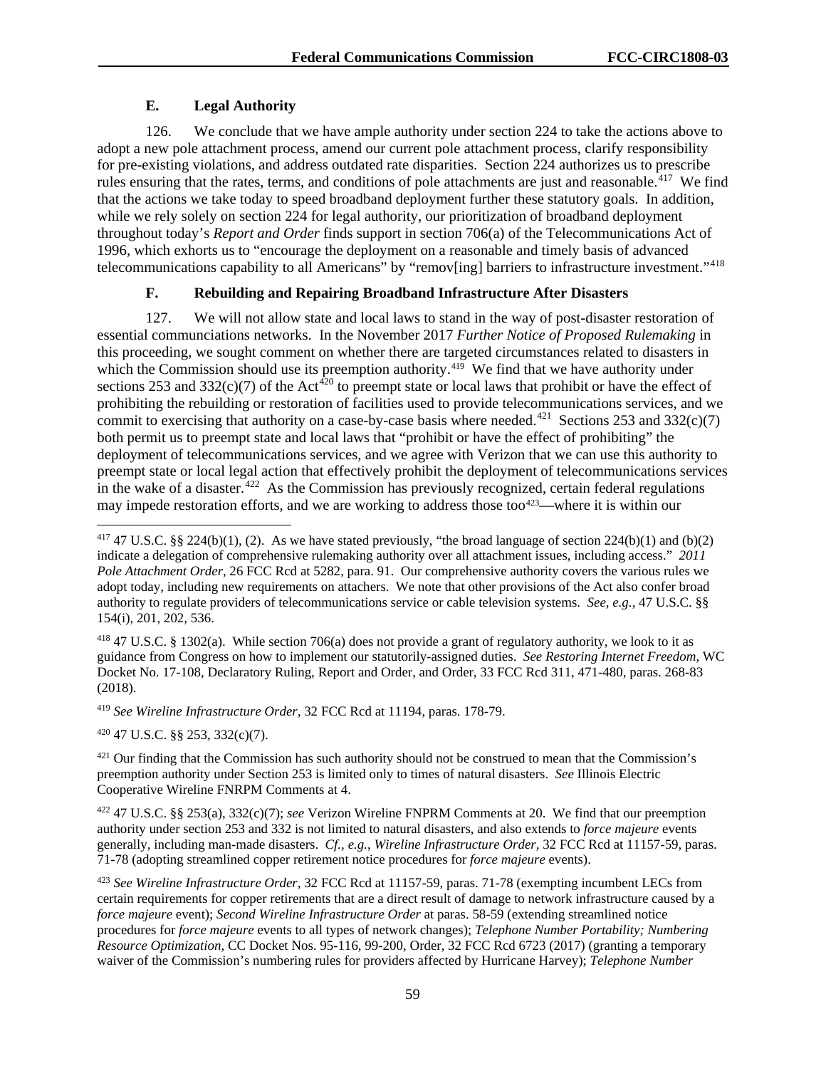### E. Legal Authority

126. We conclude that we have ample authority under section 224 to take the actions above to adopt a new pole attachment process, amend our current pole attachment process, clarify responsibility for pre-existing violations, and address outdated rate disparities. Section 224 authorizes us to prescribe rules ensuring that the rates, terms, and conditions of pole attachments are just and reasonable.[417] We find that the actions we take today to speed broadband deployment further these statutory goals. In addition, while we rely solely on section 224 for legal authority, our prioritization of broadband deployment throughout today's *Report and Order* finds support in section 706(a) of the Telecommunications Act of 1996, which exhorts us to "encourage the deployment on a reasonable and timely basis of advanced telecommunications capability to all Americans" by "remov[ing] barriers to infrastructure investment."[418]

### F. Rebuilding and Repairing Broadband Infrastructure After Disasters

127. We will not allow state and local laws to stand in the way of post-disaster restoration of essential communciations networks. In the November 2017 *Further Notice of Proposed Rulemaking* in this proceeding, we sought comment on whether there are targeted circumstances related to disasters in which the Commission should use its preemption authority.[419] We find that we have authority under sections 253 and 332(c)(7) of the Act[420] to preempt state or local laws that prohibit or have the effect of prohibiting the rebuilding or restoration of facilities used to provide telecommunications services, and we commit to exercising that authority on a case-by-case basis where needed.[421] Sections 253 and 332(c)(7) both permit us to preempt state and local laws that "prohibit or have the effect of prohibiting" the deployment of telecommunications services, and we agree with Verizon that we can use this authority to preempt state or local legal action that effectively prohibit the deployment of telecommunications services in the wake of a disaster.[422] As the Commission has previously recognized, certain federal regulations may impede restoration efforts, and we are working to address those too[423]—where it is within our

---

[417] 47 U.S.C. §§ 224(b)(1), (2). As we have stated previously, "the broad language of section 224(b)(1) and (b)(2) indicate a delegation of comprehensive rulemaking authority over all attachment issues, including access." *2011 Pole Attachment Order*, 26 FCC Rcd at 5282, para. 91. Our comprehensive authority covers the various rules we adopt today, including new requirements on attachers. We note that other provisions of the Act also confer broad authority to regulate providers of telecommunications service or cable television systems. *See, e.g.*, 47 U.S.C. §§ 154(i), 201, 202, 536.

[418] 47 U.S.C. § 1302(a). While section 706(a) does not provide a grant of regulatory authority, we look to it as guidance from Congress on how to implement our statutorily-assigned duties. *See Restoring Internet Freedom*, WC Docket No. 17-108, Declaratory Ruling, Report and Order, and Order, 33 FCC Rcd 311, 471-480, paras. 268-83 (2018).

[419] *See Wireline Infrastructure Order*, 32 FCC Rcd at 11194, paras. 178-79.

[420] 47 U.S.C. §§ 253, 332(c)(7).

[421] Our finding that the Commission has such authority should not be construed to mean that the Commission's preemption authority under Section 253 is limited only to times of natural disasters. *See* Illinois Electric Cooperative Wireline FNRPM Comments at 4.

[422] 47 U.S.C. §§ 253(a), 332(c)(7); *see* Verizon Wireline FNPRM Comments at 20. We find that our preemption authority under section 253 and 332 is not limited to natural disasters, and also extends to *force majeure* events generally, including man-made disasters. *Cf., e.g.*, *Wireline Infrastructure Order*, 32 FCC Rcd at 11157-59, paras. 71-78 (adopting streamlined copper retirement notice procedures for *force majeure* events).

[423] *See Wireline Infrastructure Order*, 32 FCC Rcd at 11157-59, paras. 71-78 (exempting incumbent LECs from certain requirements for copper retirements that are a direct result of damage to network infrastructure caused by a *force majeure* event); *Second Wireline Infrastructure Order* at paras. 58-59 (extending streamlined notice procedures for *force majeure* events to all types of network changes); *Telephone Number Portability; Numbering Resource Optimization*, CC Docket Nos. 95-116, 99-200, Order, 32 FCC Rcd 6723 (2017) (granting a temporary waiver of the Commission's numbering rules for providers affected by Hurricane Harvey); *Telephone Number*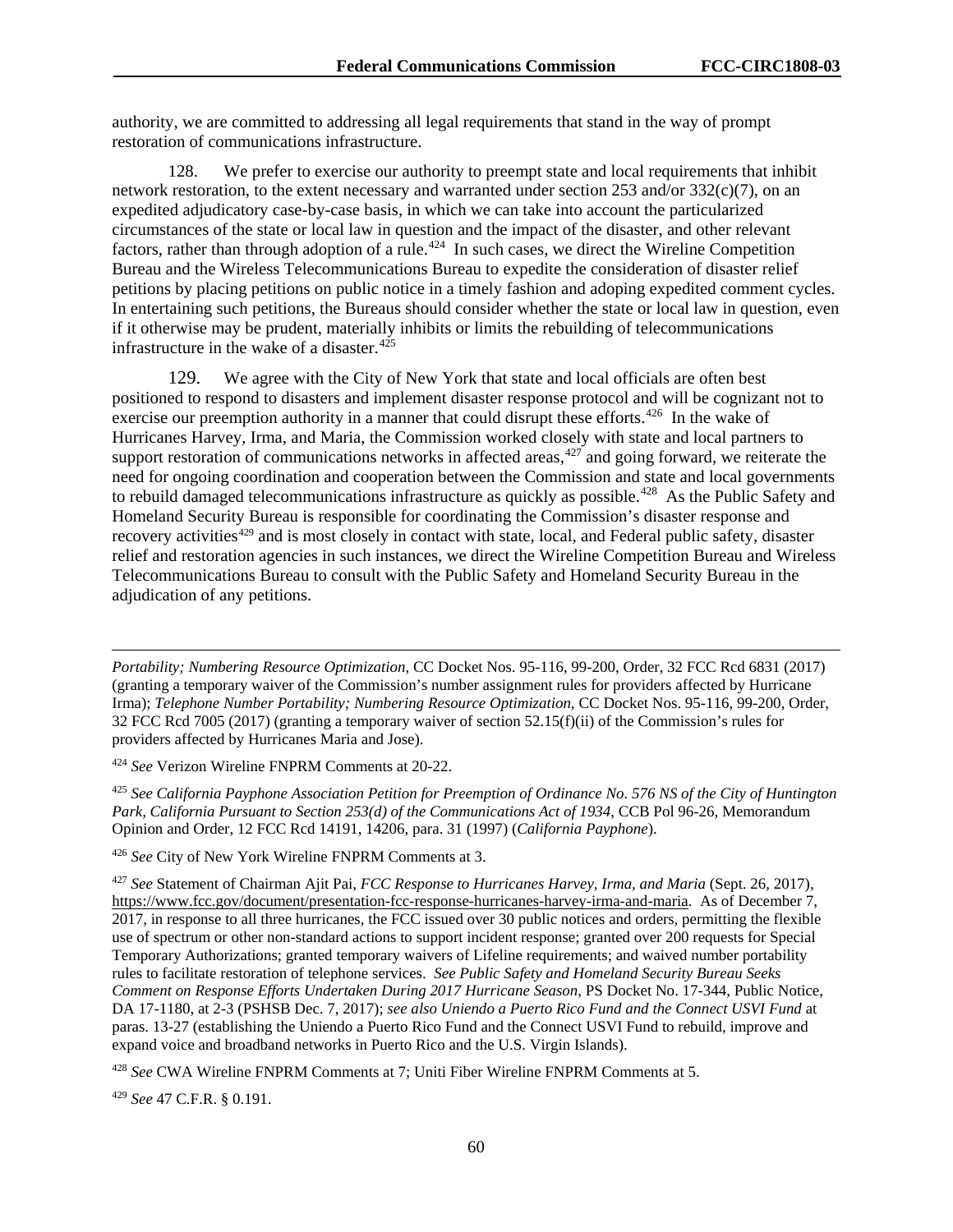authority, we are committed to addressing all legal requirements that stand in the way of prompt restoration of communications infrastructure.

128. We prefer to exercise our authority to preempt state and local requirements that inhibit network restoration, to the extent necessary and warranted under section 253 and/or 332(c)(7), on an expedited adjudicatory case-by-case basis, in which we can take into account the particularized circumstances of the state or local law in question and the impact of the disaster, and other relevant factors, rather than through adoption of a rule.[424] In such cases, we direct the Wireline Competition Bureau and the Wireless Telecommunications Bureau to expedite the consideration of disaster relief petitions by placing petitions on public notice in a timely fashion and adoping expedited comment cycles. In entertaining such petitions, the Bureaus should consider whether the state or local law in question, even if it otherwise may be prudent, materially inhibits or limits the rebuilding of telecommunications infrastructure in the wake of a disaster.[425]

129. We agree with the City of New York that state and local officials are often best positioned to respond to disasters and implement disaster response protocol and will be cognizant not to exercise our preemption authority in a manner that could disrupt these efforts.[426] In the wake of Hurricanes Harvey, Irma, and Maria, the Commission worked closely with state and local partners to support restoration of communications networks in affected areas,[427] and going forward, we reiterate the need for ongoing coordination and cooperation between the Commission and state and local governments to rebuild damaged telecommunications infrastructure as quickly as possible.[428] As the Public Safety and Homeland Security Bureau is responsible for coordinating the Commission's disaster response and recovery activities[429] and is most closely in contact with state, local, and Federal public safety, disaster relief and restoration agencies in such instances, we direct the Wireline Competition Bureau and Wireless Telecommunications Bureau to consult with the Public Safety and Homeland Security Bureau in the adjudication of any petitions.

---

*Portability; Numbering Resource Optimization*, CC Docket Nos. 95-116, 99-200, Order, 32 FCC Rcd 6831 (2017) (granting a temporary waiver of the Commission's number assignment rules for providers affected by Hurricane Irma); *Telephone Number Portability; Numbering Resource Optimization*, CC Docket Nos. 95-116, 99-200, Order, 32 FCC Rcd 7005 (2017) (granting a temporary waiver of section 52.15(f)(ii) of the Commission's rules for providers affected by Hurricanes Maria and Jose).

[424] *See* Verizon Wireline FNPRM Comments at 20-22.

[425] *See California Payphone Association Petition for Preemption of Ordinance No. 576 NS of the City of Huntington Park, California Pursuant to Section 253(d) of the Communications Act of 1934*, CCB Pol 96-26, Memorandum Opinion and Order, 12 FCC Rcd 14191, 14206, para. 31 (1997) (*California Payphone*).

[426] *See* City of New York Wireline FNPRM Comments at 3.

[427] *See* Statement of Chairman Ajit Pai, *FCC Response to Hurricanes Harvey, Irma, and Maria* (Sept. 26, 2017), https://www.fcc.gov/document/presentation-fcc-response-hurricanes-harvey-irma-and-maria. As of December 7, 2017, in response to all three hurricanes, the FCC issued over 30 public notices and orders, permitting the flexible use of spectrum or other non-standard actions to support incident response; granted over 200 requests for Special Temporary Authorizations; granted temporary waivers of Lifeline requirements; and waived number portability rules to facilitate restoration of telephone services. *See Public Safety and Homeland Security Bureau Seeks Comment on Response Efforts Undertaken During 2017 Hurricane Season*, PS Docket No. 17-344, Public Notice, DA 17-1180, at 2-3 (PSHSB Dec. 7, 2017); *see also Uniendo a Puerto Rico Fund and the Connect USVI Fund* at paras. 13-27 (establishing the Uniendo a Puerto Rico Fund and the Connect USVI Fund to rebuild, improve and expand voice and broadband networks in Puerto Rico and the U.S. Virgin Islands).

[428] *See* CWA Wireline FNPRM Comments at 7; Uniti Fiber Wireline FNPRM Comments at 5.

[429] *See* 47 C.F.R. § 0.191.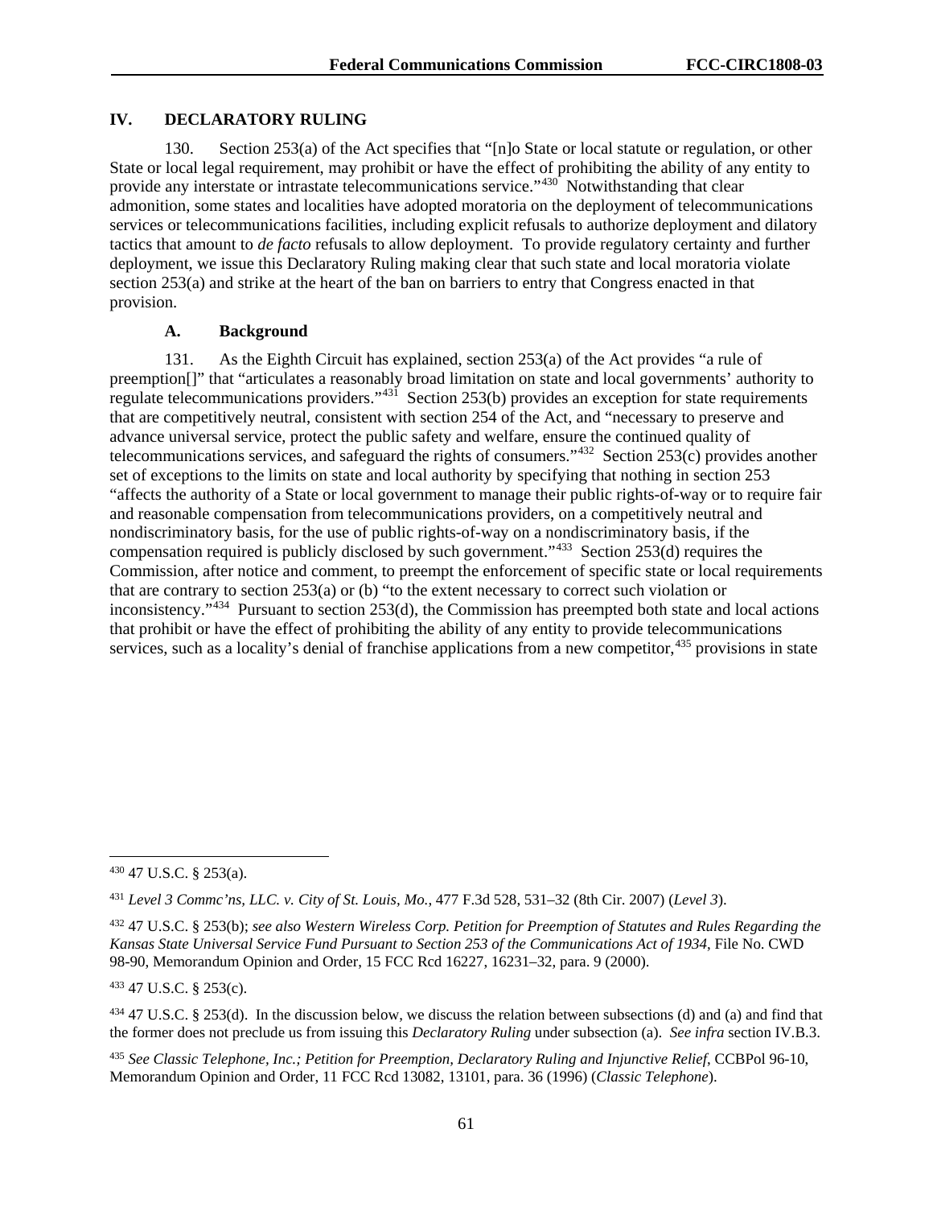## IV. DECLARATORY RULING

130. Section 253(a) of the Act specifies that "[n]o State or local statute or regulation, or other State or local legal requirement, may prohibit or have the effect of prohibiting the ability of any entity to provide any interstate or intrastate telecommunications service."[430] Notwithstanding that clear admonition, some states and localities have adopted moratoria on the deployment of telecommunications services or telecommunications facilities, including explicit refusals to authorize deployment and dilatory tactics that amount to *de facto* refusals to allow deployment. To provide regulatory certainty and further deployment, we issue this Declaratory Ruling making clear that such state and local moratoria violate section 253(a) and strike at the heart of the ban on barriers to entry that Congress enacted in that provision.

### A. Background

131. As the Eighth Circuit has explained, section 253(a) of the Act provides "a rule of preemption[]" that "articulates a reasonably broad limitation on state and local governments' authority to regulate telecommunications providers."[431] Section 253(b) provides an exception for state requirements that are competitively neutral, consistent with section 254 of the Act, and "necessary to preserve and advance universal service, protect the public safety and welfare, ensure the continued quality of telecommunications services, and safeguard the rights of consumers."[432] Section 253(c) provides another set of exceptions to the limits on state and local authority by specifying that nothing in section 253 "affects the authority of a State or local government to manage their public rights-of-way or to require fair and reasonable compensation from telecommunications providers, on a competitively neutral and nondiscriminatory basis, for the use of public rights-of-way on a nondiscriminatory basis, if the compensation required is publicly disclosed by such government."[433] Section 253(d) requires the Commission, after notice and comment, to preempt the enforcement of specific state or local requirements that are contrary to section 253(a) or (b) "to the extent necessary to correct such violation or inconsistency."[434] Pursuant to section 253(d), the Commission has preempted both state and local actions that prohibit or have the effect of prohibiting the ability of any entity to provide telecommunications services, such as a locality's denial of franchise applications from a new competitor,[435] provisions in state

---

[430] 47 U.S.C. § 253(a).

[431] *Level 3 Commc'ns, LLC. v. City of St. Louis, Mo.*, 477 F.3d 528, 531–32 (8th Cir. 2007) (*Level 3*).

[432] 47 U.S.C. § 253(b); *see also Western Wireless Corp. Petition for Preemption of Statutes and Rules Regarding the Kansas State Universal Service Fund Pursuant to Section 253 of the Communications Act of 1934*, File No. CWD 98-90, Memorandum Opinion and Order, 15 FCC Rcd 16227, 16231–32, para. 9 (2000).

[433] 47 U.S.C. § 253(c).

[434] 47 U.S.C. § 253(d). In the discussion below, we discuss the relation between subsections (d) and (a) and find that the former does not preclude us from issuing this *Declaratory Ruling* under subsection (a). *See infra* section IV.B.3.

[435] *See Classic Telephone, Inc.; Petition for Preemption, Declaratory Ruling and Injunctive Relief*, CCBPol 96-10, Memorandum Opinion and Order, 11 FCC Rcd 13082, 13101, para. 36 (1996) (*Classic Telephone*).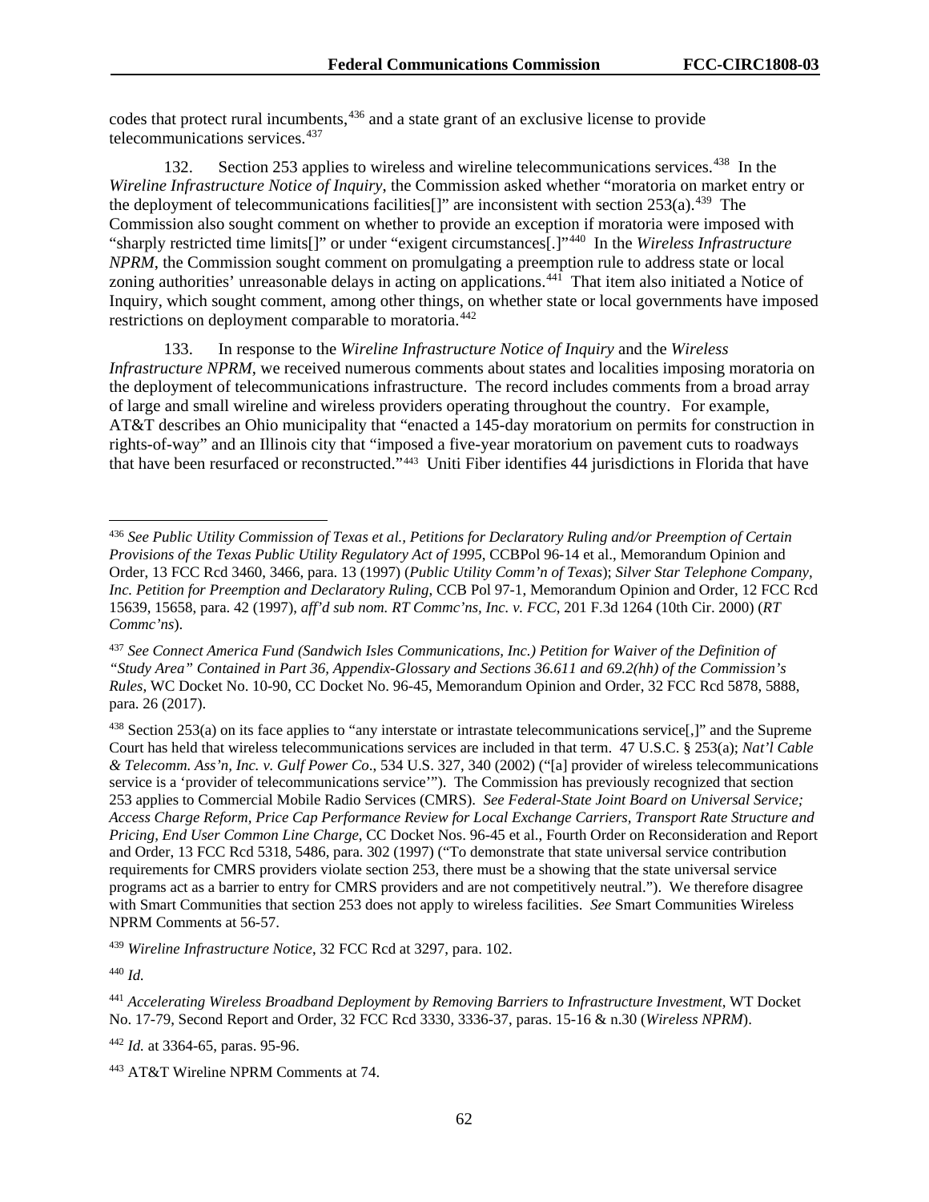codes that protect rural incumbents,[436] and a state grant of an exclusive license to provide telecommunications services.[437]

132. Section 253 applies to wireless and wireline telecommunications services.[438] In the *Wireline Infrastructure Notice of Inquiry*, the Commission asked whether "moratoria on market entry or the deployment of telecommunications facilities[]" are inconsistent with section 253(a).[439] The Commission also sought comment on whether to provide an exception if moratoria were imposed with "sharply restricted time limits[]" or under "exigent circumstances[.]"[440] In the *Wireless Infrastructure NPRM*, the Commission sought comment on promulgating a preemption rule to address state or local zoning authorities' unreasonable delays in acting on applications.[441] That item also initiated a Notice of Inquiry, which sought comment, among other things, on whether state or local governments have imposed restrictions on deployment comparable to moratoria.[442]

133. In response to the *Wireline Infrastructure Notice of Inquiry* and the *Wireless Infrastructure NPRM*, we received numerous comments about states and localities imposing moratoria on the deployment of telecommunications infrastructure. The record includes comments from a broad array of large and small wireline and wireless providers operating throughout the country. For example, AT&T describes an Ohio municipality that "enacted a 145-day moratorium on permits for construction in rights-of-way" and an Illinois city that "imposed a five-year moratorium on pavement cuts to roadways that have been resurfaced or reconstructed."[443] Uniti Fiber identifies 44 jurisdictions in Florida that have

---

[436] *See Public Utility Commission of Texas et al., Petitions for Declaratory Ruling and/or Preemption of Certain Provisions of the Texas Public Utility Regulatory Act of 1995*, CCBPol 96-14 et al., Memorandum Opinion and Order, 13 FCC Rcd 3460, 3466, para. 13 (1997) (*Public Utility Comm'n of Texas*); *Silver Star Telephone Company, Inc. Petition for Preemption and Declaratory Ruling*, CCB Pol 97-1, Memorandum Opinion and Order, 12 FCC Rcd 15639, 15658, para. 42 (1997), *aff'd sub nom. RT Commc'ns, Inc. v. FCC*, 201 F.3d 1264 (10th Cir. 2000) (*RT Commc'ns*).

[437] *See Connect America Fund (Sandwich Isles Communications, Inc.) Petition for Waiver of the Definition of "Study Area" Contained in Part 36, Appendix-Glossary and Sections 36.611 and 69.2(hh) of the Commission's Rules*, WC Docket No. 10-90, CC Docket No. 96-45, Memorandum Opinion and Order, 32 FCC Rcd 5878, 5888, para. 26 (2017).

[438] Section 253(a) on its face applies to "any interstate or intrastate telecommunications service[,]" and the Supreme Court has held that wireless telecommunications services are included in that term. 47 U.S.C. § 253(a); *Nat'l Cable & Telecomm. Ass'n, Inc. v. Gulf Power Co.*, 534 U.S. 327, 340 (2002) ("[a] provider of wireless telecommunications service is a 'provider of telecommunications service'"). The Commission has previously recognized that section 253 applies to Commercial Mobile Radio Services (CMRS). *See Federal-State Joint Board on Universal Service; Access Charge Reform, Price Cap Performance Review for Local Exchange Carriers, Transport Rate Structure and Pricing, End User Common Line Charge*, CC Docket Nos. 96-45 et al., Fourth Order on Reconsideration and Report and Order, 13 FCC Rcd 5318, 5486, para. 302 (1997) ("To demonstrate that state universal service contribution requirements for CMRS providers violate section 253, there must be a showing that the state universal service programs act as a barrier to entry for CMRS providers and are not competitively neutral."). We therefore disagree with Smart Communities that section 253 does not apply to wireless facilities. *See* Smart Communities Wireless NPRM Comments at 56-57.

[439] *Wireline Infrastructure Notice*, 32 FCC Rcd at 3297, para. 102.

[440] *Id.*

[441] *Accelerating Wireless Broadband Deployment by Removing Barriers to Infrastructure Investment*, WT Docket No. 17-79, Second Report and Order, 32 FCC Rcd 3330, 3336-37, paras. 15-16 & n.30 (*Wireless NPRM*).

[442] *Id.* at 3364-65, paras. 95-96.

[443] AT&T Wireline NPRM Comments at 74.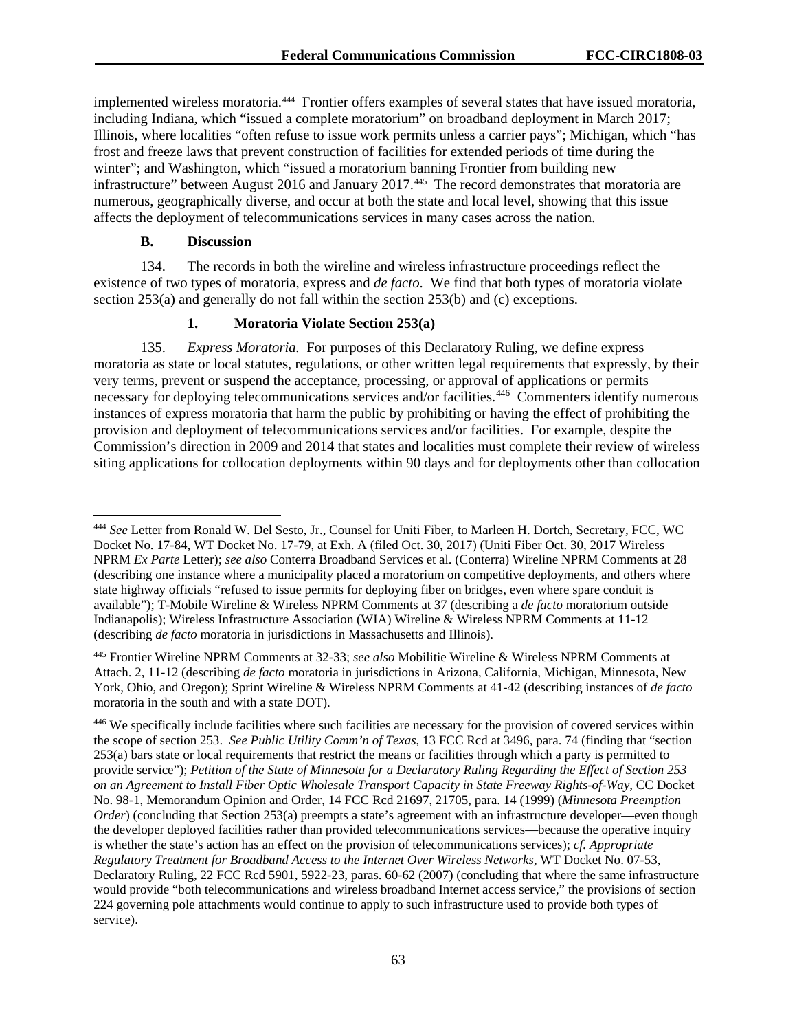implemented wireless moratoria.[444] Frontier offers examples of several states that have issued moratoria, including Indiana, which "issued a complete moratorium" on broadband deployment in March 2017; Illinois, where localities "often refuse to issue work permits unless a carrier pays"; Michigan, which "has frost and freeze laws that prevent construction of facilities for extended periods of time during the winter"; and Washington, which "issued a moratorium banning Frontier from building new infrastructure" between August 2016 and January 2017.[445] The record demonstrates that moratoria are numerous, geographically diverse, and occur at both the state and local level, showing that this issue affects the deployment of telecommunications services in many cases across the nation.

### B. Discussion

134. The records in both the wireline and wireless infrastructure proceedings reflect the existence of two types of moratoria, express and *de facto*. We find that both types of moratoria violate section 253(a) and generally do not fall within the section 253(b) and (c) exceptions.

#### 1. Moratoria Violate Section 253(a)

135. *Express Moratoria.* For purposes of this Declaratory Ruling, we define express moratoria as state or local statutes, regulations, or other written legal requirements that expressly, by their very terms, prevent or suspend the acceptance, processing, or approval of applications or permits necessary for deploying telecommunications services and/or facilities.[446] Commenters identify numerous instances of express moratoria that harm the public by prohibiting or having the effect of prohibiting the provision and deployment of telecommunications services and/or facilities. For example, despite the Commission's direction in 2009 and 2014 that states and localities must complete their review of wireless siting applications for collocation deployments within 90 days and for deployments other than collocation

---

[444] *See* Letter from Ronald W. Del Sesto, Jr., Counsel for Uniti Fiber, to Marleen H. Dortch, Secretary, FCC, WC Docket No. 17-84, WT Docket No. 17-79, at Exh. A (filed Oct. 30, 2017) (Uniti Fiber Oct. 30, 2017 Wireless NPRM *Ex Parte* Letter); *see also* Conterra Broadband Services et al. (Conterra) Wireline NPRM Comments at 28 (describing one instance where a municipality placed a moratorium on competitive deployments, and others where state highway officials "refused to issue permits for deploying fiber on bridges, even where spare conduit is available"); T-Mobile Wireline & Wireless NPRM Comments at 37 (describing a *de facto* moratorium outside Indianapolis); Wireless Infrastructure Association (WIA) Wireline & Wireless NPRM Comments at 11-12 (describing *de facto* moratoria in jurisdictions in Massachusetts and Illinois).

[445] Frontier Wireline NPRM Comments at 32-33; *see also* Mobilitie Wireline & Wireless NPRM Comments at Attach. 2, 11-12 (describing *de facto* moratoria in jurisdictions in Arizona, California, Michigan, Minnesota, New York, Ohio, and Oregon); Sprint Wireline & Wireless NPRM Comments at 41-42 (describing instances of *de facto* moratoria in the south and with a state DOT).

[446] We specifically include facilities where such facilities are necessary for the provision of covered services within the scope of section 253. *See Public Utility Comm'n of Texas*, 13 FCC Rcd at 3496, para. 74 (finding that "section 253(a) bars state or local requirements that restrict the means or facilities through which a party is permitted to provide service"); *Petition of the State of Minnesota for a Declaratory Ruling Regarding the Effect of Section 253 on an Agreement to Install Fiber Optic Wholesale Transport Capacity in State Freeway Rights-of-Way*, CC Docket No. 98-1, Memorandum Opinion and Order, 14 FCC Rcd 21697, 21705, para. 14 (1999) (*Minnesota Preemption Order*) (concluding that Section 253(a) preempts a state's agreement with an infrastructure developer—even though the developer deployed facilities rather than provided telecommunications services—because the operative inquiry is whether the state's action has an effect on the provision of telecommunications services); *cf. Appropriate Regulatory Treatment for Broadband Access to the Internet Over Wireless Networks*, WT Docket No. 07-53, Declaratory Ruling, 22 FCC Rcd 5901, 5922-23, paras. 60-62 (2007) (concluding that where the same infrastructure would provide "both telecommunications and wireless broadband Internet access service," the provisions of section 224 governing pole attachments would continue to apply to such infrastructure used to provide both types of service).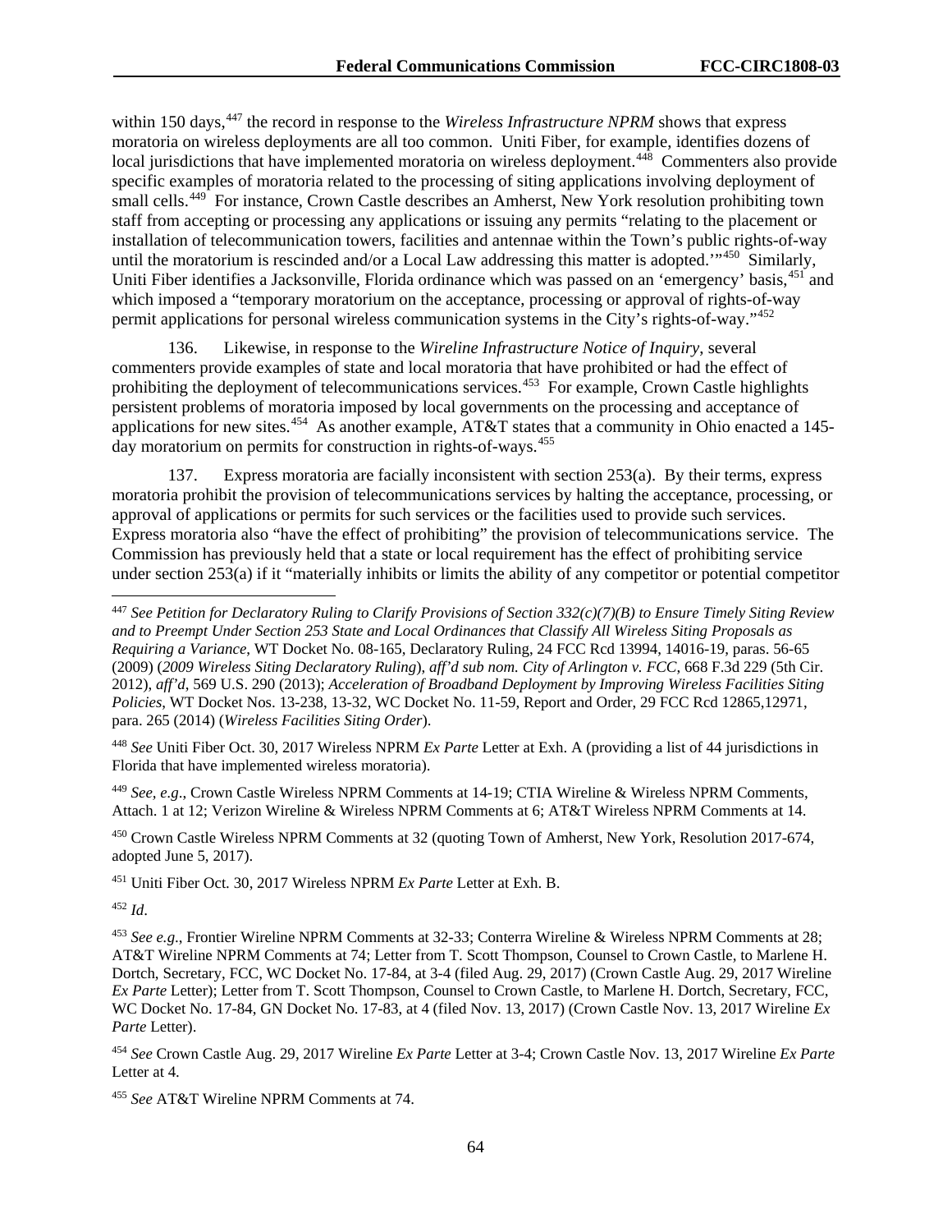within 150 days,[447] the record in response to the *Wireless Infrastructure NPRM* shows that express moratoria on wireless deployments are all too common. Uniti Fiber, for example, identifies dozens of local jurisdictions that have implemented moratoria on wireless deployment.[448] Commenters also provide specific examples of moratoria related to the processing of siting applications involving deployment of small cells.[449] For instance, Crown Castle describes an Amherst, New York resolution prohibiting town staff from accepting or processing any applications or issuing any permits "relating to the placement or installation of telecommunication towers, facilities and antennae within the Town's public rights-of-way until the moratorium is rescinded and/or a Local Law addressing this matter is adopted.'"[450] Similarly, Uniti Fiber identifies a Jacksonville, Florida ordinance which was passed on an 'emergency' basis,[451] and which imposed a "temporary moratorium on the acceptance, processing or approval of rights-of-way permit applications for personal wireless communication systems in the City's rights-of-way."[452]

136. Likewise, in response to the *Wireline Infrastructure Notice of Inquiry*, several commenters provide examples of state and local moratoria that have prohibited or had the effect of prohibiting the deployment of telecommunications services.[453] For example, Crown Castle highlights persistent problems of moratoria imposed by local governments on the processing and acceptance of applications for new sites.[454] As another example, AT&T states that a community in Ohio enacted a 145-day moratorium on permits for construction in rights-of-ways.[455]

137. Express moratoria are facially inconsistent with section 253(a). By their terms, express moratoria prohibit the provision of telecommunications services by halting the acceptance, processing, or approval of applications or permits for such services or the facilities used to provide such services. Express moratoria also "have the effect of prohibiting" the provision of telecommunications service. The Commission has previously held that a state or local requirement has the effect of prohibiting service under section 253(a) if it "materially inhibits or limits the ability of any competitor or potential competitor

---

[447] *See Petition for Declaratory Ruling to Clarify Provisions of Section 332(c)(7)(B) to Ensure Timely Siting Review and to Preempt Under Section 253 State and Local Ordinances that Classify All Wireless Siting Proposals as Requiring a Variance*, WT Docket No. 08-165, Declaratory Ruling, 24 FCC Rcd 13994, 14016-19, paras. 56-65 (2009) (*2009 Wireless Siting Declaratory Ruling*), *aff'd sub nom. City of Arlington v. FCC*, 668 F.3d 229 (5th Cir. 2012), *aff'd*, 569 U.S. 290 (2013); *Acceleration of Broadband Deployment by Improving Wireless Facilities Siting Policies*, WT Docket Nos. 13-238, 13-32, WC Docket No. 11-59, Report and Order, 29 FCC Rcd 12865,12971, para. 265 (2014) (*Wireless Facilities Siting Order*).

[448] *See* Uniti Fiber Oct. 30, 2017 Wireless NPRM *Ex Parte* Letter at Exh. A (providing a list of 44 jurisdictions in Florida that have implemented wireless moratoria).

[449] *See, e.g.*, Crown Castle Wireless NPRM Comments at 14-19; CTIA Wireline & Wireless NPRM Comments, Attach. 1 at 12; Verizon Wireline & Wireless NPRM Comments at 6; AT&T Wireless NPRM Comments at 14.

[450] Crown Castle Wireless NPRM Comments at 32 (quoting Town of Amherst, New York, Resolution 2017-674, adopted June 5, 2017).

[451] Uniti Fiber Oct. 30, 2017 Wireless NPRM *Ex Parte* Letter at Exh. B.

[452] *Id*.

[453] *See e.g.*, Frontier Wireline NPRM Comments at 32-33; Conterra Wireline & Wireless NPRM Comments at 28; AT&T Wireline NPRM Comments at 74; Letter from T. Scott Thompson, Counsel to Crown Castle, to Marlene H. Dortch, Secretary, FCC, WC Docket No. 17-84, at 3-4 (filed Aug. 29, 2017) (Crown Castle Aug. 29, 2017 Wireline *Ex Parte* Letter); Letter from T. Scott Thompson, Counsel to Crown Castle, to Marlene H. Dortch, Secretary, FCC, WC Docket No. 17-84, GN Docket No. 17-83, at 4 (filed Nov. 13, 2017) (Crown Castle Nov. 13, 2017 Wireline *Ex Parte* Letter).

[454] *See* Crown Castle Aug. 29, 2017 Wireline *Ex Parte* Letter at 3-4; Crown Castle Nov. 13, 2017 Wireline *Ex Parte* Letter at 4.

[455] *See* AT&T Wireline NPRM Comments at 74.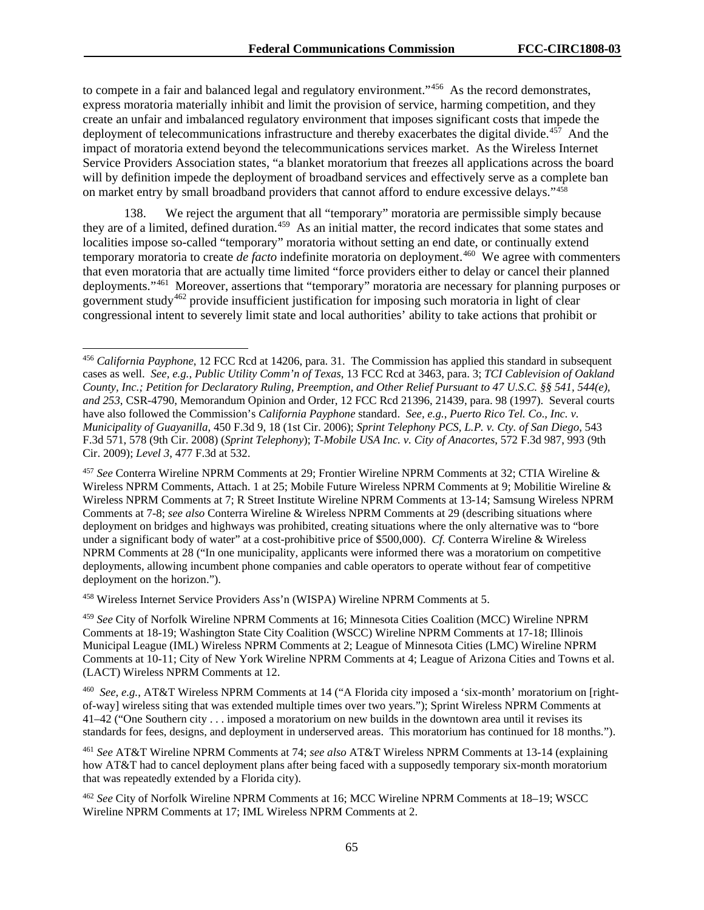to compete in a fair and balanced legal and regulatory environment."[456] As the record demonstrates, express moratoria materially inhibit and limit the provision of service, harming competition, and they create an unfair and imbalanced regulatory environment that imposes significant costs that impede the deployment of telecommunications infrastructure and thereby exacerbates the digital divide.[457] And the impact of moratoria extend beyond the telecommunications services market. As the Wireless Internet Service Providers Association states, "a blanket moratorium that freezes all applications across the board will by definition impede the deployment of broadband services and effectively serve as a complete ban on market entry by small broadband providers that cannot afford to endure excessive delays."[458]

138. We reject the argument that all "temporary" moratoria are permissible simply because they are of a limited, defined duration.[459] As an initial matter, the record indicates that some states and localities impose so-called "temporary" moratoria without setting an end date, or continually extend temporary moratoria to create *de facto* indefinite moratoria on deployment.[460] We agree with commenters that even moratoria that are actually time limited "force providers either to delay or cancel their planned deployments."[461] Moreover, assertions that "temporary" moratoria are necessary for planning purposes or government study[462] provide insufficient justification for imposing such moratoria in light of clear congressional intent to severely limit state and local authorities' ability to take actions that prohibit or

---

[456] *California Payphone*, 12 FCC Rcd at 14206, para. 31. The Commission has applied this standard in subsequent cases as well. *See, e.g.*, *Public Utility Comm'n of Texas*, 13 FCC Rcd at 3463, para. 3; *TCI Cablevision of Oakland County, Inc.; Petition for Declaratory Ruling, Preemption, and Other Relief Pursuant to 47 U.S.C. §§ 541, 544(e), and 253*, CSR-4790, Memorandum Opinion and Order, 12 FCC Rcd 21396, 21439, para. 98 (1997). Several courts have also followed the Commission's *California Payphone* standard. *See, e.g.*, *Puerto Rico Tel. Co., Inc. v. Municipality of Guayanilla,* 450 F.3d 9, 18 (1st Cir. 2006); *Sprint Telephony PCS, L.P. v. Cty. of San Diego*, 543 F.3d 571, 578 (9th Cir. 2008) (*Sprint Telephony*); *T-Mobile USA Inc. v. City of Anacortes*, 572 F.3d 987, 993 (9th Cir. 2009); *Level 3*, 477 F.3d at 532.

[457] *See* Conterra Wireline NPRM Comments at 29; Frontier Wireline NPRM Comments at 32; CTIA Wireline & Wireless NPRM Comments, Attach. 1 at 25; Mobile Future Wireless NPRM Comments at 9; Mobilitie Wireline & Wireless NPRM Comments at 7; R Street Institute Wireline NPRM Comments at 13-14; Samsung Wireless NPRM Comments at 7-8; *see also* Conterra Wireline & Wireless NPRM Comments at 29 (describing situations where deployment on bridges and highways was prohibited, creating situations where the only alternative was to "bore under a significant body of water" at a cost-prohibitive price of $500,000). *Cf.* Conterra Wireline & Wireless NPRM Comments at 28 ("In one municipality, applicants were informed there was a moratorium on competitive deployments, allowing incumbent phone companies and cable operators to operate without fear of competitive deployment on the horizon.").

[458] Wireless Internet Service Providers Ass'n (WISPA) Wireline NPRM Comments at 5.

[459] *See* City of Norfolk Wireline NPRM Comments at 16; Minnesota Cities Coalition (MCC) Wireline NPRM Comments at 18-19; Washington State City Coalition (WSCC) Wireline NPRM Comments at 17-18; Illinois Municipal League (IML) Wireless NPRM Comments at 2; League of Minnesota Cities (LMC) Wireline NPRM Comments at 10-11; City of New York Wireline NPRM Comments at 4; League of Arizona Cities and Towns et al. (LACT) Wireless NPRM Comments at 12.

[460] *See, e.g.*, AT&T Wireless NPRM Comments at 14 ("A Florida city imposed a 'six-month' moratorium on [right-of-way] wireless siting that was extended multiple times over two years."); Sprint Wireless NPRM Comments at 41–42 ("One Southern city . . . imposed a moratorium on new builds in the downtown area until it revises its standards for fees, designs, and deployment in underserved areas. This moratorium has continued for 18 months.").

[461] *See* AT&T Wireline NPRM Comments at 74; *see also* AT&T Wireless NPRM Comments at 13-14 (explaining how AT&T had to cancel deployment plans after being faced with a supposedly temporary six-month moratorium that was repeatedly extended by a Florida city).

[462] *See* City of Norfolk Wireline NPRM Comments at 16; MCC Wireline NPRM Comments at 18–19; WSCC Wireline NPRM Comments at 17; IML Wireless NPRM Comments at 2.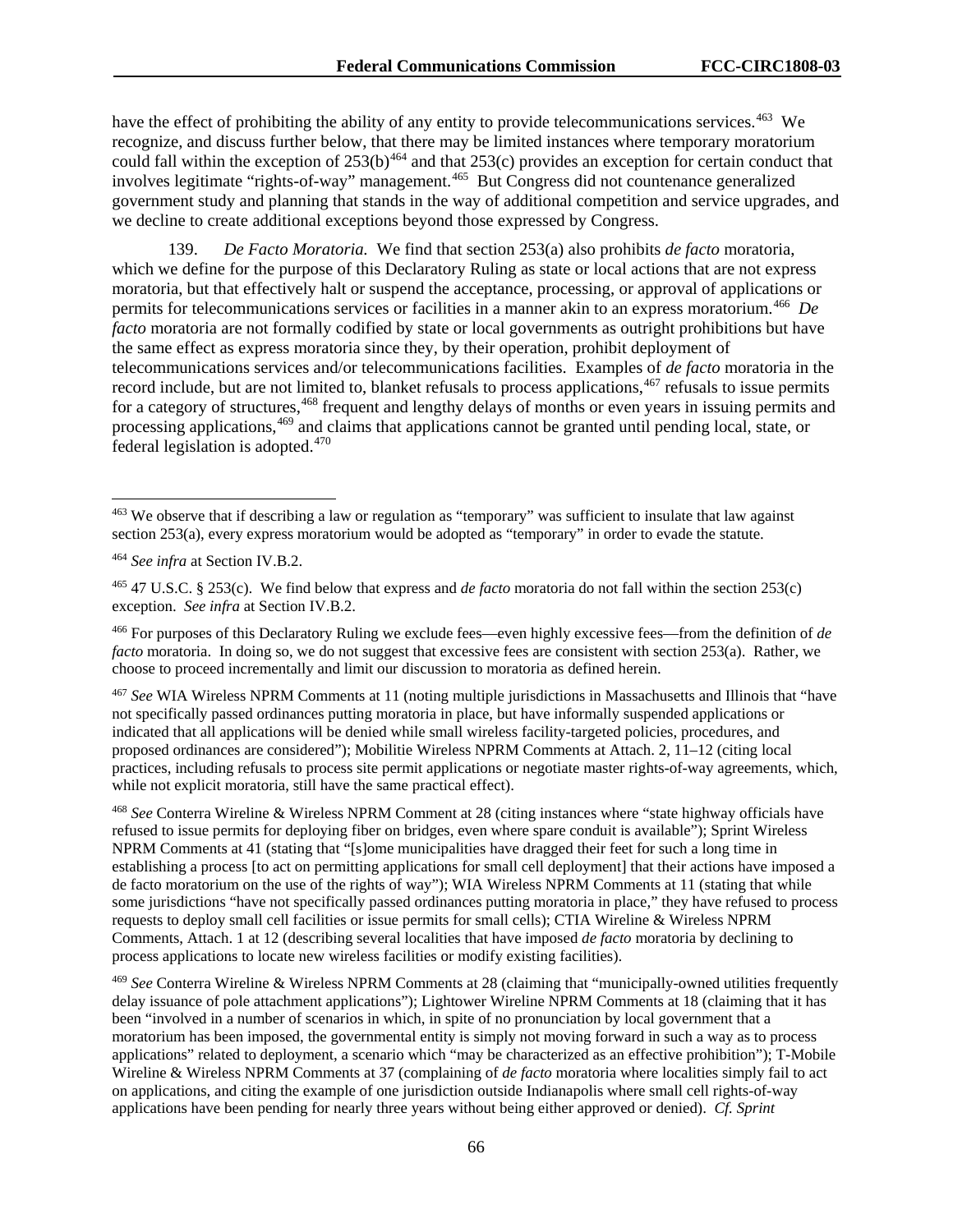have the effect of prohibiting the ability of any entity to provide telecommunications services.[463] We recognize, and discuss further below, that there may be limited instances where temporary moratorium could fall within the exception of 253(b)[464] and that 253(c) provides an exception for certain conduct that involves legitimate "rights-of-way" management.[465] But Congress did not countenance generalized government study and planning that stands in the way of additional competition and service upgrades, and we decline to create additional exceptions beyond those expressed by Congress.

139. *De Facto Moratoria.* We find that section 253(a) also prohibits *de facto* moratoria, which we define for the purpose of this Declaratory Ruling as state or local actions that are not express moratoria, but that effectively halt or suspend the acceptance, processing, or approval of applications or permits for telecommunications services or facilities in a manner akin to an express moratorium.[466] *De facto* moratoria are not formally codified by state or local governments as outright prohibitions but have the same effect as express moratoria since they, by their operation, prohibit deployment of telecommunications services and/or telecommunications facilities. Examples of *de facto* moratoria in the record include, but are not limited to, blanket refusals to process applications,[467] refusals to issue permits for a category of structures,[468] frequent and lengthy delays of months or even years in issuing permits and processing applications,[469] and claims that applications cannot be granted until pending local, state, or federal legislation is adopted.[470]

---

[463] We observe that if describing a law or regulation as "temporary" was sufficient to insulate that law against section 253(a), every express moratorium would be adopted as "temporary" in order to evade the statute.

[464] *See infra* at Section IV.B.2.

[465] 47 U.S.C. § 253(c). We find below that express and *de facto* moratoria do not fall within the section 253(c) exception. *See infra* at Section IV.B.2.

[466] For purposes of this Declaratory Ruling we exclude fees—even highly excessive fees—from the definition of *de facto* moratoria. In doing so, we do not suggest that excessive fees are consistent with section 253(a). Rather, we choose to proceed incrementally and limit our discussion to moratoria as defined herein.

[467] *See* WIA Wireless NPRM Comments at 11 (noting multiple jurisdictions in Massachusetts and Illinois that "have not specifically passed ordinances putting moratoria in place, but have informally suspended applications or indicated that all applications will be denied while small wireless facility-targeted policies, procedures, and proposed ordinances are considered"); Mobilitie Wireless NPRM Comments at Attach. 2, 11–12 (citing local practices, including refusals to process site permit applications or negotiate master rights-of-way agreements, which, while not explicit moratoria, still have the same practical effect).

[468] *See* Conterra Wireline & Wireless NPRM Comment at 28 (citing instances where "state highway officials have refused to issue permits for deploying fiber on bridges, even where spare conduit is available"); Sprint Wireless NPRM Comments at 41 (stating that "[s]ome municipalities have dragged their feet for such a long time in establishing a process [to act on permitting applications for small cell deployment] that their actions have imposed a de facto moratorium on the use of the rights of way"); WIA Wireless NPRM Comments at 11 (stating that while some jurisdictions "have not specifically passed ordinances putting moratoria in place," they have refused to process requests to deploy small cell facilities or issue permits for small cells); CTIA Wireline & Wireless NPRM Comments, Attach. 1 at 12 (describing several localities that have imposed *de facto* moratoria by declining to process applications to locate new wireless facilities or modify existing facilities).

[469] *See* Conterra Wireline & Wireless NPRM Comments at 28 (claiming that "municipally-owned utilities frequently delay issuance of pole attachment applications"); Lightower Wireline NPRM Comments at 18 (claiming that it has been "involved in a number of scenarios in which, in spite of no pronunciation by local government that a moratorium has been imposed, the governmental entity is simply not moving forward in such a way as to process applications" related to deployment, a scenario which "may be characterized as an effective prohibition"); T-Mobile Wireline & Wireless NPRM Comments at 37 (complaining of *de facto* moratoria where localities simply fail to act on applications, and citing the example of one jurisdiction outside Indianapolis where small cell rights-of-way applications have been pending for nearly three years without being either approved or denied). *Cf. Sprint*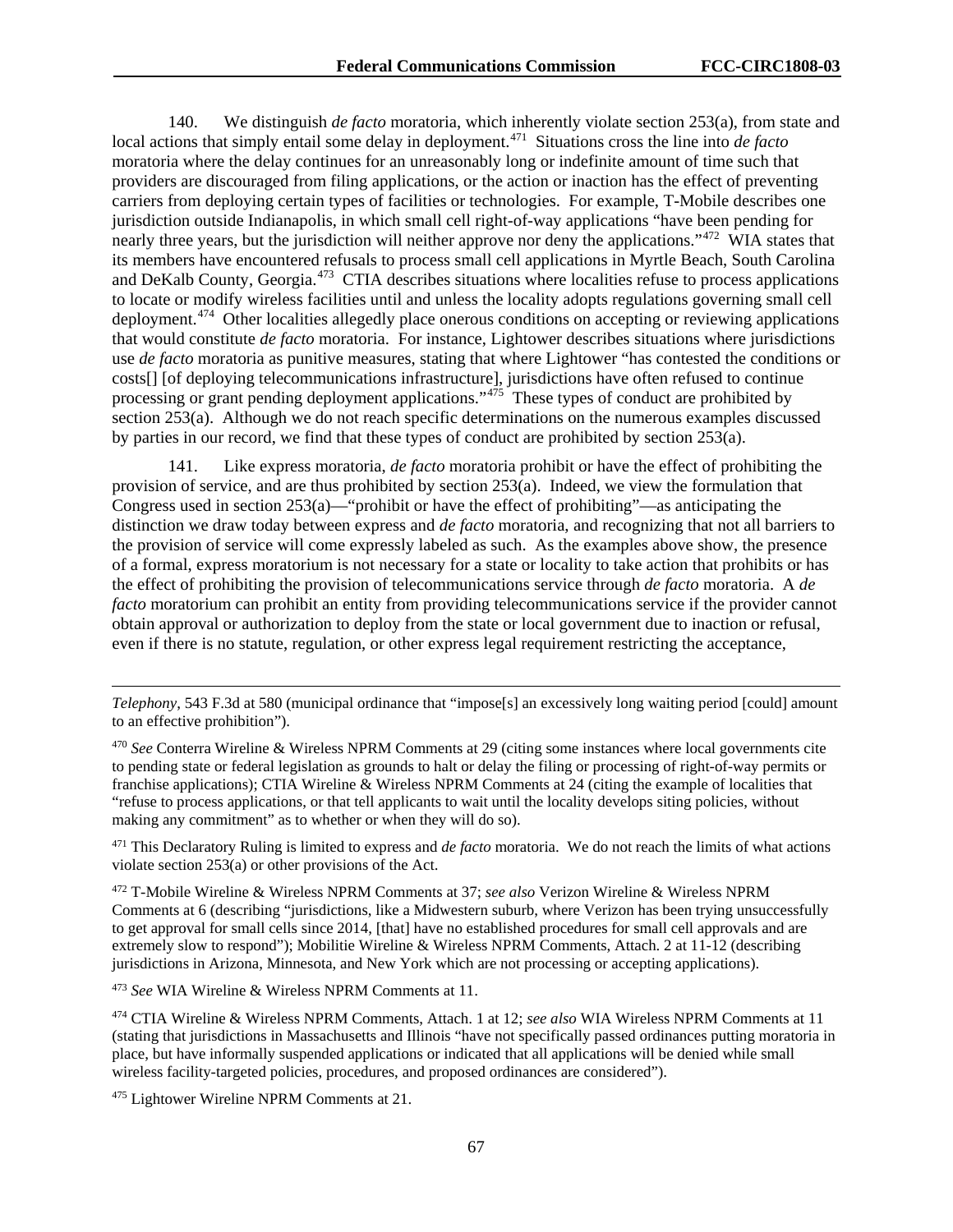140. We distinguish *de facto* moratoria, which inherently violate section 253(a), from state and local actions that simply entail some delay in deployment.[471] Situations cross the line into *de facto* moratoria where the delay continues for an unreasonably long or indefinite amount of time such that providers are discouraged from filing applications, or the action or inaction has the effect of preventing carriers from deploying certain types of facilities or technologies. For example, T-Mobile describes one jurisdiction outside Indianapolis, in which small cell right-of-way applications "have been pending for nearly three years, but the jurisdiction will neither approve nor deny the applications."[472] WIA states that its members have encountered refusals to process small cell applications in Myrtle Beach, South Carolina and DeKalb County, Georgia.[473] CTIA describes situations where localities refuse to process applications to locate or modify wireless facilities until and unless the locality adopts regulations governing small cell deployment.[474] Other localities allegedly place onerous conditions on accepting or reviewing applications that would constitute *de facto* moratoria. For instance, Lightower describes situations where jurisdictions use *de facto* moratoria as punitive measures, stating that where Lightower "has contested the conditions or costs[] [of deploying telecommunications infrastructure], jurisdictions have often refused to continue processing or grant pending deployment applications."[475] These types of conduct are prohibited by section 253(a). Although we do not reach specific determinations on the numerous examples discussed by parties in our record, we find that these types of conduct are prohibited by section 253(a).

141. Like express moratoria, *de facto* moratoria prohibit or have the effect of prohibiting the provision of service, and are thus prohibited by section 253(a). Indeed, we view the formulation that Congress used in section 253(a)—"prohibit or have the effect of prohibiting"—as anticipating the distinction we draw today between express and *de facto* moratoria, and recognizing that not all barriers to the provision of service will come expressly labeled as such. As the examples above show, the presence of a formal, express moratorium is not necessary for a state or locality to take action that prohibits or has the effect of prohibiting the provision of telecommunications service through *de facto* moratoria. A *de facto* moratorium can prohibit an entity from providing telecommunications service if the provider cannot obtain approval or authorization to deploy from the state or local government due to inaction or refusal, even if there is no statute, regulation, or other express legal requirement restricting the acceptance,

---

*Telephony*, 543 F.3d at 580 (municipal ordinance that "impose[s] an excessively long waiting period [could] amount to an effective prohibition").

[470] *See* Conterra Wireline & Wireless NPRM Comments at 29 (citing some instances where local governments cite to pending state or federal legislation as grounds to halt or delay the filing or processing of right-of-way permits or franchise applications); CTIA Wireline & Wireless NPRM Comments at 24 (citing the example of localities that "refuse to process applications, or that tell applicants to wait until the locality develops siting policies, without making any commitment" as to whether or when they will do so).

[471] This Declaratory Ruling is limited to express and *de facto* moratoria. We do not reach the limits of what actions violate section 253(a) or other provisions of the Act.

[472] T-Mobile Wireline & Wireless NPRM Comments at 37; *see also* Verizon Wireline & Wireless NPRM Comments at 6 (describing "jurisdictions, like a Midwestern suburb, where Verizon has been trying unsuccessfully to get approval for small cells since 2014, [that] have no established procedures for small cell approvals and are extremely slow to respond"); Mobilitie Wireline & Wireless NPRM Comments, Attach. 2 at 11-12 (describing jurisdictions in Arizona, Minnesota, and New York which are not processing or accepting applications).

[473] *See* WIA Wireline & Wireless NPRM Comments at 11.

[474] CTIA Wireline & Wireless NPRM Comments, Attach. 1 at 12; *see also* WIA Wireless NPRM Comments at 11 (stating that jurisdictions in Massachusetts and Illinois "have not specifically passed ordinances putting moratoria in place, but have informally suspended applications or indicated that all applications will be denied while small wireless facility-targeted policies, procedures, and proposed ordinances are considered").

[475] Lightower Wireline NPRM Comments at 21.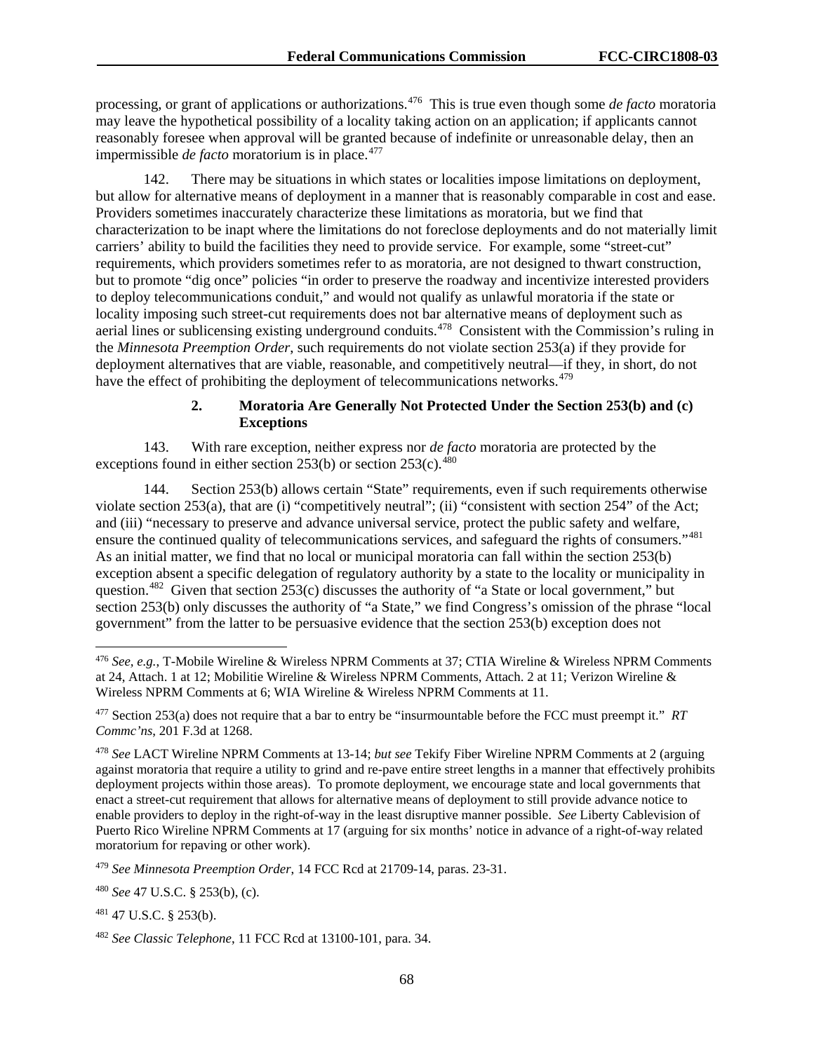processing, or grant of applications or authorizations.[476] This is true even though some *de facto* moratoria may leave the hypothetical possibility of a locality taking action on an application; if applicants cannot reasonably foresee when approval will be granted because of indefinite or unreasonable delay, then an impermissible *de facto* moratorium is in place.[477]

142. There may be situations in which states or localities impose limitations on deployment, but allow for alternative means of deployment in a manner that is reasonably comparable in cost and ease. Providers sometimes inaccurately characterize these limitations as moratoria, but we find that characterization to be inapt where the limitations do not foreclose deployments and do not materially limit carriers' ability to build the facilities they need to provide service. For example, some "street-cut" requirements, which providers sometimes refer to as moratoria, are not designed to thwart construction, but to promote "dig once" policies "in order to preserve the roadway and incentivize interested providers to deploy telecommunications conduit," and would not qualify as unlawful moratoria if the state or locality imposing such street-cut requirements does not bar alternative means of deployment such as aerial lines or sublicensing existing underground conduits.[478] Consistent with the Commission's ruling in the *Minnesota Preemption Order*, such requirements do not violate section 253(a) if they provide for deployment alternatives that are viable, reasonable, and competitively neutral—if they, in short, do not have the effect of prohibiting the deployment of telecommunications networks.[479]

### 2. Moratoria Are Generally Not Protected Under the Section 253(b) and (c) Exceptions

143. With rare exception, neither express nor *de facto* moratoria are protected by the exceptions found in either section 253(b) or section 253(c).[480]

144. Section 253(b) allows certain "State" requirements, even if such requirements otherwise violate section 253(a), that are (i) "competitively neutral"; (ii) "consistent with section 254" of the Act; and (iii) "necessary to preserve and advance universal service, protect the public safety and welfare, ensure the continued quality of telecommunications services, and safeguard the rights of consumers."[481] As an initial matter, we find that no local or municipal moratoria can fall within the section 253(b) exception absent a specific delegation of regulatory authority by a state to the locality or municipality in question.[482] Given that section 253(c) discusses the authority of "a State or local government," but section 253(b) only discusses the authority of "a State," we find Congress's omission of the phrase "local government" from the latter to be persuasive evidence that the section 253(b) exception does not

---

[476] *See, e.g.*, T-Mobile Wireline & Wireless NPRM Comments at 37; CTIA Wireline & Wireless NPRM Comments at 24, Attach. 1 at 12; Mobilitie Wireline & Wireless NPRM Comments, Attach. 2 at 11; Verizon Wireline & Wireless NPRM Comments at 6; WIA Wireline & Wireless NPRM Comments at 11.

[477] Section 253(a) does not require that a bar to entry be "insurmountable before the FCC must preempt it." *RT Commc'ns*, 201 F.3d at 1268.

[478] *See* LACT Wireline NPRM Comments at 13-14; *but see* Tekify Fiber Wireline NPRM Comments at 2 (arguing against moratoria that require a utility to grind and re-pave entire street lengths in a manner that effectively prohibits deployment projects within those areas). To promote deployment, we encourage state and local governments that enact a street-cut requirement that allows for alternative means of deployment to still provide advance notice to enable providers to deploy in the right-of-way in the least disruptive manner possible. *See* Liberty Cablevision of Puerto Rico Wireline NPRM Comments at 17 (arguing for six months' notice in advance of a right-of-way related moratorium for repaving or other work).

[479] *See Minnesota Preemption Order*, 14 FCC Rcd at 21709-14, paras. 23-31.

[480] *See* 47 U.S.C. § 253(b), (c).

[481] 47 U.S.C. § 253(b).

[482] *See Classic Telephone*, 11 FCC Rcd at 13100-101, para. 34.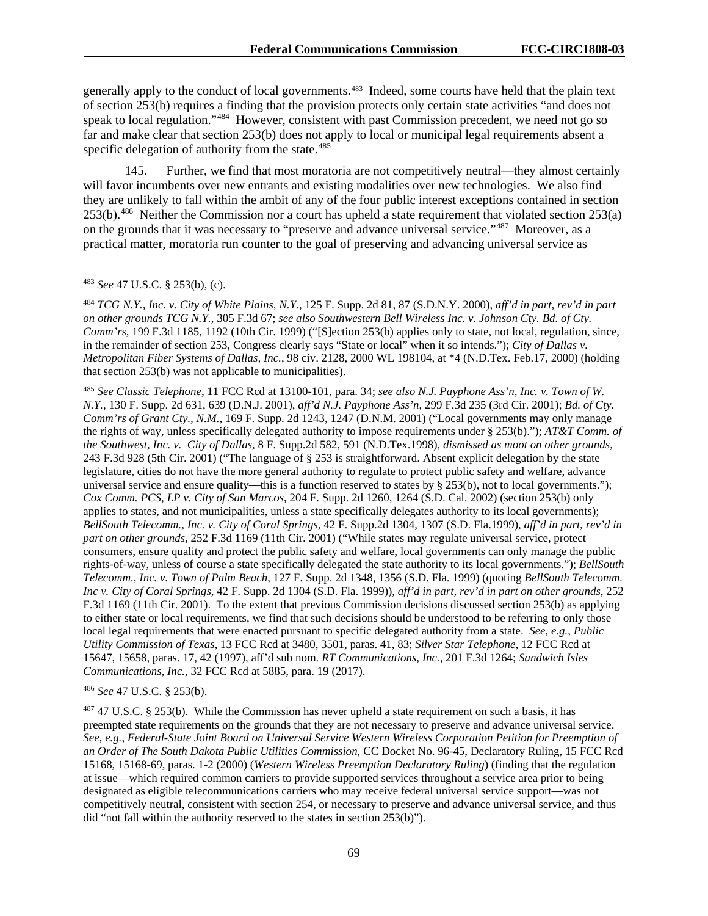generally apply to the conduct of local governments.[483] Indeed, some courts have held that the plain text of section 253(b) requires a finding that the provision protects only certain state activities "and does not speak to local regulation."[484] However, consistent with past Commission precedent, we need not go so far and make clear that section 253(b) does not apply to local or municipal legal requirements absent a specific delegation of authority from the state.[485]

145. Further, we find that most moratoria are not competitively neutral—they almost certainly will favor incumbents over new entrants and existing modalities over new technologies. We also find they are unlikely to fall within the ambit of any of the four public interest exceptions contained in section 253(b).[486] Neither the Commission nor a court has upheld a state requirement that violated section 253(a) on the grounds that it was necessary to "preserve and advance universal service."[487] Moreover, as a practical matter, moratoria run counter to the goal of preserving and advancing universal service as

---

[483] *See* 47 U.S.C. § 253(b), (c).

[484] *TCG N.Y., Inc. v. City of White Plains, N.Y.*, 125 F. Supp. 2d 81, 87 (S.D.N.Y. 2000), *aff'd in part, rev'd in part on other grounds TCG N.Y.*, 305 F.3d 67; *see also Southwestern Bell Wireless Inc. v. Johnson Cty. Bd. of Cty. Comm'rs*, 199 F.3d 1185, 1192 (10th Cir. 1999) ("[S]ection 253(b) applies only to state, not local, regulation, since, in the remainder of section 253, Congress clearly says "State or local" when it so intends."); *City of Dallas v. Metropolitan Fiber Systems of Dallas, Inc.*, 98 civ. 2128, 2000 WL 198104, at *4 (N.D.Tex. Feb.17, 2000) (holding that section 253(b) was not applicable to municipalities).

[485] *See Classic Telephone*, 11 FCC Rcd at 13100-101, para. 34; *see also N.J. Payphone Ass'n, Inc. v. Town of W. N.Y.*, 130 F. Supp. 2d 631, 639 (D.N.J. 2001), *aff'd N.J. Payphone Ass'n*, 299 F.3d 235 (3rd Cir. 2001); *Bd. of Cty. Comm'rs of Grant Cty., N.M.*, 169 F. Supp. 2d 1243, 1247 (D.N.M. 2001) ("Local governments may only manage the rights of way, unless specifically delegated authority to impose requirements under § 253(b)."); *AT&T Comm. of the Southwest, Inc. v. City of Dallas*, 8 F. Supp.2d 582, 591 (N.D.Tex.1998), *dismissed as moot on other grounds*, 243 F.3d 928 (5th Cir. 2001) ("The language of § 253 is straightforward. Absent explicit delegation by the state legislature, cities do not have the more general authority to regulate to protect public safety and welfare, advance universal service and ensure quality—this is a function reserved to states by § 253(b), not to local governments."); *Cox Comm. PCS, LP v. City of San Marcos*, 204 F. Supp. 2d 1260, 1264 (S.D. Cal. 2002) (section 253(b) only applies to states, and not municipalities, unless a state specifically delegates authority to its local governments); *BellSouth Telecomm., Inc. v. City of Coral Springs*, 42 F. Supp.2d 1304, 1307 (S.D. Fla.1999), *aff'd in part, rev'd in part on other grounds*, 252 F.3d 1169 (11th Cir. 2001) ("While states may regulate universal service, protect consumers, ensure quality and protect the public safety and welfare, local governments can only manage the public rights-of-way, unless of course a state specifically delegated the state authority to its local governments."); *BellSouth Telecomm., Inc. v. Town of Palm Beach*, 127 F. Supp. 2d 1348, 1356 (S.D. Fla. 1999) (quoting *BellSouth Telecomm. Inc v. City of Coral Springs*, 42 F. Supp. 2d 1304 (S.D. Fla. 1999)), *aff'd in part, rev'd in part on other grounds*, 252 F.3d 1169 (11th Cir. 2001). To the extent that previous Commission decisions discussed section 253(b) as applying to either state or local requirements, we find that such decisions should be understood to be referring to only those local legal requirements that were enacted pursuant to specific delegated authority from a state. *See, e.g.*, *Public Utility Commission of Texas*, 13 FCC Rcd at 3480, 3501, paras. 41, 83; *Silver Star Telephone*, 12 FCC Rcd at 15647, 15658, paras. 17, 42 (1997), aff'd sub nom. *RT Communications, Inc.*, 201 F.3d 1264; *Sandwich Isles Communications, Inc.*, 32 FCC Rcd at 5885, para. 19 (2017).

[486] *See* 47 U.S.C. § 253(b).

[487] 47 U.S.C. § 253(b). While the Commission has never upheld a state requirement on such a basis, it has preempted state requirements on the grounds that they are not necessary to preserve and advance universal service. *See, e.g.*, *Federal-State Joint Board on Universal Service Western Wireless Corporation Petition for Preemption of an Order of The South Dakota Public Utilities Commission*, CC Docket No. 96-45, Declaratory Ruling, 15 FCC Rcd 15168, 15168-69, paras. 1-2 (2000) (*Western Wireless Preemption Declaratory Ruling*) (finding that the regulation at issue—which required common carriers to provide supported services throughout a service area prior to being designated as eligible telecommunications carriers who may receive federal universal service support—was not competitively neutral, consistent with section 254, or necessary to preserve and advance universal service, and thus did "not fall within the authority reserved to the states in section 253(b)").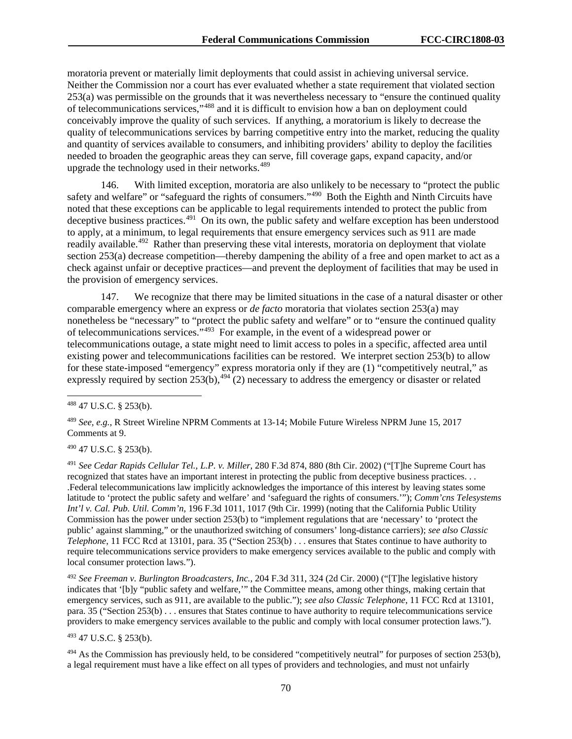moratoria prevent or materially limit deployments that could assist in achieving universal service. Neither the Commission nor a court has ever evaluated whether a state requirement that violated section 253(a) was permissible on the grounds that it was nevertheless necessary to "ensure the continued quality of telecommunications services,"[488] and it is difficult to envision how a ban on deployment could conceivably improve the quality of such services. If anything, a moratorium is likely to decrease the quality of telecommunications services by barring competitive entry into the market, reducing the quality and quantity of services available to consumers, and inhibiting providers' ability to deploy the facilities needed to broaden the geographic areas they can serve, fill coverage gaps, expand capacity, and/or upgrade the technology used in their networks.[489]

146. With limited exception, moratoria are also unlikely to be necessary to "protect the public safety and welfare" or "safeguard the rights of consumers."[490] Both the Eighth and Ninth Circuits have noted that these exceptions can be applicable to legal requirements intended to protect the public from deceptive business practices.[491] On its own, the public safety and welfare exception has been understood to apply, at a minimum, to legal requirements that ensure emergency services such as 911 are made readily available.[492] Rather than preserving these vital interests, moratoria on deployment that violate section 253(a) decrease competition—thereby dampening the ability of a free and open market to act as a check against unfair or deceptive practices—and prevent the deployment of facilities that may be used in the provision of emergency services.

147. We recognize that there may be limited situations in the case of a natural disaster or other comparable emergency where an express or *de facto* moratoria that violates section 253(a) may nonetheless be "necessary" to "protect the public safety and welfare" or to "ensure the continued quality of telecommunications services."[493] For example, in the event of a widespread power or telecommunications outage, a state might need to limit access to poles in a specific, affected area until existing power and telecommunications facilities can be restored. We interpret section 253(b) to allow for these state-imposed "emergency" express moratoria only if they are (1) "competitively neutral," as expressly required by section 253(b),[494] (2) necessary to address the emergency or disaster or related

---

[488] 47 U.S.C. § 253(b).

[489] *See, e.g.*, R Street Wireline NPRM Comments at 13-14; Mobile Future Wireless NPRM June 15, 2017 Comments at 9.

[490] 47 U.S.C. § 253(b).

[491] *See Cedar Rapids Cellular Tel., L.P. v. Miller*, 280 F.3d 874, 880 (8th Cir. 2002) ("[T]he Supreme Court has recognized that states have an important interest in protecting the public from deceptive business practices. . . .Federal telecommunications law implicitly acknowledges the importance of this interest by leaving states some latitude to 'protect the public safety and welfare' and 'safeguard the rights of consumers.'"); *Comm'cns Telesystems Int'l v. Cal. Pub. Util. Comm'n*, 196 F.3d 1011, 1017 (9th Cir. 1999) (noting that the California Public Utility Commission has the power under section 253(b) to "implement regulations that are 'necessary' to 'protect the public' against slamming," or the unauthorized switching of consumers' long-distance carriers); *see also Classic Telephone*, 11 FCC Rcd at 13101, para. 35 ("Section 253(b) . . . ensures that States continue to have authority to require telecommunications service providers to make emergency services available to the public and comply with local consumer protection laws.").

[492] *See Freeman v. Burlington Broadcasters, Inc.*, 204 F.3d 311, 324 (2d Cir. 2000) ("[T]he legislative history indicates that '[b]y "public safety and welfare,"' the Committee means, among other things, making certain that emergency services, such as 911, are available to the public."); *see also Classic Telephone*, 11 FCC Rcd at 13101, para. 35 ("Section 253(b) . . . ensures that States continue to have authority to require telecommunications service providers to make emergency services available to the public and comply with local consumer protection laws.").

[493] 47 U.S.C. § 253(b).

[494] As the Commission has previously held, to be considered "competitively neutral" for purposes of section 253(b), a legal requirement must have a like effect on all types of providers and technologies, and must not unfairly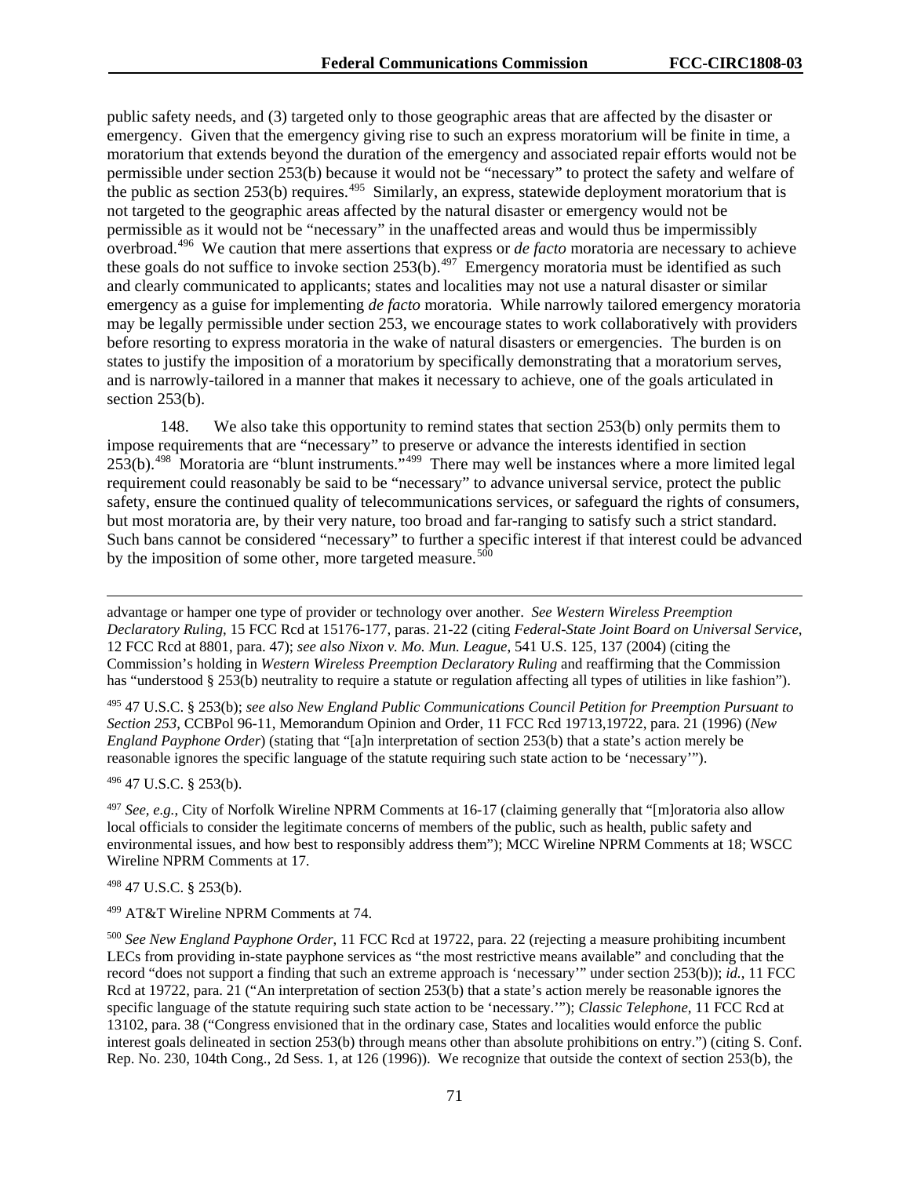public safety needs, and (3) targeted only to those geographic areas that are affected by the disaster or emergency. Given that the emergency giving rise to such an express moratorium will be finite in time, a moratorium that extends beyond the duration of the emergency and associated repair efforts would not be permissible under section 253(b) because it would not be "necessary" to protect the safety and welfare of the public as section 253(b) requires.[495] Similarly, an express, statewide deployment moratorium that is not targeted to the geographic areas affected by the natural disaster or emergency would not be permissible as it would not be "necessary" in the unaffected areas and would thus be impermissibly overbroad.[496] We caution that mere assertions that express or *de facto* moratoria are necessary to achieve these goals do not suffice to invoke section 253(b).[497] Emergency moratoria must be identified as such and clearly communicated to applicants; states and localities may not use a natural disaster or similar emergency as a guise for implementing *de facto* moratoria. While narrowly tailored emergency moratoria may be legally permissible under section 253, we encourage states to work collaboratively with providers before resorting to express moratoria in the wake of natural disasters or emergencies. The burden is on states to justify the imposition of a moratorium by specifically demonstrating that a moratorium serves, and is narrowly-tailored in a manner that makes it necessary to achieve, one of the goals articulated in section 253(b).

148. We also take this opportunity to remind states that section 253(b) only permits them to impose requirements that are "necessary" to preserve or advance the interests identified in section 253(b).[498] Moratoria are "blunt instruments."[499] There may well be instances where a more limited legal requirement could reasonably be said to be "necessary" to advance universal service, protect the public safety, ensure the continued quality of telecommunications services, or safeguard the rights of consumers, but most moratoria are, by their very nature, too broad and far-ranging to satisfy such a strict standard. Such bans cannot be considered "necessary" to further a specific interest if that interest could be advanced by the imposition of some other, more targeted measure.[500]

---

advantage or hamper one type of provider or technology over another. *See Western Wireless Preemption Declaratory Ruling*, 15 FCC Rcd at 15176-177, paras. 21-22 (citing *Federal-State Joint Board on Universal Service*, 12 FCC Rcd at 8801, para. 47); *see also Nixon v. Mo. Mun. League*, 541 U.S. 125, 137 (2004) (citing the Commission's holding in *Western Wireless Preemption Declaratory Ruling* and reaffirming that the Commission has "understood § 253(b) neutrality to require a statute or regulation affecting all types of utilities in like fashion").

[495] 47 U.S.C. § 253(b); *see also New England Public Communications Council Petition for Preemption Pursuant to Section 253*, CCBPol 96-11, Memorandum Opinion and Order, 11 FCC Rcd 19713,19722, para. 21 (1996) (*New England Payphone Order*) (stating that "[a]n interpretation of section 253(b) that a state's action merely be reasonable ignores the specific language of the statute requiring such state action to be 'necessary'").

[496] 47 U.S.C. § 253(b).

[497] *See, e.g.*, City of Norfolk Wireline NPRM Comments at 16-17 (claiming generally that "[m]oratoria also allow local officials to consider the legitimate concerns of members of the public, such as health, public safety and environmental issues, and how best to responsibly address them"); MCC Wireline NPRM Comments at 18; WSCC Wireline NPRM Comments at 17.

[498] 47 U.S.C. § 253(b).

[499] AT&T Wireline NPRM Comments at 74.

[500] *See New England Payphone Order*, 11 FCC Rcd at 19722, para. 22 (rejecting a measure prohibiting incumbent LECs from providing in-state payphone services as "the most restrictive means available" and concluding that the record "does not support a finding that such an extreme approach is 'necessary'" under section 253(b)); *id.*, 11 FCC Rcd at 19722, para. 21 ("An interpretation of section 253(b) that a state's action merely be reasonable ignores the specific language of the statute requiring such state action to be 'necessary.'"); *Classic Telephone*, 11 FCC Rcd at 13102, para. 38 ("Congress envisioned that in the ordinary case, States and localities would enforce the public interest goals delineated in section 253(b) through means other than absolute prohibitions on entry.") (citing S. Conf. Rep. No. 230, 104th Cong., 2d Sess. 1, at 126 (1996)). We recognize that outside the context of section 253(b), the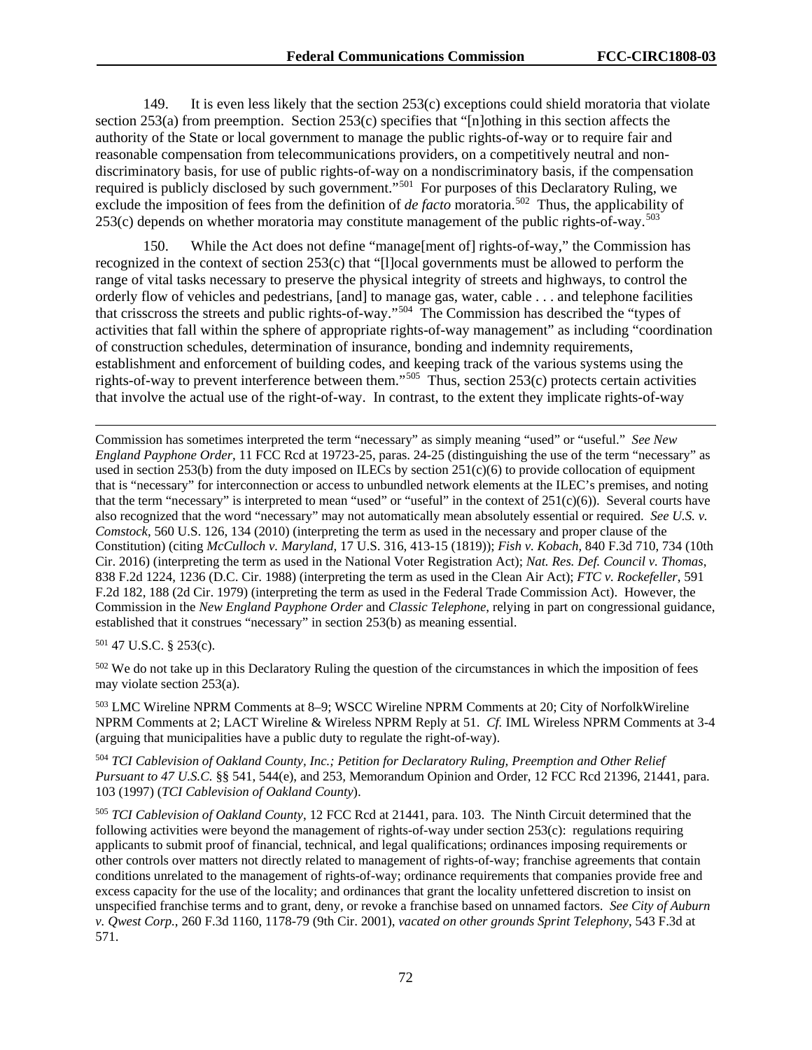149. It is even less likely that the section 253(c) exceptions could shield moratoria that violate section 253(a) from preemption. Section 253(c) specifies that "[n]othing in this section affects the authority of the State or local government to manage the public rights-of-way or to require fair and reasonable compensation from telecommunications providers, on a competitively neutral and non-discriminatory basis, for use of public rights-of-way on a nondiscriminatory basis, if the compensation required is publicly disclosed by such government."[501] For purposes of this Declaratory Ruling, we exclude the imposition of fees from the definition of *de facto* moratoria.[502] Thus, the applicability of 253(c) depends on whether moratoria may constitute management of the public rights-of-way.[503]

150. While the Act does not define "manage[ment of] rights-of-way," the Commission has recognized in the context of section 253(c) that "[l]ocal governments must be allowed to perform the range of vital tasks necessary to preserve the physical integrity of streets and highways, to control the orderly flow of vehicles and pedestrians, [and] to manage gas, water, cable . . . and telephone facilities that crisscross the streets and public rights-of-way."[504] The Commission has described the "types of activities that fall within the sphere of appropriate rights-of-way management" as including "coordination of construction schedules, determination of insurance, bonding and indemnity requirements, establishment and enforcement of building codes, and keeping track of the various systems using the rights-of-way to prevent interference between them."[505] Thus, section 253(c) protects certain activities that involve the actual use of the right-of-way. In contrast, to the extent they implicate rights-of-way

---

Commission has sometimes interpreted the term "necessary" as simply meaning "used" or "useful." *See New England Payphone Order*, 11 FCC Rcd at 19723-25, paras. 24-25 (distinguishing the use of the term "necessary" as used in section 253(b) from the duty imposed on ILECs by section 251(c)(6) to provide collocation of equipment that is "necessary" for interconnection or access to unbundled network elements at the ILEC's premises, and noting that the term "necessary" is interpreted to mean "used" or "useful" in the context of 251(c)(6)). Several courts have also recognized that the word "necessary" may not automatically mean absolutely essential or required. *See U.S. v. Comstock*, 560 U.S. 126, 134 (2010) (interpreting the term as used in the necessary and proper clause of the Constitution) (citing *McCulloch v. Maryland*, 17 U.S. 316, 413-15 (1819)); *Fish v. Kobach*, 840 F.3d 710, 734 (10th Cir. 2016) (interpreting the term as used in the National Voter Registration Act); *Nat. Res. Def. Council v. Thomas*, 838 F.2d 1224, 1236 (D.C. Cir. 1988) (interpreting the term as used in the Clean Air Act); *FTC v. Rockefeller*, 591 F.2d 182, 188 (2d Cir. 1979) (interpreting the term as used in the Federal Trade Commission Act). However, the Commission in the *New England Payphone Order* and *Classic Telephone*, relying in part on congressional guidance, established that it construes "necessary" in section 253(b) as meaning essential.

[501] 47 U.S.C. § 253(c).

[502] We do not take up in this Declaratory Ruling the question of the circumstances in which the imposition of fees may violate section 253(a).

[503] LMC Wireline NPRM Comments at 8–9; WSCC Wireline NPRM Comments at 20; City of NorfolkWireline NPRM Comments at 2; LACT Wireline & Wireless NPRM Reply at 51. *Cf.* IML Wireless NPRM Comments at 3-4 (arguing that municipalities have a public duty to regulate the right-of-way).

[504] *TCI Cablevision of Oakland County, Inc.; Petition for Declaratory Ruling, Preemption and Other Relief Pursuant to 47 U.S.C.* §§ 541, 544(e), and 253, Memorandum Opinion and Order, 12 FCC Rcd 21396, 21441, para. 103 (1997) (*TCI Cablevision of Oakland County*).

[505] *TCI Cablevision of Oakland County*, 12 FCC Rcd at 21441, para. 103. The Ninth Circuit determined that the following activities were beyond the management of rights-of-way under section 253(c): regulations requiring applicants to submit proof of financial, technical, and legal qualifications; ordinances imposing requirements or other controls over matters not directly related to management of rights-of-way; franchise agreements that contain conditions unrelated to the management of rights-of-way; ordinance requirements that companies provide free and excess capacity for the use of the locality; and ordinances that grant the locality unfettered discretion to insist on unspecified franchise terms and to grant, deny, or revoke a franchise based on unnamed factors. *See City of Auburn v. Qwest Corp.*, 260 F.3d 1160, 1178-79 (9th Cir. 2001), *vacated on other grounds Sprint Telephony*, 543 F.3d at 571.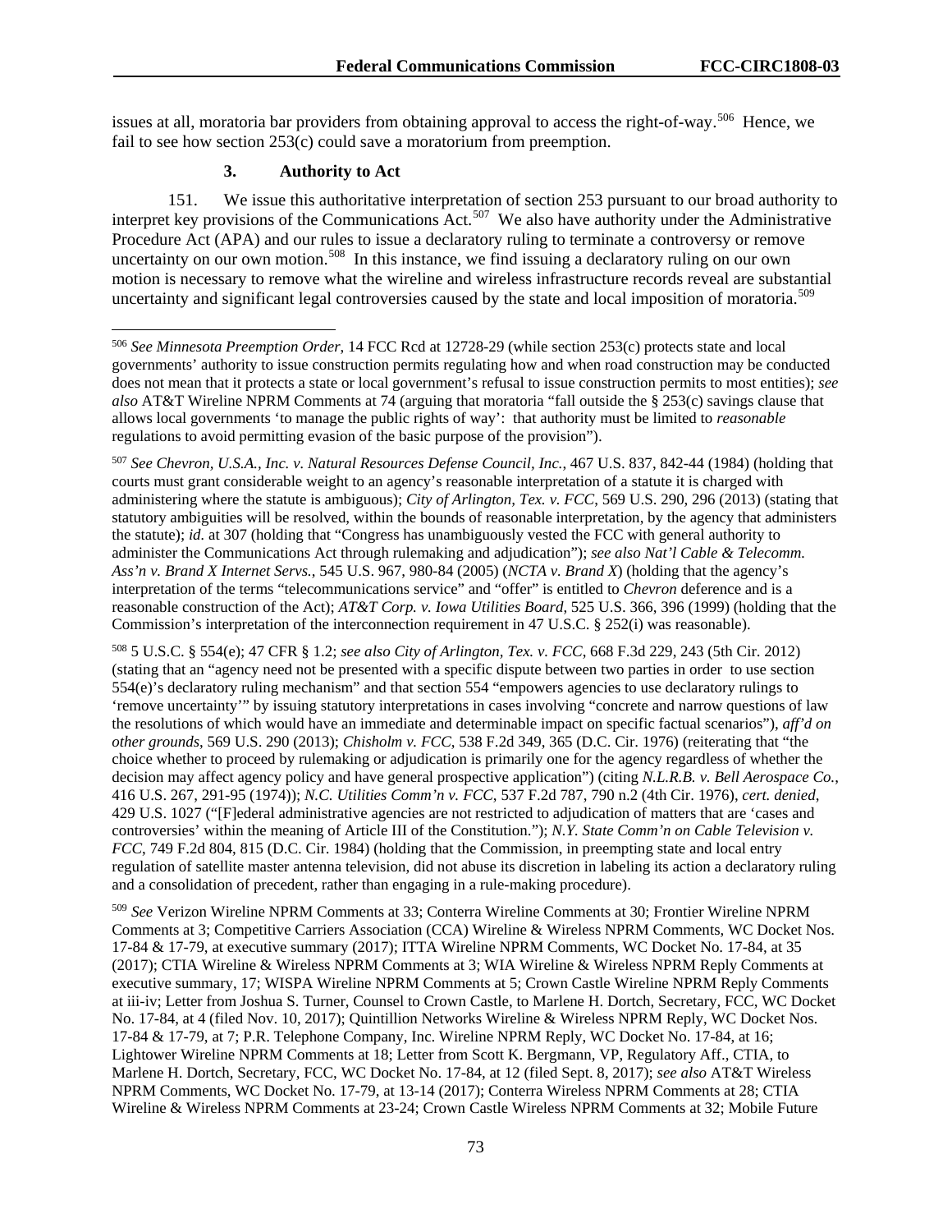issues at all, moratoria bar providers from obtaining approval to access the right-of-way.[506] Hence, we fail to see how section 253(c) could save a moratorium from preemption.

### 3. Authority to Act

151. We issue this authoritative interpretation of section 253 pursuant to our broad authority to interpret key provisions of the Communications Act.[507] We also have authority under the Administrative Procedure Act (APA) and our rules to issue a declaratory ruling to terminate a controversy or remove uncertainty on our own motion.[508] In this instance, we find issuing a declaratory ruling on our own motion is necessary to remove what the wireline and wireless infrastructure records reveal are substantial uncertainty and significant legal controversies caused by the state and local imposition of moratoria.[509]

---

[506] *See Minnesota Preemption Order*, 14 FCC Rcd at 12728-29 (while section 253(c) protects state and local governments' authority to issue construction permits regulating how and when road construction may be conducted does not mean that it protects a state or local government's refusal to issue construction permits to most entities); *see also* AT&T Wireline NPRM Comments at 74 (arguing that moratoria "fall outside the § 253(c) savings clause that allows local governments 'to manage the public rights of way': that authority must be limited to *reasonable* regulations to avoid permitting evasion of the basic purpose of the provision").

[507] *See Chevron, U.S.A., Inc. v. Natural Resources Defense Council, Inc.*, 467 U.S. 837, 842-44 (1984) (holding that courts must grant considerable weight to an agency's reasonable interpretation of a statute it is charged with administering where the statute is ambiguous); *City of Arlington, Tex. v. FCC*, 569 U.S. 290, 296 (2013) (stating that statutory ambiguities will be resolved, within the bounds of reasonable interpretation, by the agency that administers the statute); *id.* at 307 (holding that "Congress has unambiguously vested the FCC with general authority to administer the Communications Act through rulemaking and adjudication"); *see also Nat'l Cable & Telecomm. Ass'n v. Brand X Internet Servs.*, 545 U.S. 967, 980-84 (2005) (*NCTA v. Brand X*) (holding that the agency's interpretation of the terms "telecommunications service" and "offer" is entitled to *Chevron* deference and is a reasonable construction of the Act); *AT&T Corp. v. Iowa Utilities Board*, 525 U.S. 366, 396 (1999) (holding that the Commission's interpretation of the interconnection requirement in 47 U.S.C. § 252(i) was reasonable).

[508] 5 U.S.C. § 554(e); 47 CFR § 1.2; *see also City of Arlington, Tex. v. FCC*, 668 F.3d 229, 243 (5th Cir. 2012) (stating that an "agency need not be presented with a specific dispute between two parties in order to use section 554(e)'s declaratory ruling mechanism" and that section 554 "empowers agencies to use declaratory rulings to 'remove uncertainty'" by issuing statutory interpretations in cases involving "concrete and narrow questions of law the resolutions of which would have an immediate and determinable impact on specific factual scenarios"), *aff'd on other grounds*, 569 U.S. 290 (2013); *Chisholm v. FCC*, 538 F.2d 349, 365 (D.C. Cir. 1976) (reiterating that "the choice whether to proceed by rulemaking or adjudication is primarily one for the agency regardless of whether the decision may affect agency policy and have general prospective application") (citing *N.L.R.B. v. Bell Aerospace Co.*, 416 U.S. 267, 291-95 (1974)); *N.C. Utilities Comm'n v. FCC*, 537 F.2d 787, 790 n.2 (4th Cir. 1976), *cert. denied*, 429 U.S. 1027 ("[F]ederal administrative agencies are not restricted to adjudication of matters that are 'cases and controversies' within the meaning of Article III of the Constitution."); *N.Y. State Comm'n on Cable Television v. FCC*, 749 F.2d 804, 815 (D.C. Cir. 1984) (holding that the Commission, in preempting state and local entry regulation of satellite master antenna television, did not abuse its discretion in labeling its action a declaratory ruling and a consolidation of precedent, rather than engaging in a rule-making procedure).

[509] *See* Verizon Wireline NPRM Comments at 33; Conterra Wireline Comments at 30; Frontier Wireline NPRM Comments at 3; Competitive Carriers Association (CCA) Wireline & Wireless NPRM Comments, WC Docket Nos. 17-84 & 17-79, at executive summary (2017); ITTA Wireline NPRM Comments, WC Docket No. 17-84, at 35 (2017); CTIA Wireline & Wireless NPRM Comments at 3; WIA Wireline & Wireless NPRM Reply Comments at executive summary, 17; WISPA Wireline NPRM Comments at 5; Crown Castle Wireline NPRM Reply Comments at iii-iv; Letter from Joshua S. Turner, Counsel to Crown Castle, to Marlene H. Dortch, Secretary, FCC, WC Docket No. 17-84, at 4 (filed Nov. 10, 2017); Quintillion Networks Wireline & Wireless NPRM Reply, WC Docket Nos. 17-84 & 17-79, at 7; P.R. Telephone Company, Inc. Wireline NPRM Reply, WC Docket No. 17-84, at 16; Lightower Wireline NPRM Comments at 18; Letter from Scott K. Bergmann, VP, Regulatory Aff., CTIA, to Marlene H. Dortch, Secretary, FCC, WC Docket No. 17-84, at 12 (filed Sept. 8, 2017); *see also* AT&T Wireless NPRM Comments, WC Docket No. 17-79, at 13-14 (2017); Conterra Wireless NPRM Comments at 28; CTIA Wireline & Wireless NPRM Comments at 23-24; Crown Castle Wireless NPRM Comments at 32; Mobile Future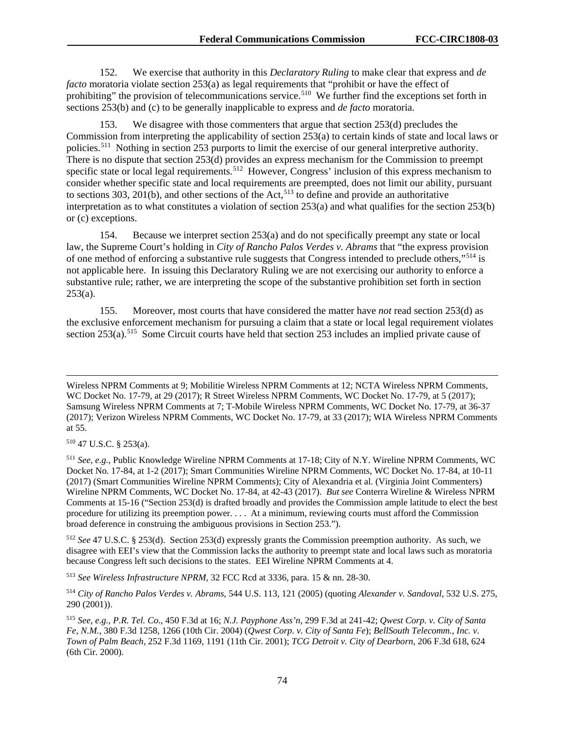152. We exercise that authority in this *Declaratory Ruling* to make clear that express and *de facto* moratoria violate section 253(a) as legal requirements that "prohibit or have the effect of prohibiting" the provision of telecommunications service.[510] We further find the exceptions set forth in sections 253(b) and (c) to be generally inapplicable to express and *de facto* moratoria.

153. We disagree with those commenters that argue that section 253(d) precludes the Commission from interpreting the applicability of section 253(a) to certain kinds of state and local laws or policies.[511] Nothing in section 253 purports to limit the exercise of our general interpretive authority. There is no dispute that section 253(d) provides an express mechanism for the Commission to preempt specific state or local legal requirements.[512] However, Congress' inclusion of this express mechanism to consider whether specific state and local requirements are preempted, does not limit our ability, pursuant to sections 303, 201(b), and other sections of the Act,[513] to define and provide an authoritative interpretation as to what constitutes a violation of section 253(a) and what qualifies for the section 253(b) or (c) exceptions.

154. Because we interpret section 253(a) and do not specifically preempt any state or local law, the Supreme Court's holding in *City of Rancho Palos Verdes v. Abrams* that "the express provision of one method of enforcing a substantive rule suggests that Congress intended to preclude others,"[514] is not applicable here. In issuing this Declaratory Ruling we are not exercising our authority to enforce a substantive rule; rather, we are interpreting the scope of the substantive prohibition set forth in section 253(a).

155. Moreover, most courts that have considered the matter have *not* read section 253(d) as the exclusive enforcement mechanism for pursuing a claim that a state or local legal requirement violates section 253(a).[515] Some Circuit courts have held that section 253 includes an implied private cause of

---

Wireless NPRM Comments at 9; Mobilitie Wireless NPRM Comments at 12; NCTA Wireless NPRM Comments, WC Docket No. 17-79, at 29 (2017); R Street Wireless NPRM Comments, WC Docket No. 17-79, at 5 (2017); Samsung Wireless NPRM Comments at 7; T-Mobile Wireless NPRM Comments, WC Docket No. 17-79, at 36-37 (2017); Verizon Wireless NPRM Comments, WC Docket No. 17-79, at 33 (2017); WIA Wireless NPRM Comments at 55.

[510] 47 U.S.C. § 253(a).

[511] *See, e.g.*, Public Knowledge Wireline NPRM Comments at 17-18; City of N.Y. Wireline NPRM Comments, WC Docket No. 17-84, at 1-2 (2017); Smart Communities Wireline NPRM Comments, WC Docket No. 17-84, at 10-11 (2017) (Smart Communities Wireline NPRM Comments); City of Alexandria et al. (Virginia Joint Commenters) Wireline NPRM Comments, WC Docket No. 17-84, at 42-43 (2017). *But see* Conterra Wireline & Wireless NPRM Comments at 15-16 ("Section 253(d) is drafted broadly and provides the Commission ample latitude to elect the best procedure for utilizing its preemption power. . . . At a minimum, reviewing courts must afford the Commission broad deference in construing the ambiguous provisions in Section 253.").

[512] *See* 47 U.S.C. § 253(d). Section 253(d) expressly grants the Commission preemption authority. As such, we disagree with EEI's view that the Commission lacks the authority to preempt state and local laws such as moratoria because Congress left such decisions to the states. EEI Wireline NPRM Comments at 4.

[513] *See Wireless Infrastructure NPRM*, 32 FCC Rcd at 3336, para. 15 & nn. 28-30.

[514] *City of Rancho Palos Verdes v. Abrams*, 544 U.S. 113, 121 (2005) (quoting *Alexander v. Sandoval*, 532 U.S. 275, 290 (2001)).

[515] *See, e.g.*, *P.R. Tel. Co.*, 450 F.3d at 16; *N.J. Payphone Ass'n*, 299 F.3d at 241-42; *Qwest Corp. v. City of Santa Fe, N.M.*, 380 F.3d 1258, 1266 (10th Cir. 2004) (*Qwest Corp. v. City of Santa Fe*); *BellSouth Telecomm., Inc. v. Town of Palm Beach*, 252 F.3d 1169, 1191 (11th Cir. 2001); *TCG Detroit v. City of Dearborn*, 206 F.3d 618, 624 (6th Cir. 2000).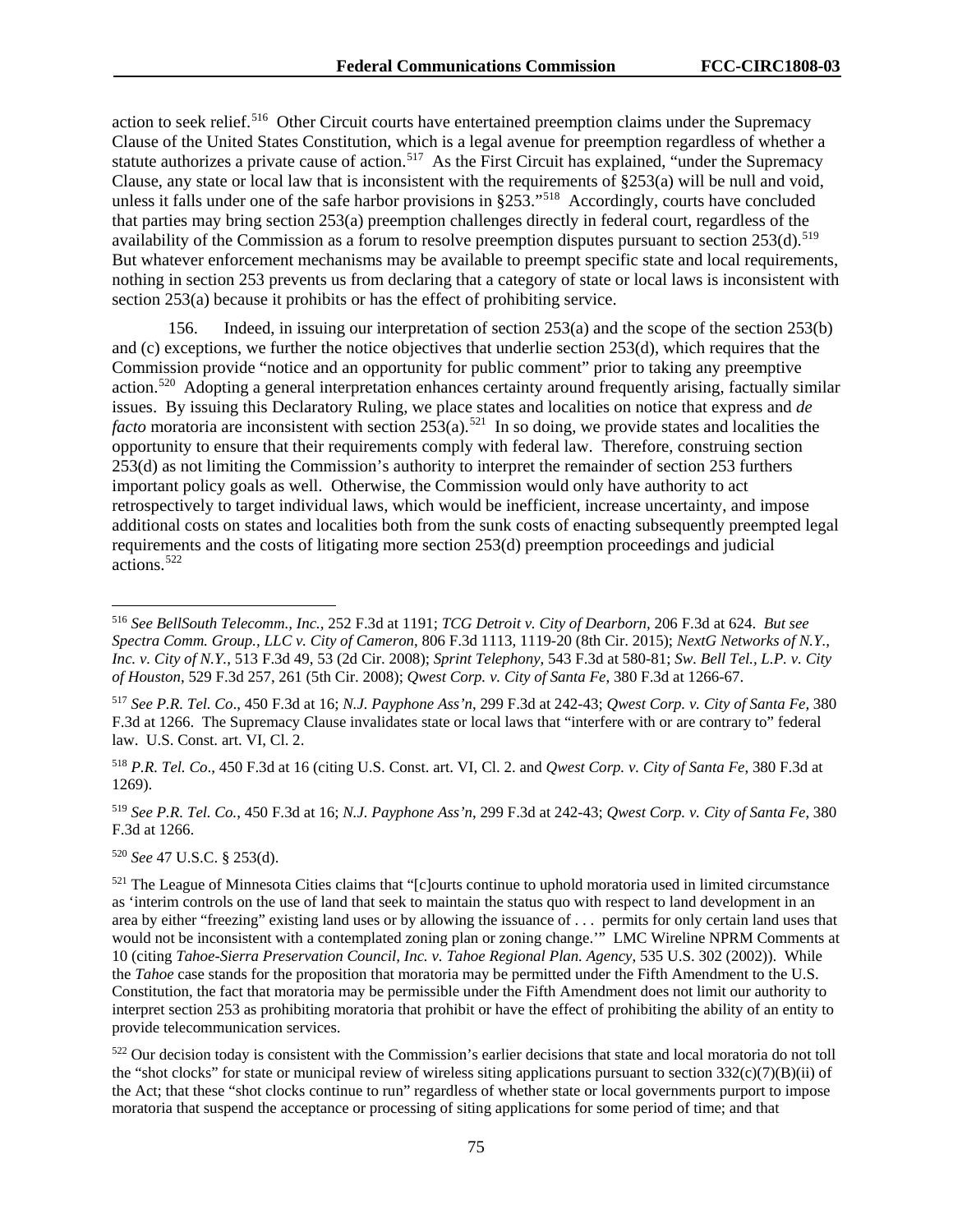action to seek relief.[516] Other Circuit courts have entertained preemption claims under the Supremacy Clause of the United States Constitution, which is a legal avenue for preemption regardless of whether a statute authorizes a private cause of action.[517] As the First Circuit has explained, "under the Supremacy Clause, any state or local law that is inconsistent with the requirements of §253(a) will be null and void, unless it falls under one of the safe harbor provisions in §253."[518] Accordingly, courts have concluded that parties may bring section 253(a) preemption challenges directly in federal court, regardless of the availability of the Commission as a forum to resolve preemption disputes pursuant to section 253(d).[519] But whatever enforcement mechanisms may be available to preempt specific state and local requirements, nothing in section 253 prevents us from declaring that a category of state or local laws is inconsistent with section 253(a) because it prohibits or has the effect of prohibiting service.

156. Indeed, in issuing our interpretation of section 253(a) and the scope of the section 253(b) and (c) exceptions, we further the notice objectives that underlie section 253(d), which requires that the Commission provide "notice and an opportunity for public comment" prior to taking any preemptive action.[520] Adopting a general interpretation enhances certainty around frequently arising, factually similar issues. By issuing this Declaratory Ruling, we place states and localities on notice that express and *de facto* moratoria are inconsistent with section 253(a).[521] In so doing, we provide states and localities the opportunity to ensure that their requirements comply with federal law. Therefore, construing section 253(d) as not limiting the Commission's authority to interpret the remainder of section 253 furthers important policy goals as well. Otherwise, the Commission would only have authority to act retrospectively to target individual laws, which would be inefficient, increase uncertainty, and impose additional costs on states and localities both from the sunk costs of enacting subsequently preempted legal requirements and the costs of litigating more section 253(d) preemption proceedings and judicial actions.[522]

---

[516] *See BellSouth Telecomm., Inc.*, 252 F.3d at 1191; *TCG Detroit v. City of Dearborn*, 206 F.3d at 624. *But see Spectra Comm. Group., LLC v. City of Cameron*, 806 F.3d 1113, 1119-20 (8th Cir. 2015); *NextG Networks of N.Y., Inc. v. City of N.Y.*, 513 F.3d 49, 53 (2d Cir. 2008); *Sprint Telephony*, 543 F.3d at 580-81; *Sw. Bell Tel., L.P. v. City of Houston*, 529 F.3d 257, 261 (5th Cir. 2008); *Qwest Corp. v. City of Santa Fe*, 380 F.3d at 1266-67.

[517] *See P.R. Tel. Co*., 450 F.3d at 16; *N.J. Payphone Ass'n*, 299 F.3d at 242-43; *Qwest Corp. v. City of Santa Fe*, 380 F.3d at 1266. The Supremacy Clause invalidates state or local laws that "interfere with or are contrary to" federal law. U.S. Const. art. VI, Cl. 2.

[518] *P.R. Tel. Co*., 450 F.3d at 16 (citing U.S. Const. art. VI, Cl. 2. and *Qwest Corp. v. City of Santa Fe*, 380 F.3d at 1269).

[519] *See P.R. Tel. Co.*, 450 F.3d at 16; *N.J. Payphone Ass'n*, 299 F.3d at 242-43; *Qwest Corp. v. City of Santa Fe*, 380 F.3d at 1266.

[520] *See* 47 U.S.C. § 253(d).

[521] The League of Minnesota Cities claims that "[c]ourts continue to uphold moratoria used in limited circumstance as 'interim controls on the use of land that seek to maintain the status quo with respect to land development in an area by either "freezing" existing land uses or by allowing the issuance of . . . permits for only certain land uses that would not be inconsistent with a contemplated zoning plan or zoning change.'" LMC Wireline NPRM Comments at 10 (citing *Tahoe-Sierra Preservation Council, Inc. v. Tahoe Regional Plan. Agency*, 535 U.S. 302 (2002)). While the *Tahoe* case stands for the proposition that moratoria may be permitted under the Fifth Amendment to the U.S. Constitution, the fact that moratoria may be permissible under the Fifth Amendment does not limit our authority to interpret section 253 as prohibiting moratoria that prohibit or have the effect of prohibiting the ability of an entity to provide telecommunication services.

[522] Our decision today is consistent with the Commission's earlier decisions that state and local moratoria do not toll the "shot clocks" for state or municipal review of wireless siting applications pursuant to section 332(c)(7)(B)(ii) of the Act; that these "shot clocks continue to run" regardless of whether state or local governments purport to impose moratoria that suspend the acceptance or processing of siting applications for some period of time; and that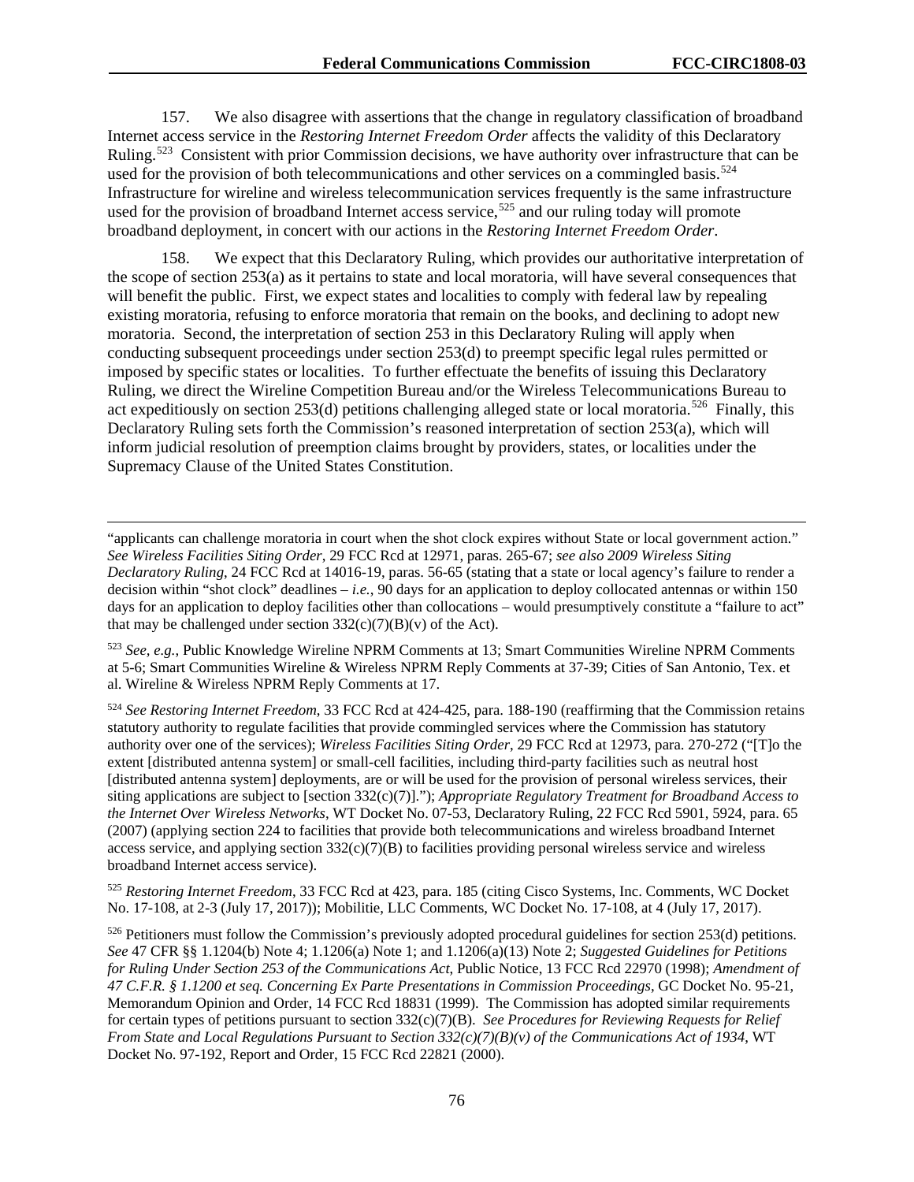157. We also disagree with assertions that the change in regulatory classification of broadband Internet access service in the *Restoring Internet Freedom Order* affects the validity of this Declaratory Ruling.[523] Consistent with prior Commission decisions, we have authority over infrastructure that can be used for the provision of both telecommunications and other services on a commingled basis.[524] Infrastructure for wireline and wireless telecommunication services frequently is the same infrastructure used for the provision of broadband Internet access service,[525] and our ruling today will promote broadband deployment, in concert with our actions in the *Restoring Internet Freedom Order*.

158. We expect that this Declaratory Ruling, which provides our authoritative interpretation of the scope of section 253(a) as it pertains to state and local moratoria, will have several consequences that will benefit the public. First, we expect states and localities to comply with federal law by repealing existing moratoria, refusing to enforce moratoria that remain on the books, and declining to adopt new moratoria. Second, the interpretation of section 253 in this Declaratory Ruling will apply when conducting subsequent proceedings under section 253(d) to preempt specific legal rules permitted or imposed by specific states or localities. To further effectuate the benefits of issuing this Declaratory Ruling, we direct the Wireline Competition Bureau and/or the Wireless Telecommunications Bureau to act expeditiously on section 253(d) petitions challenging alleged state or local moratoria.[526] Finally, this Declaratory Ruling sets forth the Commission's reasoned interpretation of section 253(a), which will inform judicial resolution of preemption claims brought by providers, states, or localities under the Supremacy Clause of the United States Constitution.

---

"applicants can challenge moratoria in court when the shot clock expires without State or local government action." *See Wireless Facilities Siting Order*, 29 FCC Rcd at 12971, paras. 265-67; *see also 2009 Wireless Siting Declaratory Ruling*, 24 FCC Rcd at 14016-19, paras. 56-65 (stating that a state or local agency's failure to render a decision within "shot clock" deadlines – *i.e.*, 90 days for an application to deploy collocated antennas or within 150 days for an application to deploy facilities other than collocations – would presumptively constitute a "failure to act" that may be challenged under section 332(c)(7)(B)(v) of the Act).

[523] *See, e.g.*, Public Knowledge Wireline NPRM Comments at 13; Smart Communities Wireline NPRM Comments at 5-6; Smart Communities Wireline & Wireless NPRM Reply Comments at 37-39; Cities of San Antonio, Tex. et al. Wireline & Wireless NPRM Reply Comments at 17.

[524] *See Restoring Internet Freedom*, 33 FCC Rcd at 424-425, para. 188-190 (reaffirming that the Commission retains statutory authority to regulate facilities that provide commingled services where the Commission has statutory authority over one of the services); *Wireless Facilities Siting Order*, 29 FCC Rcd at 12973, para. 270-272 ("[T]o the extent [distributed antenna system] or small-cell facilities, including third-party facilities such as neutral host [distributed antenna system] deployments, are or will be used for the provision of personal wireless services, their siting applications are subject to [section 332(c)(7)]."); *Appropriate Regulatory Treatment for Broadband Access to the Internet Over Wireless Networks*, WT Docket No. 07-53, Declaratory Ruling, 22 FCC Rcd 5901, 5924, para. 65 (2007) (applying section 224 to facilities that provide both telecommunications and wireless broadband Internet access service, and applying section 332(c)(7)(B) to facilities providing personal wireless service and wireless broadband Internet access service).

[525] *Restoring Internet Freedom*, 33 FCC Rcd at 423, para. 185 (citing Cisco Systems, Inc. Comments, WC Docket No. 17-108, at 2-3 (July 17, 2017)); Mobilitie, LLC Comments, WC Docket No. 17-108, at 4 (July 17, 2017).

[526] Petitioners must follow the Commission's previously adopted procedural guidelines for section 253(d) petitions. *See* 47 CFR §§ 1.1204(b) Note 4; 1.1206(a) Note 1; and 1.1206(a)(13) Note 2; *Suggested Guidelines for Petitions for Ruling Under Section 253 of the Communications Act*, Public Notice, 13 FCC Rcd 22970 (1998); *Amendment of 47 C.F.R. § 1.1200 et seq. Concerning Ex Parte Presentations in Commission Proceedings*, GC Docket No. 95-21, Memorandum Opinion and Order, 14 FCC Rcd 18831 (1999). The Commission has adopted similar requirements for certain types of petitions pursuant to section 332(c)(7)(B). *See Procedures for Reviewing Requests for Relief From State and Local Regulations Pursuant to Section 332(c)(7)(B)(v) of the Communications Act of 1934*, WT Docket No. 97-192, Report and Order, 15 FCC Rcd 22821 (2000).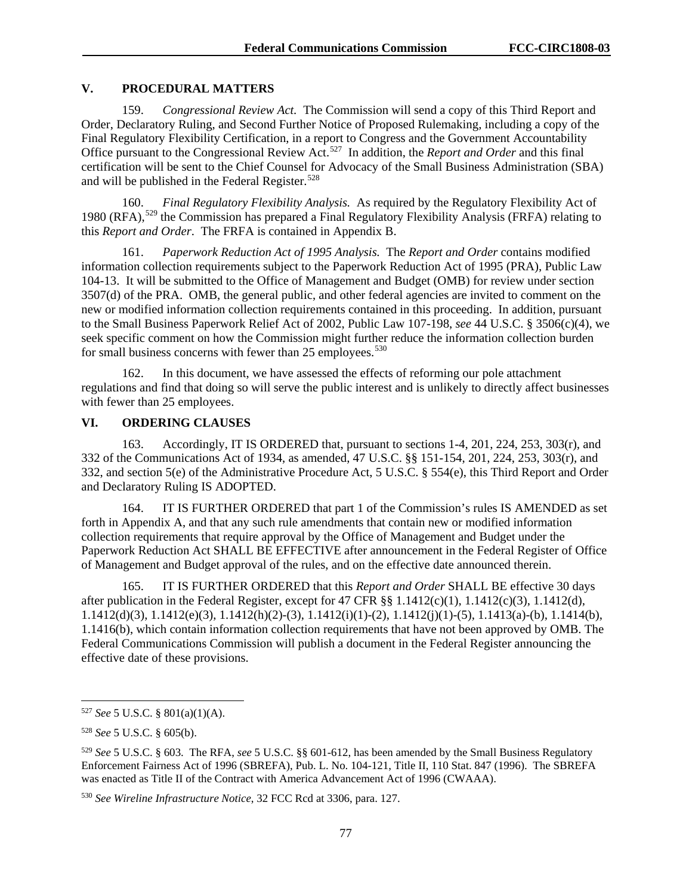## V. PROCEDURAL MATTERS

159. *Congressional Review Act.* The Commission will send a copy of this Third Report and Order, Declaratory Ruling, and Second Further Notice of Proposed Rulemaking, including a copy of the Final Regulatory Flexibility Certification, in a report to Congress and the Government Accountability Office pursuant to the Congressional Review Act.[527] In addition, the *Report and Order* and this final certification will be sent to the Chief Counsel for Advocacy of the Small Business Administration (SBA) and will be published in the Federal Register.[528]

160. *Final Regulatory Flexibility Analysis.* As required by the Regulatory Flexibility Act of 1980 (RFA),[529] the Commission has prepared a Final Regulatory Flexibility Analysis (FRFA) relating to this *Report and Order*. The FRFA is contained in Appendix B.

161. *Paperwork Reduction Act of 1995 Analysis.* The *Report and Order* contains modified information collection requirements subject to the Paperwork Reduction Act of 1995 (PRA), Public Law 104-13. It will be submitted to the Office of Management and Budget (OMB) for review under section 3507(d) of the PRA. OMB, the general public, and other federal agencies are invited to comment on the new or modified information collection requirements contained in this proceeding. In addition, pursuant to the Small Business Paperwork Relief Act of 2002, Public Law 107-198, *see* 44 U.S.C. § 3506(c)(4), we seek specific comment on how the Commission might further reduce the information collection burden for small business concerns with fewer than 25 employees.[530]

162. In this document, we have assessed the effects of reforming our pole attachment regulations and find that doing so will serve the public interest and is unlikely to directly affect businesses with fewer than 25 employees.

## VI. ORDERING CLAUSES

163. Accordingly, IT IS ORDERED that, pursuant to sections 1-4, 201, 224, 253, 303(r), and 332 of the Communications Act of 1934, as amended, 47 U.S.C. §§ 151-154, 201, 224, 253, 303(r), and 332, and section 5(e) of the Administrative Procedure Act, 5 U.S.C. § 554(e), this Third Report and Order and Declaratory Ruling IS ADOPTED.

164. IT IS FURTHER ORDERED that part 1 of the Commission's rules IS AMENDED as set forth in Appendix A, and that any such rule amendments that contain new or modified information collection requirements that require approval by the Office of Management and Budget under the Paperwork Reduction Act SHALL BE EFFECTIVE after announcement in the Federal Register of Office of Management and Budget approval of the rules, and on the effective date announced therein.

165. IT IS FURTHER ORDERED that this *Report and Order* SHALL BE effective 30 days after publication in the Federal Register, except for 47 CFR §§ 1.1412(c)(1), 1.1412(c)(3), 1.1412(d), 1.1412(d)(3), 1.1412(e)(3), 1.1412(h)(2)-(3), 1.1412(i)(1)-(2), 1.1412(j)(1)-(5), 1.1413(a)-(b), 1.1414(b), 1.1416(b), which contain information collection requirements that have not been approved by OMB. The Federal Communications Commission will publish a document in the Federal Register announcing the effective date of these provisions.

---

[527] *See* 5 U.S.C. § 801(a)(1)(A).

[528] *See* 5 U.S.C. § 605(b).

[529] *See* 5 U.S.C. § 603. The RFA, *see* 5 U.S.C. §§ 601-612, has been amended by the Small Business Regulatory Enforcement Fairness Act of 1996 (SBREFA), Pub. L. No. 104-121, Title II, 110 Stat. 847 (1996). The SBREFA was enacted as Title II of the Contract with America Advancement Act of 1996 (CWAAA).

[530] *See Wireline Infrastructure Notice*, 32 FCC Rcd at 3306, para. 127.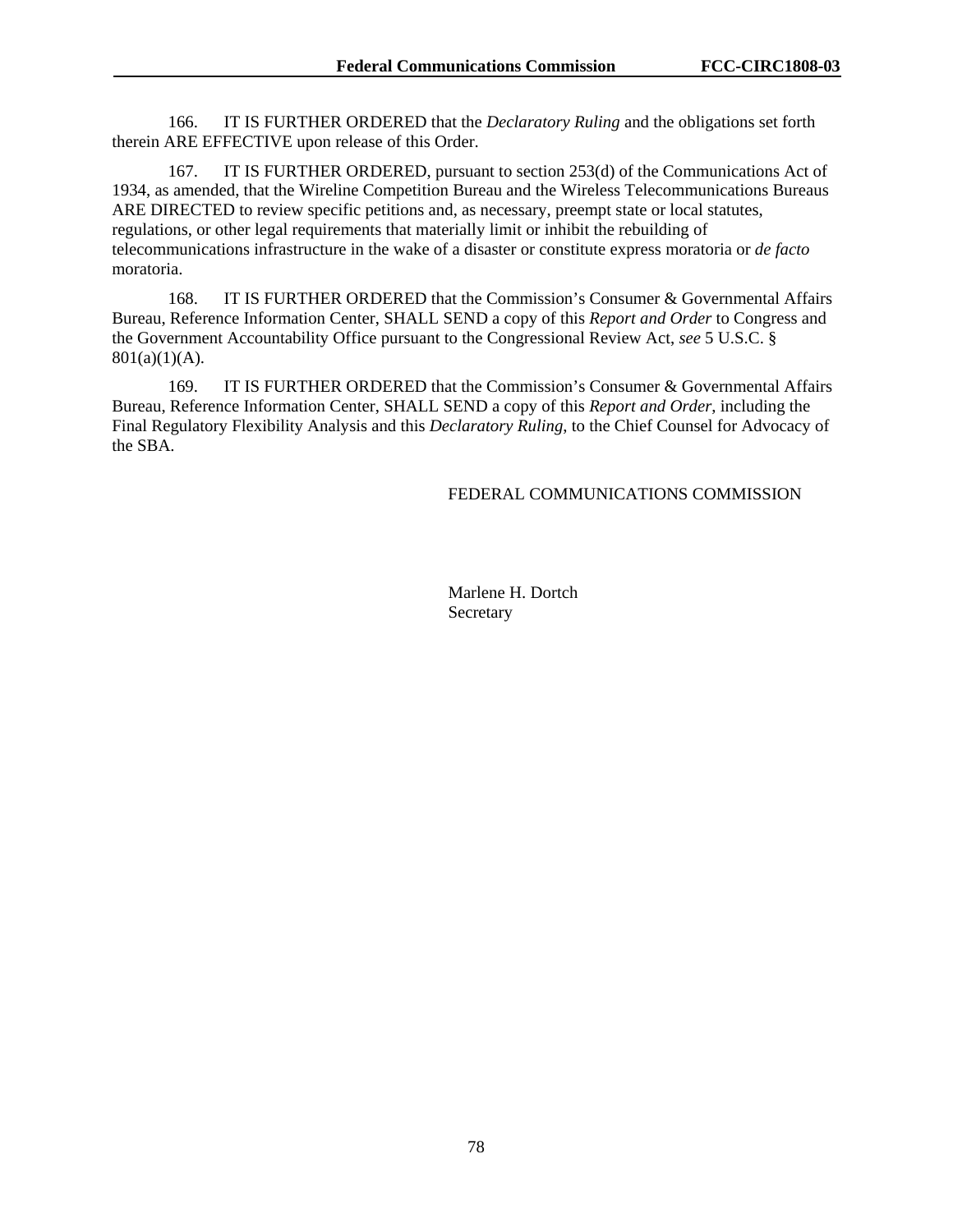166. IT IS FURTHER ORDERED that the *Declaratory Ruling* and the obligations set forth therein ARE EFFECTIVE upon release of this Order.

167. IT IS FURTHER ORDERED, pursuant to section 253(d) of the Communications Act of 1934, as amended, that the Wireline Competition Bureau and the Wireless Telecommunications Bureaus ARE DIRECTED to review specific petitions and, as necessary, preempt state or local statutes, regulations, or other legal requirements that materially limit or inhibit the rebuilding of telecommunications infrastructure in the wake of a disaster or constitute express moratoria or *de facto* moratoria.

168. IT IS FURTHER ORDERED that the Commission's Consumer & Governmental Affairs Bureau, Reference Information Center, SHALL SEND a copy of this *Report and Order* to Congress and the Government Accountability Office pursuant to the Congressional Review Act, *see* 5 U.S.C. § 801(a)(1)(A).

169. IT IS FURTHER ORDERED that the Commission's Consumer & Governmental Affairs Bureau, Reference Information Center, SHALL SEND a copy of this *Report and Order*, including the Final Regulatory Flexibility Analysis and this *Declaratory Ruling*, to the Chief Counsel for Advocacy of the SBA.

FEDERAL COMMUNICATIONS COMMISSION

Marlene H. Dortch
Secretary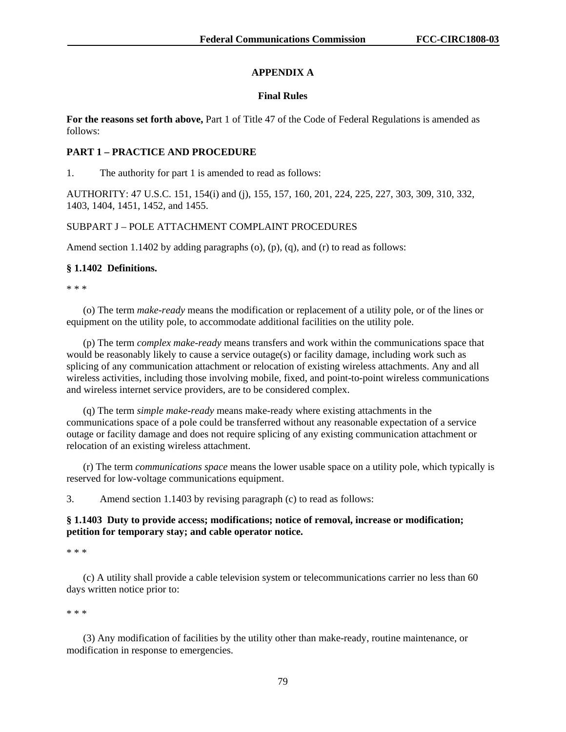## APPENDIX A

### Final Rules

**For the reasons set forth above,** Part 1 of Title 47 of the Code of Federal Regulations is amended as follows:

**PART 1 – PRACTICE AND PROCEDURE**

1. The authority for part 1 is amended to read as follows:

AUTHORITY: 47 U.S.C. 151, 154(i) and (j), 155, 157, 160, 201, 224, 225, 227, 303, 309, 310, 332, 1403, 1404, 1451, 1452, and 1455.

SUBPART J – POLE ATTACHMENT COMPLAINT PROCEDURES

Amend section 1.1402 by adding paragraphs (o), (p), (q), and (r) to read as follows:

**§ 1.1402 Definitions.**

\* \* \*

(o) The term *make-ready* means the modification or replacement of a utility pole, or of the lines or equipment on the utility pole, to accommodate additional facilities on the utility pole.

(p) The term *complex make-ready* means transfers and work within the communications space that would be reasonably likely to cause a service outage(s) or facility damage, including work such as splicing of any communication attachment or relocation of existing wireless attachments. Any and all wireless activities, including those involving mobile, fixed, and point-to-point wireless communications and wireless internet service providers, are to be considered complex.

(q) The term *simple make-ready* means make-ready where existing attachments in the communications space of a pole could be transferred without any reasonable expectation of a service outage or facility damage and does not require splicing of any existing communication attachment or relocation of an existing wireless attachment.

(r) The term *communications space* means the lower usable space on a utility pole, which typically is reserved for low-voltage communications equipment.

3. Amend section 1.1403 by revising paragraph (c) to read as follows:

**§ 1.1403 Duty to provide access; modifications; notice of removal, increase or modification; petition for temporary stay; and cable operator notice.**

\* \* \*

(c) A utility shall provide a cable television system or telecommunications carrier no less than 60 days written notice prior to:

\* \* \*

(3) Any modification of facilities by the utility other than make-ready, routine maintenance, or modification in response to emergencies.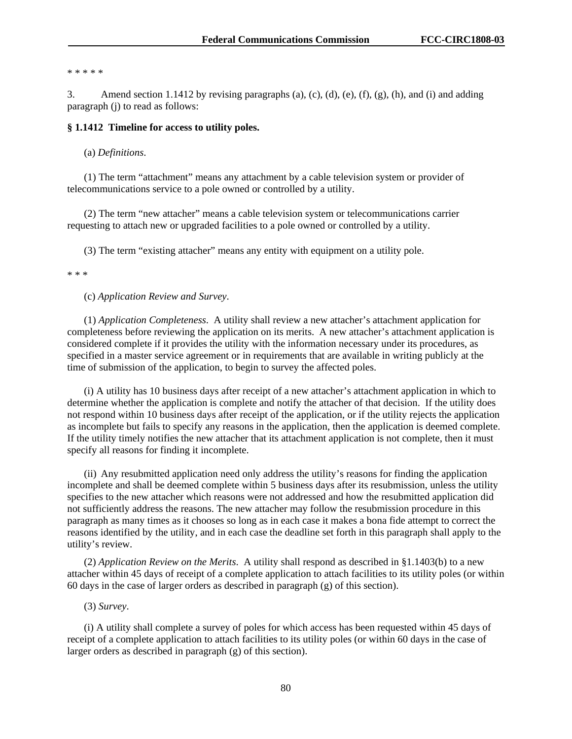\* \* \* \* \*

3. Amend section 1.1412 by revising paragraphs (a), (c), (d), (e), (f), (g), (h), and (i) and adding paragraph (j) to read as follows:

**§ 1.1412 Timeline for access to utility poles.**

(a) *Definitions*.

(1) The term "attachment" means any attachment by a cable television system or provider of telecommunications service to a pole owned or controlled by a utility.

(2) The term "new attacher" means a cable television system or telecommunications carrier requesting to attach new or upgraded facilities to a pole owned or controlled by a utility.

(3) The term "existing attacher" means any entity with equipment on a utility pole.

\* \* \*

(c) *Application Review and Survey*.

(1) *Application Completeness*. A utility shall review a new attacher's attachment application for completeness before reviewing the application on its merits. A new attacher's attachment application is considered complete if it provides the utility with the information necessary under its procedures, as specified in a master service agreement or in requirements that are available in writing publicly at the time of submission of the application, to begin to survey the affected poles.

(i) A utility has 10 business days after receipt of a new attacher's attachment application in which to determine whether the application is complete and notify the attacher of that decision. If the utility does not respond within 10 business days after receipt of the application, or if the utility rejects the application as incomplete but fails to specify any reasons in the application, then the application is deemed complete. If the utility timely notifies the new attacher that its attachment application is not complete, then it must specify all reasons for finding it incomplete.

(ii) Any resubmitted application need only address the utility's reasons for finding the application incomplete and shall be deemed complete within 5 business days after its resubmission, unless the utility specifies to the new attacher which reasons were not addressed and how the resubmitted application did not sufficiently address the reasons. The new attacher may follow the resubmission procedure in this paragraph as many times as it chooses so long as in each case it makes a bona fide attempt to correct the reasons identified by the utility, and in each case the deadline set forth in this paragraph shall apply to the utility's review.

(2) *Application Review on the Merits*. A utility shall respond as described in §1.1403(b) to a new attacher within 45 days of receipt of a complete application to attach facilities to its utility poles (or within 60 days in the case of larger orders as described in paragraph (g) of this section).

(3) *Survey*.

(i) A utility shall complete a survey of poles for which access has been requested within 45 days of receipt of a complete application to attach facilities to its utility poles (or within 60 days in the case of larger orders as described in paragraph (g) of this section).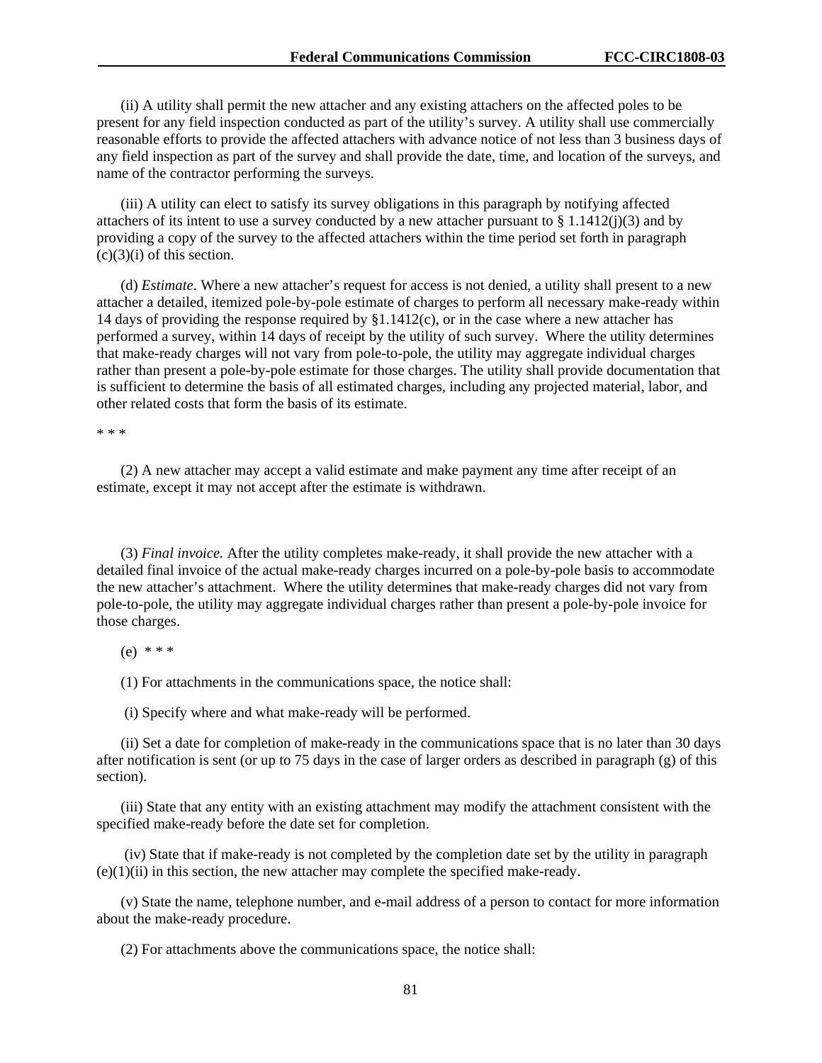(ii) A utility shall permit the new attacher and any existing attachers on the affected poles to be present for any field inspection conducted as part of the utility's survey. A utility shall use commercially reasonable efforts to provide the affected attachers with advance notice of not less than 3 business days of any field inspection as part of the survey and shall provide the date, time, and location of the surveys, and name of the contractor performing the surveys.

(iii) A utility can elect to satisfy its survey obligations in this paragraph by notifying affected attachers of its intent to use a survey conducted by a new attacher pursuant to § 1.1412(j)(3) and by providing a copy of the survey to the affected attachers within the time period set forth in paragraph (c)(3)(i) of this section.

(d) *Estimate*. Where a new attacher's request for access is not denied, a utility shall present to a new attacher a detailed, itemized pole-by-pole estimate of charges to perform all necessary make-ready within 14 days of providing the response required by §1.1412(c), or in the case where a new attacher has performed a survey, within 14 days of receipt by the utility of such survey. Where the utility determines that make-ready charges will not vary from pole-to-pole, the utility may aggregate individual charges rather than present a pole-by-pole estimate for those charges. The utility shall provide documentation that is sufficient to determine the basis of all estimated charges, including any projected material, labor, and other related costs that form the basis of its estimate.

* * *

(2) A new attacher may accept a valid estimate and make payment any time after receipt of an estimate, except it may not accept after the estimate is withdrawn.

(3) *Final invoice.* After the utility completes make-ready, it shall provide the new attacher with a detailed final invoice of the actual make-ready charges incurred on a pole-by-pole basis to accommodate the new attacher's attachment. Where the utility determines that make-ready charges did not vary from pole-to-pole, the utility may aggregate individual charges rather than present a pole-by-pole invoice for those charges.

(e) * * *

(1) For attachments in the communications space, the notice shall:

(i) Specify where and what make-ready will be performed.

(ii) Set a date for completion of make-ready in the communications space that is no later than 30 days after notification is sent (or up to 75 days in the case of larger orders as described in paragraph (g) of this section).

(iii) State that any entity with an existing attachment may modify the attachment consistent with the specified make-ready before the date set for completion.

(iv) State that if make-ready is not completed by the completion date set by the utility in paragraph (e)(1)(ii) in this section, the new attacher may complete the specified make-ready.

(v) State the name, telephone number, and e-mail address of a person to contact for more information about the make-ready procedure.

(2) For attachments above the communications space, the notice shall: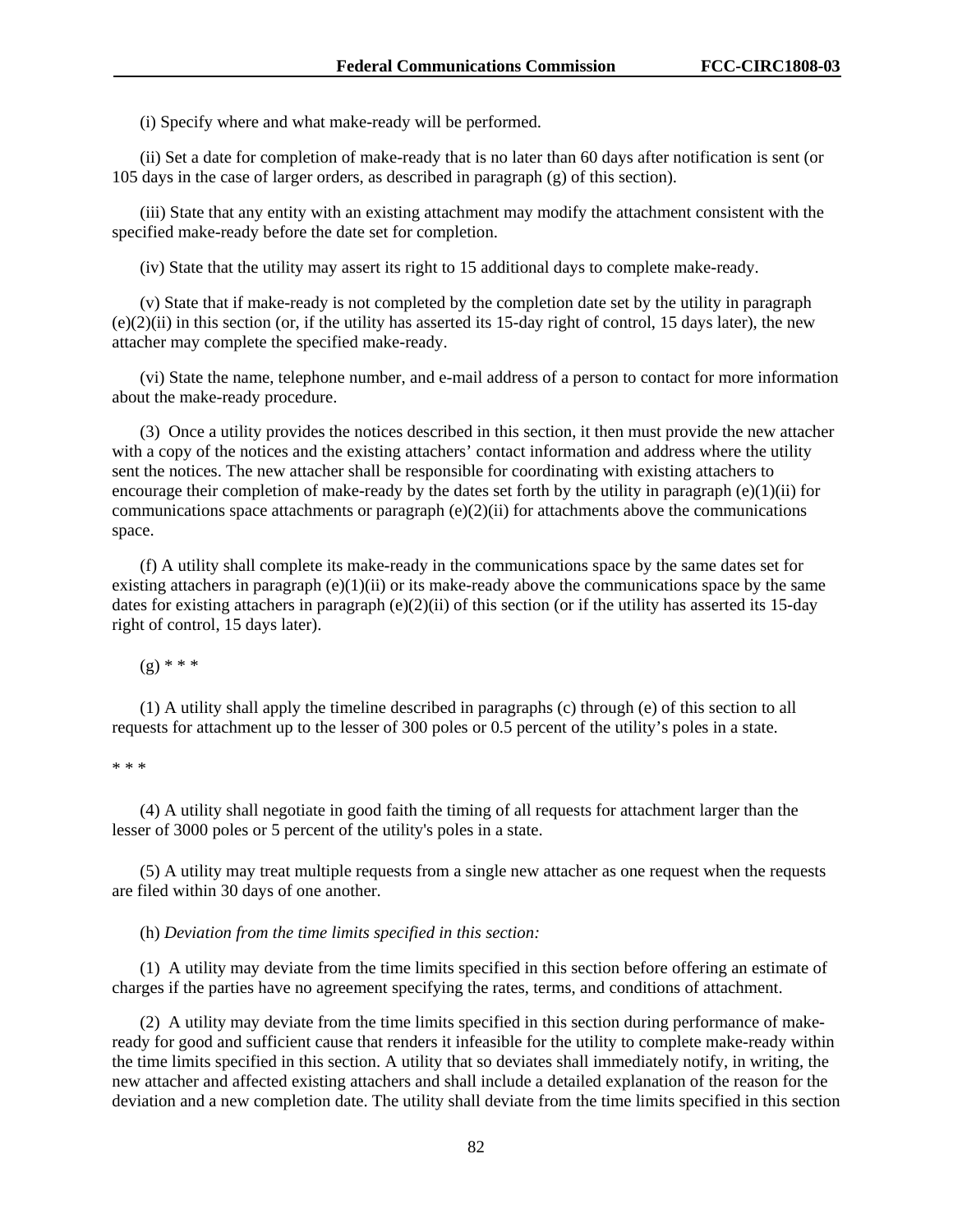(i) Specify where and what make-ready will be performed.

(ii) Set a date for completion of make-ready that is no later than 60 days after notification is sent (or 105 days in the case of larger orders, as described in paragraph (g) of this section).

(iii) State that any entity with an existing attachment may modify the attachment consistent with the specified make-ready before the date set for completion.

(iv) State that the utility may assert its right to 15 additional days to complete make-ready.

(v) State that if make-ready is not completed by the completion date set by the utility in paragraph (e)(2)(ii) in this section (or, if the utility has asserted its 15-day right of control, 15 days later), the new attacher may complete the specified make-ready.

(vi) State the name, telephone number, and e-mail address of a person to contact for more information about the make-ready procedure.

(3) Once a utility provides the notices described in this section, it then must provide the new attacher with a copy of the notices and the existing attachers' contact information and address where the utility sent the notices. The new attacher shall be responsible for coordinating with existing attachers to encourage their completion of make-ready by the dates set forth by the utility in paragraph (e)(1)(ii) for communications space attachments or paragraph (e)(2)(ii) for attachments above the communications space.

(f) A utility shall complete its make-ready in the communications space by the same dates set for existing attachers in paragraph (e)(1)(ii) or its make-ready above the communications space by the same dates for existing attachers in paragraph (e)(2)(ii) of this section (or if the utility has asserted its 15-day right of control, 15 days later).

(g) * * *

(1) A utility shall apply the timeline described in paragraphs (c) through (e) of this section to all requests for attachment up to the lesser of 300 poles or 0.5 percent of the utility's poles in a state.

* * *

(4) A utility shall negotiate in good faith the timing of all requests for attachment larger than the lesser of 3000 poles or 5 percent of the utility's poles in a state.

(5) A utility may treat multiple requests from a single new attacher as one request when the requests are filed within 30 days of one another.

(h) *Deviation from the time limits specified in this section:*

(1) A utility may deviate from the time limits specified in this section before offering an estimate of charges if the parties have no agreement specifying the rates, terms, and conditions of attachment.

(2) A utility may deviate from the time limits specified in this section during performance of make-ready for good and sufficient cause that renders it infeasible for the utility to complete make-ready within the time limits specified in this section. A utility that so deviates shall immediately notify, in writing, the new attacher and affected existing attachers and shall include a detailed explanation of the reason for the deviation and a new completion date. The utility shall deviate from the time limits specified in this section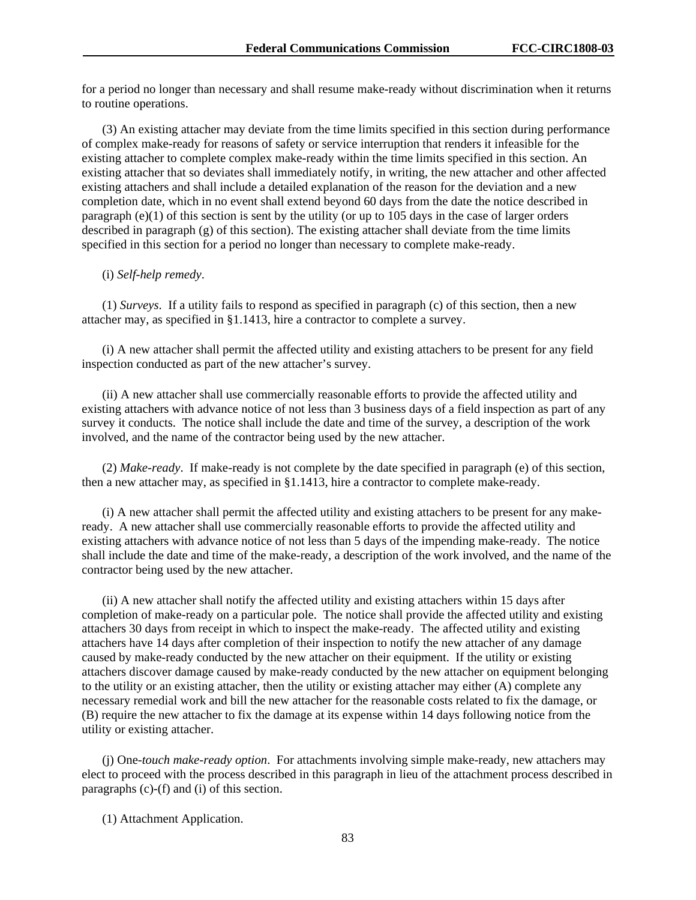for a period no longer than necessary and shall resume make-ready without discrimination when it returns to routine operations.

(3) An existing attacher may deviate from the time limits specified in this section during performance of complex make-ready for reasons of safety or service interruption that renders it infeasible for the existing attacher to complete complex make-ready within the time limits specified in this section. An existing attacher that so deviates shall immediately notify, in writing, the new attacher and other affected existing attachers and shall include a detailed explanation of the reason for the deviation and a new completion date, which in no event shall extend beyond 60 days from the date the notice described in paragraph (e)(1) of this section is sent by the utility (or up to 105 days in the case of larger orders described in paragraph (g) of this section). The existing attacher shall deviate from the time limits specified in this section for a period no longer than necessary to complete make-ready.

(i) *Self-help remedy*.

(1) *Surveys*. If a utility fails to respond as specified in paragraph (c) of this section, then a new attacher may, as specified in §1.1413, hire a contractor to complete a survey.

(i) A new attacher shall permit the affected utility and existing attachers to be present for any field inspection conducted as part of the new attacher's survey.

(ii) A new attacher shall use commercially reasonable efforts to provide the affected utility and existing attachers with advance notice of not less than 3 business days of a field inspection as part of any survey it conducts. The notice shall include the date and time of the survey, a description of the work involved, and the name of the contractor being used by the new attacher.

(2) *Make-ready*. If make-ready is not complete by the date specified in paragraph (e) of this section, then a new attacher may, as specified in §1.1413, hire a contractor to complete make-ready.

(i) A new attacher shall permit the affected utility and existing attachers to be present for any make-ready. A new attacher shall use commercially reasonable efforts to provide the affected utility and existing attachers with advance notice of not less than 5 days of the impending make-ready. The notice shall include the date and time of the make-ready, a description of the work involved, and the name of the contractor being used by the new attacher.

(ii) A new attacher shall notify the affected utility and existing attachers within 15 days after completion of make-ready on a particular pole. The notice shall provide the affected utility and existing attachers 30 days from receipt in which to inspect the make-ready. The affected utility and existing attachers have 14 days after completion of their inspection to notify the new attacher of any damage caused by make-ready conducted by the new attacher on their equipment. If the utility or existing attachers discover damage caused by make-ready conducted by the new attacher on equipment belonging to the utility or an existing attacher, then the utility or existing attacher may either (A) complete any necessary remedial work and bill the new attacher for the reasonable costs related to fix the damage, or (B) require the new attacher to fix the damage at its expense within 14 days following notice from the utility or existing attacher.

(j) One-*touch make-ready option*. For attachments involving simple make-ready, new attachers may elect to proceed with the process described in this paragraph in lieu of the attachment process described in paragraphs (c)-(f) and (i) of this section.

(1) Attachment Application.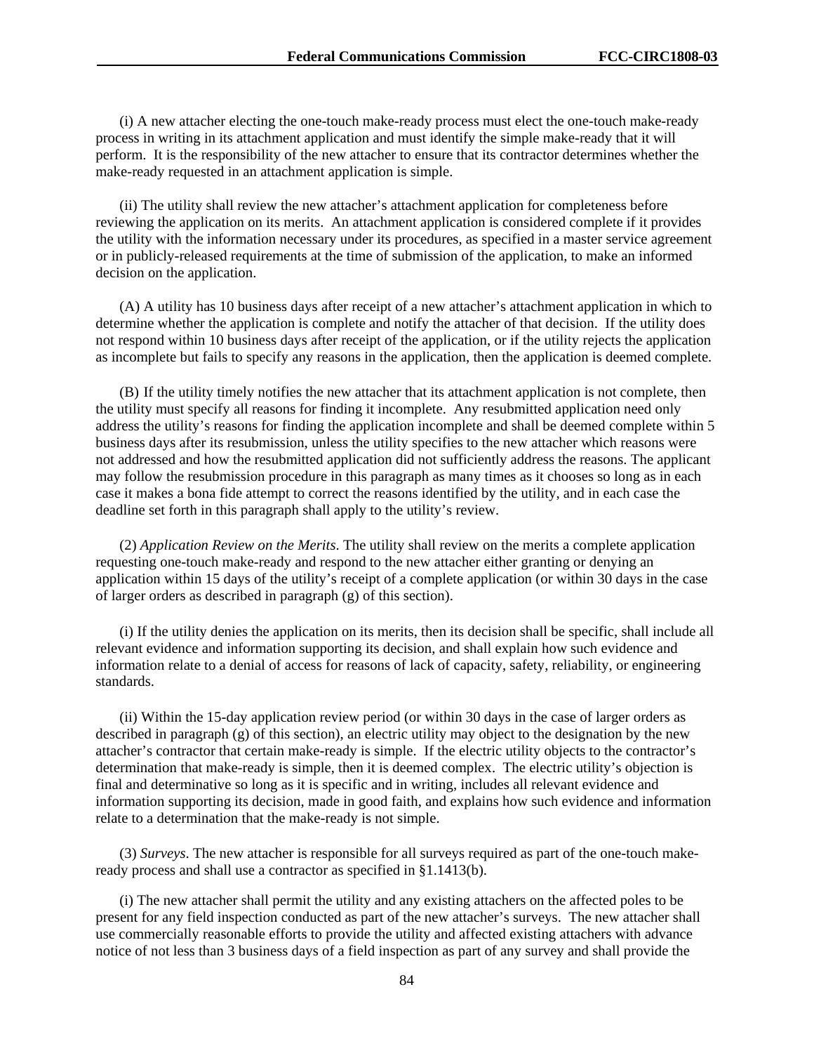(i) A new attacher electing the one-touch make-ready process must elect the one-touch make-ready process in writing in its attachment application and must identify the simple make-ready that it will perform. It is the responsibility of the new attacher to ensure that its contractor determines whether the make-ready requested in an attachment application is simple.

(ii) The utility shall review the new attacher's attachment application for completeness before reviewing the application on its merits. An attachment application is considered complete if it provides the utility with the information necessary under its procedures, as specified in a master service agreement or in publicly-released requirements at the time of submission of the application, to make an informed decision on the application.

(A) A utility has 10 business days after receipt of a new attacher's attachment application in which to determine whether the application is complete and notify the attacher of that decision. If the utility does not respond within 10 business days after receipt of the application, or if the utility rejects the application as incomplete but fails to specify any reasons in the application, then the application is deemed complete.

(B) If the utility timely notifies the new attacher that its attachment application is not complete, then the utility must specify all reasons for finding it incomplete. Any resubmitted application need only address the utility's reasons for finding the application incomplete and shall be deemed complete within 5 business days after its resubmission, unless the utility specifies to the new attacher which reasons were not addressed and how the resubmitted application did not sufficiently address the reasons. The applicant may follow the resubmission procedure in this paragraph as many times as it chooses so long as in each case it makes a bona fide attempt to correct the reasons identified by the utility, and in each case the deadline set forth in this paragraph shall apply to the utility's review.

(2) *Application Review on the Merits*. The utility shall review on the merits a complete application requesting one-touch make-ready and respond to the new attacher either granting or denying an application within 15 days of the utility's receipt of a complete application (or within 30 days in the case of larger orders as described in paragraph (g) of this section).

(i) If the utility denies the application on its merits, then its decision shall be specific, shall include all relevant evidence and information supporting its decision, and shall explain how such evidence and information relate to a denial of access for reasons of lack of capacity, safety, reliability, or engineering standards.

(ii) Within the 15-day application review period (or within 30 days in the case of larger orders as described in paragraph (g) of this section), an electric utility may object to the designation by the new attacher's contractor that certain make-ready is simple. If the electric utility objects to the contractor's determination that make-ready is simple, then it is deemed complex. The electric utility's objection is final and determinative so long as it is specific and in writing, includes all relevant evidence and information supporting its decision, made in good faith, and explains how such evidence and information relate to a determination that the make-ready is not simple.

(3) *Surveys*. The new attacher is responsible for all surveys required as part of the one-touch make-ready process and shall use a contractor as specified in §1.1413(b).

(i) The new attacher shall permit the utility and any existing attachers on the affected poles to be present for any field inspection conducted as part of the new attacher's surveys. The new attacher shall use commercially reasonable efforts to provide the utility and affected existing attachers with advance notice of not less than 3 business days of a field inspection as part of any survey and shall provide the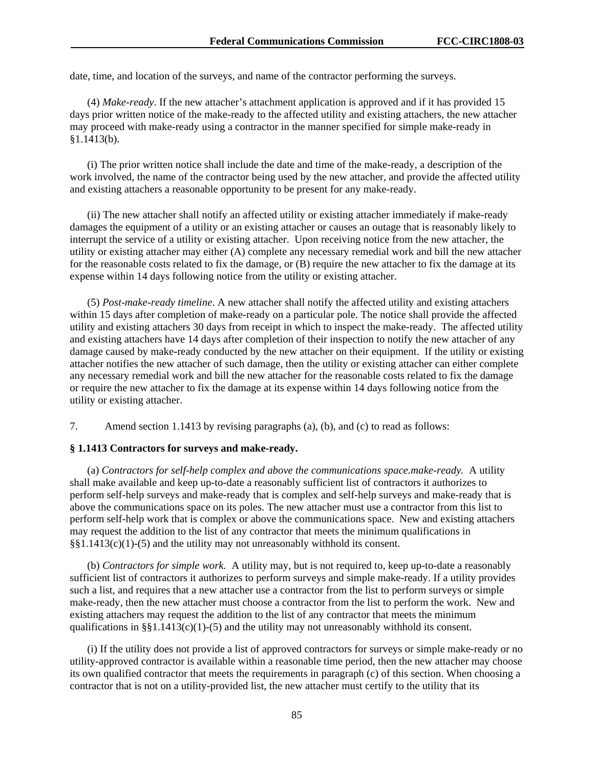date, time, and location of the surveys, and name of the contractor performing the surveys.

(4) *Make-ready*. If the new attacher's attachment application is approved and if it has provided 15 days prior written notice of the make-ready to the affected utility and existing attachers, the new attacher may proceed with make-ready using a contractor in the manner specified for simple make-ready in §1.1413(b).

(i) The prior written notice shall include the date and time of the make-ready, a description of the work involved, the name of the contractor being used by the new attacher, and provide the affected utility and existing attachers a reasonable opportunity to be present for any make-ready.

(ii) The new attacher shall notify an affected utility or existing attacher immediately if make-ready damages the equipment of a utility or an existing attacher or causes an outage that is reasonably likely to interrupt the service of a utility or existing attacher. Upon receiving notice from the new attacher, the utility or existing attacher may either (A) complete any necessary remedial work and bill the new attacher for the reasonable costs related to fix the damage, or (B) require the new attacher to fix the damage at its expense within 14 days following notice from the utility or existing attacher.

(5) *Post-make-ready timeline*. A new attacher shall notify the affected utility and existing attachers within 15 days after completion of make-ready on a particular pole. The notice shall provide the affected utility and existing attachers 30 days from receipt in which to inspect the make-ready. The affected utility and existing attachers have 14 days after completion of their inspection to notify the new attacher of any damage caused by make-ready conducted by the new attacher on their equipment. If the utility or existing attacher notifies the new attacher of such damage, then the utility or existing attacher can either complete any necessary remedial work and bill the new attacher for the reasonable costs related to fix the damage or require the new attacher to fix the damage at its expense within 14 days following notice from the utility or existing attacher.

7. Amend section 1.1413 by revising paragraphs (a), (b), and (c) to read as follows:

**§ 1.1413 Contractors for surveys and make-ready.**

(a) *Contractors for self-help complex and above the communications space.make-ready.* A utility shall make available and keep up-to-date a reasonably sufficient list of contractors it authorizes to perform self-help surveys and make-ready that is complex and self-help surveys and make-ready that is above the communications space on its poles. The new attacher must use a contractor from this list to perform self-help work that is complex or above the communications space. New and existing attachers may request the addition to the list of any contractor that meets the minimum qualifications in §§1.1413(c)(1)-(5) and the utility may not unreasonably withhold its consent.

(b) *Contractors for simple work.* A utility may, but is not required to, keep up-to-date a reasonably sufficient list of contractors it authorizes to perform surveys and simple make-ready. If a utility provides such a list, and requires that a new attacher use a contractor from the list to perform surveys or simple make-ready, then the new attacher must choose a contractor from the list to perform the work. New and existing attachers may request the addition to the list of any contractor that meets the minimum qualifications in §§1.1413(c)(1)-(5) and the utility may not unreasonably withhold its consent.

(i) If the utility does not provide a list of approved contractors for surveys or simple make-ready or no utility-approved contractor is available within a reasonable time period, then the new attacher may choose its own qualified contractor that meets the requirements in paragraph (c) of this section. When choosing a contractor that is not on a utility-provided list, the new attacher must certify to the utility that its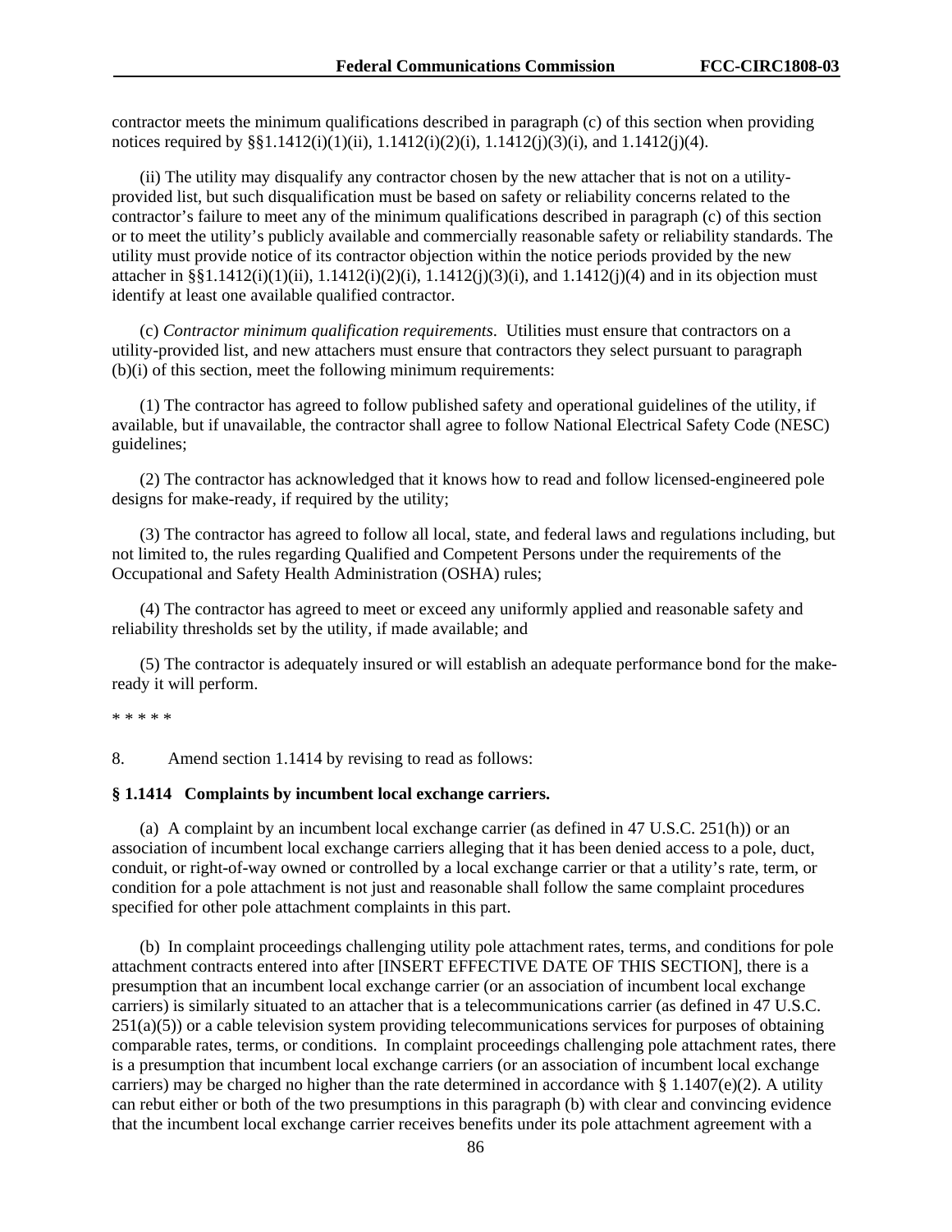contractor meets the minimum qualifications described in paragraph (c) of this section when providing notices required by §§1.1412(i)(1)(ii), 1.1412(i)(2)(i), 1.1412(j)(3)(i), and 1.1412(j)(4).

(ii) The utility may disqualify any contractor chosen by the new attacher that is not on a utility-provided list, but such disqualification must be based on safety or reliability concerns related to the contractor's failure to meet any of the minimum qualifications described in paragraph (c) of this section or to meet the utility's publicly available and commercially reasonable safety or reliability standards. The utility must provide notice of its contractor objection within the notice periods provided by the new attacher in §§1.1412(i)(1)(ii), 1.1412(i)(2)(i), 1.1412(j)(3)(i), and 1.1412(j)(4) and in its objection must identify at least one available qualified contractor.

(c) *Contractor minimum qualification requirements*. Utilities must ensure that contractors on a utility-provided list, and new attachers must ensure that contractors they select pursuant to paragraph (b)(i) of this section, meet the following minimum requirements:

(1) The contractor has agreed to follow published safety and operational guidelines of the utility, if available, but if unavailable, the contractor shall agree to follow National Electrical Safety Code (NESC) guidelines;

(2) The contractor has acknowledged that it knows how to read and follow licensed-engineered pole designs for make-ready, if required by the utility;

(3) The contractor has agreed to follow all local, state, and federal laws and regulations including, but not limited to, the rules regarding Qualified and Competent Persons under the requirements of the Occupational and Safety Health Administration (OSHA) rules;

(4) The contractor has agreed to meet or exceed any uniformly applied and reasonable safety and reliability thresholds set by the utility, if made available; and

(5) The contractor is adequately insured or will establish an adequate performance bond for the make-ready it will perform.

* * * * *

8. Amend section 1.1414 by revising to read as follows:

**§ 1.1414 Complaints by incumbent local exchange carriers.**

(a) A complaint by an incumbent local exchange carrier (as defined in 47 U.S.C. 251(h)) or an association of incumbent local exchange carriers alleging that it has been denied access to a pole, duct, conduit, or right-of-way owned or controlled by a local exchange carrier or that a utility's rate, term, or condition for a pole attachment is not just and reasonable shall follow the same complaint procedures specified for other pole attachment complaints in this part.

(b) In complaint proceedings challenging utility pole attachment rates, terms, and conditions for pole attachment contracts entered into after [INSERT EFFECTIVE DATE OF THIS SECTION], there is a presumption that an incumbent local exchange carrier (or an association of incumbent local exchange carriers) is similarly situated to an attacher that is a telecommunications carrier (as defined in 47 U.S.C. 251(a)(5)) or a cable television system providing telecommunications services for purposes of obtaining comparable rates, terms, or conditions. In complaint proceedings challenging pole attachment rates, there is a presumption that incumbent local exchange carriers (or an association of incumbent local exchange carriers) may be charged no higher than the rate determined in accordance with § 1.1407(e)(2). A utility can rebut either or both of the two presumptions in this paragraph (b) with clear and convincing evidence that the incumbent local exchange carrier receives benefits under its pole attachment agreement with a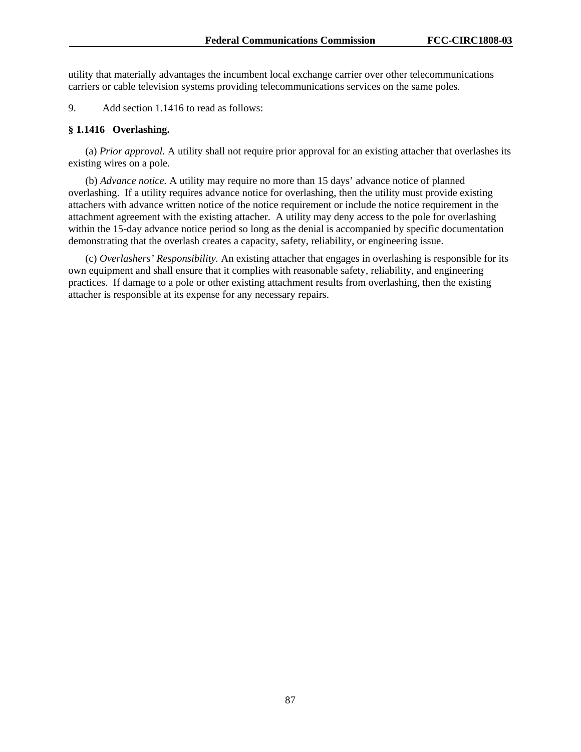utility that materially advantages the incumbent local exchange carrier over other telecommunications carriers or cable television systems providing telecommunications services on the same poles.

9. Add section 1.1416 to read as follows:

**§ 1.1416 Overlashing.**

(a) *Prior approval.* A utility shall not require prior approval for an existing attacher that overlashes its existing wires on a pole.

(b) *Advance notice.* A utility may require no more than 15 days' advance notice of planned overlashing. If a utility requires advance notice for overlashing, then the utility must provide existing attachers with advance written notice of the notice requirement or include the notice requirement in the attachment agreement with the existing attacher. A utility may deny access to the pole for overlashing within the 15-day advance notice period so long as the denial is accompanied by specific documentation demonstrating that the overlash creates a capacity, safety, reliability, or engineering issue.

(c) *Overlashers' Responsibility.* An existing attacher that engages in overlashing is responsible for its own equipment and shall ensure that it complies with reasonable safety, reliability, and engineering practices. If damage to a pole or other existing attachment results from overlashing, then the existing attacher is responsible at its expense for any necessary repairs.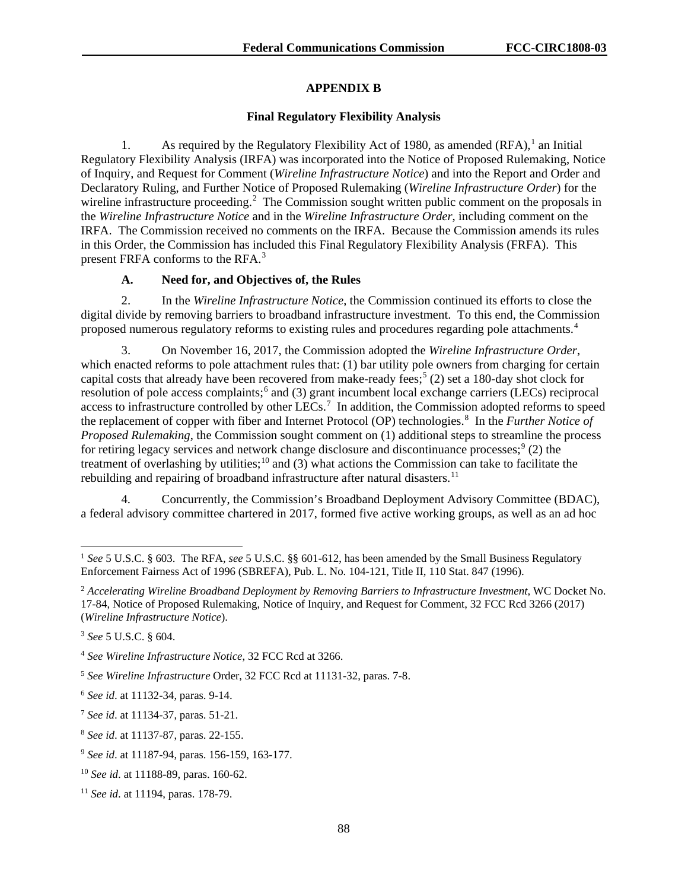## APPENDIX B

### Final Regulatory Flexibility Analysis

1. As required by the Regulatory Flexibility Act of 1980, as amended (RFA),[1] an Initial Regulatory Flexibility Analysis (IRFA) was incorporated into the Notice of Proposed Rulemaking, Notice of Inquiry, and Request for Comment (*Wireline Infrastructure Notice*) and into the Report and Order and Declaratory Ruling, and Further Notice of Proposed Rulemaking (*Wireline Infrastructure Order*) for the wireline infrastructure proceeding.[2] The Commission sought written public comment on the proposals in the *Wireline Infrastructure Notice* and in the *Wireline Infrastructure Order*, including comment on the IRFA. The Commission received no comments on the IRFA. Because the Commission amends its rules in this Order, the Commission has included this Final Regulatory Flexibility Analysis (FRFA). This present FRFA conforms to the RFA.[3]

#### A. Need for, and Objectives of, the Rules

2. In the *Wireline Infrastructure Notice*, the Commission continued its efforts to close the digital divide by removing barriers to broadband infrastructure investment. To this end, the Commission proposed numerous regulatory reforms to existing rules and procedures regarding pole attachments.[4]

3. On November 16, 2017, the Commission adopted the *Wireline Infrastructure Order*, which enacted reforms to pole attachment rules that: (1) bar utility pole owners from charging for certain capital costs that already have been recovered from make-ready fees;[5] (2) set a 180-day shot clock for resolution of pole access complaints;[6] and (3) grant incumbent local exchange carriers (LECs) reciprocal access to infrastructure controlled by other LECs.[7] In addition, the Commission adopted reforms to speed the replacement of copper with fiber and Internet Protocol (OP) technologies.[8] In the *Further Notice of Proposed Rulemaking*, the Commission sought comment on (1) additional steps to streamline the process for retiring legacy services and network change disclosure and discontinuance processes;[9] (2) the treatment of overlashing by utilities;[10] and (3) what actions the Commission can take to facilitate the rebuilding and repairing of broadband infrastructure after natural disasters.[11]

4. Concurrently, the Commission's Broadband Deployment Advisory Committee (BDAC), a federal advisory committee chartered in 2017, formed five active working groups, as well as an ad hoc

---

[1] *See* 5 U.S.C. § 603. The RFA, *see* 5 U.S.C. §§ 601-612, has been amended by the Small Business Regulatory Enforcement Fairness Act of 1996 (SBREFA), Pub. L. No. 104-121, Title II, 110 Stat. 847 (1996).

[2] *Accelerating Wireline Broadband Deployment by Removing Barriers to Infrastructure Investment*, WC Docket No. 17-84, Notice of Proposed Rulemaking, Notice of Inquiry, and Request for Comment, 32 FCC Rcd 3266 (2017) (*Wireline Infrastructure Notice*).

[3] *See* 5 U.S.C. § 604.

[4] *See Wireline Infrastructure Notice*, 32 FCC Rcd at 3266.

[5] *See Wireline Infrastructure* Order, 32 FCC Rcd at 11131-32, paras. 7-8.

[6] *See id*. at 11132-34, paras. 9-14.

[7] *See id*. at 11134-37, paras. 51-21.

[8] *See id*. at 11137-87, paras. 22-155.

[9] *See id*. at 11187-94, paras. 156-159, 163-177.

[10] *See id*. at 11188-89, paras. 160-62.

[11] *See id*. at 11194, paras. 178-79.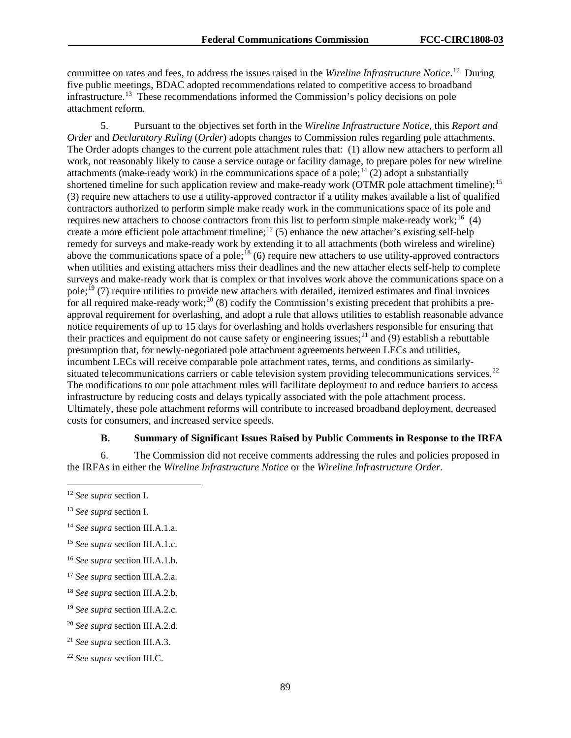committee on rates and fees, to address the issues raised in the *Wireline Infrastructure Notice*.[12] During five public meetings, BDAC adopted recommendations related to competitive access to broadband infrastructure.[13] These recommendations informed the Commission's policy decisions on pole attachment reform.

5. Pursuant to the objectives set forth in the *Wireline Infrastructure Notice*, this *Report and Order* and *Declaratory Ruling* (*Order*) adopts changes to Commission rules regarding pole attachments. The Order adopts changes to the current pole attachment rules that: (1) allow new attachers to perform all work, not reasonably likely to cause a service outage or facility damage, to prepare poles for new wireline attachments (make-ready work) in the communications space of a pole;[14] (2) adopt a substantially shortened timeline for such application review and make-ready work (OTMR pole attachment timeline);[15] (3) require new attachers to use a utility-approved contractor if a utility makes available a list of qualified contractors authorized to perform simple make ready work in the communications space of its pole and requires new attachers to choose contractors from this list to perform simple make-ready work;[16] (4) create a more efficient pole attachment timeline;[17] (5) enhance the new attacher's existing self-help remedy for surveys and make-ready work by extending it to all attachments (both wireless and wireline) above the communications space of a pole;[18] (6) require new attachers to use utility-approved contractors when utilities and existing attachers miss their deadlines and the new attacher elects self-help to complete surveys and make-ready work that is complex or that involves work above the communications space on a pole;[19] (7) require utilities to provide new attachers with detailed, itemized estimates and final invoices for all required make-ready work;[20] (8) codify the Commission's existing precedent that prohibits a pre-approval requirement for overlashing, and adopt a rule that allows utilities to establish reasonable advance notice requirements of up to 15 days for overlashing and holds overlashers responsible for ensuring that their practices and equipment do not cause safety or engineering issues;[21] and (9) establish a rebuttable presumption that, for newly-negotiated pole attachment agreements between LECs and utilities, incumbent LECs will receive comparable pole attachment rates, terms, and conditions as similarly-situated telecommunications carriers or cable television system providing telecommunications services.[22] The modifications to our pole attachment rules will facilitate deployment to and reduce barriers to access infrastructure by reducing costs and delays typically associated with the pole attachment process. Ultimately, these pole attachment reforms will contribute to increased broadband deployment, decreased costs for consumers, and increased service speeds.

### B. Summary of Significant Issues Raised by Public Comments in Response to the IRFA

6. The Commission did not receive comments addressing the rules and policies proposed in the IRFAs in either the *Wireline Infrastructure Notice* or the *Wireline Infrastructure Order*.

---

[12] *See supra* section I.

[13] *See supra* section I.

[14] *See supra* section III.A.1.a.

[15] *See supra* section III.A.1.c.

[16] *See supra* section III.A.1.b.

[17] *See supra* section III.A.2.a.

[18] *See supra* section III.A.2.b.

[19] *See supra* section III.A.2.c.

[20] *See supra* section III.A.2.d.

[21] *See supra* section III.A.3.

[22] *See supra* section III.C.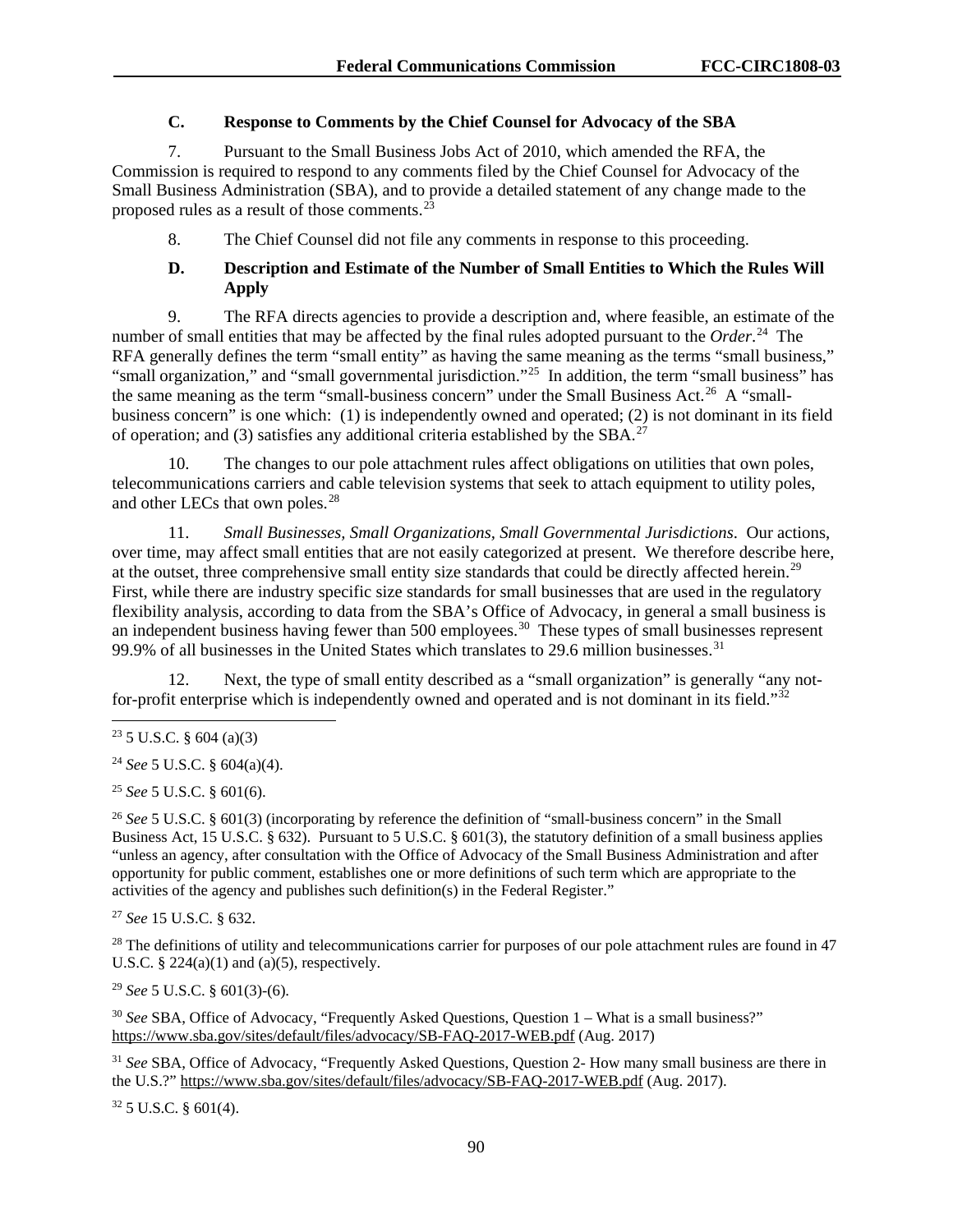### C. Response to Comments by the Chief Counsel for Advocacy of the SBA

7. Pursuant to the Small Business Jobs Act of 2010, which amended the RFA, the Commission is required to respond to any comments filed by the Chief Counsel for Advocacy of the Small Business Administration (SBA), and to provide a detailed statement of any change made to the proposed rules as a result of those comments.[23]

8. The Chief Counsel did not file any comments in response to this proceeding.

### D. Description and Estimate of the Number of Small Entities to Which the Rules Will Apply

9. The RFA directs agencies to provide a description and, where feasible, an estimate of the number of small entities that may be affected by the final rules adopted pursuant to the *Order*.[24] The RFA generally defines the term "small entity" as having the same meaning as the terms "small business," "small organization," and "small governmental jurisdiction."[25] In addition, the term "small business" has the same meaning as the term "small-business concern" under the Small Business Act.[26] A "small-business concern" is one which: (1) is independently owned and operated; (2) is not dominant in its field of operation; and (3) satisfies any additional criteria established by the SBA.[27]

10. The changes to our pole attachment rules affect obligations on utilities that own poles, telecommunications carriers and cable television systems that seek to attach equipment to utility poles, and other LECs that own poles.[28]

11. *Small Businesses, Small Organizations, Small Governmental Jurisdictions*. Our actions, over time, may affect small entities that are not easily categorized at present. We therefore describe here, at the outset, three comprehensive small entity size standards that could be directly affected herein.[29] First, while there are industry specific size standards for small businesses that are used in the regulatory flexibility analysis, according to data from the SBA's Office of Advocacy, in general a small business is an independent business having fewer than 500 employees.[30] These types of small businesses represent 99.9% of all businesses in the United States which translates to 29.6 million businesses.[31]

12. Next, the type of small entity described as a "small organization" is generally "any not-for-profit enterprise which is independently owned and operated and is not dominant in its field."[32]

---

[23] 5 U.S.C. § 604 (a)(3)

[24] *See* 5 U.S.C. § 604(a)(4).

[25] *See* 5 U.S.C. § 601(6).

[26] *See* 5 U.S.C. § 601(3) (incorporating by reference the definition of "small-business concern" in the Small Business Act, 15 U.S.C. § 632). Pursuant to 5 U.S.C. § 601(3), the statutory definition of a small business applies "unless an agency, after consultation with the Office of Advocacy of the Small Business Administration and after opportunity for public comment, establishes one or more definitions of such term which are appropriate to the activities of the agency and publishes such definition(s) in the Federal Register."

[27] *See* 15 U.S.C. § 632.

[28] The definitions of utility and telecommunications carrier for purposes of our pole attachment rules are found in 47 U.S.C. § 224(a)(1) and (a)(5), respectively.

[29] *See* 5 U.S.C. § 601(3)-(6).

[30] *See* SBA, Office of Advocacy, "Frequently Asked Questions, Question 1 – What is a small business?" https://www.sba.gov/sites/default/files/advocacy/SB-FAQ-2017-WEB.pdf (Aug. 2017)

[31] *See* SBA, Office of Advocacy, "Frequently Asked Questions, Question 2- How many small business are there in the U.S.?" https://www.sba.gov/sites/default/files/advocacy/SB-FAQ-2017-WEB.pdf (Aug. 2017).

[32] 5 U.S.C. § 601(4).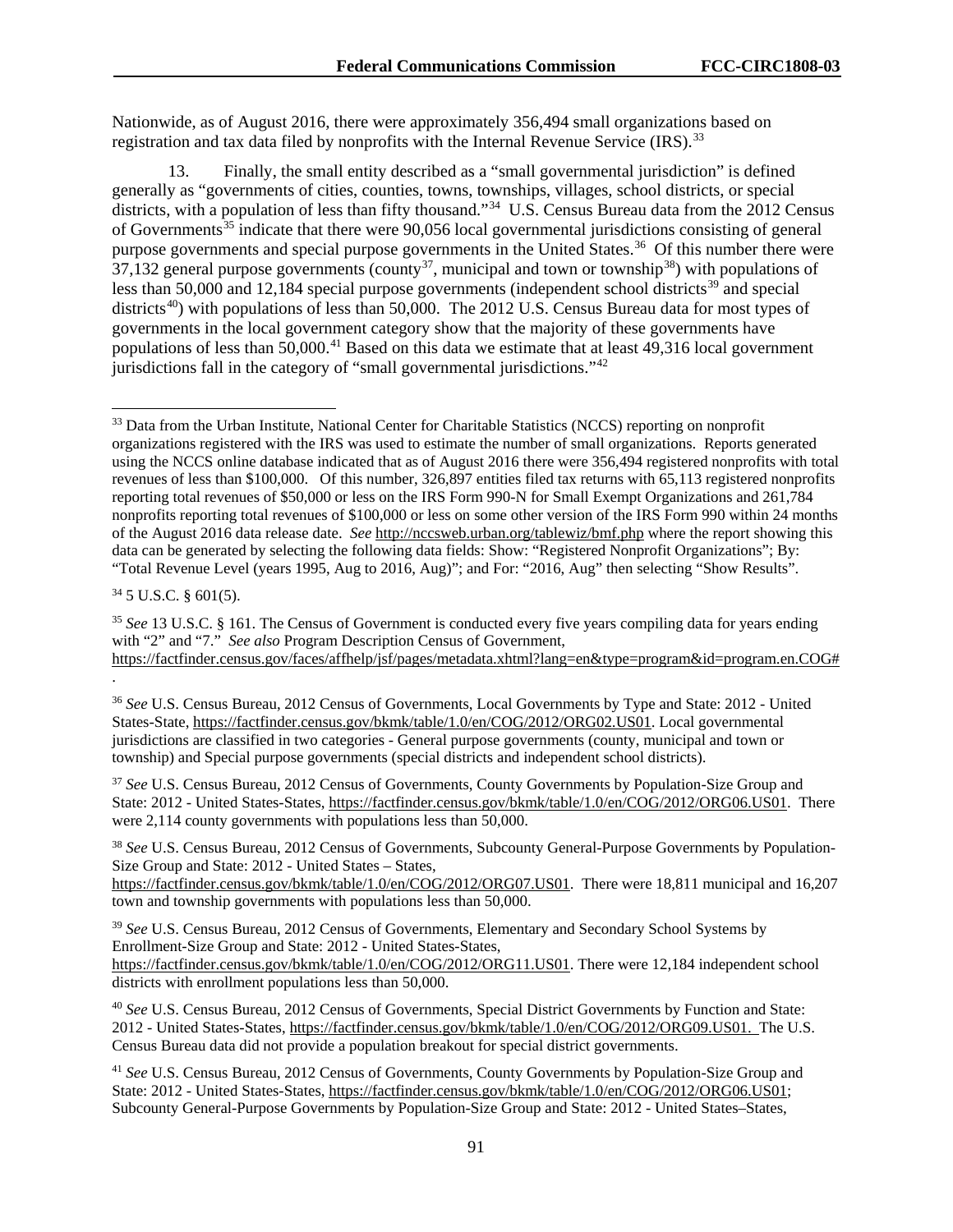Nationwide, as of August 2016, there were approximately 356,494 small organizations based on registration and tax data filed by nonprofits with the Internal Revenue Service (IRS).[33]

13. Finally, the small entity described as a "small governmental jurisdiction" is defined generally as "governments of cities, counties, towns, townships, villages, school districts, or special districts, with a population of less than fifty thousand."[34] U.S. Census Bureau data from the 2012 Census of Governments[35] indicate that there were 90,056 local governmental jurisdictions consisting of general purpose governments and special purpose governments in the United States.[36] Of this number there were 37,132 general purpose governments (county[37], municipal and town or township[38]) with populations of less than 50,000 and 12,184 special purpose governments (independent school districts[39] and special districts[40]) with populations of less than 50,000. The 2012 U.S. Census Bureau data for most types of governments in the local government category show that the majority of these governments have populations of less than 50,000.[41] Based on this data we estimate that at least 49,316 local government jurisdictions fall in the category of "small governmental jurisdictions."[42]

---

[33] Data from the Urban Institute, National Center for Charitable Statistics (NCCS) reporting on nonprofit organizations registered with the IRS was used to estimate the number of small organizations. Reports generated using the NCCS online database indicated that as of August 2016 there were 356,494 registered nonprofits with total revenues of less than $100,000. Of this number, 326,897 entities filed tax returns with 65,113 registered nonprofits reporting total revenues of $50,000 or less on the IRS Form 990-N for Small Exempt Organizations and 261,784 nonprofits reporting total revenues of $100,000 or less on some other version of the IRS Form 990 within 24 months of the August 2016 data release date. *See* http://nccsweb.urban.org/tablewiz/bmf.php where the report showing this data can be generated by selecting the following data fields: Show: "Registered Nonprofit Organizations"; By: "Total Revenue Level (years 1995, Aug to 2016, Aug)"; and For: "2016, Aug" then selecting "Show Results".

[34] 5 U.S.C. § 601(5).

[35] *See* 13 U.S.C. § 161. The Census of Government is conducted every five years compiling data for years ending with "2" and "7." *See also* Program Description Census of Government, https://factfinder.census.gov/faces/affhelp/jsf/pages/metadata.xhtml?lang=en&type=program&id=program.en.COG#.

[36] *See* U.S. Census Bureau, 2012 Census of Governments, Local Governments by Type and State: 2012 - United States-State, https://factfinder.census.gov/bkmk/table/1.0/en/COG/2012/ORG02.US01. Local governmental jurisdictions are classified in two categories - General purpose governments (county, municipal and town or township) and Special purpose governments (special districts and independent school districts).

[37] *See* U.S. Census Bureau, 2012 Census of Governments, County Governments by Population-Size Group and State: 2012 - United States-States, https://factfinder.census.gov/bkmk/table/1.0/en/COG/2012/ORG06.US01. There were 2,114 county governments with populations less than 50,000.

[38] *See* U.S. Census Bureau, 2012 Census of Governments, Subcounty General-Purpose Governments by Population-Size Group and State: 2012 - United States – States, https://factfinder.census.gov/bkmk/table/1.0/en/COG/2012/ORG07.US01. There were 18,811 municipal and 16,207 town and township governments with populations less than 50,000.

[39] *See* U.S. Census Bureau, 2012 Census of Governments, Elementary and Secondary School Systems by Enrollment-Size Group and State: 2012 - United States-States, https://factfinder.census.gov/bkmk/table/1.0/en/COG/2012/ORG11.US01. There were 12,184 independent school districts with enrollment populations less than 50,000.

[40] *See* U.S. Census Bureau, 2012 Census of Governments, Special District Governments by Function and State: 2012 - United States-States, https://factfinder.census.gov/bkmk/table/1.0/en/COG/2012/ORG09.US01. The U.S. Census Bureau data did not provide a population breakout for special district governments.

[41] *See* U.S. Census Bureau, 2012 Census of Governments, County Governments by Population-Size Group and State: 2012 - United States-States, https://factfinder.census.gov/bkmk/table/1.0/en/COG/2012/ORG06.US01; Subcounty General-Purpose Governments by Population-Size Group and State: 2012 - United States–States,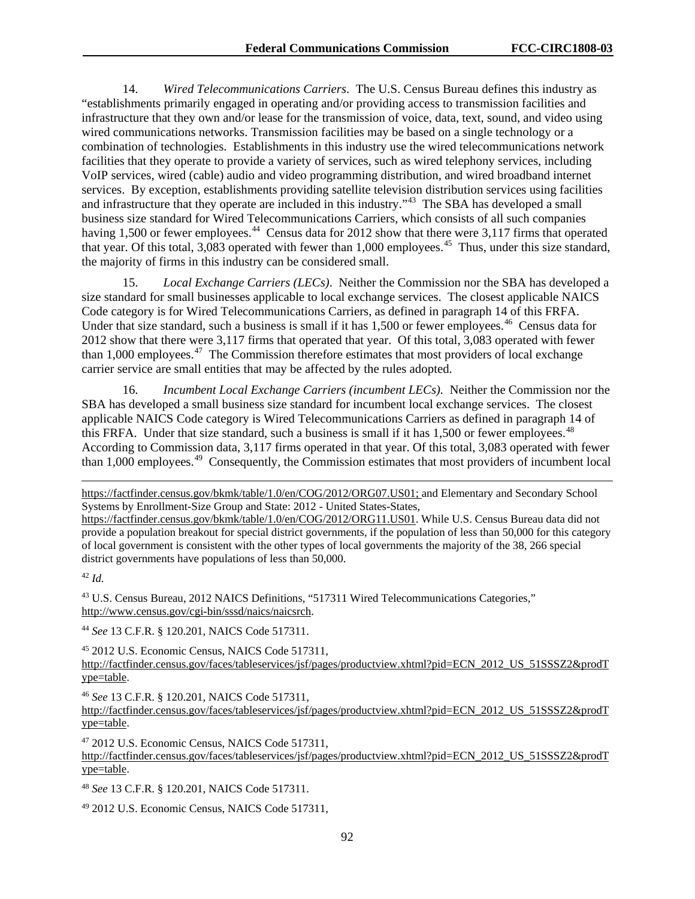14. *Wired Telecommunications Carriers*. The U.S. Census Bureau defines this industry as "establishments primarily engaged in operating and/or providing access to transmission facilities and infrastructure that they own and/or lease for the transmission of voice, data, text, sound, and video using wired communications networks. Transmission facilities may be based on a single technology or a combination of technologies. Establishments in this industry use the wired telecommunications network facilities that they operate to provide a variety of services, such as wired telephony services, including VoIP services, wired (cable) audio and video programming distribution, and wired broadband internet services. By exception, establishments providing satellite television distribution services using facilities and infrastructure that they operate are included in this industry."[43] The SBA has developed a small business size standard for Wired Telecommunications Carriers, which consists of all such companies having 1,500 or fewer employees.[44] Census data for 2012 show that there were 3,117 firms that operated that year. Of this total, 3,083 operated with fewer than 1,000 employees.[45] Thus, under this size standard, the majority of firms in this industry can be considered small.

15. *Local Exchange Carriers (LECs)*. Neither the Commission nor the SBA has developed a size standard for small businesses applicable to local exchange services. The closest applicable NAICS Code category is for Wired Telecommunications Carriers, as defined in paragraph 14 of this FRFA. Under that size standard, such a business is small if it has 1,500 or fewer employees.[46] Census data for 2012 show that there were 3,117 firms that operated that year. Of this total, 3,083 operated with fewer than 1,000 employees.[47] The Commission therefore estimates that most providers of local exchange carrier service are small entities that may be affected by the rules adopted.

16. *Incumbent Local Exchange Carriers (incumbent LECs).* Neither the Commission nor the SBA has developed a small business size standard for incumbent local exchange services. The closest applicable NAICS Code category is Wired Telecommunications Carriers as defined in paragraph 14 of this FRFA. Under that size standard, such a business is small if it has 1,500 or fewer employees.[48] According to Commission data, 3,117 firms operated in that year. Of this total, 3,083 operated with fewer than 1,000 employees.[49] Consequently, the Commission estimates that most providers of incumbent local

---

https://factfinder.census.gov/bkmk/table/1.0/en/COG/2012/ORG07.US01; and Elementary and Secondary School Systems by Enrollment-Size Group and State: 2012 - United States-States, https://factfinder.census.gov/bkmk/table/1.0/en/COG/2012/ORG11.US01. While U.S. Census Bureau data did not provide a population breakout for special district governments, if the population of less than 50,000 for this category of local government is consistent with the other types of local governments the majority of the 38, 266 special district governments have populations of less than 50,000.

[42] *Id.*

[43] U.S. Census Bureau, 2012 NAICS Definitions, "517311 Wired Telecommunications Categories," http://www.census.gov/cgi-bin/sssd/naics/naicsrch.

[44] *See* 13 C.F.R. § 120.201, NAICS Code 517311.

[45] 2012 U.S. Economic Census, NAICS Code 517311, http://factfinder.census.gov/faces/tableservices/jsf/pages/productview.xhtml?pid=ECN_2012_US_51SSSZ2&prodType=table.

[46] *See* 13 C.F.R. § 120.201, NAICS Code 517311, http://factfinder.census.gov/faces/tableservices/jsf/pages/productview.xhtml?pid=ECN_2012_US_51SSSZ2&prodType=table.

[47] 2012 U.S. Economic Census, NAICS Code 517311, http://factfinder.census.gov/faces/tableservices/jsf/pages/productview.xhtml?pid=ECN_2012_US_51SSSZ2&prodType=table.

[48] *See* 13 C.F.R. § 120.201, NAICS Code 517311.

[49] 2012 U.S. Economic Census, NAICS Code 517311,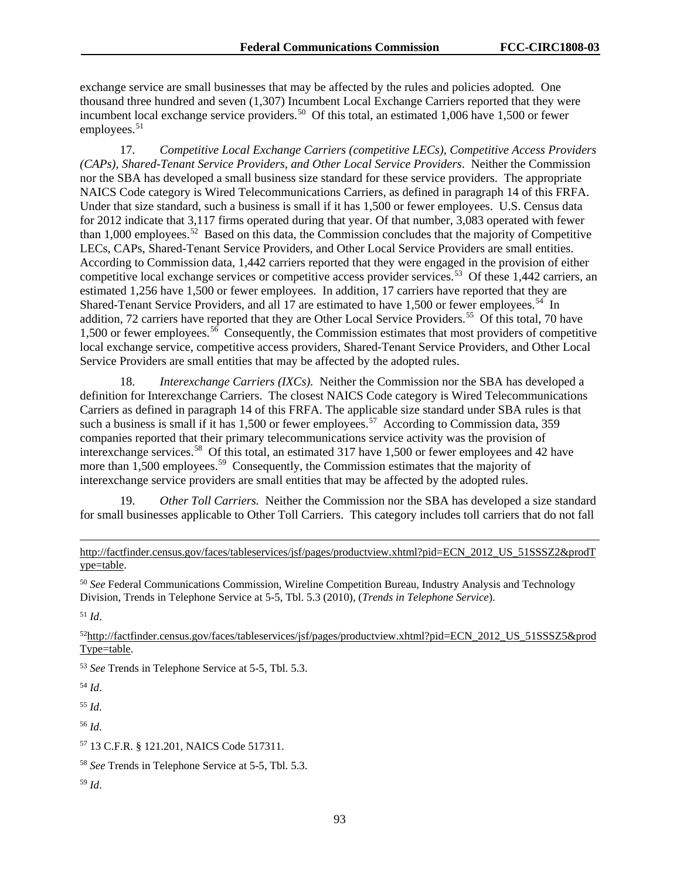exchange service are small businesses that may be affected by the rules and policies adopted. One thousand three hundred and seven (1,307) Incumbent Local Exchange Carriers reported that they were incumbent local exchange service providers.[50] Of this total, an estimated 1,006 have 1,500 or fewer employees.[51]

17. *Competitive Local Exchange Carriers (competitive LECs), Competitive Access Providers (CAPs), Shared-Tenant Service Providers, and Other Local Service Providers*. Neither the Commission nor the SBA has developed a small business size standard for these service providers. The appropriate NAICS Code category is Wired Telecommunications Carriers, as defined in paragraph 14 of this FRFA. Under that size standard, such a business is small if it has 1,500 or fewer employees. U.S. Census data for 2012 indicate that 3,117 firms operated during that year. Of that number, 3,083 operated with fewer than 1,000 employees.[52] Based on this data, the Commission concludes that the majority of Competitive LECs, CAPs, Shared-Tenant Service Providers, and Other Local Service Providers are small entities. According to Commission data, 1,442 carriers reported that they were engaged in the provision of either competitive local exchange services or competitive access provider services.[53] Of these 1,442 carriers, an estimated 1,256 have 1,500 or fewer employees. In addition, 17 carriers have reported that they are Shared-Tenant Service Providers, and all 17 are estimated to have 1,500 or fewer employees.[54] In addition, 72 carriers have reported that they are Other Local Service Providers.[55] Of this total, 70 have 1,500 or fewer employees.[56] Consequently, the Commission estimates that most providers of competitive local exchange service, competitive access providers, Shared-Tenant Service Providers, and Other Local Service Providers are small entities that may be affected by the adopted rules.

18. *Interexchange Carriers (IXCs).* Neither the Commission nor the SBA has developed a definition for Interexchange Carriers. The closest NAICS Code category is Wired Telecommunications Carriers as defined in paragraph 14 of this FRFA. The applicable size standard under SBA rules is that such a business is small if it has 1,500 or fewer employees.[57] According to Commission data, 359 companies reported that their primary telecommunications service activity was the provision of interexchange services.[58] Of this total, an estimated 317 have 1,500 or fewer employees and 42 have more than 1,500 employees.[59] Consequently, the Commission estimates that the majority of interexchange service providers are small entities that may be affected by the adopted rules.

19. *Other Toll Carriers.* Neither the Commission nor the SBA has developed a size standard for small businesses applicable to Other Toll Carriers. This category includes toll carriers that do not fall

---

http://factfinder.census.gov/faces/tableservices/jsf/pages/productview.xhtml?pid=ECN_2012_US_51SSSZ2&prodType=table.

[50] *See* Federal Communications Commission, Wireline Competition Bureau, Industry Analysis and Technology Division, Trends in Telephone Service at 5-5, Tbl. 5.3 (2010), (*Trends in Telephone Service*).

[51] *Id*.

[52] http://factfinder.census.gov/faces/tableservices/jsf/pages/productview.xhtml?pid=ECN_2012_US_51SSSZ5&prodType=table.

[53] *See* Trends in Telephone Service at 5-5, Tbl. 5.3.

[54] *Id*.

[55] *Id*.

[56] *Id*.

[57] 13 C.F.R. § 121.201, NAICS Code 517311.

[58] *See* Trends in Telephone Service at 5-5, Tbl. 5.3.

[59] *Id*.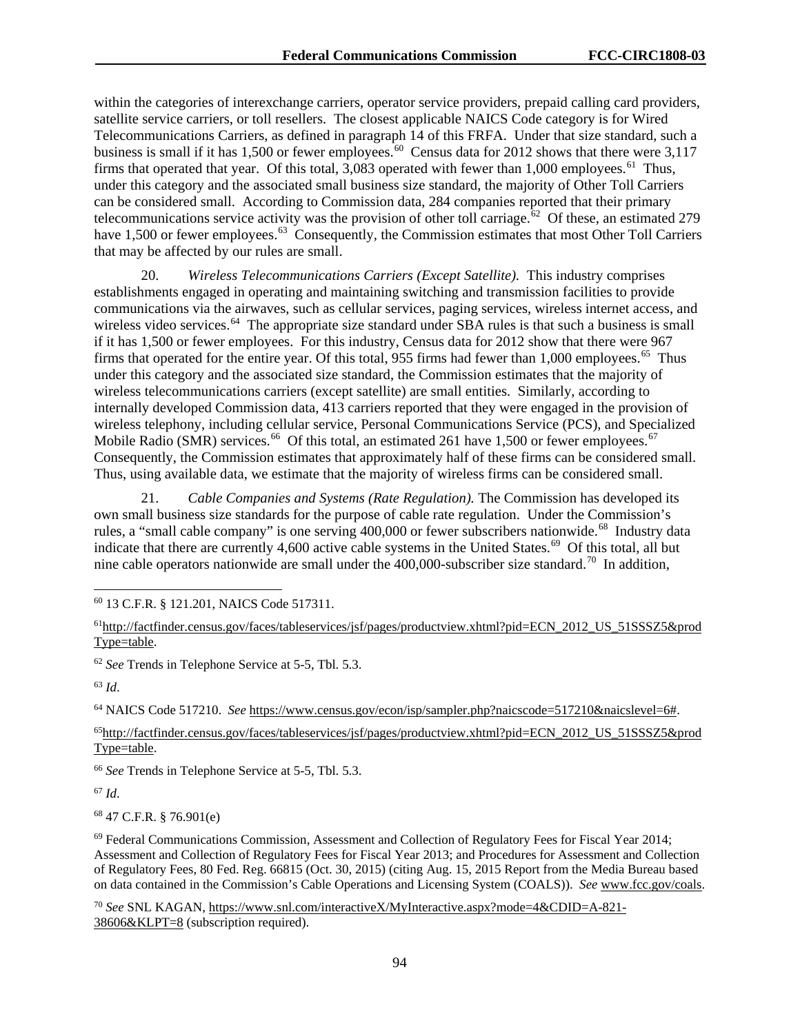within the categories of interexchange carriers, operator service providers, prepaid calling card providers, satellite service carriers, or toll resellers. The closest applicable NAICS Code category is for Wired Telecommunications Carriers, as defined in paragraph 14 of this FRFA. Under that size standard, such a business is small if it has 1,500 or fewer employees.[60] Census data for 2012 shows that there were 3,117 firms that operated that year. Of this total, 3,083 operated with fewer than 1,000 employees.[61] Thus, under this category and the associated small business size standard, the majority of Other Toll Carriers can be considered small. According to Commission data, 284 companies reported that their primary telecommunications service activity was the provision of other toll carriage.[62] Of these, an estimated 279 have 1,500 or fewer employees.[63] Consequently, the Commission estimates that most Other Toll Carriers that may be affected by our rules are small.

20. *Wireless Telecommunications Carriers (Except Satellite).* This industry comprises establishments engaged in operating and maintaining switching and transmission facilities to provide communications via the airwaves, such as cellular services, paging services, wireless internet access, and wireless video services.[64] The appropriate size standard under SBA rules is that such a business is small if it has 1,500 or fewer employees. For this industry, Census data for 2012 show that there were 967 firms that operated for the entire year. Of this total, 955 firms had fewer than 1,000 employees.[65] Thus under this category and the associated size standard, the Commission estimates that the majority of wireless telecommunications carriers (except satellite) are small entities. Similarly, according to internally developed Commission data, 413 carriers reported that they were engaged in the provision of wireless telephony, including cellular service, Personal Communications Service (PCS), and Specialized Mobile Radio (SMR) services.[66] Of this total, an estimated 261 have 1,500 or fewer employees.[67] Consequently, the Commission estimates that approximately half of these firms can be considered small. Thus, using available data, we estimate that the majority of wireless firms can be considered small.

21. *Cable Companies and Systems (Rate Regulation).* The Commission has developed its own small business size standards for the purpose of cable rate regulation. Under the Commission's rules, a "small cable company" is one serving 400,000 or fewer subscribers nationwide.[68] Industry data indicate that there are currently 4,600 active cable systems in the United States.[69] Of this total, all but nine cable operators nationwide are small under the 400,000-subscriber size standard.[70] In addition,

---

[60] 13 C.F.R. § 121.201, NAICS Code 517311.

[61] http://factfinder.census.gov/faces/tableservices/jsf/pages/productview.xhtml?pid=ECN_2012_US_51SSSZ5&prodType=table.

[62] *See* Trends in Telephone Service at 5-5, Tbl. 5.3.

[63] *Id*.

[64] NAICS Code 517210. *See* https://www.census.gov/econ/isp/sampler.php?naicscode=517210&naicslevel=6#.

[65] http://factfinder.census.gov/faces/tableservices/jsf/pages/productview.xhtml?pid=ECN_2012_US_51SSSZ5&prodType=table.

[66] *See* Trends in Telephone Service at 5-5, Tbl. 5.3.

[67] *Id*.

[68] 47 C.F.R. § 76.901(e)

[69] Federal Communications Commission, Assessment and Collection of Regulatory Fees for Fiscal Year 2014; Assessment and Collection of Regulatory Fees for Fiscal Year 2013; and Procedures for Assessment and Collection of Regulatory Fees, 80 Fed. Reg. 66815 (Oct. 30, 2015) (citing Aug. 15, 2015 Report from the Media Bureau based on data contained in the Commission's Cable Operations and Licensing System (COALS)). *See* www.fcc.gov/coals.

[70] *See* SNL KAGAN, https://www.snl.com/interactiveX/MyInteractive.aspx?mode=4&CDID=A-821-38606&KLPT=8 (subscription required).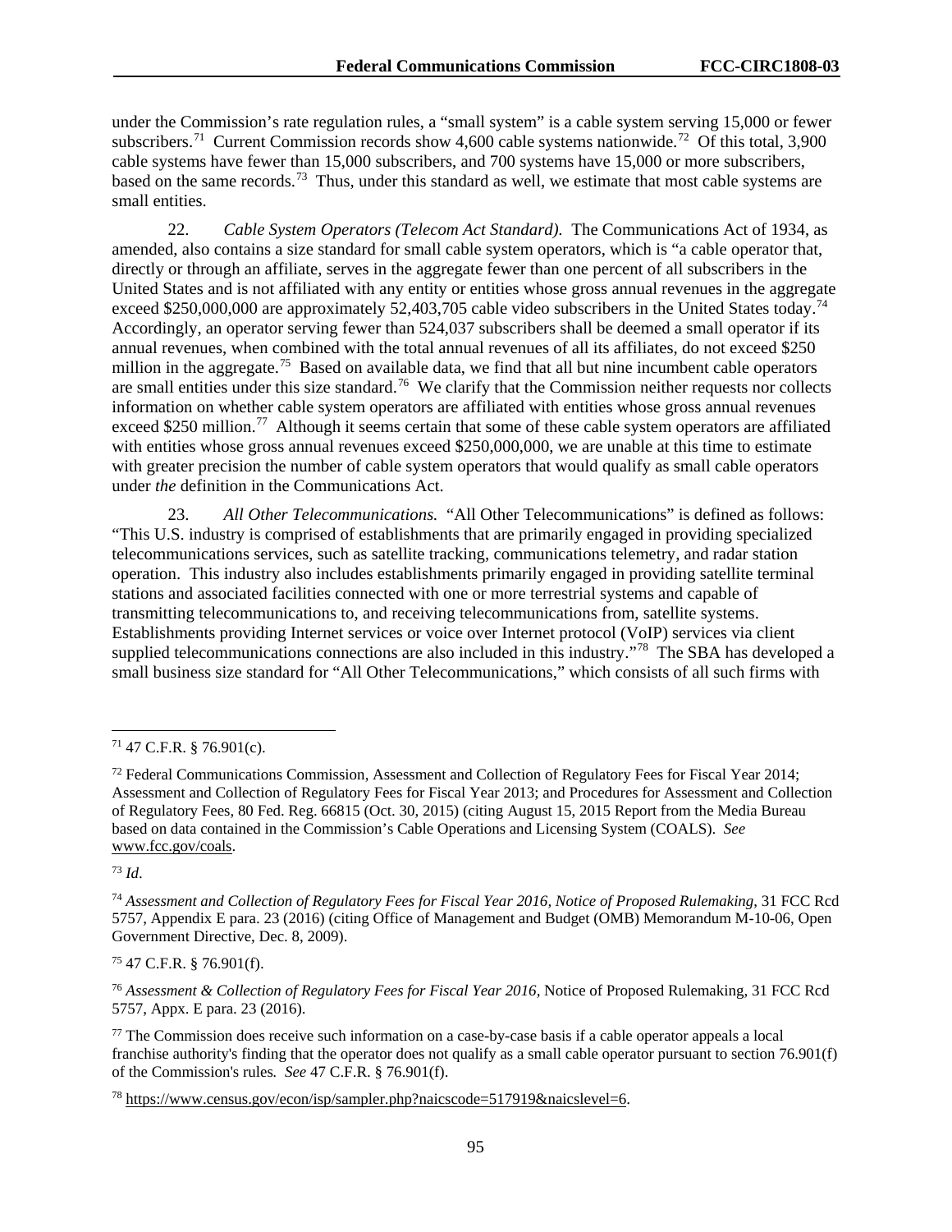under the Commission's rate regulation rules, a "small system" is a cable system serving 15,000 or fewer subscribers.[71] Current Commission records show 4,600 cable systems nationwide.[72] Of this total, 3,900 cable systems have fewer than 15,000 subscribers, and 700 systems have 15,000 or more subscribers, based on the same records.[73] Thus, under this standard as well, we estimate that most cable systems are small entities.

22. *Cable System Operators (Telecom Act Standard).* The Communications Act of 1934, as amended, also contains a size standard for small cable system operators, which is "a cable operator that, directly or through an affiliate, serves in the aggregate fewer than one percent of all subscribers in the United States and is not affiliated with any entity or entities whose gross annual revenues in the aggregate exceed $250,000,000 are approximately 52,403,705 cable video subscribers in the United States today.[74] Accordingly, an operator serving fewer than 524,037 subscribers shall be deemed a small operator if its annual revenues, when combined with the total annual revenues of all its affiliates, do not exceed $250 million in the aggregate.[75] Based on available data, we find that all but nine incumbent cable operators are small entities under this size standard.[76] We clarify that the Commission neither requests nor collects information on whether cable system operators are affiliated with entities whose gross annual revenues exceed $250 million.[77] Although it seems certain that some of these cable system operators are affiliated with entities whose gross annual revenues exceed $250,000,000, we are unable at this time to estimate with greater precision the number of cable system operators that would qualify as small cable operators under *the* definition in the Communications Act.

23. *All Other Telecommunications.* "All Other Telecommunications" is defined as follows: "This U.S. industry is comprised of establishments that are primarily engaged in providing specialized telecommunications services, such as satellite tracking, communications telemetry, and radar station operation. This industry also includes establishments primarily engaged in providing satellite terminal stations and associated facilities connected with one or more terrestrial systems and capable of transmitting telecommunications to, and receiving telecommunications from, satellite systems. Establishments providing Internet services or voice over Internet protocol (VoIP) services via client supplied telecommunications connections are also included in this industry."[78] The SBA has developed a small business size standard for "All Other Telecommunications," which consists of all such firms with

---

[71] 47 C.F.R. § 76.901(c).

[72] Federal Communications Commission, Assessment and Collection of Regulatory Fees for Fiscal Year 2014; Assessment and Collection of Regulatory Fees for Fiscal Year 2013; and Procedures for Assessment and Collection of Regulatory Fees, 80 Fed. Reg. 66815 (Oct. 30, 2015) (citing August 15, 2015 Report from the Media Bureau based on data contained in the Commission's Cable Operations and Licensing System (COALS). *See* www.fcc.gov/coals.

[73] *Id*.

[74] *Assessment and Collection of Regulatory Fees for Fiscal Year 2016, Notice of Proposed Rulemaking,* 31 FCC Rcd 5757, Appendix E para. 23 (2016) (citing Office of Management and Budget (OMB) Memorandum M-10-06, Open Government Directive, Dec. 8, 2009).

[75] 47 C.F.R. § 76.901(f).

[76] *Assessment & Collection of Regulatory Fees for Fiscal Year 2016,* Notice of Proposed Rulemaking, 31 FCC Rcd 5757, Appx. E para. 23 (2016).

[77] The Commission does receive such information on a case-by-case basis if a cable operator appeals a local franchise authority's finding that the operator does not qualify as a small cable operator pursuant to section 76.901(f) of the Commission's rules. *See* 47 C.F.R. § 76.901(f).

[78] https://www.census.gov/econ/isp/sampler.php?naicscode=517919&naicslevel=6.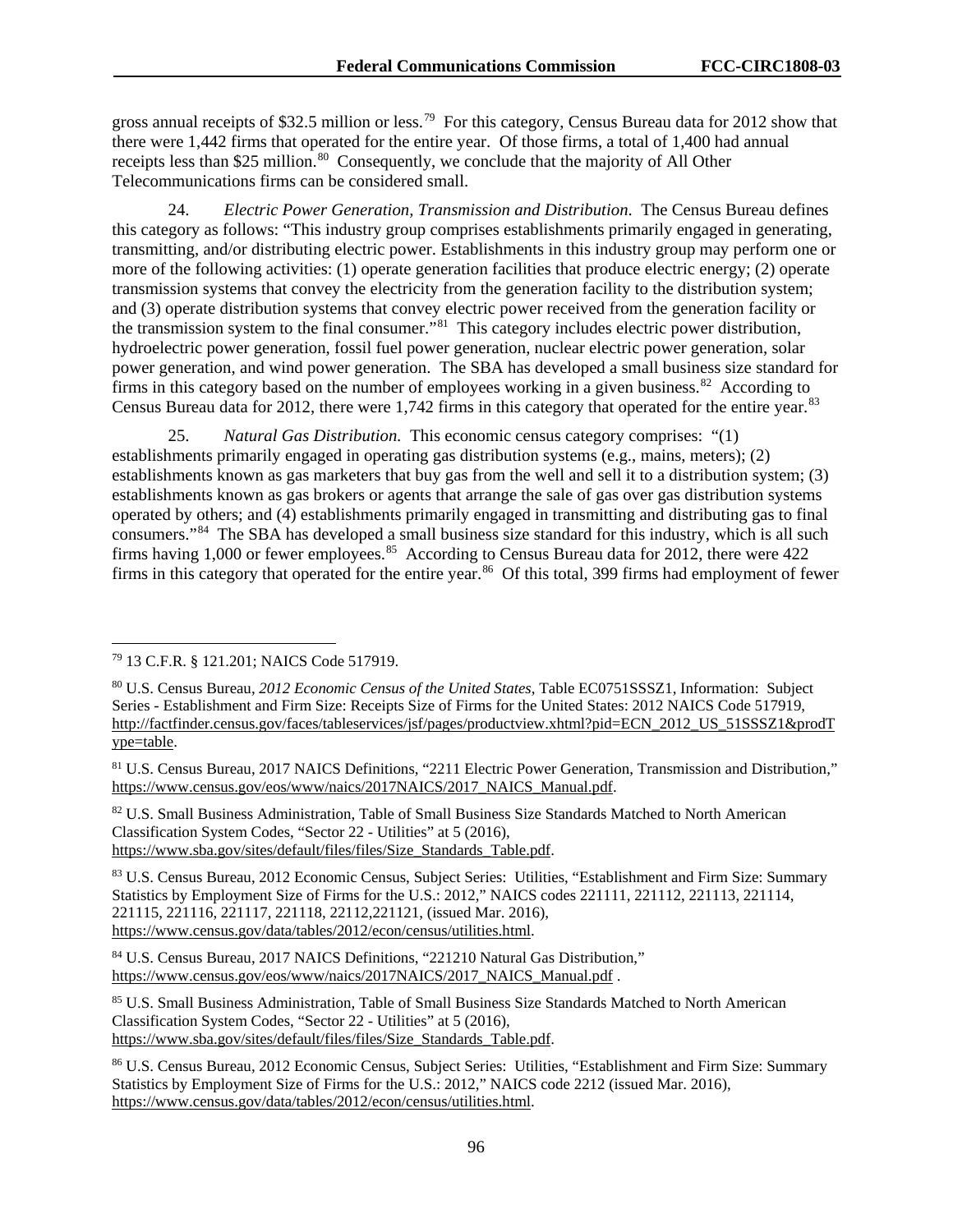gross annual receipts of $32.5 million or less.[79] For this category, Census Bureau data for 2012 show that there were 1,442 firms that operated for the entire year. Of those firms, a total of 1,400 had annual receipts less than $25 million.[80] Consequently, we conclude that the majority of All Other Telecommunications firms can be considered small.

24. *Electric Power Generation, Transmission and Distribution.* The Census Bureau defines this category as follows: "This industry group comprises establishments primarily engaged in generating, transmitting, and/or distributing electric power. Establishments in this industry group may perform one or more of the following activities: (1) operate generation facilities that produce electric energy; (2) operate transmission systems that convey the electricity from the generation facility to the distribution system; and (3) operate distribution systems that convey electric power received from the generation facility or the transmission system to the final consumer."[81] This category includes electric power distribution, hydroelectric power generation, fossil fuel power generation, nuclear electric power generation, solar power generation, and wind power generation. The SBA has developed a small business size standard for firms in this category based on the number of employees working in a given business.[82] According to Census Bureau data for 2012, there were 1,742 firms in this category that operated for the entire year.[83]

25. *Natural Gas Distribution.* This economic census category comprises: "(1) establishments primarily engaged in operating gas distribution systems (e.g., mains, meters); (2) establishments known as gas marketers that buy gas from the well and sell it to a distribution system; (3) establishments known as gas brokers or agents that arrange the sale of gas over gas distribution systems operated by others; and (4) establishments primarily engaged in transmitting and distributing gas to final consumers."[84] The SBA has developed a small business size standard for this industry, which is all such firms having 1,000 or fewer employees.[85] According to Census Bureau data for 2012, there were 422 firms in this category that operated for the entire year.[86] Of this total, 399 firms had employment of fewer

---

[79] 13 C.F.R. § 121.201; NAICS Code 517919.

[80] U.S. Census Bureau, *2012 Economic Census of the United States*, Table EC0751SSSZ1, Information: Subject Series - Establishment and Firm Size: Receipts Size of Firms for the United States: 2012 NAICS Code 517919, http://factfinder.census.gov/faces/tableservices/jsf/pages/productview.xhtml?pid=ECN_2012_US_51SSSZ1&prodType=table.

[81] U.S. Census Bureau, 2017 NAICS Definitions, "2211 Electric Power Generation, Transmission and Distribution," https://www.census.gov/eos/www/naics/2017NAICS/2017_NAICS_Manual.pdf.

[82] U.S. Small Business Administration, Table of Small Business Size Standards Matched to North American Classification System Codes, "Sector 22 - Utilities" at 5 (2016), https://www.sba.gov/sites/default/files/files/Size_Standards_Table.pdf.

[83] U.S. Census Bureau, 2012 Economic Census, Subject Series: Utilities, "Establishment and Firm Size: Summary Statistics by Employment Size of Firms for the U.S.: 2012," NAICS codes 221111, 221112, 221113, 221114, 221115, 221116, 221117, 221118, 22112,221121, (issued Mar. 2016), https://www.census.gov/data/tables/2012/econ/census/utilities.html.

[84] U.S. Census Bureau, 2017 NAICS Definitions, "221210 Natural Gas Distribution," https://www.census.gov/eos/www/naics/2017NAICS/2017_NAICS_Manual.pdf .

[85] U.S. Small Business Administration, Table of Small Business Size Standards Matched to North American Classification System Codes, "Sector 22 - Utilities" at 5 (2016), https://www.sba.gov/sites/default/files/files/Size_Standards_Table.pdf.

[86] U.S. Census Bureau, 2012 Economic Census, Subject Series: Utilities, "Establishment and Firm Size: Summary Statistics by Employment Size of Firms for the U.S.: 2012," NAICS code 2212 (issued Mar. 2016), https://www.census.gov/data/tables/2012/econ/census/utilities.html.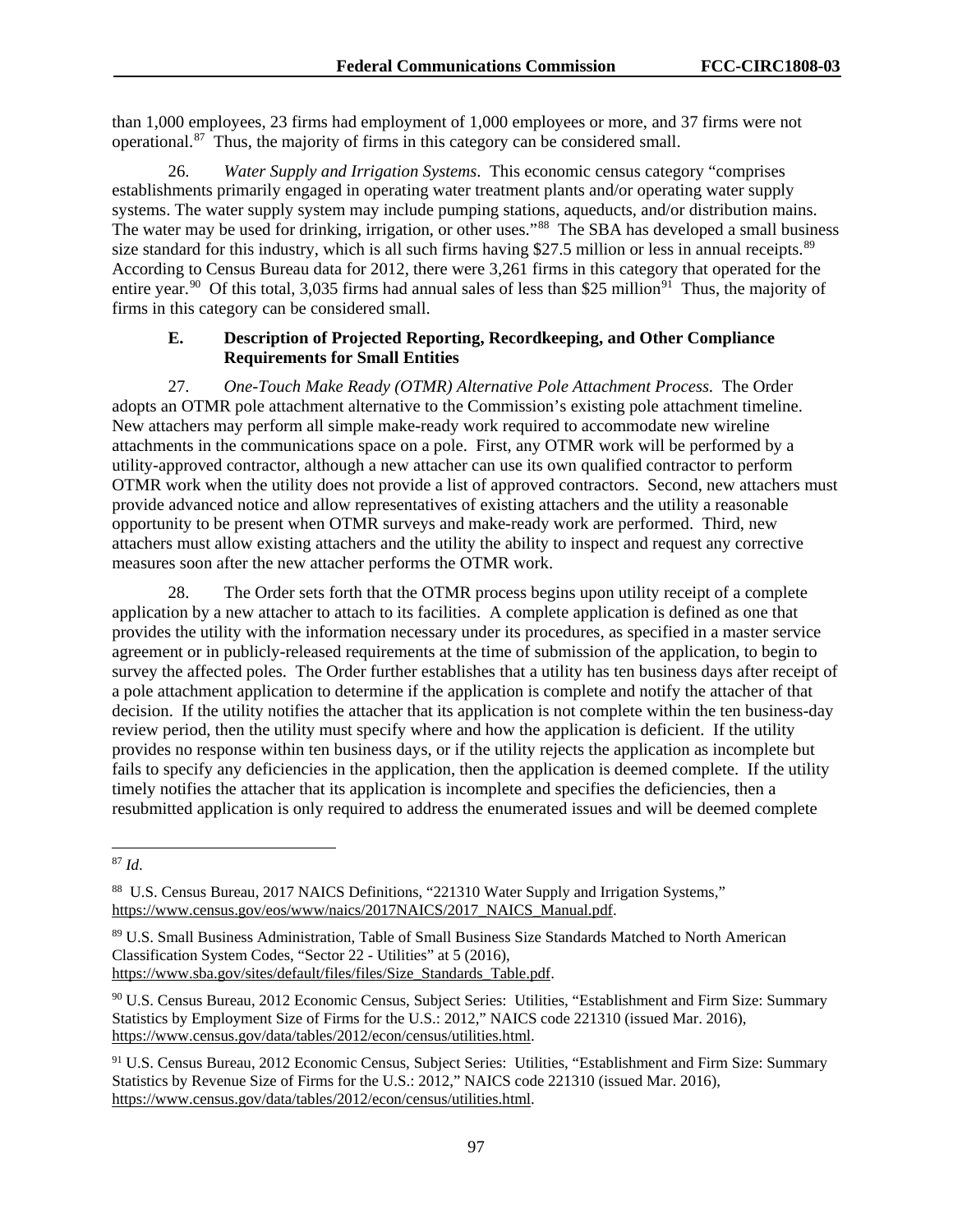than 1,000 employees, 23 firms had employment of 1,000 employees or more, and 37 firms were not operational.[87] Thus, the majority of firms in this category can be considered small.

26. *Water Supply and Irrigation Systems*. This economic census category "comprises establishments primarily engaged in operating water treatment plants and/or operating water supply systems. The water supply system may include pumping stations, aqueducts, and/or distribution mains. The water may be used for drinking, irrigation, or other uses."[88] The SBA has developed a small business size standard for this industry, which is all such firms having $27.5 million or less in annual receipts.[89] According to Census Bureau data for 2012, there were 3,261 firms in this category that operated for the entire year.[90] Of this total, 3,035 firms had annual sales of less than $25 million[91] Thus, the majority of firms in this category can be considered small.

### E. Description of Projected Reporting, Recordkeeping, and Other Compliance Requirements for Small Entities

27. *One-Touch Make Ready (OTMR) Alternative Pole Attachment Process.* The Order adopts an OTMR pole attachment alternative to the Commission's existing pole attachment timeline. New attachers may perform all simple make-ready work required to accommodate new wireline attachments in the communications space on a pole. First, any OTMR work will be performed by a utility-approved contractor, although a new attacher can use its own qualified contractor to perform OTMR work when the utility does not provide a list of approved contractors. Second, new attachers must provide advanced notice and allow representatives of existing attachers and the utility a reasonable opportunity to be present when OTMR surveys and make-ready work are performed. Third, new attachers must allow existing attachers and the utility the ability to inspect and request any corrective measures soon after the new attacher performs the OTMR work.

28. The Order sets forth that the OTMR process begins upon utility receipt of a complete application by a new attacher to attach to its facilities. A complete application is defined as one that provides the utility with the information necessary under its procedures, as specified in a master service agreement or in publicly-released requirements at the time of submission of the application, to begin to survey the affected poles. The Order further establishes that a utility has ten business days after receipt of a pole attachment application to determine if the application is complete and notify the attacher of that decision. If the utility notifies the attacher that its application is not complete within the ten business-day review period, then the utility must specify where and how the application is deficient. If the utility provides no response within ten business days, or if the utility rejects the application as incomplete but fails to specify any deficiencies in the application, then the application is deemed complete. If the utility timely notifies the attacher that its application is incomplete and specifies the deficiencies, then a resubmitted application is only required to address the enumerated issues and will be deemed complete

---

[87] *Id*.

[88] U.S. Census Bureau, 2017 NAICS Definitions, "221310 Water Supply and Irrigation Systems," https://www.census.gov/eos/www/naics/2017NAICS/2017_NAICS_Manual.pdf.

[89] U.S. Small Business Administration, Table of Small Business Size Standards Matched to North American Classification System Codes, "Sector 22 - Utilities" at 5 (2016), https://www.sba.gov/sites/default/files/files/Size_Standards_Table.pdf.

[90] U.S. Census Bureau, 2012 Economic Census, Subject Series: Utilities, "Establishment and Firm Size: Summary Statistics by Employment Size of Firms for the U.S.: 2012," NAICS code 221310 (issued Mar. 2016), https://www.census.gov/data/tables/2012/econ/census/utilities.html.

[91] U.S. Census Bureau, 2012 Economic Census, Subject Series: Utilities, "Establishment and Firm Size: Summary Statistics by Revenue Size of Firms for the U.S.: 2012," NAICS code 221310 (issued Mar. 2016), https://www.census.gov/data/tables/2012/econ/census/utilities.html.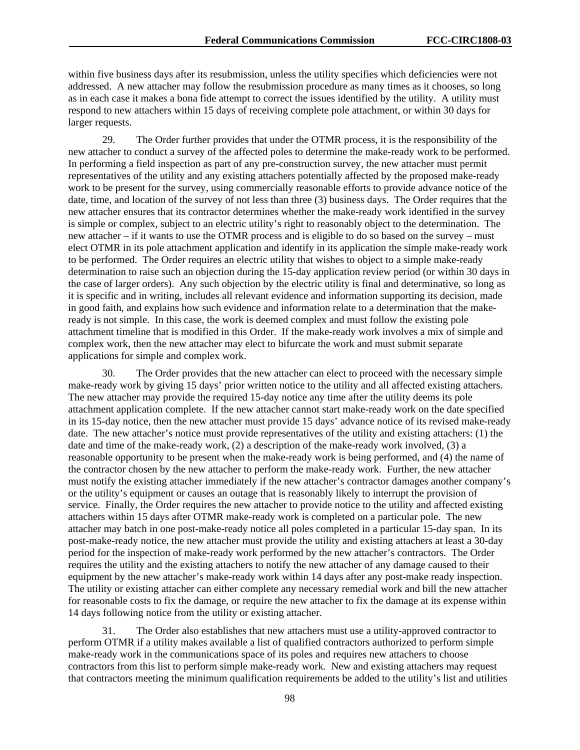within five business days after its resubmission, unless the utility specifies which deficiencies were not addressed. A new attacher may follow the resubmission procedure as many times as it chooses, so long as in each case it makes a bona fide attempt to correct the issues identified by the utility. A utility must respond to new attachers within 15 days of receiving complete pole attachment, or within 30 days for larger requests.

29. The Order further provides that under the OTMR process, it is the responsibility of the new attacher to conduct a survey of the affected poles to determine the make-ready work to be performed. In performing a field inspection as part of any pre-construction survey, the new attacher must permit representatives of the utility and any existing attachers potentially affected by the proposed make-ready work to be present for the survey, using commercially reasonable efforts to provide advance notice of the date, time, and location of the survey of not less than three (3) business days. The Order requires that the new attacher ensures that its contractor determines whether the make-ready work identified in the survey is simple or complex, subject to an electric utility's right to reasonably object to the determination. The new attacher – if it wants to use the OTMR process and is eligible to do so based on the survey – must elect OTMR in its pole attachment application and identify in its application the simple make-ready work to be performed. The Order requires an electric utility that wishes to object to a simple make-ready determination to raise such an objection during the 15-day application review period (or within 30 days in the case of larger orders). Any such objection by the electric utility is final and determinative, so long as it is specific and in writing, includes all relevant evidence and information supporting its decision, made in good faith, and explains how such evidence and information relate to a determination that the make-ready is not simple. In this case, the work is deemed complex and must follow the existing pole attachment timeline that is modified in this Order. If the make-ready work involves a mix of simple and complex work, then the new attacher may elect to bifurcate the work and must submit separate applications for simple and complex work.

30. The Order provides that the new attacher can elect to proceed with the necessary simple make-ready work by giving 15 days' prior written notice to the utility and all affected existing attachers. The new attacher may provide the required 15-day notice any time after the utility deems its pole attachment application complete. If the new attacher cannot start make-ready work on the date specified in its 15-day notice, then the new attacher must provide 15 days' advance notice of its revised make-ready date. The new attacher's notice must provide representatives of the utility and existing attachers: (1) the date and time of the make-ready work, (2) a description of the make-ready work involved, (3) a reasonable opportunity to be present when the make-ready work is being performed, and (4) the name of the contractor chosen by the new attacher to perform the make-ready work. Further, the new attacher must notify the existing attacher immediately if the new attacher's contractor damages another company's or the utility's equipment or causes an outage that is reasonably likely to interrupt the provision of service. Finally, the Order requires the new attacher to provide notice to the utility and affected existing attachers within 15 days after OTMR make-ready work is completed on a particular pole. The new attacher may batch in one post-make-ready notice all poles completed in a particular 15-day span. In its post-make-ready notice, the new attacher must provide the utility and existing attachers at least a 30-day period for the inspection of make-ready work performed by the new attacher's contractors. The Order requires the utility and the existing attachers to notify the new attacher of any damage caused to their equipment by the new attacher's make-ready work within 14 days after any post-make ready inspection. The utility or existing attacher can either complete any necessary remedial work and bill the new attacher for reasonable costs to fix the damage, or require the new attacher to fix the damage at its expense within 14 days following notice from the utility or existing attacher.

31. The Order also establishes that new attachers must use a utility-approved contractor to perform OTMR if a utility makes available a list of qualified contractors authorized to perform simple make-ready work in the communications space of its poles and requires new attachers to choose contractors from this list to perform simple make-ready work. New and existing attachers may request that contractors meeting the minimum qualification requirements be added to the utility's list and utilities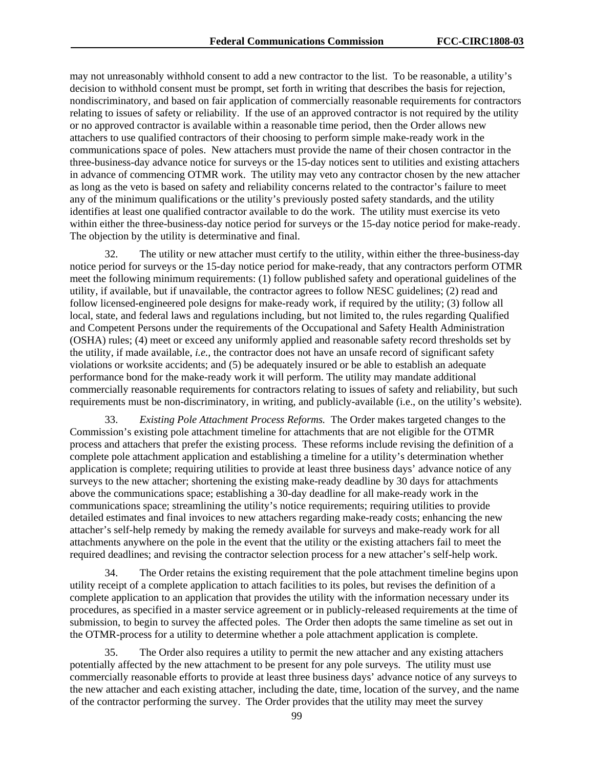may not unreasonably withhold consent to add a new contractor to the list. To be reasonable, a utility's decision to withhold consent must be prompt, set forth in writing that describes the basis for rejection, nondiscriminatory, and based on fair application of commercially reasonable requirements for contractors relating to issues of safety or reliability. If the use of an approved contractor is not required by the utility or no approved contractor is available within a reasonable time period, then the Order allows new attachers to use qualified contractors of their choosing to perform simple make-ready work in the communications space of poles. New attachers must provide the name of their chosen contractor in the three-business-day advance notice for surveys or the 15-day notices sent to utilities and existing attachers in advance of commencing OTMR work. The utility may veto any contractor chosen by the new attacher as long as the veto is based on safety and reliability concerns related to the contractor's failure to meet any of the minimum qualifications or the utility's previously posted safety standards, and the utility identifies at least one qualified contractor available to do the work. The utility must exercise its veto within either the three-business-day notice period for surveys or the 15-day notice period for make-ready. The objection by the utility is determinative and final.

32. The utility or new attacher must certify to the utility, within either the three-business-day notice period for surveys or the 15-day notice period for make-ready, that any contractors perform OTMR meet the following minimum requirements: (1) follow published safety and operational guidelines of the utility, if available, but if unavailable, the contractor agrees to follow NESC guidelines; (2) read and follow licensed-engineered pole designs for make-ready work, if required by the utility; (3) follow all local, state, and federal laws and regulations including, but not limited to, the rules regarding Qualified and Competent Persons under the requirements of the Occupational and Safety Health Administration (OSHA) rules; (4) meet or exceed any uniformly applied and reasonable safety record thresholds set by the utility, if made available, *i.e.,* the contractor does not have an unsafe record of significant safety violations or worksite accidents; and (5) be adequately insured or be able to establish an adequate performance bond for the make-ready work it will perform. The utility may mandate additional commercially reasonable requirements for contractors relating to issues of safety and reliability, but such requirements must be non-discriminatory, in writing, and publicly-available (i.e., on the utility's website).

33. *Existing Pole Attachment Process Reforms.* The Order makes targeted changes to the Commission's existing pole attachment timeline for attachments that are not eligible for the OTMR process and attachers that prefer the existing process. These reforms include revising the definition of a complete pole attachment application and establishing a timeline for a utility's determination whether application is complete; requiring utilities to provide at least three business days' advance notice of any surveys to the new attacher; shortening the existing make-ready deadline by 30 days for attachments above the communications space; establishing a 30-day deadline for all make-ready work in the communications space; streamlining the utility's notice requirements; requiring utilities to provide detailed estimates and final invoices to new attachers regarding make-ready costs; enhancing the new attacher's self-help remedy by making the remedy available for surveys and make-ready work for all attachments anywhere on the pole in the event that the utility or the existing attachers fail to meet the required deadlines; and revising the contractor selection process for a new attacher's self-help work.

34. The Order retains the existing requirement that the pole attachment timeline begins upon utility receipt of a complete application to attach facilities to its poles, but revises the definition of a complete application to an application that provides the utility with the information necessary under its procedures, as specified in a master service agreement or in publicly-released requirements at the time of submission, to begin to survey the affected poles. The Order then adopts the same timeline as set out in the OTMR-process for a utility to determine whether a pole attachment application is complete.

35. The Order also requires a utility to permit the new attacher and any existing attachers potentially affected by the new attachment to be present for any pole surveys. The utility must use commercially reasonable efforts to provide at least three business days' advance notice of any surveys to the new attacher and each existing attacher, including the date, time, location of the survey, and the name of the contractor performing the survey. The Order provides that the utility may meet the survey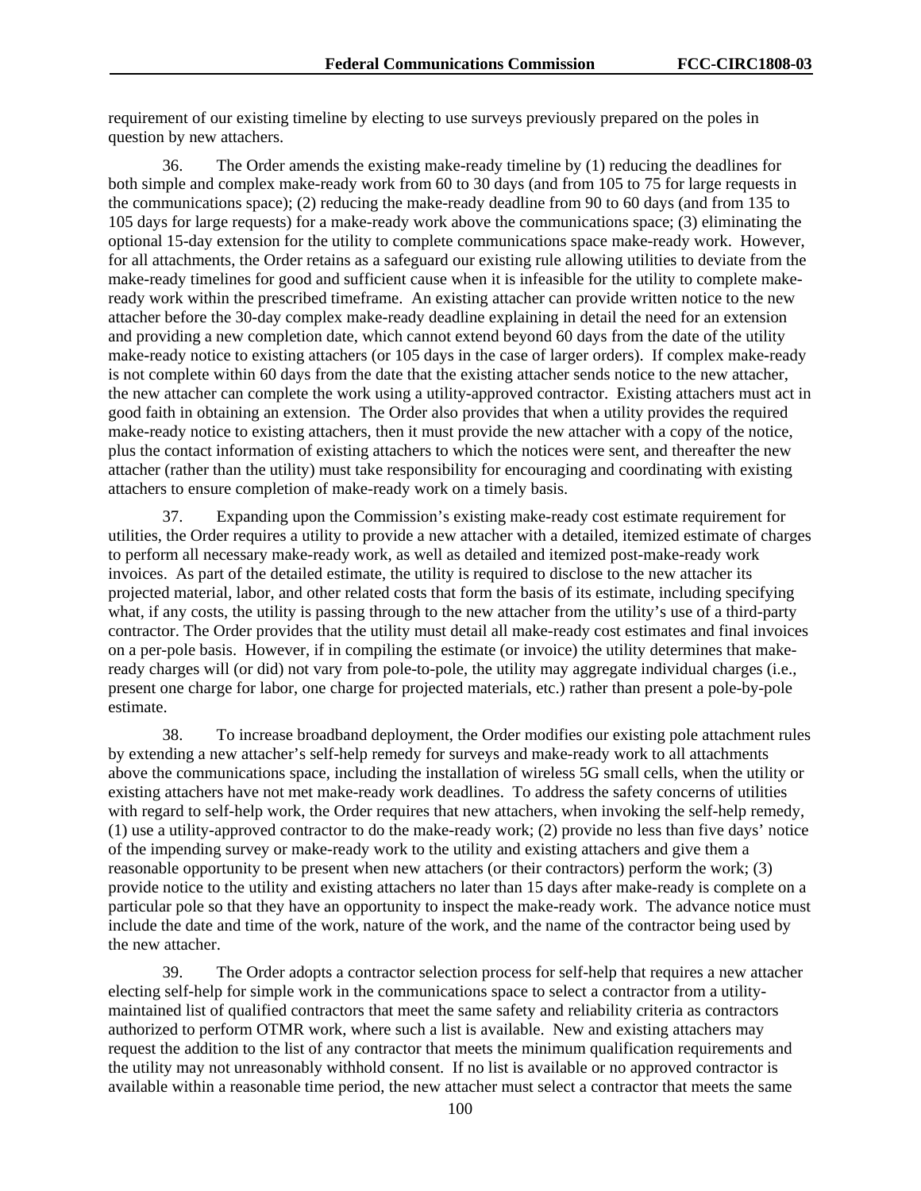requirement of our existing timeline by electing to use surveys previously prepared on the poles in question by new attachers.

36. The Order amends the existing make-ready timeline by (1) reducing the deadlines for both simple and complex make-ready work from 60 to 30 days (and from 105 to 75 for large requests in the communications space); (2) reducing the make-ready deadline from 90 to 60 days (and from 135 to 105 days for large requests) for a make-ready work above the communications space; (3) eliminating the optional 15-day extension for the utility to complete communications space make-ready work. However, for all attachments, the Order retains as a safeguard our existing rule allowing utilities to deviate from the make-ready timelines for good and sufficient cause when it is infeasible for the utility to complete make-ready work within the prescribed timeframe. An existing attacher can provide written notice to the new attacher before the 30-day complex make-ready deadline explaining in detail the need for an extension and providing a new completion date, which cannot extend beyond 60 days from the date of the utility make-ready notice to existing attachers (or 105 days in the case of larger orders). If complex make-ready is not complete within 60 days from the date that the existing attacher sends notice to the new attacher, the new attacher can complete the work using a utility-approved contractor. Existing attachers must act in good faith in obtaining an extension. The Order also provides that when a utility provides the required make-ready notice to existing attachers, then it must provide the new attacher with a copy of the notice, plus the contact information of existing attachers to which the notices were sent, and thereafter the new attacher (rather than the utility) must take responsibility for encouraging and coordinating with existing attachers to ensure completion of make-ready work on a timely basis.

37. Expanding upon the Commission's existing make-ready cost estimate requirement for utilities, the Order requires a utility to provide a new attacher with a detailed, itemized estimate of charges to perform all necessary make-ready work, as well as detailed and itemized post-make-ready work invoices. As part of the detailed estimate, the utility is required to disclose to the new attacher its projected material, labor, and other related costs that form the basis of its estimate, including specifying what, if any costs, the utility is passing through to the new attacher from the utility's use of a third-party contractor. The Order provides that the utility must detail all make-ready cost estimates and final invoices on a per-pole basis. However, if in compiling the estimate (or invoice) the utility determines that make-ready charges will (or did) not vary from pole-to-pole, the utility may aggregate individual charges (i.e., present one charge for labor, one charge for projected materials, etc.) rather than present a pole-by-pole estimate.

38. To increase broadband deployment, the Order modifies our existing pole attachment rules by extending a new attacher's self-help remedy for surveys and make-ready work to all attachments above the communications space, including the installation of wireless 5G small cells, when the utility or existing attachers have not met make-ready work deadlines. To address the safety concerns of utilities with regard to self-help work, the Order requires that new attachers, when invoking the self-help remedy, (1) use a utility-approved contractor to do the make-ready work; (2) provide no less than five days' notice of the impending survey or make-ready work to the utility and existing attachers and give them a reasonable opportunity to be present when new attachers (or their contractors) perform the work; (3) provide notice to the utility and existing attachers no later than 15 days after make-ready is complete on a particular pole so that they have an opportunity to inspect the make-ready work. The advance notice must include the date and time of the work, nature of the work, and the name of the contractor being used by the new attacher.

39. The Order adopts a contractor selection process for self-help that requires a new attacher electing self-help for simple work in the communications space to select a contractor from a utility-maintained list of qualified contractors that meet the same safety and reliability criteria as contractors authorized to perform OTMR work, where such a list is available. New and existing attachers may request the addition to the list of any contractor that meets the minimum qualification requirements and the utility may not unreasonably withhold consent. If no list is available or no approved contractor is available within a reasonable time period, the new attacher must select a contractor that meets the same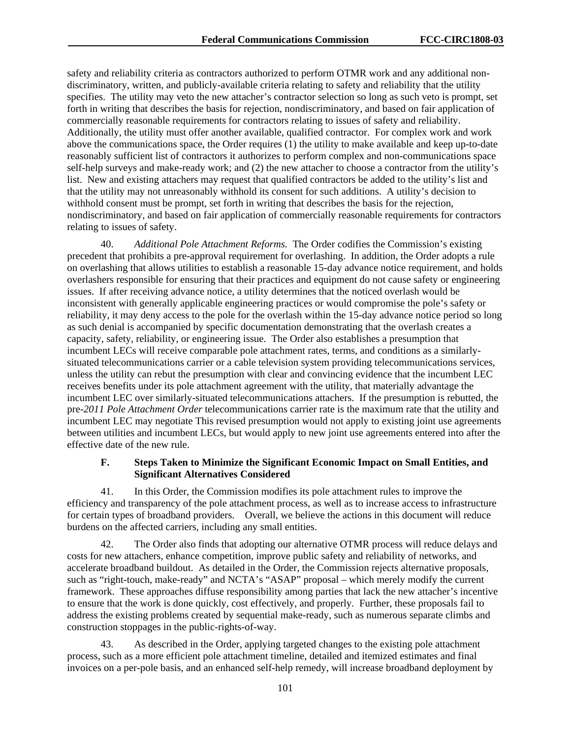safety and reliability criteria as contractors authorized to perform OTMR work and any additional non-discriminatory, written, and publicly-available criteria relating to safety and reliability that the utility specifies. The utility may veto the new attacher's contractor selection so long as such veto is prompt, set forth in writing that describes the basis for rejection, nondiscriminatory, and based on fair application of commercially reasonable requirements for contractors relating to issues of safety and reliability. Additionally, the utility must offer another available, qualified contractor. For complex work and work above the communications space, the Order requires (1) the utility to make available and keep up-to-date reasonably sufficient list of contractors it authorizes to perform complex and non-communications space self-help surveys and make-ready work; and (2) the new attacher to choose a contractor from the utility's list. New and existing attachers may request that qualified contractors be added to the utility's list and that the utility may not unreasonably withhold its consent for such additions. A utility's decision to withhold consent must be prompt, set forth in writing that describes the basis for the rejection, nondiscriminatory, and based on fair application of commercially reasonable requirements for contractors relating to issues of safety.

40. *Additional Pole Attachment Reforms.* The Order codifies the Commission's existing precedent that prohibits a pre-approval requirement for overlashing. In addition, the Order adopts a rule on overlashing that allows utilities to establish a reasonable 15-day advance notice requirement, and holds overlashers responsible for ensuring that their practices and equipment do not cause safety or engineering issues. If after receiving advance notice, a utility determines that the noticed overlash would be inconsistent with generally applicable engineering practices or would compromise the pole's safety or reliability, it may deny access to the pole for the overlash within the 15-day advance notice period so long as such denial is accompanied by specific documentation demonstrating that the overlash creates a capacity, safety, reliability, or engineering issue. The Order also establishes a presumption that incumbent LECs will receive comparable pole attachment rates, terms, and conditions as a similarly-situated telecommunications carrier or a cable television system providing telecommunications services, unless the utility can rebut the presumption with clear and convincing evidence that the incumbent LEC receives benefits under its pole attachment agreement with the utility, that materially advantage the incumbent LEC over similarly-situated telecommunications attachers. If the presumption is rebutted, the pre-*2011 Pole Attachment Order* telecommunications carrier rate is the maximum rate that the utility and incumbent LEC may negotiate This revised presumption would not apply to existing joint use agreements between utilities and incumbent LECs, but would apply to new joint use agreements entered into after the effective date of the new rule.

### F. Steps Taken to Minimize the Significant Economic Impact on Small Entities, and Significant Alternatives Considered

41. In this Order, the Commission modifies its pole attachment rules to improve the efficiency and transparency of the pole attachment process, as well as to increase access to infrastructure for certain types of broadband providers. Overall, we believe the actions in this document will reduce burdens on the affected carriers, including any small entities.

42. The Order also finds that adopting our alternative OTMR process will reduce delays and costs for new attachers, enhance competition, improve public safety and reliability of networks, and accelerate broadband buildout. As detailed in the Order, the Commission rejects alternative proposals, such as "right-touch, make-ready" and NCTA's "ASAP" proposal – which merely modify the current framework. These approaches diffuse responsibility among parties that lack the new attacher's incentive to ensure that the work is done quickly, cost effectively, and properly. Further, these proposals fail to address the existing problems created by sequential make-ready, such as numerous separate climbs and construction stoppages in the public-rights-of-way.

43. As described in the Order, applying targeted changes to the existing pole attachment process, such as a more efficient pole attachment timeline, detailed and itemized estimates and final invoices on a per-pole basis, and an enhanced self-help remedy, will increase broadband deployment by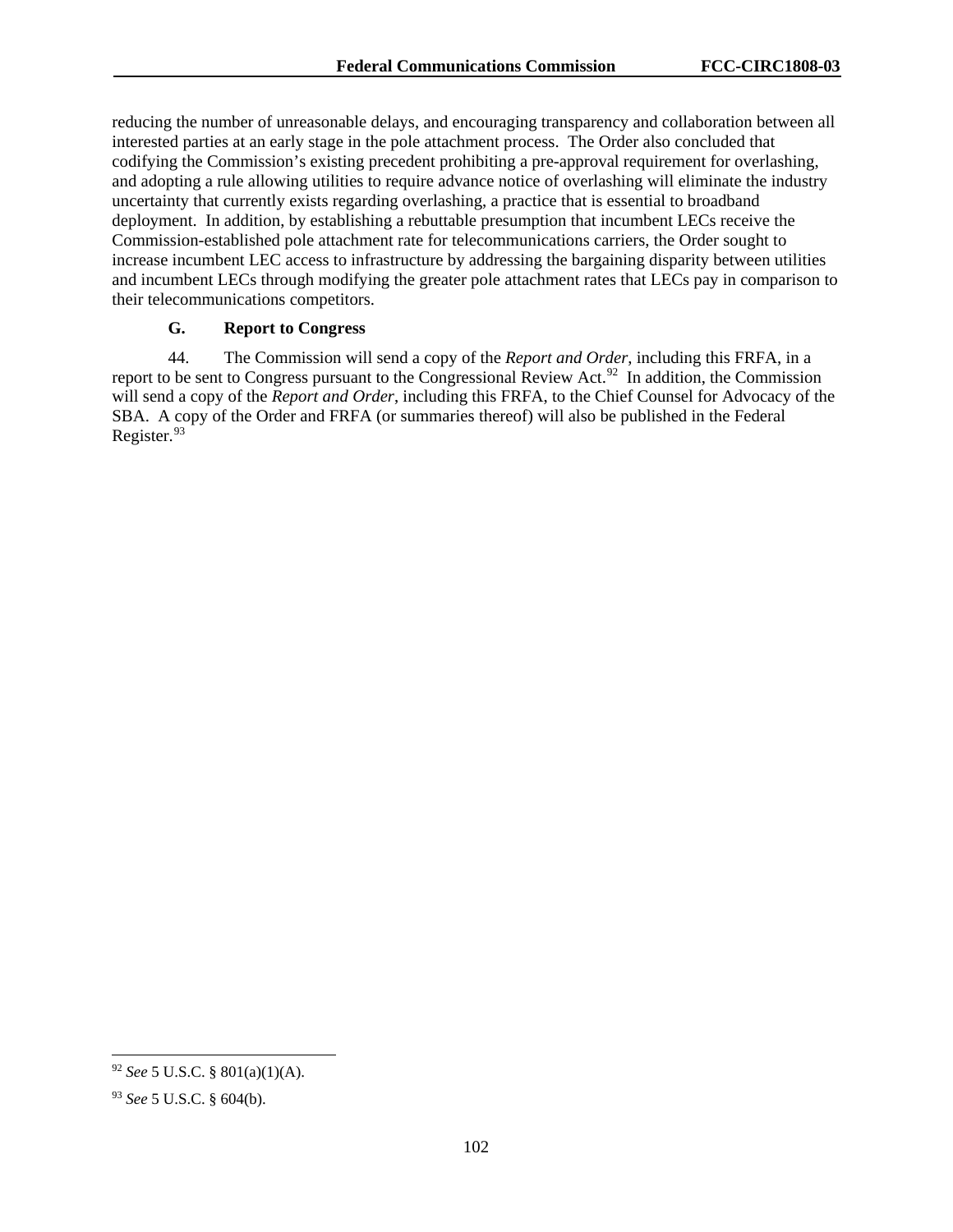reducing the number of unreasonable delays, and encouraging transparency and collaboration between all interested parties at an early stage in the pole attachment process. The Order also concluded that codifying the Commission's existing precedent prohibiting a pre-approval requirement for overlashing, and adopting a rule allowing utilities to require advance notice of overlashing will eliminate the industry uncertainty that currently exists regarding overlashing, a practice that is essential to broadband deployment. In addition, by establishing a rebuttable presumption that incumbent LECs receive the Commission-established pole attachment rate for telecommunications carriers, the Order sought to increase incumbent LEC access to infrastructure by addressing the bargaining disparity between utilities and incumbent LECs through modifying the greater pole attachment rates that LECs pay in comparison to their telecommunications competitors.

### G. Report to Congress

44. The Commission will send a copy of the *Report and Order*, including this FRFA, in a report to be sent to Congress pursuant to the Congressional Review Act.[92] In addition, the Commission will send a copy of the *Report and Order*, including this FRFA, to the Chief Counsel for Advocacy of the SBA. A copy of the Order and FRFA (or summaries thereof) will also be published in the Federal Register.[93]

---

[92] *See* 5 U.S.C. § 801(a)(1)(A).

[93] *See* 5 U.S.C. § 604(b).